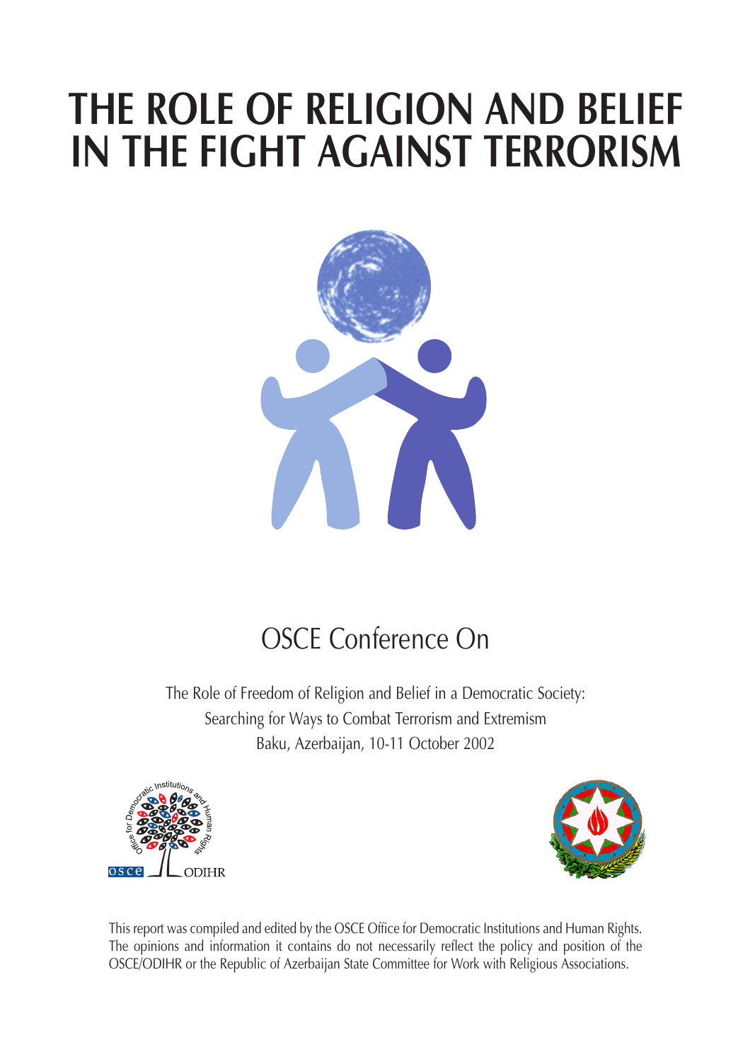# THE ROLE OF RELIGION AND BELIEF IN THE FIGHT AGAINST TERRORISM

## OSCE Conference On

The Role of Freedom of Religion and Belief in a Democratic Society:
Searching for Ways to Combat Terrorism and Extremism
Baku, Azerbaijan, 10-11 October 2002

This report was compiled and edited by the OSCE Office for Democratic Institutions and Human Rights. The opinions and information it contains do not necessarily reflect the policy and position of the OSCE/ODIHR or the Republic of Azerbaijan State Committee for Work with Religious Associations.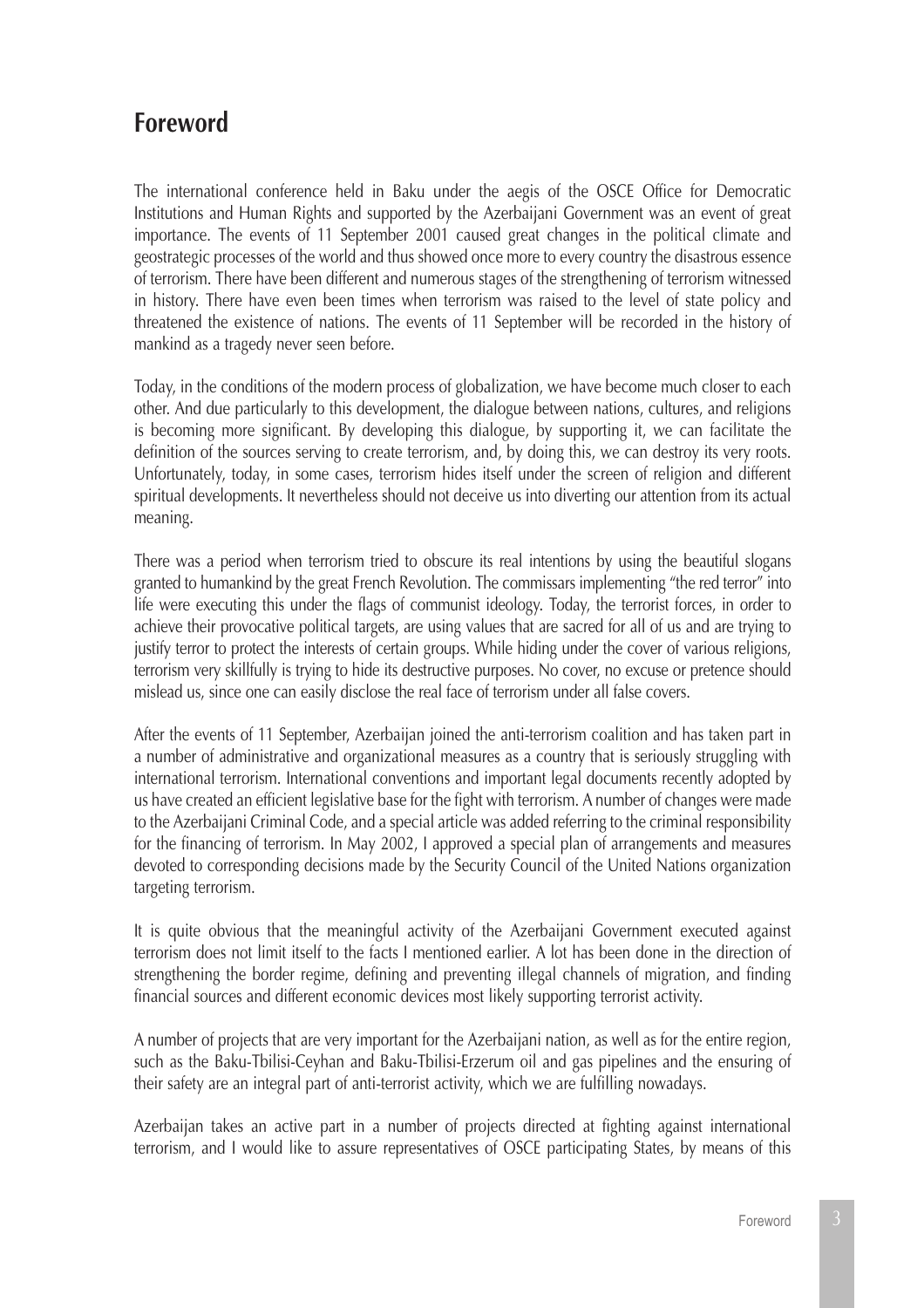# Foreword

The international conference held in Baku under the aegis of the OSCE Office for Democratic Institutions and Human Rights and supported by the Azerbaijani Government was an event of great importance. The events of 11 September 2001 caused great changes in the political climate and geostrategic processes of the world and thus showed once more to every country the disastrous essence of terrorism. There have been different and numerous stages of the strengthening of terrorism witnessed in history. There have even been times when terrorism was raised to the level of state policy and threatened the existence of nations. The events of 11 September will be recorded in the history of mankind as a tragedy never seen before.

Today, in the conditions of the modern process of globalization, we have become much closer to each other. And due particularly to this development, the dialogue between nations, cultures, and religions is becoming more significant. By developing this dialogue, by supporting it, we can facilitate the definition of the sources serving to create terrorism, and, by doing this, we can destroy its very roots. Unfortunately, today, in some cases, terrorism hides itself under the screen of religion and different spiritual developments. It nevertheless should not deceive us into diverting our attention from its actual meaning.

There was a period when terrorism tried to obscure its real intentions by using the beautiful slogans granted to humankind by the great French Revolution. The commissars implementing "the red terror" into life were executing this under the flags of communist ideology. Today, the terrorist forces, in order to achieve their provocative political targets, are using values that are sacred for all of us and are trying to justify terror to protect the interests of certain groups. While hiding under the cover of various religions, terrorism very skillfully is trying to hide its destructive purposes. No cover, no excuse or pretence should mislead us, since one can easily disclose the real face of terrorism under all false covers.

After the events of 11 September, Azerbaijan joined the anti-terrorism coalition and has taken part in a number of administrative and organizational measures as a country that is seriously struggling with international terrorism. International conventions and important legal documents recently adopted by us have created an efficient legislative base for the fight with terrorism. A number of changes were made to the Azerbaijani Criminal Code, and a special article was added referring to the criminal responsibility for the financing of terrorism. In May 2002, I approved a special plan of arrangements and measures devoted to corresponding decisions made by the Security Council of the United Nations organization targeting terrorism.

It is quite obvious that the meaningful activity of the Azerbaijani Government executed against terrorism does not limit itself to the facts I mentioned earlier. A lot has been done in the direction of strengthening the border regime, defining and preventing illegal channels of migration, and finding financial sources and different economic devices most likely supporting terrorist activity.

A number of projects that are very important for the Azerbaijani nation, as well as for the entire region, such as the Baku-Tbilisi-Ceyhan and Baku-Tbilisi-Erzerum oil and gas pipelines and the ensuring of their safety are an integral part of anti-terrorist activity, which we are fulfilling nowadays.

Azerbaijan takes an active part in a number of projects directed at fighting against international terrorism, and I would like to assure representatives of OSCE participating States, by means of this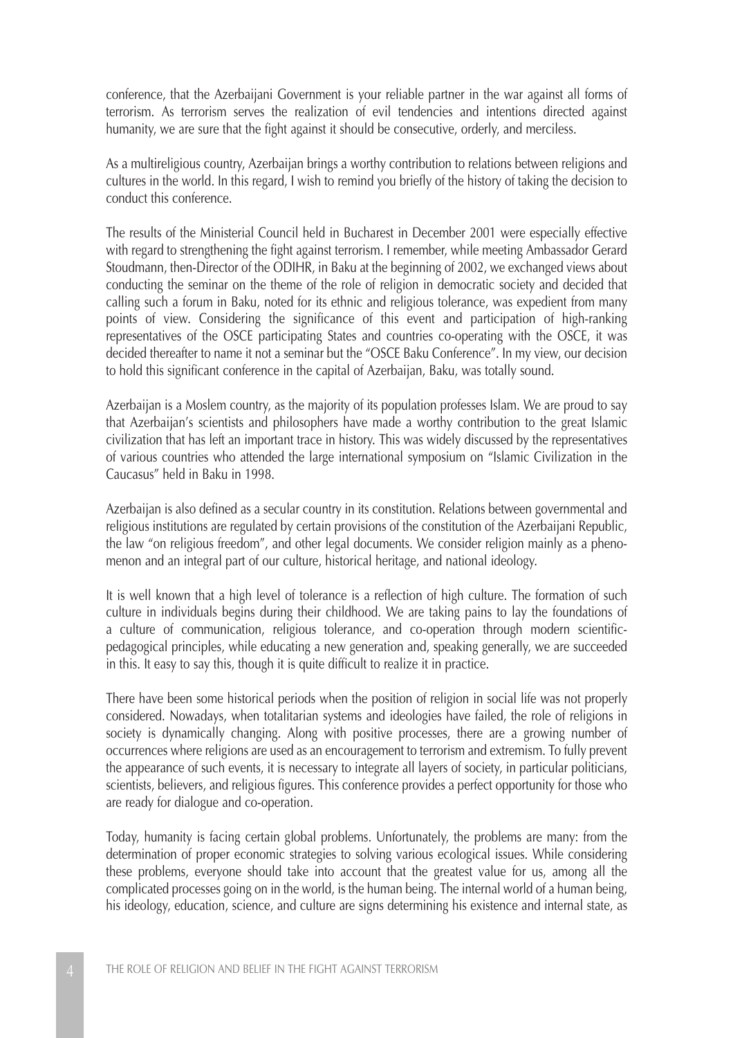conference, that the Azerbaijani Government is your reliable partner in the war against all forms of terrorism. As terrorism serves the realization of evil tendencies and intentions directed against humanity, we are sure that the fight against it should be consecutive, orderly, and merciless.

As a multireligious country, Azerbaijan brings a worthy contribution to relations between religions and cultures in the world. In this regard, I wish to remind you briefly of the history of taking the decision to conduct this conference.

The results of the Ministerial Council held in Bucharest in December 2001 were especially effective with regard to strengthening the fight against terrorism. I remember, while meeting Ambassador Gerard Stoudmann, then-Director of the ODIHR, in Baku at the beginning of 2002, we exchanged views about conducting the seminar on the theme of the role of religion in democratic society and decided that calling such a forum in Baku, noted for its ethnic and religious tolerance, was expedient from many points of view. Considering the significance of this event and participation of high-ranking representatives of the OSCE participating States and countries co-operating with the OSCE, it was decided thereafter to name it not a seminar but the "OSCE Baku Conference". In my view, our decision to hold this significant conference in the capital of Azerbaijan, Baku, was totally sound.

Azerbaijan is a Moslem country, as the majority of its population professes Islam. We are proud to say that Azerbaijan's scientists and philosophers have made a worthy contribution to the great Islamic civilization that has left an important trace in history. This was widely discussed by the representatives of various countries who attended the large international symposium on "Islamic Civilization in the Caucasus" held in Baku in 1998.

Azerbaijan is also defined as a secular country in its constitution. Relations between governmental and religious institutions are regulated by certain provisions of the constitution of the Azerbaijani Republic, the law "on religious freedom", and other legal documents. We consider religion mainly as a phenomenon and an integral part of our culture, historical heritage, and national ideology.

It is well known that a high level of tolerance is a reflection of high culture. The formation of such culture in individuals begins during their childhood. We are taking pains to lay the foundations of a culture of communication, religious tolerance, and co-operation through modern scientific-pedagogical principles, while educating a new generation and, speaking generally, we are succeeded in this. It easy to say this, though it is quite difficult to realize it in practice.

There have been some historical periods when the position of religion in social life was not properly considered. Nowadays, when totalitarian systems and ideologies have failed, the role of religions in society is dynamically changing. Along with positive processes, there are a growing number of occurrences where religions are used as an encouragement to terrorism and extremism. To fully prevent the appearance of such events, it is necessary to integrate all layers of society, in particular politicians, scientists, believers, and religious figures. This conference provides a perfect opportunity for those who are ready for dialogue and co-operation.

Today, humanity is facing certain global problems. Unfortunately, the problems are many: from the determination of proper economic strategies to solving various ecological issues. While considering these problems, everyone should take into account that the greatest value for us, among all the complicated processes going on in the world, is the human being. The internal world of a human being, his ideology, education, science, and culture are signs determining his existence and internal state, as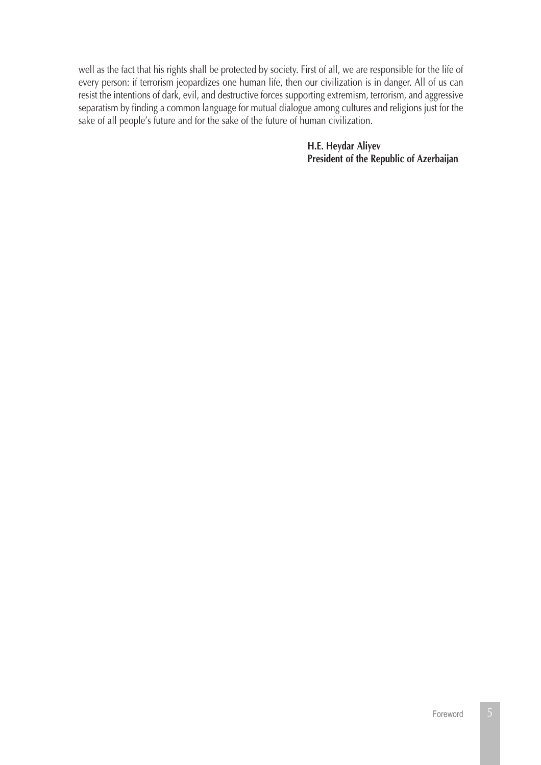well as the fact that his rights shall be protected by society. First of all, we are responsible for the life of every person: if terrorism jeopardizes one human life, then our civilization is in danger. All of us can resist the intentions of dark, evil, and destructive forces supporting extremism, terrorism, and aggressive separatism by finding a common language for mutual dialogue among cultures and religions just for the sake of all people's future and for the sake of the future of human civilization.

**H.E. Heydar Aliyev**
**President of the Republic of Azerbaijan**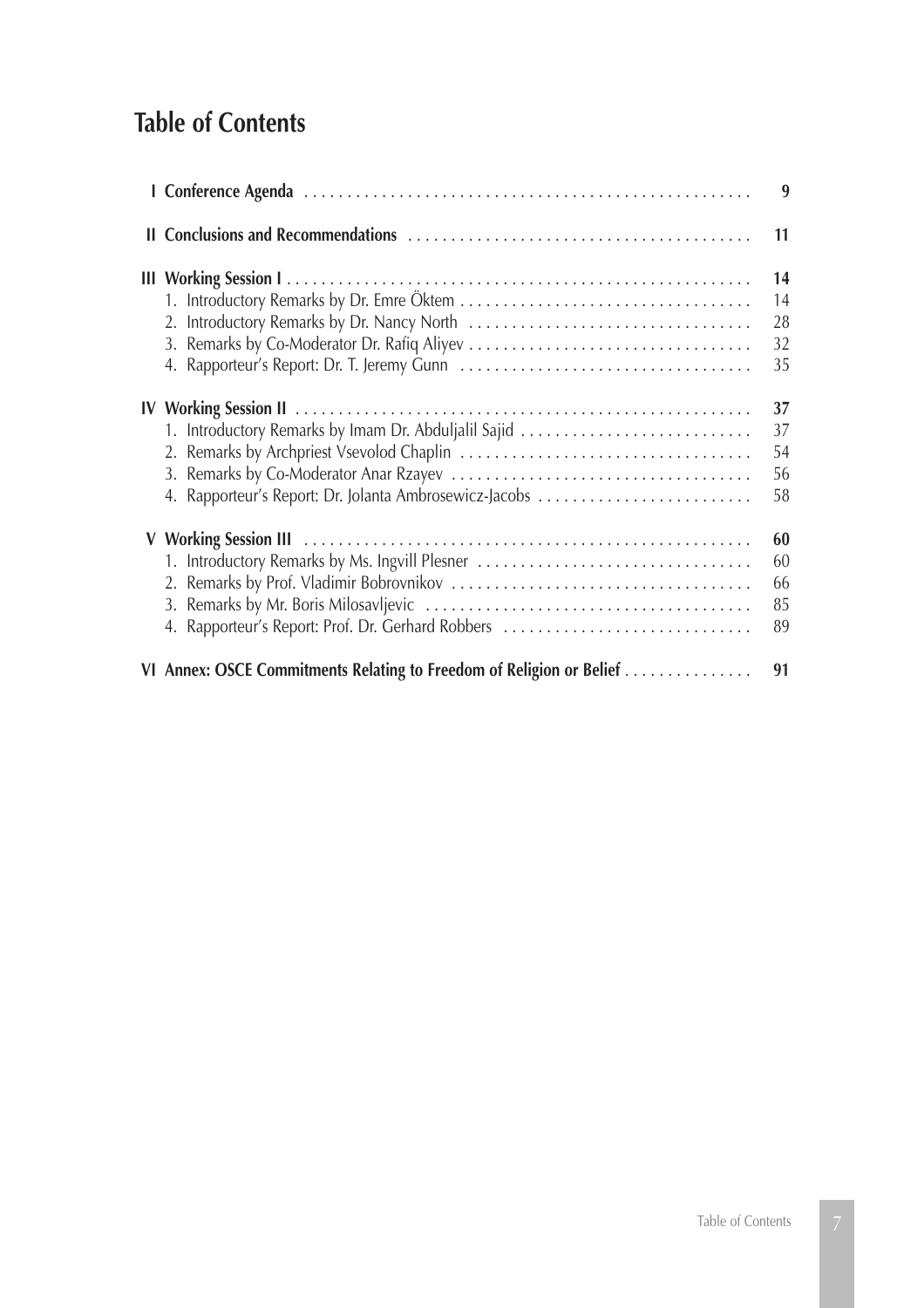# Table of Contents

| | |
|---|---|
| **I Conference Agenda** | **9** |
| **II Conclusions and Recommendations** | **11** |
| **III Working Session I** | **14** |
| 1. Introductory Remarks by Dr. Emre Öktem | 14 |
| 2. Introductory Remarks by Dr. Nancy North | 28 |
| 3. Remarks by Co-Moderator Dr. Rafiq Aliyev | 32 |
| 4. Rapporteur's Report: Dr. T. Jeremy Gunn | 35 |
| **IV Working Session II** | **37** |
| 1. Introductory Remarks by Imam Dr. Abduljalil Sajid | 37 |
| 2. Remarks by Archpriest Vsevolod Chaplin | 54 |
| 3. Remarks by Co-Moderator Anar Rzayev | 56 |
| 4. Rapporteur's Report: Dr. Jolanta Ambrosewicz-Jacobs | 58 |
| **V Working Session III** | **60** |
| 1. Introductory Remarks by Ms. Ingvill Plesner | 60 |
| 2. Remarks by Prof. Vladimir Bobrovnikov | 66 |
| 3. Remarks by Mr. Boris Milosavljevic | 85 |
| 4. Rapporteur's Report: Prof. Dr. Gerhard Robbers | 89 |
| **VI Annex: OSCE Commitments Relating to Freedom of Religion or Belief** | **91** |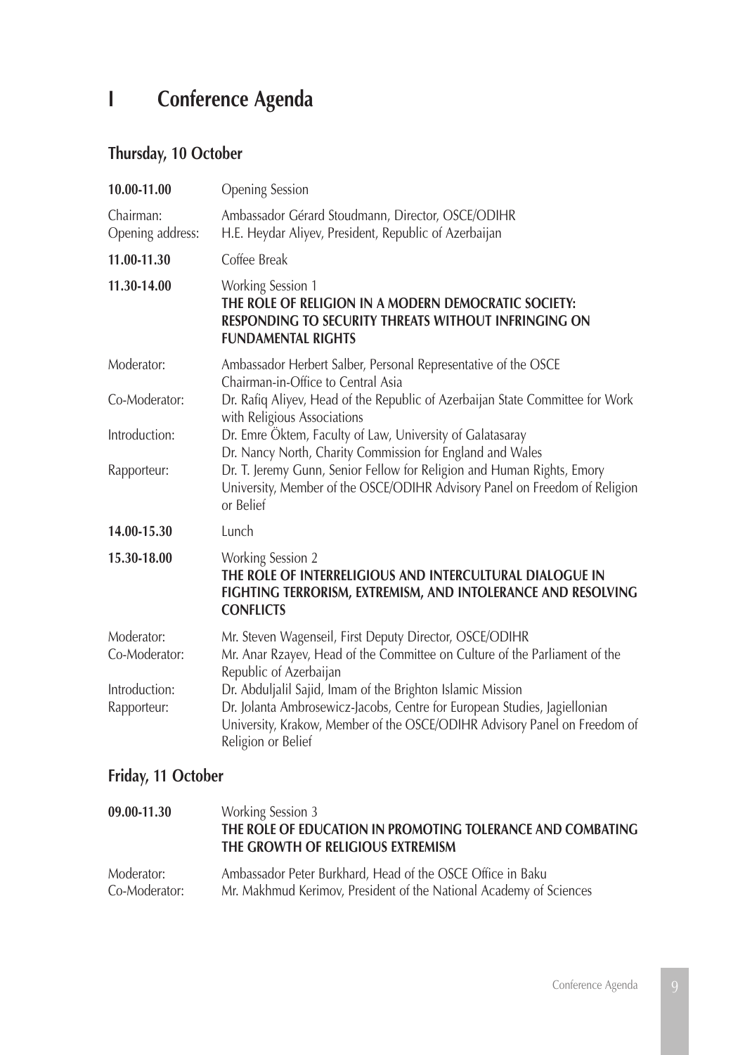# I Conference Agenda

## Thursday, 10 October

| | |
|---|---|
| **10.00-11.00** | Opening Session |
| Chairman: | Ambassador Gérard Stoudmann, Director, OSCE/ODIHR |
| Opening address: | H.E. Heydar Aliyev, President, Republic of Azerbaijan |
| **11.00-11.30** | Coffee Break |
| **11.30-14.00** | Working Session 1<br>**THE ROLE OF RELIGION IN A MODERN DEMOCRATIC SOCIETY: RESPONDING TO SECURITY THREATS WITHOUT INFRINGING ON FUNDAMENTAL RIGHTS** |
| Moderator: | Ambassador Herbert Salber, Personal Representative of the OSCE Chairman-in-Office to Central Asia |
| Co-Moderator: | Dr. Rafiq Aliyev, Head of the Republic of Azerbaijan State Committee for Work with Religious Associations |
| Introduction: | Dr. Emre Öktem, Faculty of Law, University of Galatasaray<br>Dr. Nancy North, Charity Commission for England and Wales |
| Rapporteur: | Dr. T. Jeremy Gunn, Senior Fellow for Religion and Human Rights, Emory University, Member of the OSCE/ODIHR Advisory Panel on Freedom of Religion or Belief |
| **14.00-15.30** | Lunch |
| **15.30-18.00** | Working Session 2<br>**THE ROLE OF INTERRELIGIOUS AND INTERCULTURAL DIALOGUE IN FIGHTING TERRORISM, EXTREMISM, AND INTOLERANCE AND RESOLVING CONFLICTS** |
| Moderator: | Mr. Steven Wagenseil, First Deputy Director, OSCE/ODIHR |
| Co-Moderator: | Mr. Anar Rzayev, Head of the Committee on Culture of the Parliament of the Republic of Azerbaijan |
| Introduction: | Dr. Abduljalil Sajid, Imam of the Brighton Islamic Mission |
| Rapporteur: | Dr. Jolanta Ambrosewicz-Jacobs, Centre for European Studies, Jagiellonian University, Krakow, Member of the OSCE/ODIHR Advisory Panel on Freedom of Religion or Belief |

## Friday, 11 October

| | |
|---|---|
| **09.00-11.30** | Working Session 3<br>**THE ROLE OF EDUCATION IN PROMOTING TOLERANCE AND COMBATING THE GROWTH OF RELIGIOUS EXTREMISM** |
| Moderator: | Ambassador Peter Burkhard, Head of the OSCE Office in Baku |
| Co-Moderator: | Mr. Makhmud Kerimov, President of the National Academy of Sciences |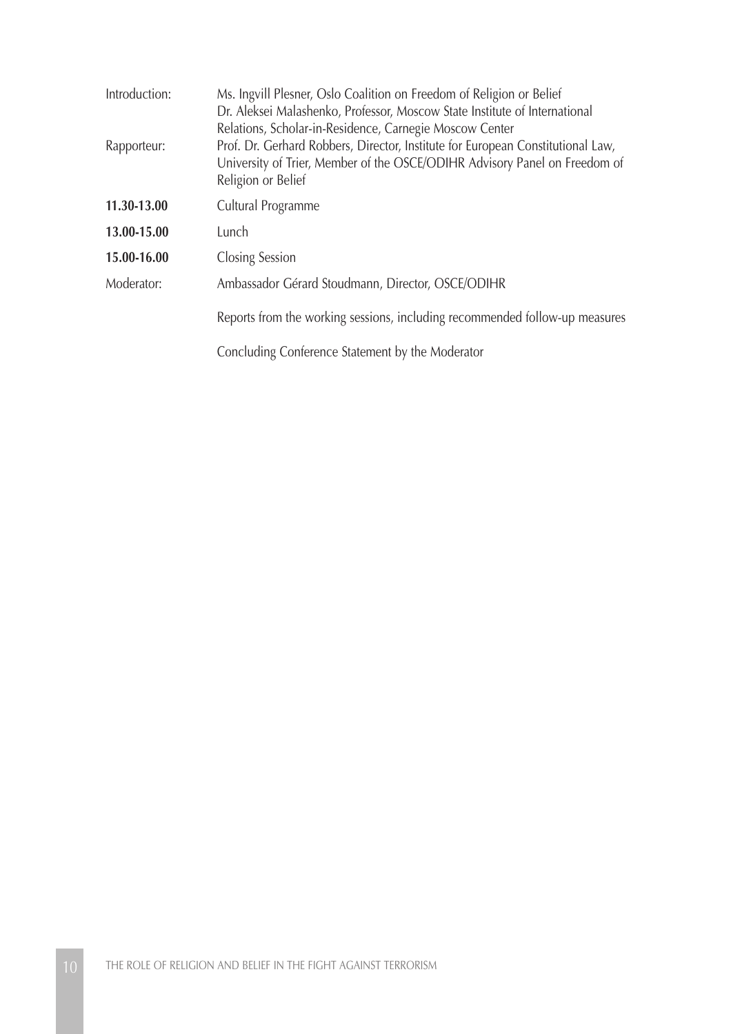Introduction: Ms. Ingvill Plesner, Oslo Coalition on Freedom of Religion or Belief
Dr. Aleksei Malashenko, Professor, Moscow State Institute of International Relations, Scholar-in-Residence, Carnegie Moscow Center

Rapporteur: Prof. Dr. Gerhard Robbers, Director, Institute for European Constitutional Law, University of Trier, Member of the OSCE/ODIHR Advisory Panel on Freedom of Religion or Belief

**11.30-13.00** Cultural Programme

**13.00-15.00** Lunch

**15.00-16.00** Closing Session

Moderator: Ambassador Gérard Stoudmann, Director, OSCE/ODIHR

Reports from the working sessions, including recommended follow-up measures

Concluding Conference Statement by the Moderator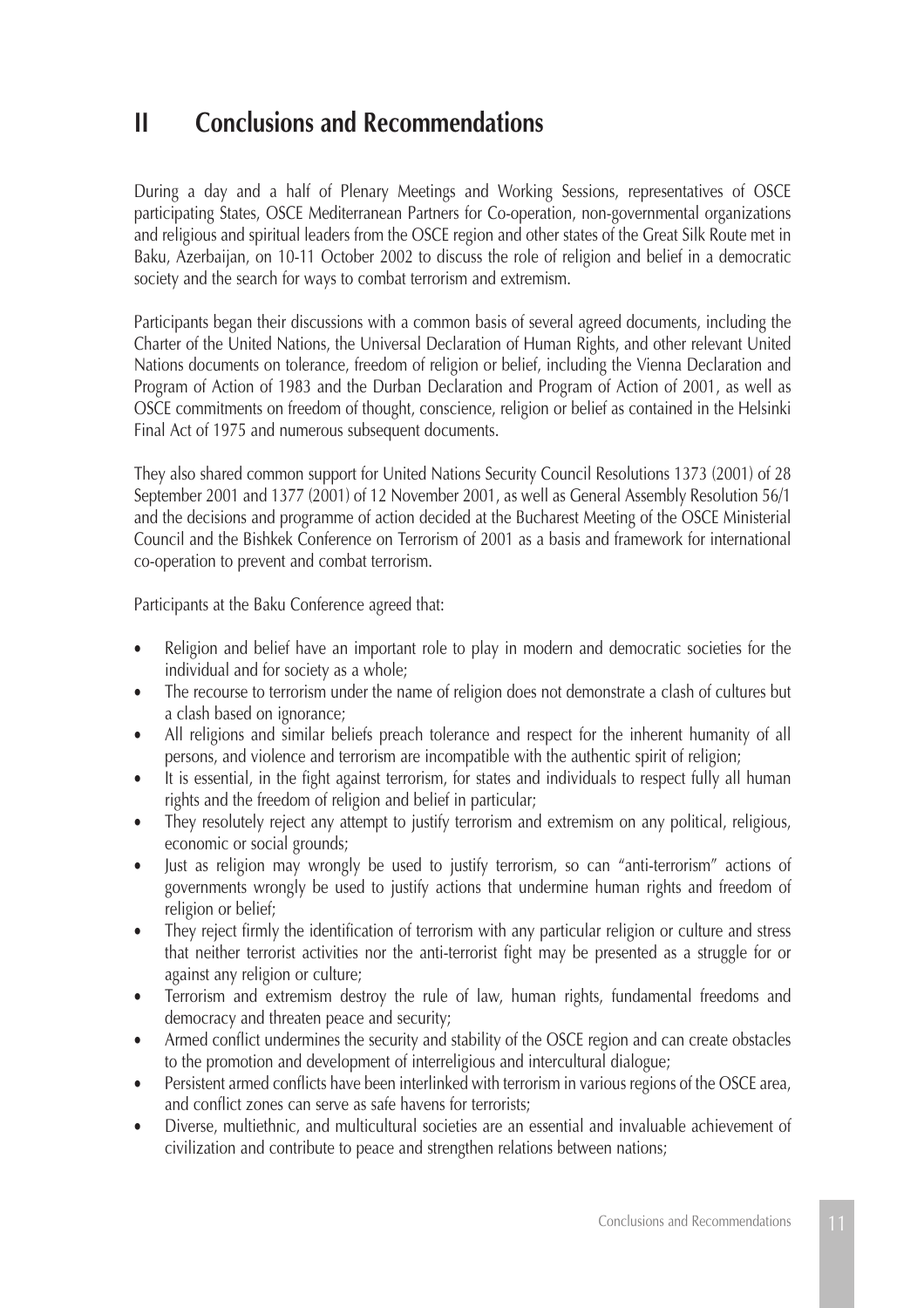# II Conclusions and Recommendations

During a day and a half of Plenary Meetings and Working Sessions, representatives of OSCE participating States, OSCE Mediterranean Partners for Co-operation, non-governmental organizations and religious and spiritual leaders from the OSCE region and other states of the Great Silk Route met in Baku, Azerbaijan, on 10-11 October 2002 to discuss the role of religion and belief in a democratic society and the search for ways to combat terrorism and extremism.

Participants began their discussions with a common basis of several agreed documents, including the Charter of the United Nations, the Universal Declaration of Human Rights, and other relevant United Nations documents on tolerance, freedom of religion or belief, including the Vienna Declaration and Program of Action of 1983 and the Durban Declaration and Program of Action of 2001, as well as OSCE commitments on freedom of thought, conscience, religion or belief as contained in the Helsinki Final Act of 1975 and numerous subsequent documents.

They also shared common support for United Nations Security Council Resolutions 1373 (2001) of 28 September 2001 and 1377 (2001) of 12 November 2001, as well as General Assembly Resolution 56/1 and the decisions and programme of action decided at the Bucharest Meeting of the OSCE Ministerial Council and the Bishkek Conference on Terrorism of 2001 as a basis and framework for international co-operation to prevent and combat terrorism.

Participants at the Baku Conference agreed that:

- Religion and belief have an important role to play in modern and democratic societies for the individual and for society as a whole;
- The recourse to terrorism under the name of religion does not demonstrate a clash of cultures but a clash based on ignorance;
- All religions and similar beliefs preach tolerance and respect for the inherent humanity of all persons, and violence and terrorism are incompatible with the authentic spirit of religion;
- It is essential, in the fight against terrorism, for states and individuals to respect fully all human rights and the freedom of religion and belief in particular;
- They resolutely reject any attempt to justify terrorism and extremism on any political, religious, economic or social grounds;
- Just as religion may wrongly be used to justify terrorism, so can "anti-terrorism" actions of governments wrongly be used to justify actions that undermine human rights and freedom of religion or belief;
- They reject firmly the identification of terrorism with any particular religion or culture and stress that neither terrorist activities nor the anti-terrorist fight may be presented as a struggle for or against any religion or culture;
- Terrorism and extremism destroy the rule of law, human rights, fundamental freedoms and democracy and threaten peace and security;
- Armed conflict undermines the security and stability of the OSCE region and can create obstacles to the promotion and development of interreligious and intercultural dialogue;
- Persistent armed conflicts have been interlinked with terrorism in various regions of the OSCE area, and conflict zones can serve as safe havens for terrorists;
- Diverse, multiethnic, and multicultural societies are an essential and invaluable achievement of civilization and contribute to peace and strengthen relations between nations;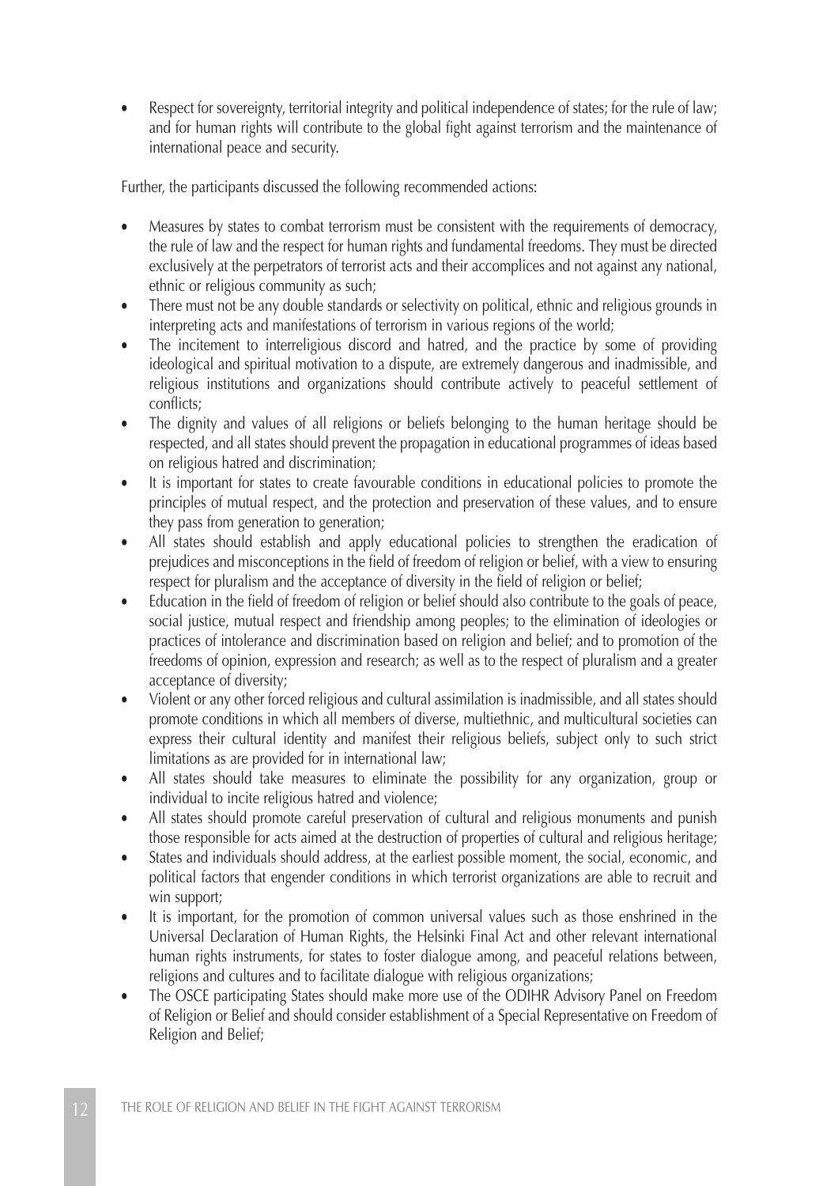- Respect for sovereignty, territorial integrity and political independence of states; for the rule of law; and for human rights will contribute to the global fight against terrorism and the maintenance of international peace and security.

Further, the participants discussed the following recommended actions:

- Measures by states to combat terrorism must be consistent with the requirements of democracy, the rule of law and the respect for human rights and fundamental freedoms. They must be directed exclusively at the perpetrators of terrorist acts and their accomplices and not against any national, ethnic or religious community as such;
- There must not be any double standards or selectivity on political, ethnic and religious grounds in interpreting acts and manifestations of terrorism in various regions of the world;
- The incitement to interreligious discord and hatred, and the practice by some of providing ideological and spiritual motivation to a dispute, are extremely dangerous and inadmissible, and religious institutions and organizations should contribute actively to peaceful settlement of conflicts;
- The dignity and values of all religions or beliefs belonging to the human heritage should be respected, and all states should prevent the propagation in educational programmes of ideas based on religious hatred and discrimination;
- It is important for states to create favourable conditions in educational policies to promote the principles of mutual respect, and the protection and preservation of these values, and to ensure they pass from generation to generation;
- All states should establish and apply educational policies to strengthen the eradication of prejudices and misconceptions in the field of freedom of religion or belief, with a view to ensuring respect for pluralism and the acceptance of diversity in the field of religion or belief;
- Education in the field of freedom of religion or belief should also contribute to the goals of peace, social justice, mutual respect and friendship among peoples; to the elimination of ideologies or practices of intolerance and discrimination based on religion and belief; and to promotion of the freedoms of opinion, expression and research; as well as to the respect of pluralism and a greater acceptance of diversity;
- Violent or any other forced religious and cultural assimilation is inadmissible, and all states should promote conditions in which all members of diverse, multiethnic, and multicultural societies can express their cultural identity and manifest their religious beliefs, subject only to such strict limitations as are provided for in international law;
- All states should take measures to eliminate the possibility for any organization, group or individual to incite religious hatred and violence;
- All states should promote careful preservation of cultural and religious monuments and punish those responsible for acts aimed at the destruction of properties of cultural and religious heritage;
- States and individuals should address, at the earliest possible moment, the social, economic, and political factors that engender conditions in which terrorist organizations are able to recruit and win support;
- It is important, for the promotion of common universal values such as those enshrined in the Universal Declaration of Human Rights, the Helsinki Final Act and other relevant international human rights instruments, for states to foster dialogue among, and peaceful relations between, religions and cultures and to facilitate dialogue with religious organizations;
- The OSCE participating States should make more use of the ODIHR Advisory Panel on Freedom of Religion or Belief and should consider establishment of a Special Representative on Freedom of Religion and Belief;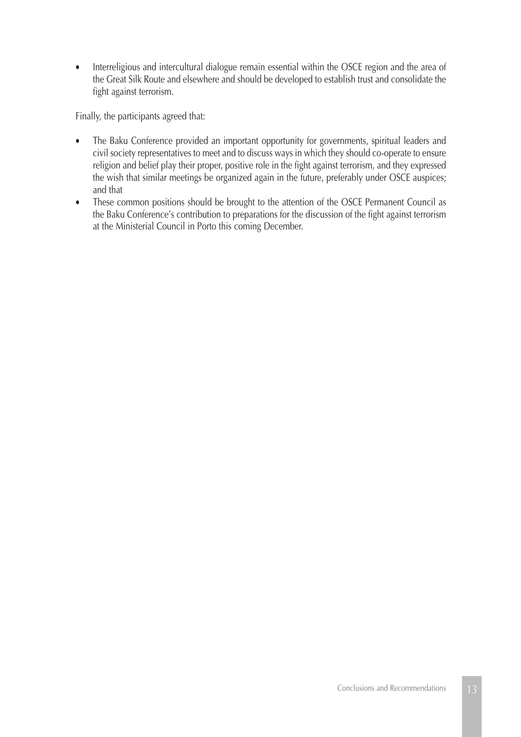- Interreligious and intercultural dialogue remain essential within the OSCE region and the area of the Great Silk Route and elsewhere and should be developed to establish trust and consolidate the fight against terrorism.

Finally, the participants agreed that:

- The Baku Conference provided an important opportunity for governments, spiritual leaders and civil society representatives to meet and to discuss ways in which they should co-operate to ensure religion and belief play their proper, positive role in the fight against terrorism, and they expressed the wish that similar meetings be organized again in the future, preferably under OSCE auspices; and that
- These common positions should be brought to the attention of the OSCE Permanent Council as the Baku Conference's contribution to preparations for the discussion of the fight against terrorism at the Ministerial Council in Porto this coming December.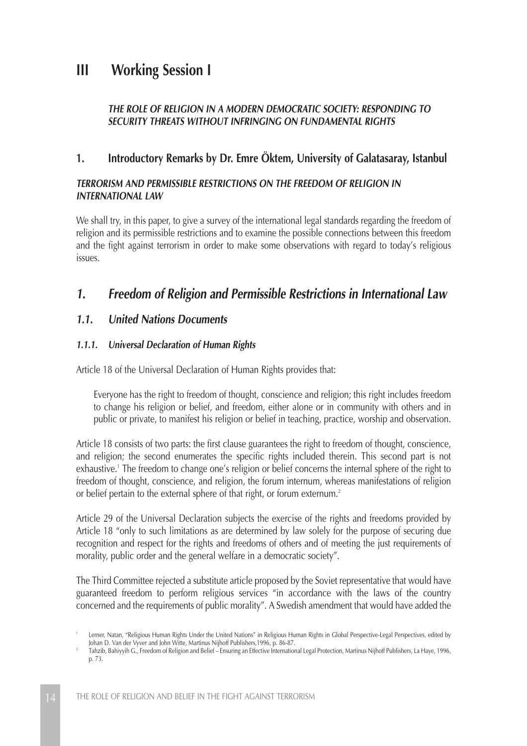# III Working Session I

*THE ROLE OF RELIGION IN A MODERN DEMOCRATIC SOCIETY: RESPONDING TO SECURITY THREATS WITHOUT INFRINGING ON FUNDAMENTAL RIGHTS*

## 1. Introductory Remarks by Dr. Emre Öktem, University of Galatasaray, Istanbul

***TERRORISM AND PERMISSIBLE RESTRICTIONS ON THE FREEDOM OF RELIGION IN INTERNATIONAL LAW***

We shall try, in this paper, to give a survey of the international legal standards regarding the freedom of religion and its permissible restrictions and to examine the possible connections between this freedom and the fight against terrorism in order to make some observations with regard to today's religious issues.

## *1. Freedom of Religion and Permissible Restrictions in International Law*

### *1.1. United Nations Documents*

#### *1.1.1. Universal Declaration of Human Rights*

Article 18 of the Universal Declaration of Human Rights provides that:

> Everyone has the right to freedom of thought, conscience and religion; this right includes freedom to change his religion or belief, and freedom, either alone or in community with others and in public or private, to manifest his religion or belief in teaching, practice, worship and observation.

Article 18 consists of two parts: the first clause guarantees the right to freedom of thought, conscience, and religion; the second enumerates the specific rights included therein. This second part is not exhaustive.[1] The freedom to change one's religion or belief concerns the internal sphere of the right to freedom of thought, conscience, and religion, the forum internum, whereas manifestations of religion or belief pertain to the external sphere of that right, or forum externum.[2]

Article 29 of the Universal Declaration subjects the exercise of the rights and freedoms provided by Article 18 "only to such limitations as are determined by law solely for the purpose of securing due recognition and respect for the rights and freedoms of others and of meeting the just requirements of morality, public order and the general welfare in a democratic society".

The Third Committee rejected a substitute article proposed by the Soviet representative that would have guaranteed freedom to perform religious services "in accordance with the laws of the country concerned and the requirements of public morality". A Swedish amendment that would have added the

---

[1] Lerner, Natan, "Religious Human Rights Under the United Nations" in Religious Human Rights in Global Perspective-Legal Perspectives, edited by Johan D. Van der Vyver and John Witte, Martinus Nijhoff Publishers,1996, p. 86-87.

[2] Tahzib, Bahiyyih G., Freedom of Religion and Belief – Ensuring an Effective International Legal Protection, Martinus Nijhoff Publishers, La Haye, 1996, p. 73.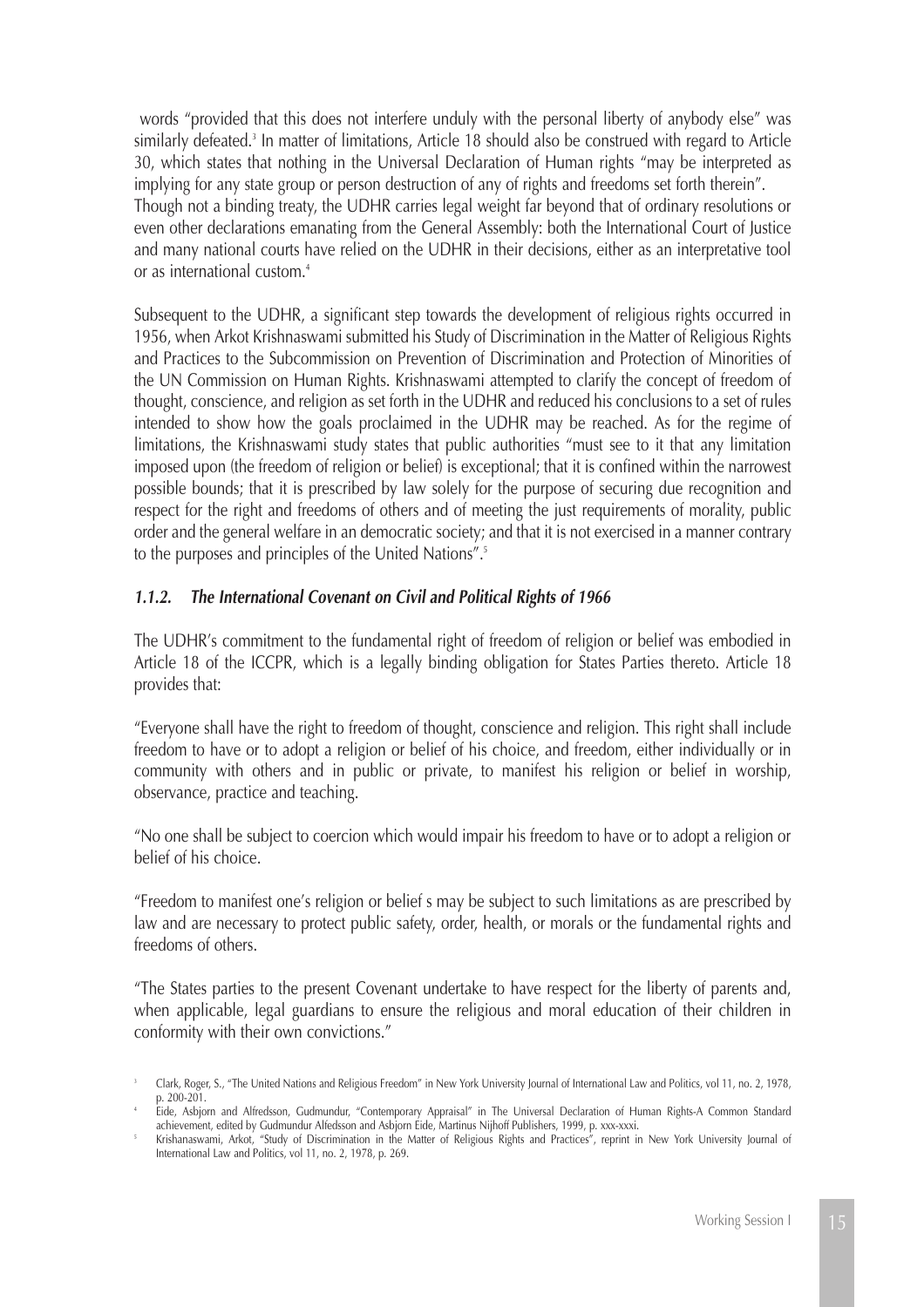words "provided that this does not interfere unduly with the personal liberty of anybody else" was similarly defeated.[3] In matter of limitations, Article 18 should also be construed with regard to Article 30, which states that nothing in the Universal Declaration of Human rights "may be interpreted as implying for any state group or person destruction of any of rights and freedoms set forth therein". Though not a binding treaty, the UDHR carries legal weight far beyond that of ordinary resolutions or even other declarations emanating from the General Assembly: both the International Court of Justice and many national courts have relied on the UDHR in their decisions, either as an interpretative tool or as international custom.[4]

Subsequent to the UDHR, a significant step towards the development of religious rights occurred in 1956, when Arkot Krishnaswami submitted his Study of Discrimination in the Matter of Religious Rights and Practices to the Subcommission on Prevention of Discrimination and Protection of Minorities of the UN Commission on Human Rights. Krishnaswami attempted to clarify the concept of freedom of thought, conscience, and religion as set forth in the UDHR and reduced his conclusions to a set of rules intended to show how the goals proclaimed in the UDHR may be reached. As for the regime of limitations, the Krishnaswami study states that public authorities "must see to it that any limitation imposed upon (the freedom of religion or belief) is exceptional; that it is confined within the narrowest possible bounds; that it is prescribed by law solely for the purpose of securing due recognition and respect for the right and freedoms of others and of meeting the just requirements of morality, public order and the general welfare in an democratic society; and that it is not exercised in a manner contrary to the purposes and principles of the United Nations".[5]

### *1.1.2. The International Covenant on Civil and Political Rights of 1966*

The UDHR's commitment to the fundamental right of freedom of religion or belief was embodied in Article 18 of the ICCPR, which is a legally binding obligation for States Parties thereto. Article 18 provides that:

"Everyone shall have the right to freedom of thought, conscience and religion. This right shall include freedom to have or to adopt a religion or belief of his choice, and freedom, either individually or in community with others and in public or private, to manifest his religion or belief in worship, observance, practice and teaching.

"No one shall be subject to coercion which would impair his freedom to have or to adopt a religion or belief of his choice.

"Freedom to manifest one's religion or belief s may be subject to such limitations as are prescribed by law and are necessary to protect public safety, order, health, or morals or the fundamental rights and freedoms of others.

"The States parties to the present Covenant undertake to have respect for the liberty of parents and, when applicable, legal guardians to ensure the religious and moral education of their children in conformity with their own convictions."

---

[3] Clark, Roger, S., "The United Nations and Religious Freedom" in New York University Journal of International Law and Politics, vol 11, no. 2, 1978, p. 200-201.

[4] Eide, Asbjorn and Alfredsson, Gudmundur, "Contemporary Appraisal" in The Universal Declaration of Human Rights-A Common Standard achievement, edited by Gudmundur Alfedsson and Asbjorn Eide, Martinus Nijhoff Publishers, 1999, p. xxx-xxxi.

[5] Krishanaswami, Arkot, "Study of Discrimination in the Matter of Religious Rights and Practices", reprint in New York University Journal of International Law and Politics, vol 11, no. 2, 1978, p. 269.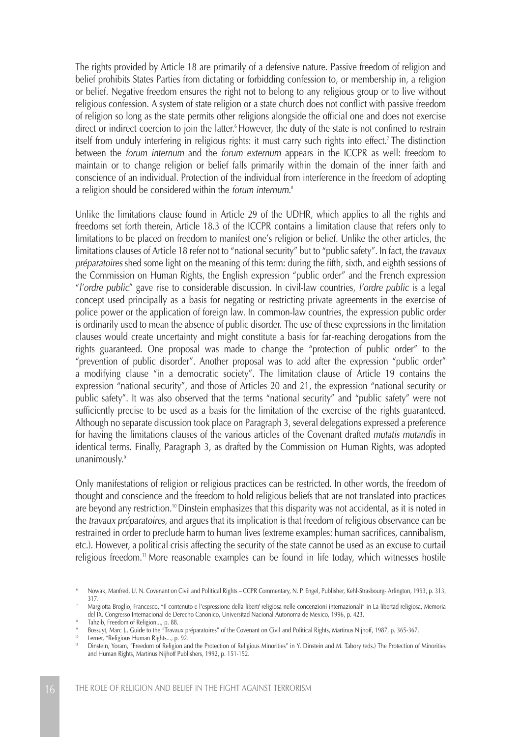The rights provided by Article 18 are primarily of a defensive nature. Passive freedom of religion and belief prohibits States Parties from dictating or forbidding confession to, or membership in, a religion or belief. Negative freedom ensures the right not to belong to any religious group or to live without religious confession. A system of state religion or a state church does not conflict with passive freedom of religion so long as the state permits other religions alongside the official one and does not exercise direct or indirect coercion to join the latter.[6] However, the duty of the state is not confined to restrain itself from unduly interfering in religious rights: it must carry such rights into effect.[7] The distinction between the *forum internum* and the *forum externum* appears in the ICCPR as well: freedom to maintain or to change religion or belief falls primarily within the domain of the inner faith and conscience of an individual. Protection of the individual from interference in the freedom of adopting a religion should be considered within the *forum internum*.[8]

Unlike the limitations clause found in Article 29 of the UDHR, which applies to all the rights and freedoms set forth therein, Article 18.3 of the ICCPR contains a limitation clause that refers only to limitations to be placed on freedom to manifest one's religion or belief. Unlike the other articles, the limitations clauses of Article 18 refer not to "national security" but to "public safety". In fact, the *travaux préparatoires* shed some light on the meaning of this term: during the fifth, sixth, and eighth sessions of the Commission on Human Rights, the English expression "public order" and the French expression "*l'ordre public*" gave rise to considerable discussion. In civil-law countries, *l'ordre public* is a legal concept used principally as a basis for negating or restricting private agreements in the exercise of police power or the application of foreign law. In common-law countries, the expression public order is ordinarily used to mean the absence of public disorder. The use of these expressions in the limitation clauses would create uncertainty and might constitute a basis for far-reaching derogations from the rights guaranteed. One proposal was made to change the "protection of public order" to the "prevention of public disorder". Another proposal was to add after the expression "public order" a modifying clause "in a democratic society". The limitation clause of Article 19 contains the expression "national security", and those of Articles 20 and 21, the expression "national security or public safety". It was also observed that the terms "national security" and "public safety" were not sufficiently precise to be used as a basis for the limitation of the exercise of the rights guaranteed. Although no separate discussion took place on Paragraph 3, several delegations expressed a preference for having the limitations clauses of the various articles of the Covenant drafted *mutatis mutandis* in identical terms. Finally, Paragraph 3, as drafted by the Commission on Human Rights, was adopted unanimously.[9]

Only manifestations of religion or religious practices can be restricted. In other words, the freedom of thought and conscience and the freedom to hold religious beliefs that are not translated into practices are beyond any restriction.[10] Dinstein emphasizes that this disparity was not accidental, as it is noted in the *travaux préparatoires,* and argues that its implication is that freedom of religious observance can be restrained in order to preclude harm to human lives (extreme examples: human sacrifices, cannibalism, etc.). However, a political crisis affecting the security of the state cannot be used as an excuse to curtail religious freedom.[11] More reasonable examples can be found in life today, which witnesses hostile

---

[6] Nowak, Manfred, U. N. Covenant on Civil and Political Rights – CCPR Commentary, N. P. Engel, Publisher, Kehl-Strasbourg- Arlington, 1993, p. 313, 317.

[7] Margiotta Broglio, Francesco, "Il contenuto e l'espressione della libertŕ religiosa nelle concenzioni internazionali" in La libertad religiosa, Memoria del IX. Congresso Internacional de Derecho Canonico, Universitad Nacional Autonoma de Mexico, 1996, p. 423.

[8] Tahzib, Freedom of Religion..., p. 88.

[9] Bossuyt, Marc J., Guide to the "Travaux préparatoires" of the Covenant on Civil and Political Rights, Martinus Nijhoff, 1987, p. 365-367.

[10] Lerner, "Religious Human Rights..., p. 92.

[11] Dinstein, Yoram, "Freedom of Religion and the Protection of Religious Minorities" in Y. Dinstein and M. Tabory (eds.) The Protection of Minorities and Human Rights, Martinus Nijhoff Publishers, 1992, p. 151-152.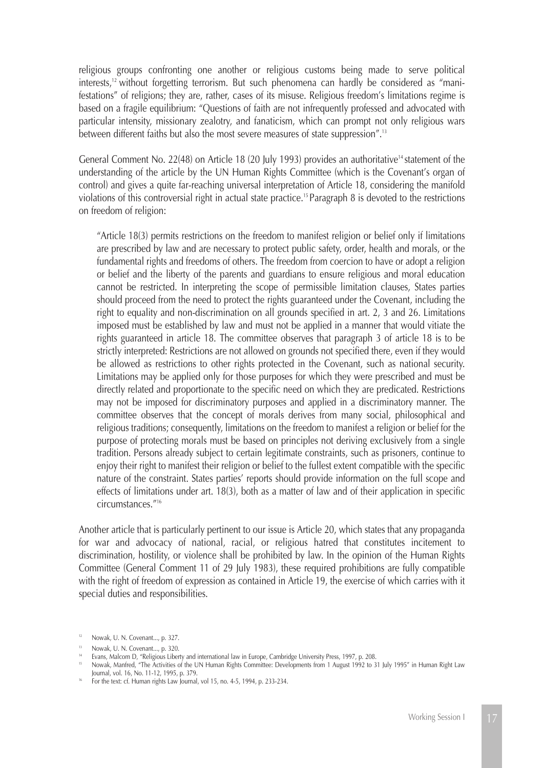religious groups confronting one another or religious customs being made to serve political interests,[12] without forgetting terrorism. But such phenomena can hardly be considered as "manifestations" of religions; they are, rather, cases of its misuse. Religious freedom's limitations regime is based on a fragile equilibrium: "Questions of faith are not infrequently professed and advocated with particular intensity, missionary zealotry, and fanaticism, which can prompt not only religious wars between different faiths but also the most severe measures of state suppression".[13]

General Comment No. 22(48) on Article 18 (20 July 1993) provides an authoritative[14] statement of the understanding of the article by the UN Human Rights Committee (which is the Covenant's organ of control) and gives a quite far-reaching universal interpretation of Article 18, considering the manifold violations of this controversial right in actual state practice.[15] Paragraph 8 is devoted to the restrictions on freedom of religion:

> "Article 18(3) permits restrictions on the freedom to manifest religion or belief only if limitations are prescribed by law and are necessary to protect public safety, order, health and morals, or the fundamental rights and freedoms of others. The freedom from coercion to have or adopt a religion or belief and the liberty of the parents and guardians to ensure religious and moral education cannot be restricted. In interpreting the scope of permissible limitation clauses, States parties should proceed from the need to protect the rights guaranteed under the Covenant, including the right to equality and non-discrimination on all grounds specified in art. 2, 3 and 26. Limitations imposed must be established by law and must not be applied in a manner that would vitiate the rights guaranteed in article 18. The committee observes that paragraph 3 of article 18 is to be strictly interpreted: Restrictions are not allowed on grounds not specified there, even if they would be allowed as restrictions to other rights protected in the Covenant, such as national security. Limitations may be applied only for those purposes for which they were prescribed and must be directly related and proportionate to the specific need on which they are predicated. Restrictions may not be imposed for discriminatory purposes and applied in a discriminatory manner. The committee observes that the concept of morals derives from many social, philosophical and religious traditions; consequently, limitations on the freedom to manifest a religion or belief for the purpose of protecting morals must be based on principles not deriving exclusively from a single tradition. Persons already subject to certain legitimate constraints, such as prisoners, continue to enjoy their right to manifest their religion or belief to the fullest extent compatible with the specific nature of the constraint. States parties' reports should provide information on the full scope and effects of limitations under art. 18(3), both as a matter of law and of their application in specific circumstances."[16]

Another article that is particularly pertinent to our issue is Article 20, which states that any propaganda for war and advocacy of national, racial, or religious hatred that constitutes incitement to discrimination, hostility, or violence shall be prohibited by law. In the opinion of the Human Rights Committee (General Comment 11 of 29 July 1983), these required prohibitions are fully compatible with the right of freedom of expression as contained in Article 19, the exercise of which carries with it special duties and responsibilities.

---

[12] Nowak, U. N. Covenant..., p. 327.

[13] Nowak, U. N. Covenant..., p. 320.

[14] Evans, Malcom D, "Religious Liberty and international law in Europe, Cambridge University Press, 1997, p. 208.

[15] Nowak, Manfred, "The Activities of the UN Human Rights Committee: Developments from 1 August 1992 to 31 July 1995" in Human Right Law Journal, vol. 16, No. 11-12, 1995, p. 379.

[16] For the text: cf. Human rights Law Journal, vol 15, no. 4-5, 1994, p. 233-234.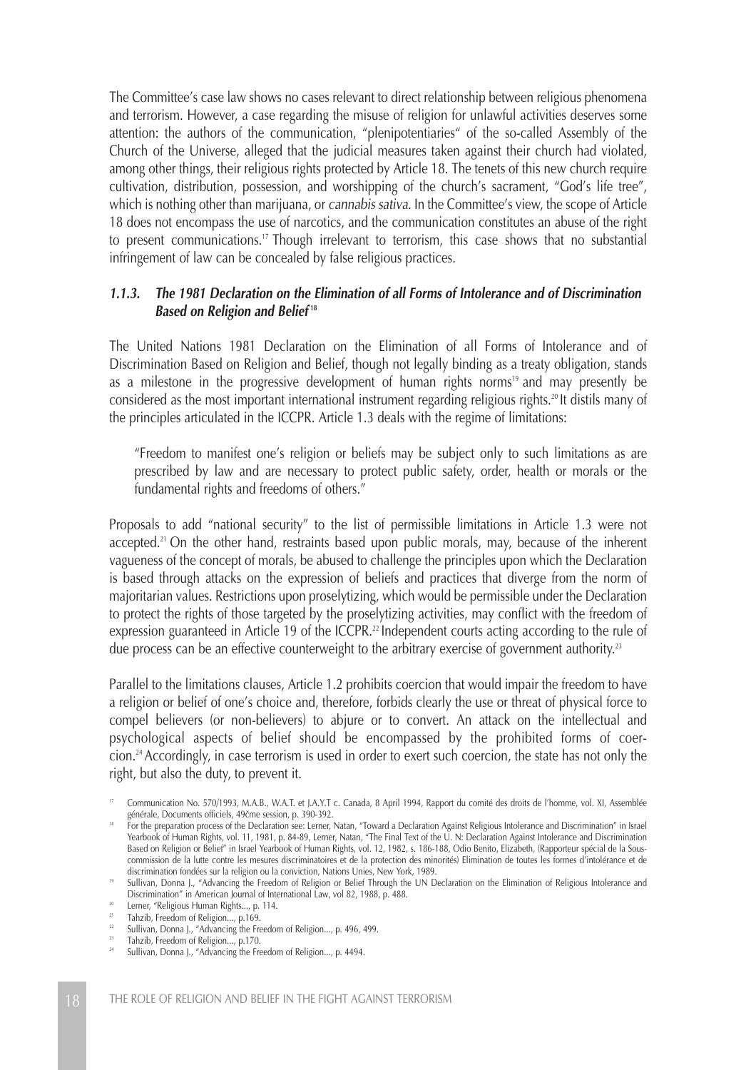The Committee's case law shows no cases relevant to direct relationship between religious phenomena and terrorism. However, a case regarding the misuse of religion for unlawful activities deserves some attention: the authors of the communication, "plenipotentiaries" of the so-called Assembly of the Church of the Universe, alleged that the judicial measures taken against their church had violated, among other things, their religious rights protected by Article 18. The tenets of this new church require cultivation, distribution, possession, and worshipping of the church's sacrament, "God's life tree", which is nothing other than marijuana, or *cannabis sativa*. In the Committee's view, the scope of Article 18 does not encompass the use of narcotics, and the communication constitutes an abuse of the right to present communications.[17] Though irrelevant to terrorism, this case shows that no substantial infringement of law can be concealed by false religious practices.

### *1.1.3. The 1981 Declaration on the Elimination of all Forms of Intolerance and of Discrimination Based on Religion and Belief*[18]

The United Nations 1981 Declaration on the Elimination of all Forms of Intolerance and of Discrimination Based on Religion and Belief, though not legally binding as a treaty obligation, stands as a milestone in the progressive development of human rights norms[19] and may presently be considered as the most important international instrument regarding religious rights.[20] It distils many of the principles articulated in the ICCPR. Article 1.3 deals with the regime of limitations:

> "Freedom to manifest one's religion or beliefs may be subject only to such limitations as are prescribed by law and are necessary to protect public safety, order, health or morals or the fundamental rights and freedoms of others."

Proposals to add "national security" to the list of permissible limitations in Article 1.3 were not accepted.[21] On the other hand, restraints based upon public morals, may, because of the inherent vagueness of the concept of morals, be abused to challenge the principles upon which the Declaration is based through attacks on the expression of beliefs and practices that diverge from the norm of majoritarian values. Restrictions upon proselytizing, which would be permissible under the Declaration to protect the rights of those targeted by the proselytizing activities, may conflict with the freedom of expression guaranteed in Article 19 of the ICCPR.[22] Independent courts acting according to the rule of due process can be an effective counterweight to the arbitrary exercise of government authority.[23]

Parallel to the limitations clauses, Article 1.2 prohibits coercion that would impair the freedom to have a religion or belief of one's choice and, therefore, forbids clearly the use or threat of physical force to compel believers (or non-believers) to abjure or to convert. An attack on the intellectual and psychological aspects of belief should be encompassed by the prohibited forms of coercion.[24] Accordingly, in case terrorism is used in order to exert such coercion, the state has not only the right, but also the duty, to prevent it.

---

[17] Communication No. 570/1993, M.A.B., W.A.T. et J.A.Y.T c. Canada, 8 April 1994, Rapport du comité des droits de l'homme, vol. XI, Assemblée générale, Documents officiels, 49čme session, p. 390-392.

[18] For the preparation process of the Declaration see: Lerner, Natan, "Toward a Declaration Against Religious Intolerance and Discrimination" in Israel Yearbook of Human Rights, vol. 11, 1981, p. 84-89, Lerner, Natan, "The Final Text of the U. N: Declaration Against Intolerance and Discrimination Based on Religion or Belief" in Israel Yearbook of Human Rights, vol. 12, 1982, s. 186-188, Odio Benito, Elizabeth, (Rapporteur spécial de la Sous-commission de la lutte contre les mesures discriminatoires et de la protection des minorités) Elimination de toutes les formes d'intolérance et de discrimination fondées sur la religion ou la conviction, Nations Unies, New York, 1989.

[19] Sullivan, Donna J., "Advancing the Freedom of Religion or Belief Through the UN Declaration on the Elimination of Religious Intolerance and Discrimination" in American Journal of International Law, vol 82, 1988, p. 488.

[20] Lerner, "Religious Human Rights..., p. 114.

[21] Tahzib, Freedom of Religion..., p.169.

[22] Sullivan, Donna J., "Advancing the Freedom of Religion..., p. 496, 499.

[23] Tahzib, Freedom of Religion..., p.170.

[24] Sullivan, Donna J., "Advancing the Freedom of Religion..., p. 4494.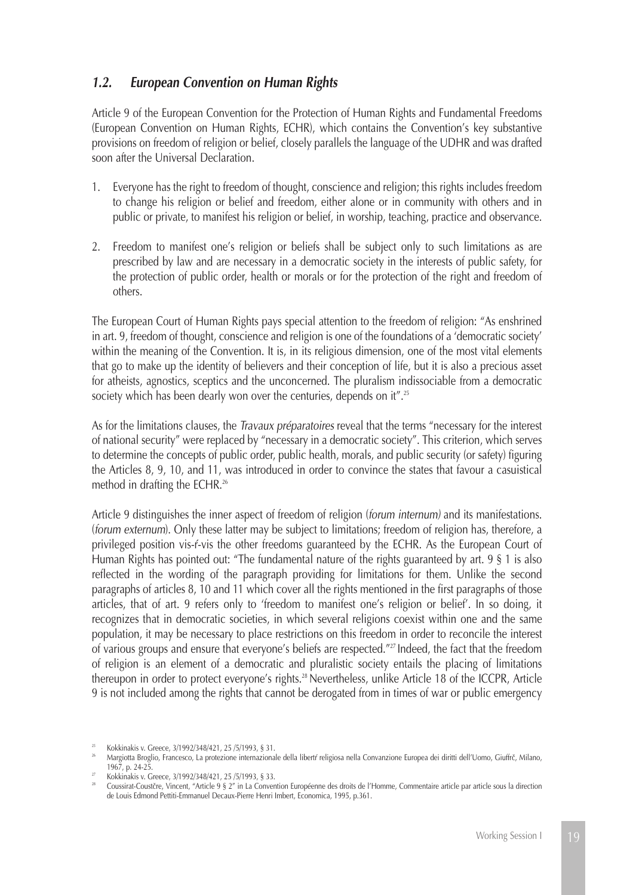## *1.2. European Convention on Human Rights*

Article 9 of the European Convention for the Protection of Human Rights and Fundamental Freedoms (European Convention on Human Rights, ECHR), which contains the Convention's key substantive provisions on freedom of religion or belief, closely parallels the language of the UDHR and was drafted soon after the Universal Declaration.

1. Everyone has the right to freedom of thought, conscience and religion; this rights includes freedom to change his religion or belief and freedom, either alone or in community with others and in public or private, to manifest his religion or belief, in worship, teaching, practice and observance.

2. Freedom to manifest one's religion or beliefs shall be subject only to such limitations as are prescribed by law and are necessary in a democratic society in the interests of public safety, for the protection of public order, health or morals or for the protection of the right and freedom of others.

The European Court of Human Rights pays special attention to the freedom of religion: "As enshrined in art. 9, freedom of thought, conscience and religion is one of the foundations of a 'democratic society' within the meaning of the Convention. It is, in its religious dimension, one of the most vital elements that go to make up the identity of believers and their conception of life, but it is also a precious asset for atheists, agnostics, sceptics and the unconcerned. The pluralism indissociable from a democratic society which has been dearly won over the centuries, depends on it".[25]

As for the limitations clauses, the *Travaux préparatoires* reveal that the terms "necessary for the interest of national security" were replaced by "necessary in a democratic society". This criterion, which serves to determine the concepts of public order, public health, morals, and public security (or safety) figuring the Articles 8, 9, 10, and 11, was introduced in order to convince the states that favour a casuistical method in drafting the ECHR.[26]

Article 9 distinguishes the inner aspect of freedom of religion (*forum internum)* and its manifestations. (*forum externum*). Only these latter may be subject to limitations; freedom of religion has, therefore, a privileged position vis-ŕ-vis the other freedoms guaranteed by the ECHR. As the European Court of Human Rights has pointed out: "The fundamental nature of the rights guaranteed by art. 9 § 1 is also reflected in the wording of the paragraph providing for limitations for them. Unlike the second paragraphs of articles 8, 10 and 11 which cover all the rights mentioned in the first paragraphs of those articles, that of art. 9 refers only to 'freedom to manifest one's religion or belief'. In so doing, it recognizes that in democratic societies, in which several religions coexist within one and the same population, it may be necessary to place restrictions on this freedom in order to reconcile the interest of various groups and ensure that everyone's beliefs are respected."[27] Indeed, the fact that the freedom of religion is an element of a democratic and pluralistic society entails the placing of limitations thereupon in order to protect everyone's rights.[28] Nevertheless, unlike Article 18 of the ICCPR, Article 9 is not included among the rights that cannot be derogated from in times of war or public emergency

---

[25] Kokkinakis v. Greece, 3/1992/348/421, 25 /5/1993, § 31.

[26] Margiotta Broglio, Francesco, La protezione internazionale della libertŕ religiosa nella Convanzione Europea dei diritti dell'Uomo, Giuffrč, Milano, 1967, p. 24-25.

[27] Kokkinakis v. Greece, 3/1992/348/421, 25 /5/1993, § 33.

[28] Coussirat-Coustčre, Vincent, "Article 9 § 2" in La Convention Européenne des droits de l'Homme, Commentaire article par article sous la direction de Louis Edmond Pettiti-Emmanuel Decaux-Pierre Henri Imbert, Economica, 1995, p.361.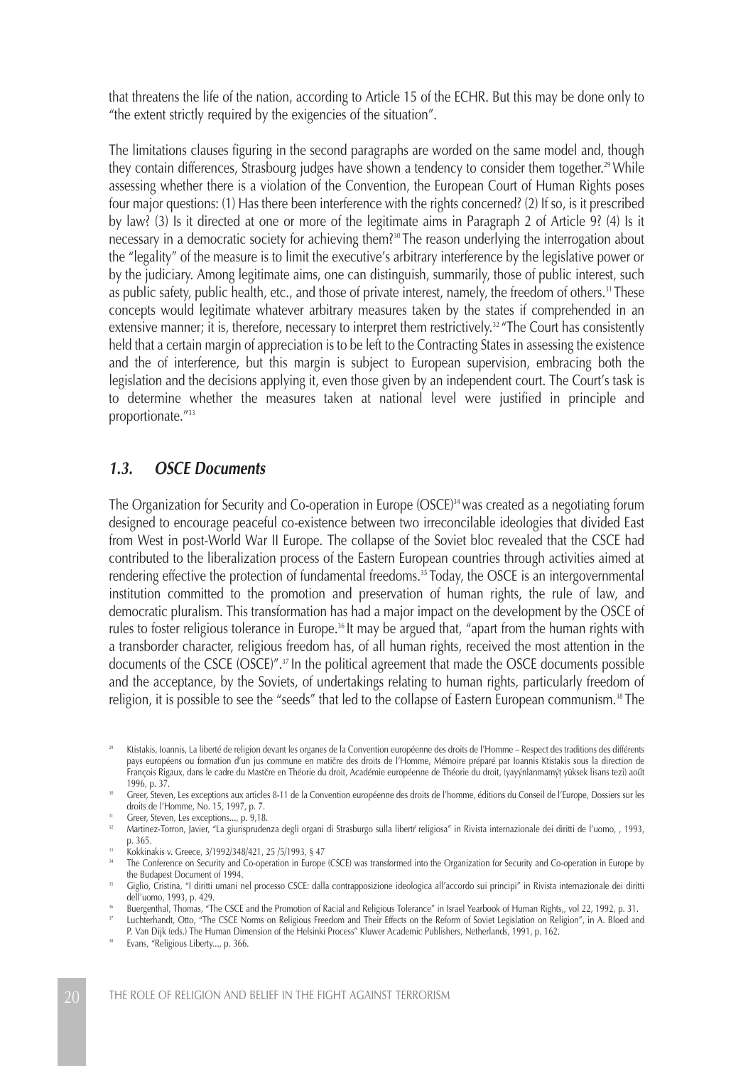that threatens the life of the nation, according to Article 15 of the ECHR. But this may be done only to "the extent strictly required by the exigencies of the situation".

The limitations clauses figuring in the second paragraphs are worded on the same model and, though they contain differences, Strasbourg judges have shown a tendency to consider them together.[29] While assessing whether there is a violation of the Convention, the European Court of Human Rights poses four major questions: (1) Has there been interference with the rights concerned? (2) If so, is it prescribed by law? (3) Is it directed at one or more of the legitimate aims in Paragraph 2 of Article 9? (4) Is it necessary in a democratic society for achieving them?[30] The reason underlying the interrogation about the "legality" of the measure is to limit the executive's arbitrary interference by the legislative power or by the judiciary. Among legitimate aims, one can distinguish, summarily, those of public interest, such as public safety, public health, etc., and those of private interest, namely, the freedom of others.[31] These concepts would legitimate whatever arbitrary measures taken by the states if comprehended in an extensive manner; it is, therefore, necessary to interpret them restrictively.[32] "The Court has consistently held that a certain margin of appreciation is to be left to the Contracting States in assessing the existence and the of interference, but this margin is subject to European supervision, embracing both the legislation and the decisions applying it, even those given by an independent court. The Court's task is to determine whether the measures taken at national level were justified in principle and proportionate."[33]

## *1.3. OSCE Documents*

The Organization for Security and Co-operation in Europe (OSCE)[34] was created as a negotiating forum designed to encourage peaceful co-existence between two irreconcilable ideologies that divided East from West in post-World War II Europe. The collapse of the Soviet bloc revealed that the CSCE had contributed to the liberalization process of the Eastern European countries through activities aimed at rendering effective the protection of fundamental freedoms.[35] Today, the OSCE is an intergovernmental institution committed to the promotion and preservation of human rights, the rule of law, and democratic pluralism. This transformation has had a major impact on the development by the OSCE of rules to foster religious tolerance in Europe.[36] It may be argued that, "apart from the human rights with a transborder character, religious freedom has, of all human rights, received the most attention in the documents of the CSCE (OSCE)".[37] In the political agreement that made the OSCE documents possible and the acceptance, by the Soviets, of undertakings relating to human rights, particularly freedom of religion, it is possible to see the "seeds" that led to the collapse of Eastern European communism.[38] The

[29] Ktistakis, Ioannis, La liberté de religion devant les organes de la Convention européenne des droits de l'Homme – Respect des traditions des différents pays européens ou formation d'un jus commune en matičre des droits de l'Homme, Mémoire préparé par Ioannis Ktistakis sous la direction de François Rigaux, dans le cadre du Mastčre en Théorie du droit, Académie européenne de Théorie du droit, (yayýnlanmamýţ yüksek lisans tezi) aoűt 1996, p. 37.

[30] Greer, Steven, Les exceptions aux articles 8-11 de la Convention européenne des droits de l'homme, éditions du Conseil de l'Europe, Dossiers sur les droits de l'Homme, No. 15, 1997, p. 7.

[31] Greer, Steven, Les exceptions..., p. 9,18.

[32] Martinez-Torron, Javier, "La giurisprudenza degli organi di Strasburgo sulla libertŕ religiosa" in Rivista internazionale dei diritti de l'uomo, , 1993, p. 365.

[33] Kokkinakis v. Greece, 3/1992/348/421, 25 /5/1993, § 47

[34] The Conference on Security and Co-operation in Europe (CSCE) was transformed into the Organization for Security and Co-operation in Europe by the Budapest Document of 1994.

[35] Giglio, Cristina, "I diritti umani nel processo CSCE: dalla contrapposizione ideologica all'accordo sui principi" in Rivista internazionale dei diritti dell'uomo, 1993, p. 429.

[36] Buergenthal, Thomas, "The CSCE and the Promotion of Racial and Religious Tolerance" in Israel Yearbook of Human Rights,, vol 22, 1992, p. 31.

[37] Luchterhandt, Otto, "The CSCE Norms on Religious Freedom and Their Effects on the Reform of Soviet Legislation on Religion", in A. Bloed and P. Van Dijk (eds.) The Human Dimension of the Helsinki Process" Kluwer Academic Publishers, Netherlands, 1991, p. 162.

[38] Evans, "Religious Liberty..., p. 366.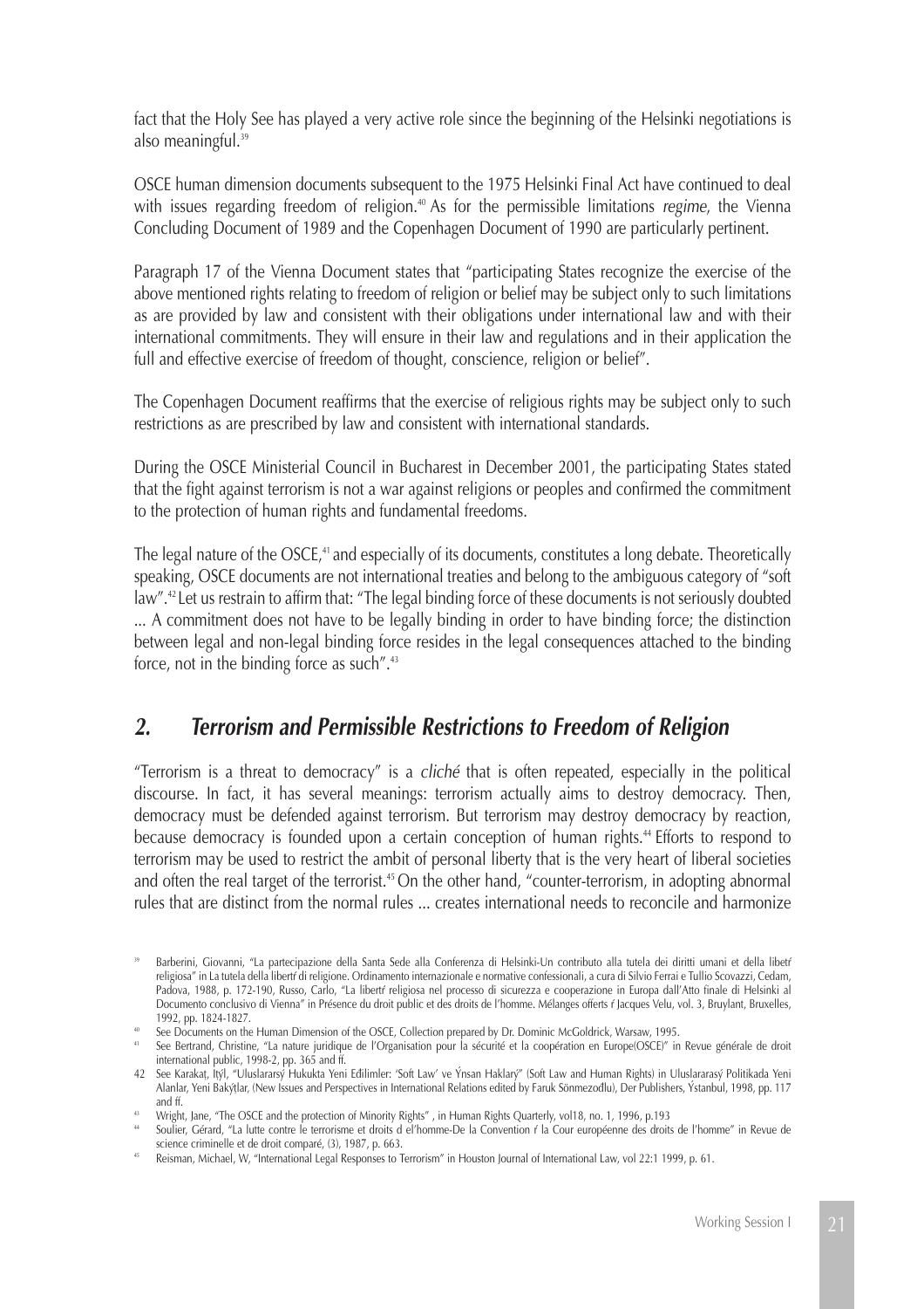fact that the Holy See has played a very active role since the beginning of the Helsinki negotiations is also meaningful.[39]

OSCE human dimension documents subsequent to the 1975 Helsinki Final Act have continued to deal with issues regarding freedom of religion.[40] As for the permissible limitations *regime*, the Vienna Concluding Document of 1989 and the Copenhagen Document of 1990 are particularly pertinent.

Paragraph 17 of the Vienna Document states that "participating States recognize the exercise of the above mentioned rights relating to freedom of religion or belief may be subject only to such limitations as are provided by law and consistent with their obligations under international law and with their international commitments. They will ensure in their law and regulations and in their application the full and effective exercise of freedom of thought, conscience, religion or belief".

The Copenhagen Document reaffirms that the exercise of religious rights may be subject only to such restrictions as are prescribed by law and consistent with international standards.

During the OSCE Ministerial Council in Bucharest in December 2001, the participating States stated that the fight against terrorism is not a war against religions or peoples and confirmed the commitment to the protection of human rights and fundamental freedoms.

The legal nature of the OSCE,[41] and especially of its documents, constitutes a long debate. Theoretically speaking, OSCE documents are not international treaties and belong to the ambiguous category of "soft law".[42] Let us restrain to affirm that: "The legal binding force of these documents is not seriously doubted ... A commitment does not have to be legally binding in order to have binding force; the distinction between legal and non-legal binding force resides in the legal consequences attached to the binding force, not in the binding force as such".[43]

## *2. Terrorism and Permissible Restrictions to Freedom of Religion*

"Terrorism is a threat to democracy" is a *cliché* that is often repeated, especially in the political discourse. In fact, it has several meanings: terrorism actually aims to destroy democracy. Then, democracy must be defended against terrorism. But terrorism may destroy democracy by reaction, because democracy is founded upon a certain conception of human rights.[44] Efforts to respond to terrorism may be used to restrict the ambit of personal liberty that is the very heart of liberal societies and often the real target of the terrorist.[45] On the other hand, "counter-terrorism, in adopting abnormal rules that are distinct from the normal rules ... creates international needs to reconcile and harmonize

---

[39] Barberini, Giovanni, "La partecipazione della Santa Sede alla Conferenza di Helsinki-Un contributo alla tutela dei diritti umani et della libetŕ religiosa" in La tutela della libertŕ di religione. Ordinamento internazionale e normative confessionali, a cura di Silvio Ferrai e Tullio Scovazzi, Cedam, Padova, 1988, p. 172-190, Russo, Carlo, "La libertŕ religiosa nel processo di sicurezza e cooperazione in Europa dall'Atto finale di Helsinki al Documento conclusivo di Vienna" in Présence du droit public et des droits de l'homme. Mélanges offerts ŕ Jacques Velu, vol. 3, Bruylant, Bruxelles, 1992, pp. 1824-1827.

[40] See Documents on the Human Dimension of the OSCE, Collection prepared by Dr. Dominic McGoldrick, Warsaw, 1995.

[41] See Bertrand, Christine, "La nature juridique de l'Organisation pour la sécurité et la coopération en Europe(OSCE)" in Revue générale de droit international public, 1998-2, pp. 365 and ff.

[42] See Karakaţ, Iţýl, "Uluslararsý Hukukta Yeni Eđilimler: 'Soft Law' ve Ýnsan Haklarý" (Soft Law and Human Rights) in Uluslararasý Politikada Yeni Alanlar, Yeni Bakýţlar, (New Issues and Perspectives in International Relations edited by Faruk Sönmezođlu), Der Publishers, Ýstanbul, 1998, pp. 117 and ff.

[43] Wright, Jane, "The OSCE and the protection of Minority Rights" , in Human Rights Quarterly, vol18, no. 1, 1996, p.193

[44] Soulier, Gérard, "La lutte contre le terrorisme et droits d el'homme-De la Convention ŕ la Cour européenne des droits de l'homme" in Revue de science criminelle et de droit comparé, (3), 1987, p. 663.

[45] Reisman, Michael, W, "International Legal Responses to Terrorism" in Houston Journal of International Law, vol 22:1 1999, p. 61.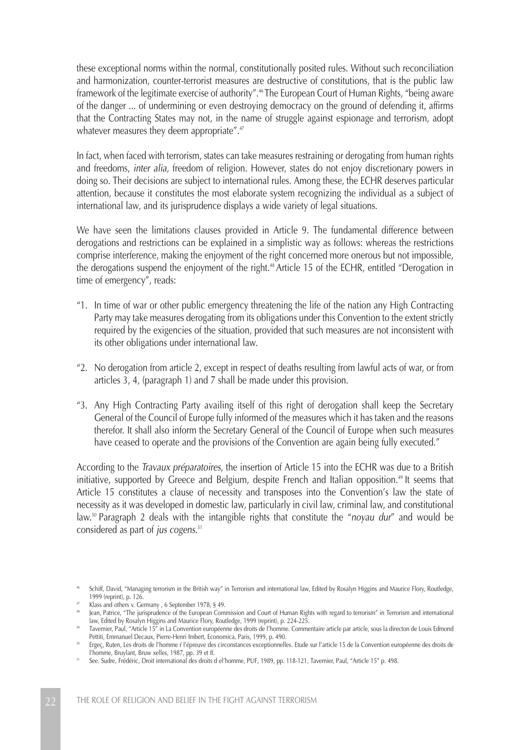these exceptional norms within the normal, constitutionally posited rules. Without such reconciliation and harmonization, counter-terrorist measures are destructive of constitutions, that is the public law framework of the legitimate exercise of authority".[46] The European Court of Human Rights, "being aware of the danger ... of undermining or even destroying democracy on the ground of defending it, affirms that the Contracting States may not, in the name of struggle against espionage and terrorism, adopt whatever measures they deem appropriate".[47]

In fact, when faced with terrorism, states can take measures restraining or derogating from human rights and freedoms, *inter alia*, freedom of religion. However, states do not enjoy discretionary powers in doing so. Their decisions are subject to international rules. Among these, the ECHR deserves particular attention, because it constitutes the most elaborate system recognizing the individual as a subject of international law, and its jurisprudence displays a wide variety of legal situations.

We have seen the limitations clauses provided in Article 9. The fundamental difference between derogations and restrictions can be explained in a simplistic way as follows: whereas the restrictions comprise interference, making the enjoyment of the right concerned more onerous but not impossible, the derogations suspend the enjoyment of the right.[48] Article 15 of the ECHR, entitled "Derogation in time of emergency", reads:

"1. In time of war or other public emergency threatening the life of the nation any High Contracting Party may take measures derogating from its obligations under this Convention to the extent strictly required by the exigencies of the situation, provided that such measures are not inconsistent with its other obligations under international law.

"2. No derogation from article 2, except in respect of deaths resulting from lawful acts of war, or from articles 3, 4, (paragraph 1) and 7 shall be made under this provision.

"3. Any High Contracting Party availing itself of this right of derogation shall keep the Secretary General of the Council of Europe fully informed of the measures which it has taken and the reasons therefor. It shall also inform the Secretary General of the Council of Europe when such measures have ceased to operate and the provisions of the Convention are again being fully executed."

According to the *Travaux préparatoires*, the insertion of Article 15 into the ECHR was due to a British initiative, supported by Greece and Belgium, despite French and Italian opposition.[49] It seems that Article 15 constitutes a clause of necessity and transposes into the Convention's law the state of necessity as it was developed in domestic law, particularly in civil law, criminal law, and constitutional law.[50] Paragraph 2 deals with the intangible rights that constitute the "*noyau dur*" and would be considered as part of *jus cogens*.[51]

---

[46] Schiff, David, "Managing terrorism in the British way" in Terrorism and international law, Edited by Rosalyn Higgins and Maurice Flory, Routledge, 1999 (reprint), p. 126.

[47] Klass and others v. Germany , 6 September 1978, § 49.

[48] Jean, Patrice, "The jurisprudence of the European Commission and Court of Human Rights with regard to terrorism" in Terrorism and international law, Edited by Rosalyn Higgins and Maurice Flory, Routledge, 1999 (reprint), p. 224-225.

[49] Tavernier, Paul, "Article 15" in La Convention européenne des droits de l'homme. Commentaire article par article, sous la directon de Louis Edmond Pettiti, Emmanuel Decaux, Pierre-Henri Imbert, Economica, Paris, 1999, p. 490.

[50] Ergeç, Ruţen, Les droits de l'homme ŕ l'épreuve des circonstances exceptionnelles. Etude sur l'article 15 de la Convention européenne des droits de l'homme, Bruylant, Bruw xelles, 1987, pp. 39 et ff.

[51] See. Sudre, Frédéric, Droit international des droits d el'homme, PUF, 1989, pp. 118-121, Tavernier, Paul, "Article 15" p. 498.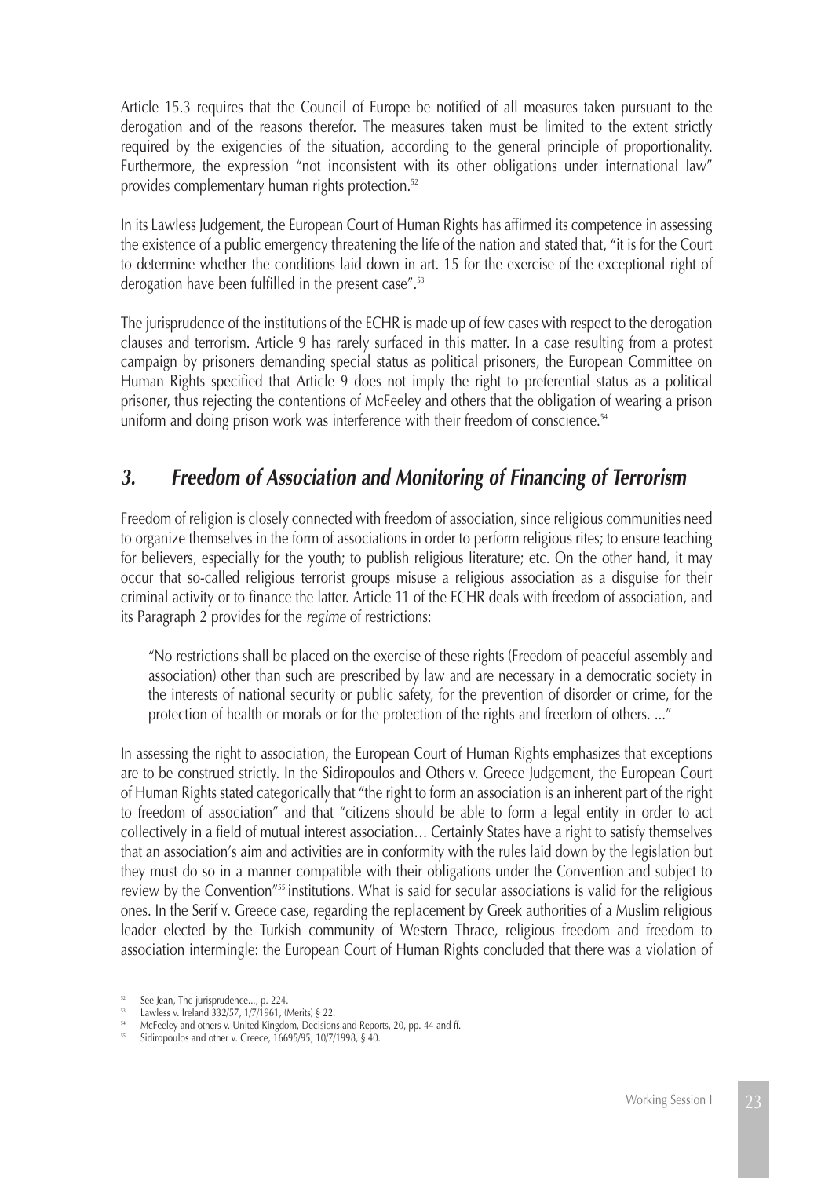Article 15.3 requires that the Council of Europe be notified of all measures taken pursuant to the derogation and of the reasons therefor. The measures taken must be limited to the extent strictly required by the exigencies of the situation, according to the general principle of proportionality. Furthermore, the expression "not inconsistent with its other obligations under international law" provides complementary human rights protection.[52]

In its Lawless Judgement, the European Court of Human Rights has affirmed its competence in assessing the existence of a public emergency threatening the life of the nation and stated that, "it is for the Court to determine whether the conditions laid down in art. 15 for the exercise of the exceptional right of derogation have been fulfilled in the present case".[53]

The jurisprudence of the institutions of the ECHR is made up of few cases with respect to the derogation clauses and terrorism. Article 9 has rarely surfaced in this matter. In a case resulting from a protest campaign by prisoners demanding special status as political prisoners, the European Committee on Human Rights specified that Article 9 does not imply the right to preferential status as a political prisoner, thus rejecting the contentions of McFeeley and others that the obligation of wearing a prison uniform and doing prison work was interference with their freedom of conscience.[54]

## *3. Freedom of Association and Monitoring of Financing of Terrorism*

Freedom of religion is closely connected with freedom of association, since religious communities need to organize themselves in the form of associations in order to perform religious rites; to ensure teaching for believers, especially for the youth; to publish religious literature; etc. On the other hand, it may occur that so-called religious terrorist groups misuse a religious association as a disguise for their criminal activity or to finance the latter. Article 11 of the ECHR deals with freedom of association, and its Paragraph 2 provides for the *regime* of restrictions:

> "No restrictions shall be placed on the exercise of these rights (Freedom of peaceful assembly and association) other than such are prescribed by law and are necessary in a democratic society in the interests of national security or public safety, for the prevention of disorder or crime, for the protection of health or morals or for the protection of the rights and freedom of others. ..."

In assessing the right to association, the European Court of Human Rights emphasizes that exceptions are to be construed strictly. In the Sidiropoulos and Others v. Greece Judgement, the European Court of Human Rights stated categorically that "the right to form an association is an inherent part of the right to freedom of association" and that "citizens should be able to form a legal entity in order to act collectively in a field of mutual interest association… Certainly States have a right to satisfy themselves that an association's aim and activities are in conformity with the rules laid down by the legislation but they must do so in a manner compatible with their obligations under the Convention and subject to review by the Convention"[55] institutions. What is said for secular associations is valid for the religious ones. In the Serif v. Greece case, regarding the replacement by Greek authorities of a Muslim religious leader elected by the Turkish community of Western Thrace, religious freedom and freedom to association intermingle: the European Court of Human Rights concluded that there was a violation of

---

[52] See Jean, The jurisprudence..., p. 224.

[53] Lawless v. Ireland 332/57, 1/7/1961, (Merits) § 22.

[54] McFeeley and others v. United Kingdom, Decisions and Reports, 20, pp. 44 and ff.

[55] Sidiropoulos and other v. Greece, 16695/95, 10/7/1998, § 40.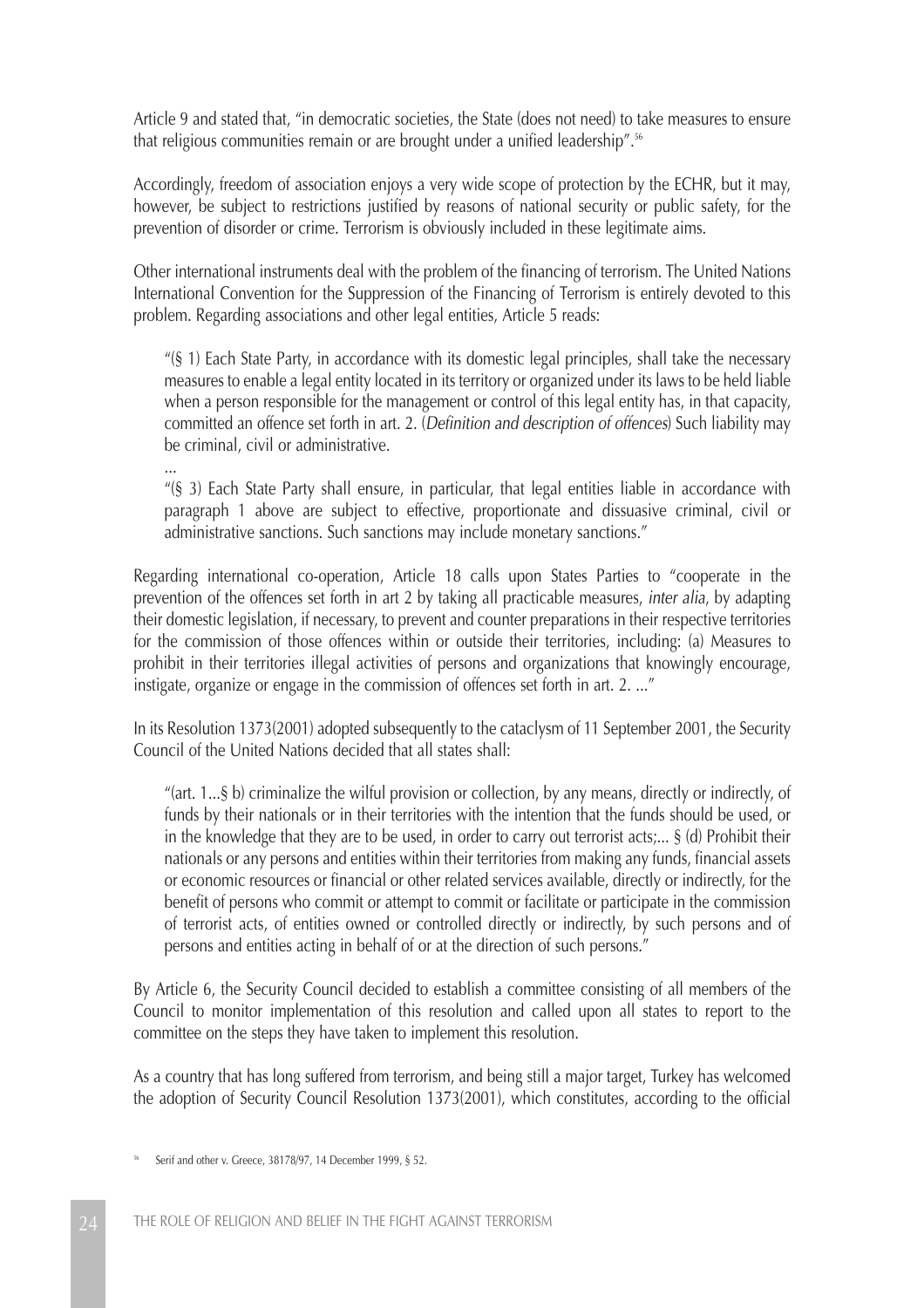Article 9 and stated that, "in democratic societies, the State (does not need) to take measures to ensure that religious communities remain or are brought under a unified leadership".[56]

Accordingly, freedom of association enjoys a very wide scope of protection by the ECHR, but it may, however, be subject to restrictions justified by reasons of national security or public safety, for the prevention of disorder or crime. Terrorism is obviously included in these legitimate aims.

Other international instruments deal with the problem of the financing of terrorism. The United Nations International Convention for the Suppression of the Financing of Terrorism is entirely devoted to this problem. Regarding associations and other legal entities, Article 5 reads:

> "(§ 1) Each State Party, in accordance with its domestic legal principles, shall take the necessary measures to enable a legal entity located in its territory or organized under its laws to be held liable when a person responsible for the management or control of this legal entity has, in that capacity, committed an offence set forth in art. 2. (*Definition and description of offences*) Such liability may be criminal, civil or administrative.
>
> ...
>
> "(§ 3) Each State Party shall ensure, in particular, that legal entities liable in accordance with paragraph 1 above are subject to effective, proportionate and dissuasive criminal, civil or administrative sanctions. Such sanctions may include monetary sanctions."

Regarding international co-operation, Article 18 calls upon States Parties to "cooperate in the prevention of the offences set forth in art 2 by taking all practicable measures, *inter alia*, by adapting their domestic legislation, if necessary, to prevent and counter preparations in their respective territories for the commission of those offences within or outside their territories, including: (a) Measures to prohibit in their territories illegal activities of persons and organizations that knowingly encourage, instigate, organize or engage in the commission of offences set forth in art. 2. ..."

In its Resolution 1373(2001) adopted subsequently to the cataclysm of 11 September 2001, the Security Council of the United Nations decided that all states shall:

> "(art. 1...§ b) criminalize the wilful provision or collection, by any means, directly or indirectly, of funds by their nationals or in their territories with the intention that the funds should be used, or in the knowledge that they are to be used, in order to carry out terrorist acts;... § (d) Prohibit their nationals or any persons and entities within their territories from making any funds, financial assets or economic resources or financial or other related services available, directly or indirectly, for the benefit of persons who commit or attempt to commit or facilitate or participate in the commission of terrorist acts, of entities owned or controlled directly or indirectly, by such persons and of persons and entities acting in behalf of or at the direction of such persons."

By Article 6, the Security Council decided to establish a committee consisting of all members of the Council to monitor implementation of this resolution and called upon all states to report to the committee on the steps they have taken to implement this resolution.

As a country that has long suffered from terrorism, and being still a major target, Turkey has welcomed the adoption of Security Council Resolution 1373(2001), which constitutes, according to the official

[56] Serif and other v. Greece, 38178/97, 14 December 1999, § 52.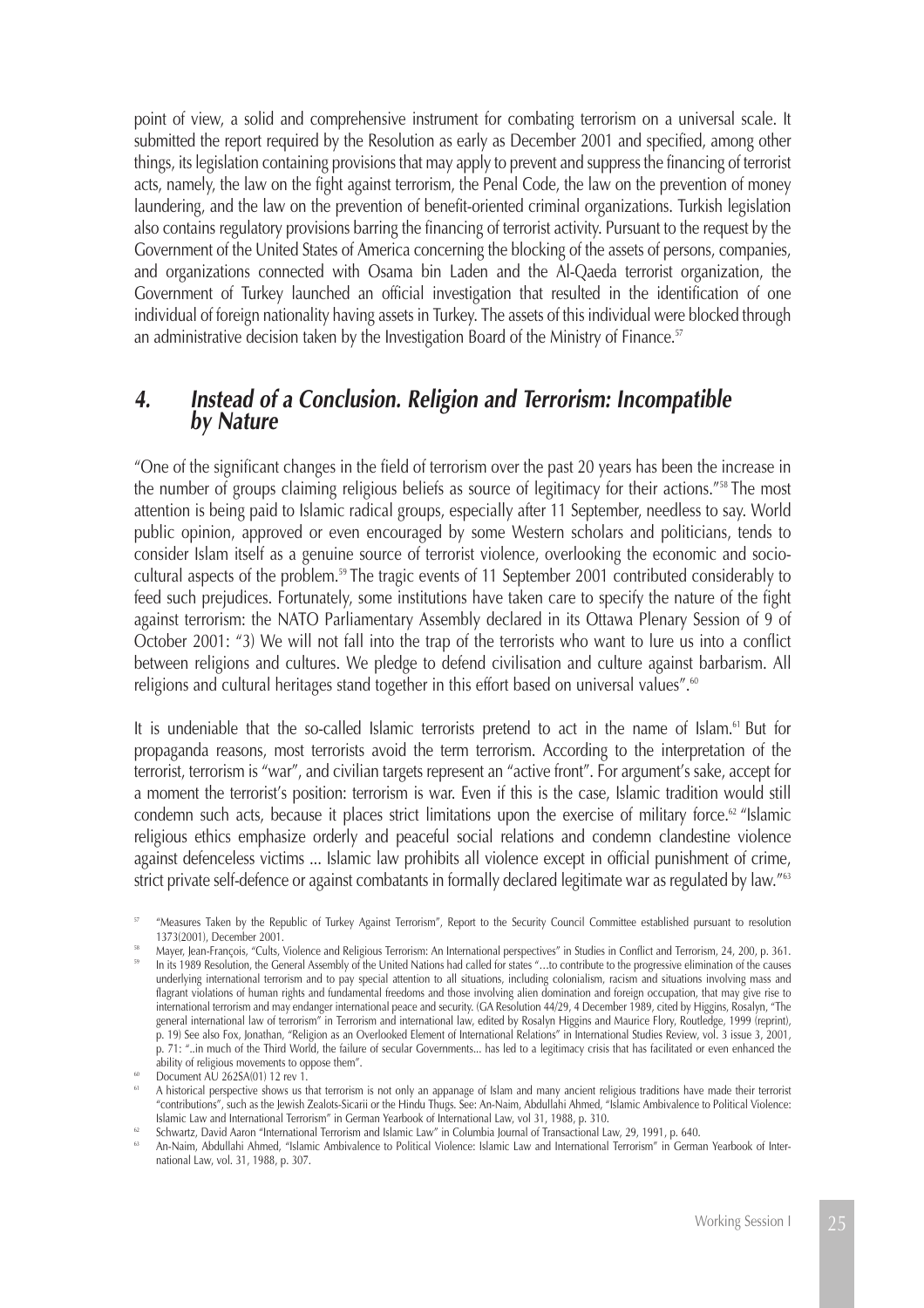point of view, a solid and comprehensive instrument for combating terrorism on a universal scale. It submitted the report required by the Resolution as early as December 2001 and specified, among other things, its legislation containing provisions that may apply to prevent and suppress the financing of terrorist acts, namely, the law on the fight against terrorism, the Penal Code, the law on the prevention of money laundering, and the law on the prevention of benefit-oriented criminal organizations. Turkish legislation also contains regulatory provisions barring the financing of terrorist activity. Pursuant to the request by the Government of the United States of America concerning the blocking of the assets of persons, companies, and organizations connected with Osama bin Laden and the Al-Qaeda terrorist organization, the Government of Turkey launched an official investigation that resulted in the identification of one individual of foreign nationality having assets in Turkey. The assets of this individual were blocked through an administrative decision taken by the Investigation Board of the Ministry of Finance.[57]

## 4. *Instead of a Conclusion. Religion and Terrorism: Incompatible by Nature*

"One of the significant changes in the field of terrorism over the past 20 years has been the increase in the number of groups claiming religious beliefs as source of legitimacy for their actions."[58] The most attention is being paid to Islamic radical groups, especially after 11 September, needless to say. World public opinion, approved or even encouraged by some Western scholars and politicians, tends to consider Islam itself as a genuine source of terrorist violence, overlooking the economic and socio-cultural aspects of the problem.[59] The tragic events of 11 September 2001 contributed considerably to feed such prejudices. Fortunately, some institutions have taken care to specify the nature of the fight against terrorism: the NATO Parliamentary Assembly declared in its Ottawa Plenary Session of 9 of October 2001: "3) We will not fall into the trap of the terrorists who want to lure us into a conflict between religions and cultures. We pledge to defend civilisation and culture against barbarism. All religions and cultural heritages stand together in this effort based on universal values".[60]

It is undeniable that the so-called Islamic terrorists pretend to act in the name of Islam.[61] But for propaganda reasons, most terrorists avoid the term terrorism. According to the interpretation of the terrorist, terrorism is "war", and civilian targets represent an "active front". For argument's sake, accept for a moment the terrorist's position: terrorism is war. Even if this is the case, Islamic tradition would still condemn such acts, because it places strict limitations upon the exercise of military force.[62] "Islamic religious ethics emphasize orderly and peaceful social relations and condemn clandestine violence against defenceless victims ... Islamic law prohibits all violence except in official punishment of crime, strict private self-defence or against combatants in formally declared legitimate war as regulated by law."[63]

[57] "Measures Taken by the Republic of Turkey Against Terrorism", Report to the Security Council Committee established pursuant to resolution 1373(2001), December 2001.

[58] Mayer, Jean-François, "Cults, Violence and Religious Terrorism: An International perspectives" in Studies in Conflict and Terrorism, 24, 200, p. 361.

[59] In its 1989 Resolution, the General Assembly of the United Nations had called for states "…to contribute to the progressive elimination of the causes underlying international terrorism and to pay special attention to all situations, including colonialism, racism and situations involving mass and flagrant violations of human rights and fundamental freedoms and those involving alien domination and foreign occupation, that may give rise to international terrorism and may endanger international peace and security. (GA Resolution 44/29, 4 December 1989, cited by Higgins, Rosalyn, "The general international law of terrorism" in Terrorism and international law, edited by Rosalyn Higgins and Maurice Flory, Routledge, 1999 (reprint), p. 19) See also Fox, Jonathan, "Religion as an Overlooked Element of International Relations" in International Studies Review, vol. 3 issue 3, 2001, p. 71: "..in much of the Third World, the failure of secular Governments... has led to a legitimacy crisis that has facilitated or even enhanced the ability of religious movements to oppose them".

[60] Document AU 262SA(01) 12 rev 1.

[61] A historical perspective shows us that terrorism is not only an appanage of Islam and many ancient religious traditions have made their terrorist "contributions", such as the Jewish Zealots-Sicarii or the Hindu Thugs. See: An-Naim, Abdullahi Ahmed, "Islamic Ambivalence to Political Violence: Islamic Law and International Terrorism" in German Yearbook of International Law, vol 31, 1988, p. 310.

[62] Schwartz, David Aaron "International Terrorism and Islamic Law" in Columbia Journal of Transactional Law, 29, 1991, p. 640.

[63] An-Naim, Abdullahi Ahmed, "Islamic Ambivalence to Political Violence: Islamic Law and International Terrorism" in German Yearbook of International Law, vol. 31, 1988, p. 307.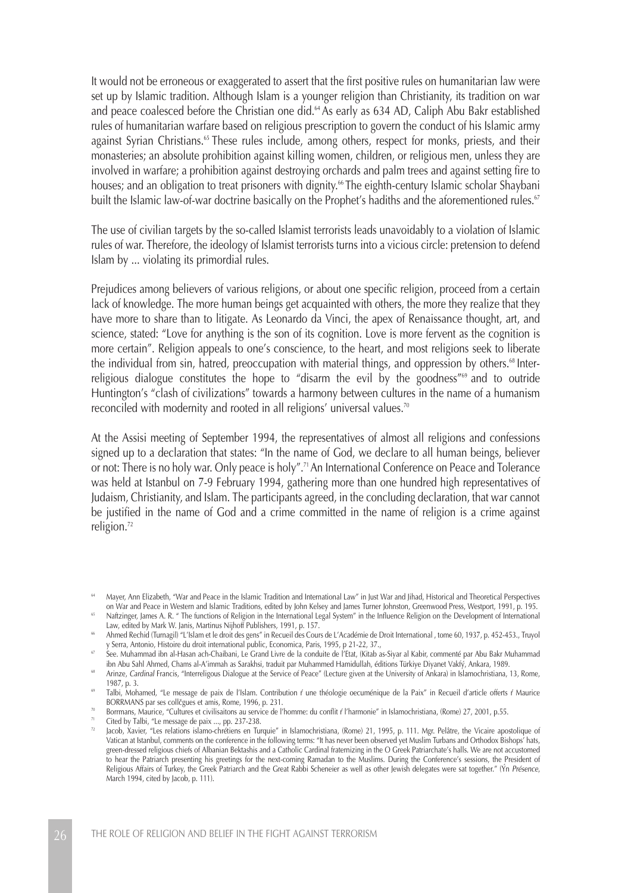It would not be erroneous or exaggerated to assert that the first positive rules on humanitarian law were set up by Islamic tradition. Although Islam is a younger religion than Christianity, its tradition on war and peace coalesced before the Christian one did.[64] As early as 634 AD, Caliph Abu Bakr established rules of humanitarian warfare based on religious prescription to govern the conduct of his Islamic army against Syrian Christians.[65] These rules include, among others, respect for monks, priests, and their monasteries; an absolute prohibition against killing women, children, or religious men, unless they are involved in warfare; a prohibition against destroying orchards and palm trees and against setting fire to houses; and an obligation to treat prisoners with dignity.[66] The eighth-century Islamic scholar Shaybani built the Islamic law-of-war doctrine basically on the Prophet's hadiths and the aforementioned rules.[67]

The use of civilian targets by the so-called Islamist terrorists leads unavoidably to a violation of Islamic rules of war. Therefore, the ideology of Islamist terrorists turns into a vicious circle: pretension to defend Islam by ... violating its primordial rules.

Prejudices among believers of various religions, or about one specific religion, proceed from a certain lack of knowledge. The more human beings get acquainted with others, the more they realize that they have more to share than to litigate. As Leonardo da Vinci, the apex of Renaissance thought, art, and science, stated: "Love for anything is the son of its cognition. Love is more fervent as the cognition is more certain". Religion appeals to one's conscience, to the heart, and most religions seek to liberate the individual from sin, hatred, preoccupation with material things, and oppression by others.[68] Inter-religious dialogue constitutes the hope to "disarm the evil by the goodness"[69] and to outride Huntington's "clash of civilizations" towards a harmony between cultures in the name of a humanism reconciled with modernity and rooted in all religions' universal values.[70]

At the Assisi meeting of September 1994, the representatives of almost all religions and confessions signed up to a declaration that states: "In the name of God, we declare to all human beings, believer or not: There is no holy war. Only peace is holy".[71] An International Conference on Peace and Tolerance was held at Istanbul on 7-9 February 1994, gathering more than one hundred high representatives of Judaism, Christianity, and Islam. The participants agreed, in the concluding declaration, that war cannot be justified in the name of God and a crime committed in the name of religion is a crime against religion.[72]

---

[64] Mayer, Ann Elizabeth, "War and Peace in the Islamic Tradition and International Law" in Just War and Jihad, Historical and Theoretical Perspectives on War and Peace in Western and Islamic Traditions, edited by John Kelsey and James Turner Johnston, Greenwood Press, Westport, 1991, p. 195.

[65] Naftzinger, James A. R. " The functions of Religion in the International Legal System" in the Influence Religion on the Development of International Law, edited by Mark W. Janis, Martinus Nijhoff Publishers, 1991, p. 157.

[66] Ahmed Rechid (Turnagil) "L'Islam et le droit des gens" in Recueil des Cours de L'Académie de Droit International , tome 60, 1937, p. 452-453., Truyol y Serra, Antonio, Histoire du droit international public, Economica, Paris, 1995, p 21-22, 37.,

[67] See. Muhammad ibn al-Hasan ach-Chaibani, Le Grand Livre de la conduite de l'Etat, (Kitab as-Siyar al Kabir, commenté par Abu Bakr Muhammad ibn Abu Sahl Ahmed, Chams al-A'immah as Sarakhsi, traduit par Muhammed Hamidullah, éditions Türkiye Diyanet Vakfý, Ankara, 1989.

[68] Arinze, *Cardinal* Francis, "Interreligous Dialogue at the Service of Peace" (Lecture given at the University of Ankara) in Islamochristiana, 13, Rome, 1987, p. 3.

[69] Talbi, Mohamed, "Le message de paix de l'Islam. Contribution ŕ une théologie oecuménique de la Paix" in Recueil d'article offerts ŕ Maurice BORRMANS par ses collčgues et amis, Rome, 1996, p. 231.

[70] Borrmans, Maurice, "Cultures et civilisaitons au service de l'homme: du conflit ŕ l'harmonie" in Islamochristiana, (Rome) 27, 2001, p.55.

[71] Cited by Talbi, "Le message de paix ..., pp. 237-238.

[72] Jacob, Xavier, "Les relations islamo-chrétiens en Turquie" in Islamochristiana, (Rome) 21, 1995, p. 111. Mgr. Pelâtre, the Vicaire apostolique of Vatican at Istanbul, comments on the conference in the following terms: "It has never been observed yet Muslim Turbans and Orthodox Bishops' hats, green-dressed religious chiefs of Albanian Bektashis and a Catholic Cardinal fraternizing in the O Greek Patriarchate's halls. We are not accustomed to hear the Patriarch presenting his greetings for the next-coming Ramadan to the Muslims. During the Conference's sessions, the President of Religious Affairs of Turkey, the Greek Patriarch and the Great Rabbi Scheneier as well as other Jewish delegates were sat together." (Ýn *Présence*, March 1994, cited by Jacob, p. 111).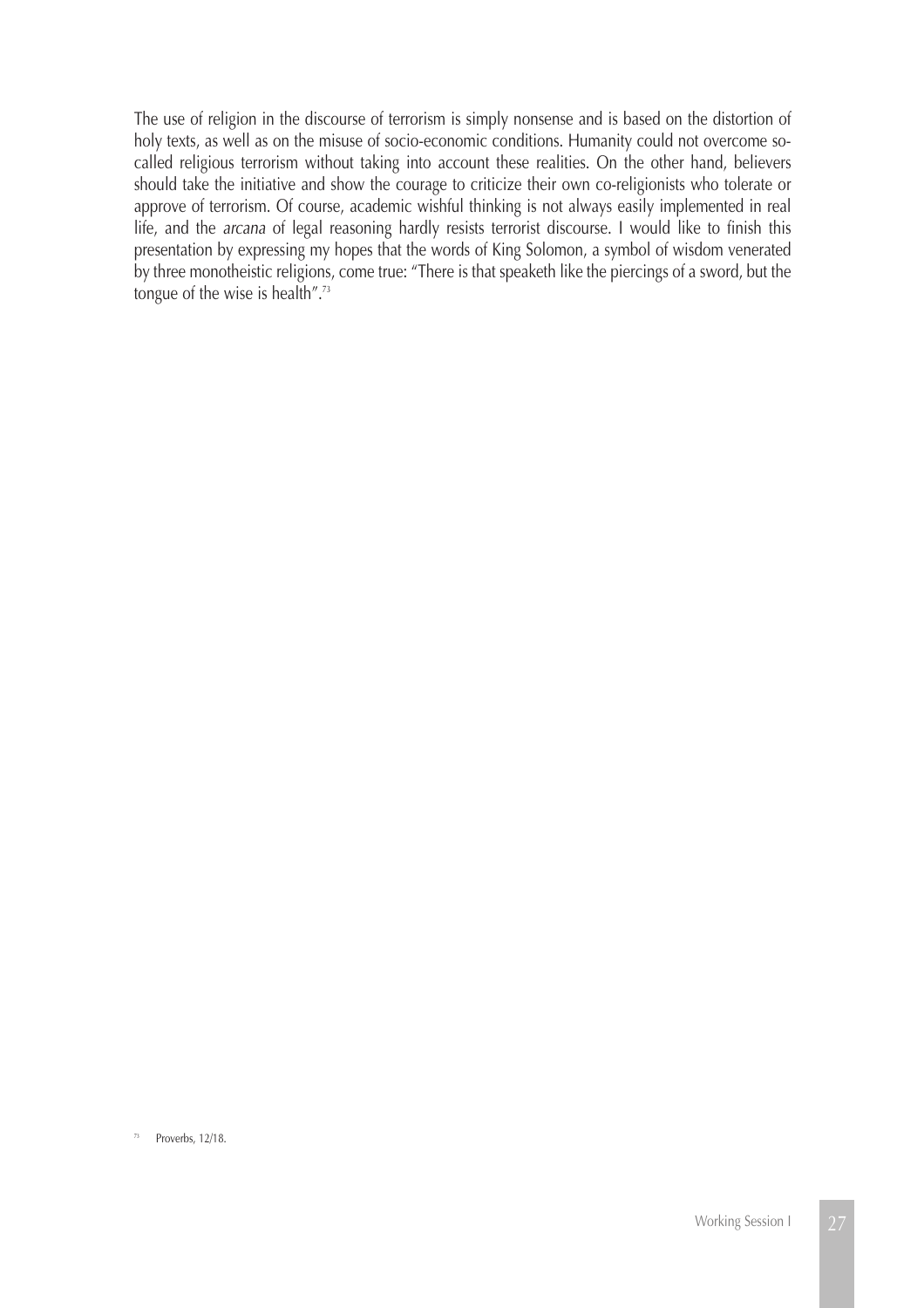The use of religion in the discourse of terrorism is simply nonsense and is based on the distortion of holy texts, as well as on the misuse of socio-economic conditions. Humanity could not overcome so-called religious terrorism without taking into account these realities. On the other hand, believers should take the initiative and show the courage to criticize their own co-religionists who tolerate or approve of terrorism. Of course, academic wishful thinking is not always easily implemented in real life, and the *arcana* of legal reasoning hardly resists terrorist discourse. I would like to finish this presentation by expressing my hopes that the words of King Solomon, a symbol of wisdom venerated by three monotheistic religions, come true: "There is that speaketh like the piercings of a sword, but the tongue of the wise is health".[73]

[73] Proverbs, 12/18.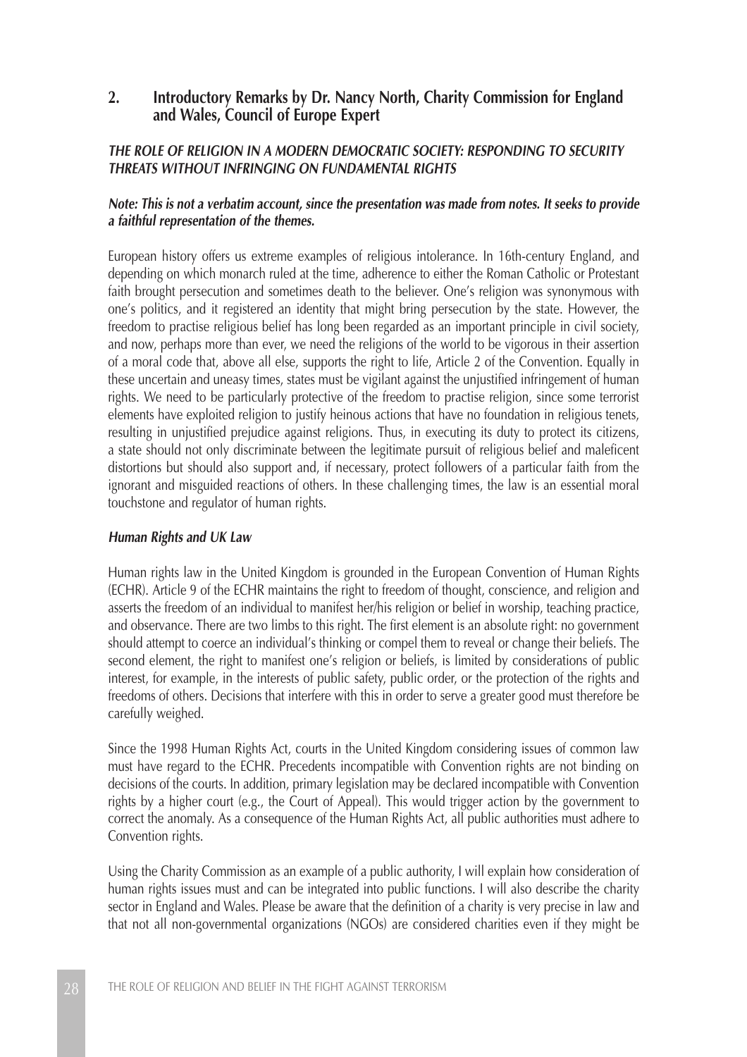## 2. Introductory Remarks by Dr. Nancy North, Charity Commission for England and Wales, Council of Europe Expert

### *THE ROLE OF RELIGION IN A MODERN DEMOCRATIC SOCIETY: RESPONDING TO SECURITY THREATS WITHOUT INFRINGING ON FUNDAMENTAL RIGHTS*

***Note: This is not a verbatim account, since the presentation was made from notes. It seeks to provide a faithful representation of the themes.***

European history offers us extreme examples of religious intolerance. In 16th-century England, and depending on which monarch ruled at the time, adherence to either the Roman Catholic or Protestant faith brought persecution and sometimes death to the believer. One's religion was synonymous with one's politics, and it registered an identity that might bring persecution by the state. However, the freedom to practise religious belief has long been regarded as an important principle in civil society, and now, perhaps more than ever, we need the religions of the world to be vigorous in their assertion of a moral code that, above all else, supports the right to life, Article 2 of the Convention. Equally in these uncertain and uneasy times, states must be vigilant against the unjustified infringement of human rights. We need to be particularly protective of the freedom to practise religion, since some terrorist elements have exploited religion to justify heinous actions that have no foundation in religious tenets, resulting in unjustified prejudice against religions. Thus, in executing its duty to protect its citizens, a state should not only discriminate between the legitimate pursuit of religious belief and maleficent distortions but should also support and, if necessary, protect followers of a particular faith from the ignorant and misguided reactions of others. In these challenging times, the law is an essential moral touchstone and regulator of human rights.

#### *Human Rights and UK Law*

Human rights law in the United Kingdom is grounded in the European Convention of Human Rights (ECHR). Article 9 of the ECHR maintains the right to freedom of thought, conscience, and religion and asserts the freedom of an individual to manifest her/his religion or belief in worship, teaching practice, and observance. There are two limbs to this right. The first element is an absolute right: no government should attempt to coerce an individual's thinking or compel them to reveal or change their beliefs. The second element, the right to manifest one's religion or beliefs, is limited by considerations of public interest, for example, in the interests of public safety, public order, or the protection of the rights and freedoms of others. Decisions that interfere with this in order to serve a greater good must therefore be carefully weighed.

Since the 1998 Human Rights Act, courts in the United Kingdom considering issues of common law must have regard to the ECHR. Precedents incompatible with Convention rights are not binding on decisions of the courts. In addition, primary legislation may be declared incompatible with Convention rights by a higher court (e.g., the Court of Appeal). This would trigger action by the government to correct the anomaly. As a consequence of the Human Rights Act, all public authorities must adhere to Convention rights.

Using the Charity Commission as an example of a public authority, I will explain how consideration of human rights issues must and can be integrated into public functions. I will also describe the charity sector in England and Wales. Please be aware that the definition of a charity is very precise in law and that not all non-governmental organizations (NGOs) are considered charities even if they might be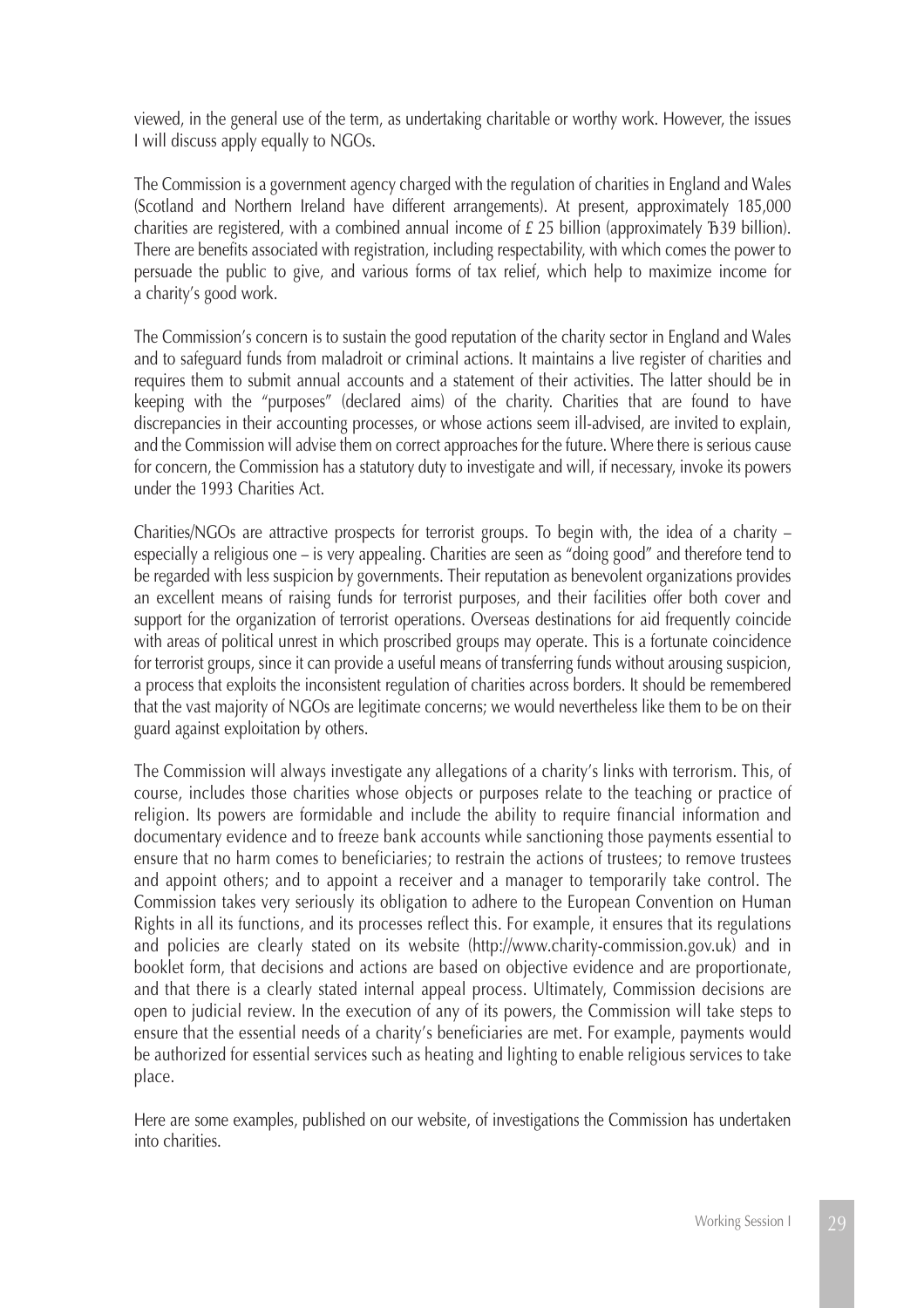viewed, in the general use of the term, as undertaking charitable or worthy work. However, the issues I will discuss apply equally to NGOs.

The Commission is a government agency charged with the regulation of charities in England and Wales (Scotland and Northern Ireland have different arrangements). At present, approximately 185,000 charities are registered, with a combined annual income of £ 25 billion (approximately Ъ39 billion). There are benefits associated with registration, including respectability, with which comes the power to persuade the public to give, and various forms of tax relief, which help to maximize income for a charity's good work.

The Commission's concern is to sustain the good reputation of the charity sector in England and Wales and to safeguard funds from maladroit or criminal actions. It maintains a live register of charities and requires them to submit annual accounts and a statement of their activities. The latter should be in keeping with the "purposes" (declared aims) of the charity. Charities that are found to have discrepancies in their accounting processes, or whose actions seem ill-advised, are invited to explain, and the Commission will advise them on correct approaches for the future. Where there is serious cause for concern, the Commission has a statutory duty to investigate and will, if necessary, invoke its powers under the 1993 Charities Act.

Charities/NGOs are attractive prospects for terrorist groups. To begin with, the idea of a charity – especially a religious one – is very appealing. Charities are seen as "doing good" and therefore tend to be regarded with less suspicion by governments. Their reputation as benevolent organizations provides an excellent means of raising funds for terrorist purposes, and their facilities offer both cover and support for the organization of terrorist operations. Overseas destinations for aid frequently coincide with areas of political unrest in which proscribed groups may operate. This is a fortunate coincidence for terrorist groups, since it can provide a useful means of transferring funds without arousing suspicion, a process that exploits the inconsistent regulation of charities across borders. It should be remembered that the vast majority of NGOs are legitimate concerns; we would nevertheless like them to be on their guard against exploitation by others.

The Commission will always investigate any allegations of a charity's links with terrorism. This, of course, includes those charities whose objects or purposes relate to the teaching or practice of religion. Its powers are formidable and include the ability to require financial information and documentary evidence and to freeze bank accounts while sanctioning those payments essential to ensure that no harm comes to beneficiaries; to restrain the actions of trustees; to remove trustees and appoint others; and to appoint a receiver and a manager to temporarily take control. The Commission takes very seriously its obligation to adhere to the European Convention on Human Rights in all its functions, and its processes reflect this. For example, it ensures that its regulations and policies are clearly stated on its website (http://www.charity-commission.gov.uk) and in booklet form, that decisions and actions are based on objective evidence and are proportionate, and that there is a clearly stated internal appeal process. Ultimately, Commission decisions are open to judicial review. In the execution of any of its powers, the Commission will take steps to ensure that the essential needs of a charity's beneficiaries are met. For example, payments would be authorized for essential services such as heating and lighting to enable religious services to take place.

Here are some examples, published on our website, of investigations the Commission has undertaken into charities.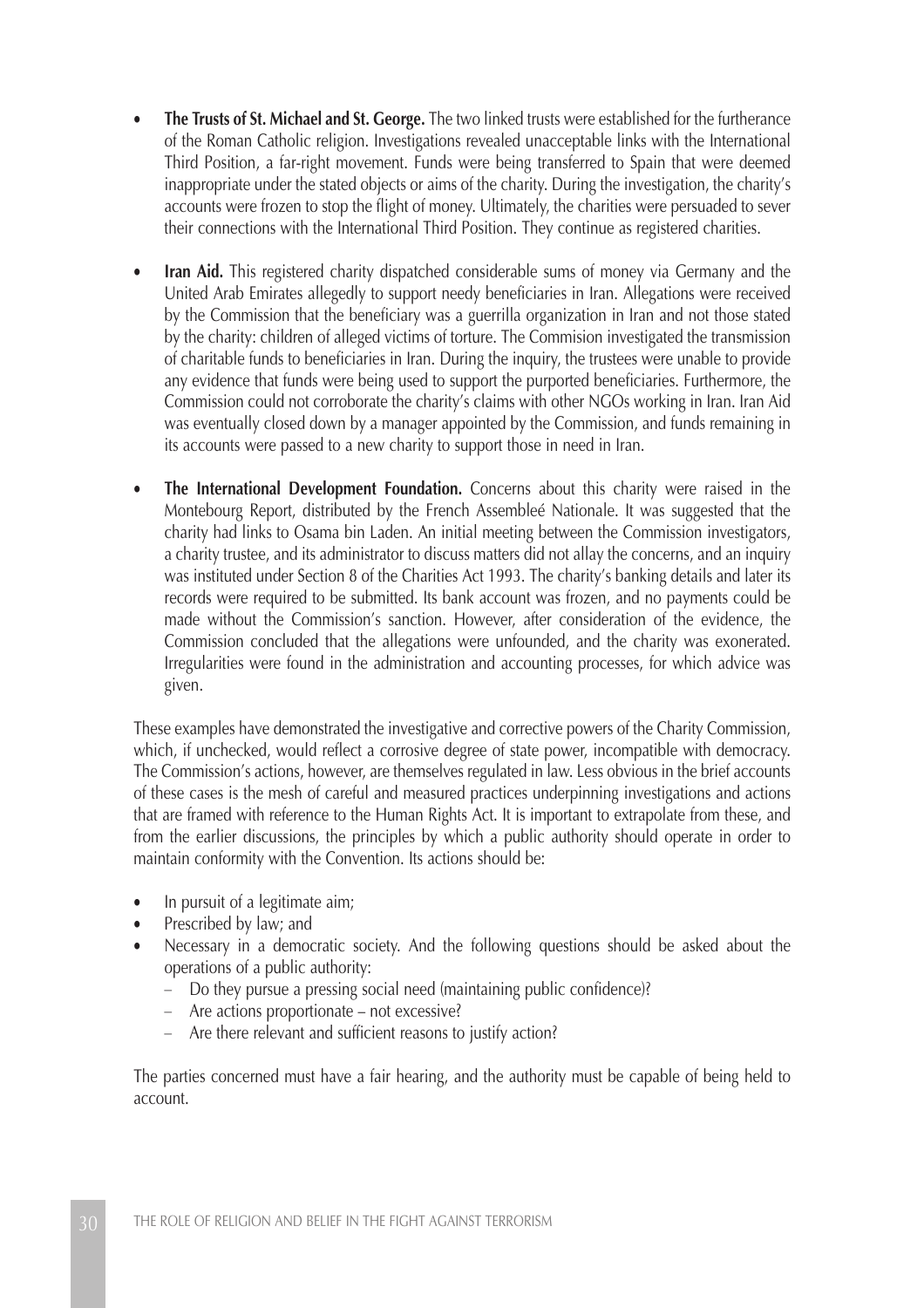- **The Trusts of St. Michael and St. George.** The two linked trusts were established for the furtherance of the Roman Catholic religion. Investigations revealed unacceptable links with the International Third Position, a far-right movement. Funds were being transferred to Spain that were deemed inappropriate under the stated objects or aims of the charity. During the investigation, the charity's accounts were frozen to stop the flight of money. Ultimately, the charities were persuaded to sever their connections with the International Third Position. They continue as registered charities.

- **Iran Aid.** This registered charity dispatched considerable sums of money via Germany and the United Arab Emirates allegedly to support needy beneficiaries in Iran. Allegations were received by the Commission that the beneficiary was a guerrilla organization in Iran and not those stated by the charity: children of alleged victims of torture. The Commision investigated the transmission of charitable funds to beneficiaries in Iran. During the inquiry, the trustees were unable to provide any evidence that funds were being used to support the purported beneficiaries. Furthermore, the Commission could not corroborate the charity's claims with other NGOs working in Iran. Iran Aid was eventually closed down by a manager appointed by the Commission, and funds remaining in its accounts were passed to a new charity to support those in need in Iran.

- **The International Development Foundation.** Concerns about this charity were raised in the Montebourg Report, distributed by the French Assembleé Nationale. It was suggested that the charity had links to Osama bin Laden. An initial meeting between the Commission investigators, a charity trustee, and its administrator to discuss matters did not allay the concerns, and an inquiry was instituted under Section 8 of the Charities Act 1993. The charity's banking details and later its records were required to be submitted. Its bank account was frozen, and no payments could be made without the Commission's sanction. However, after consideration of the evidence, the Commission concluded that the allegations were unfounded, and the charity was exonerated. Irregularities were found in the administration and accounting processes, for which advice was given.

These examples have demonstrated the investigative and corrective powers of the Charity Commission, which, if unchecked, would reflect a corrosive degree of state power, incompatible with democracy. The Commission's actions, however, are themselves regulated in law. Less obvious in the brief accounts of these cases is the mesh of careful and measured practices underpinning investigations and actions that are framed with reference to the Human Rights Act. It is important to extrapolate from these, and from the earlier discussions, the principles by which a public authority should operate in order to maintain conformity with the Convention. Its actions should be:

- In pursuit of a legitimate aim;
- Prescribed by law; and
- Necessary in a democratic society. And the following questions should be asked about the operations of a public authority:
  - Do they pursue a pressing social need (maintaining public confidence)?
  - Are actions proportionate – not excessive?
  - Are there relevant and sufficient reasons to justify action?

The parties concerned must have a fair hearing, and the authority must be capable of being held to account.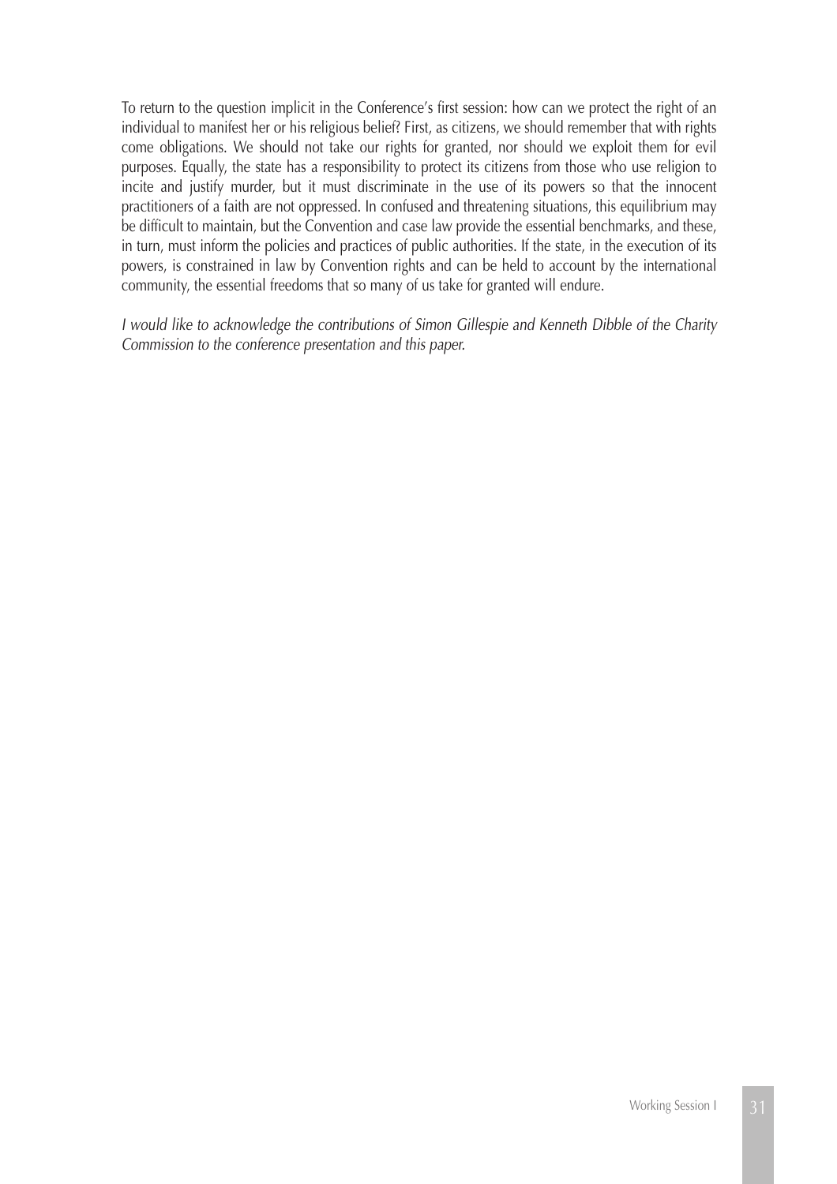To return to the question implicit in the Conference's first session: how can we protect the right of an individual to manifest her or his religious belief? First, as citizens, we should remember that with rights come obligations. We should not take our rights for granted, nor should we exploit them for evil purposes. Equally, the state has a responsibility to protect its citizens from those who use religion to incite and justify murder, but it must discriminate in the use of its powers so that the innocent practitioners of a faith are not oppressed. In confused and threatening situations, this equilibrium may be difficult to maintain, but the Convention and case law provide the essential benchmarks, and these, in turn, must inform the policies and practices of public authorities. If the state, in the execution of its powers, is constrained in law by Convention rights and can be held to account by the international community, the essential freedoms that so many of us take for granted will endure.

*I would like to acknowledge the contributions of Simon Gillespie and Kenneth Dibble of the Charity Commission to the conference presentation and this paper.*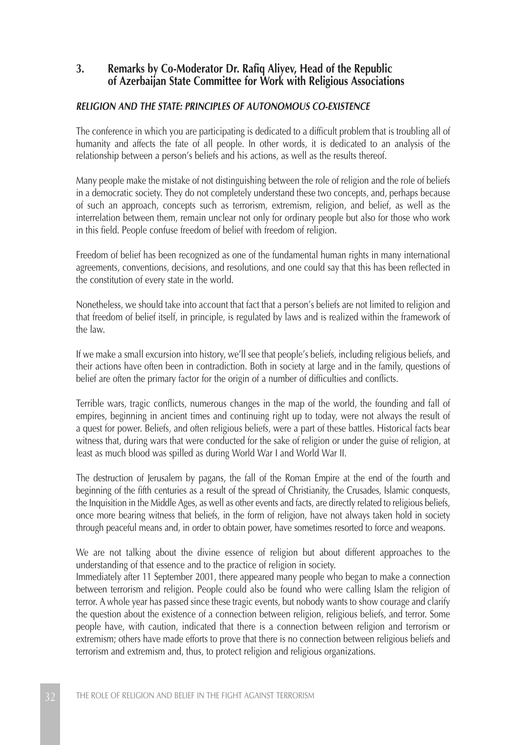## 3. Remarks by Co-Moderator Dr. Rafiq Aliyev, Head of the Republic of Azerbaijan State Committee for Work with Religious Associations

### *RELIGION AND THE STATE: PRINCIPLES OF AUTONOMOUS CO-EXISTENCE*

The conference in which you are participating is dedicated to a difficult problem that is troubling all of humanity and affects the fate of all people. In other words, it is dedicated to an analysis of the relationship between a person's beliefs and his actions, as well as the results thereof.

Many people make the mistake of not distinguishing between the role of religion and the role of beliefs in a democratic society. They do not completely understand these two concepts, and, perhaps because of such an approach, concepts such as terrorism, extremism, religion, and belief, as well as the interrelation between them, remain unclear not only for ordinary people but also for those who work in this field. People confuse freedom of belief with freedom of religion.

Freedom of belief has been recognized as one of the fundamental human rights in many international agreements, conventions, decisions, and resolutions, and one could say that this has been reflected in the constitution of every state in the world.

Nonetheless, we should take into account that fact that a person's beliefs are not limited to religion and that freedom of belief itself, in principle, is regulated by laws and is realized within the framework of the law.

If we make a small excursion into history, we'll see that people's beliefs, including religious beliefs, and their actions have often been in contradiction. Both in society at large and in the family, questions of belief are often the primary factor for the origin of a number of difficulties and conflicts.

Terrible wars, tragic conflicts, numerous changes in the map of the world, the founding and fall of empires, beginning in ancient times and continuing right up to today, were not always the result of a quest for power. Beliefs, and often religious beliefs, were a part of these battles. Historical facts bear witness that, during wars that were conducted for the sake of religion or under the guise of religion, at least as much blood was spilled as during World War I and World War II.

The destruction of Jerusalem by pagans, the fall of the Roman Empire at the end of the fourth and beginning of the fifth centuries as a result of the spread of Christianity, the Crusades, Islamic conquests, the Inquisition in the Middle Ages, as well as other events and facts, are directly related to religious beliefs, once more bearing witness that beliefs, in the form of religion, have not always taken hold in society through peaceful means and, in order to obtain power, have sometimes resorted to force and weapons.

We are not talking about the divine essence of religion but about different approaches to the understanding of that essence and to the practice of religion in society.

Immediately after 11 September 2001, there appeared many people who began to make a connection between terrorism and religion. People could also be found who were calling Islam the religion of terror. A whole year has passed since these tragic events, but nobody wants to show courage and clarify the question about the existence of a connection between religion, religious beliefs, and terror. Some people have, with caution, indicated that there is a connection between religion and terrorism or extremism; others have made efforts to prove that there is no connection between religious beliefs and terrorism and extremism and, thus, to protect religion and religious organizations.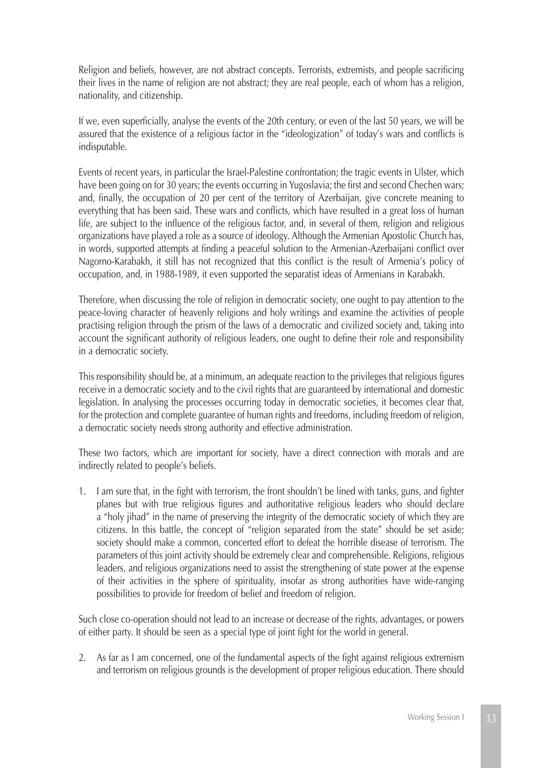Religion and beliefs, however, are not abstract concepts. Terrorists, extremists, and people sacrificing their lives in the name of religion are not abstract; they are real people, each of whom has a religion, nationality, and citizenship.

If we, even superficially, analyse the events of the 20th century, or even of the last 50 years, we will be assured that the existence of a religious factor in the "ideologization" of today's wars and conflicts is indisputable.

Events of recent years, in particular the Israel-Palestine confrontation; the tragic events in Ulster, which have been going on for 30 years; the events occurring in Yugoslavia; the first and second Chechen wars; and, finally, the occupation of 20 per cent of the territory of Azerbaijan, give concrete meaning to everything that has been said. These wars and conflicts, which have resulted in a great loss of human life, are subject to the influence of the religious factor, and, in several of them, religion and religious organizations have played a role as a source of ideology. Although the Armenian Apostolic Church has, in words, supported attempts at finding a peaceful solution to the Armenian-Azerbaijani conflict over Nagorno-Karabakh, it still has not recognized that this conflict is the result of Armenia's policy of occupation, and, in 1988-1989, it even supported the separatist ideas of Armenians in Karabakh.

Therefore, when discussing the role of religion in democratic society, one ought to pay attention to the peace-loving character of heavenly religions and holy writings and examine the activities of people practising religion through the prism of the laws of a democratic and civilized society and, taking into account the significant authority of religious leaders, one ought to define their role and responsibility in a democratic society.

This responsibility should be, at a minimum, an adequate reaction to the privileges that religious figures receive in a democratic society and to the civil rights that are guaranteed by international and domestic legislation. In analysing the processes occurring today in democratic societies, it becomes clear that, for the protection and complete guarantee of human rights and freedoms, including freedom of religion, a democratic society needs strong authority and effective administration.

These two factors, which are important for society, have a direct connection with morals and are indirectly related to people's beliefs.

1. I am sure that, in the fight with terrorism, the front shouldn't be lined with tanks, guns, and fighter planes but with true religious figures and authoritative religious leaders who should declare a "holy jihad" in the name of preserving the integrity of the democratic society of which they are citizens. In this battle, the concept of "religion separated from the state" should be set aside; society should make a common, concerted effort to defeat the horrible disease of terrorism. The parameters of this joint activity should be extremely clear and comprehensible. Religions, religious leaders, and religious organizations need to assist the strengthening of state power at the expense of their activities in the sphere of spirituality, insofar as strong authorities have wide-ranging possibilities to provide for freedom of belief and freedom of religion.

Such close co-operation should not lead to an increase or decrease of the rights, advantages, or powers of either party. It should be seen as a special type of joint fight for the world in general.

2. As far as I am concerned, one of the fundamental aspects of the fight against religious extremism and terrorism on religious grounds is the development of proper religious education. There should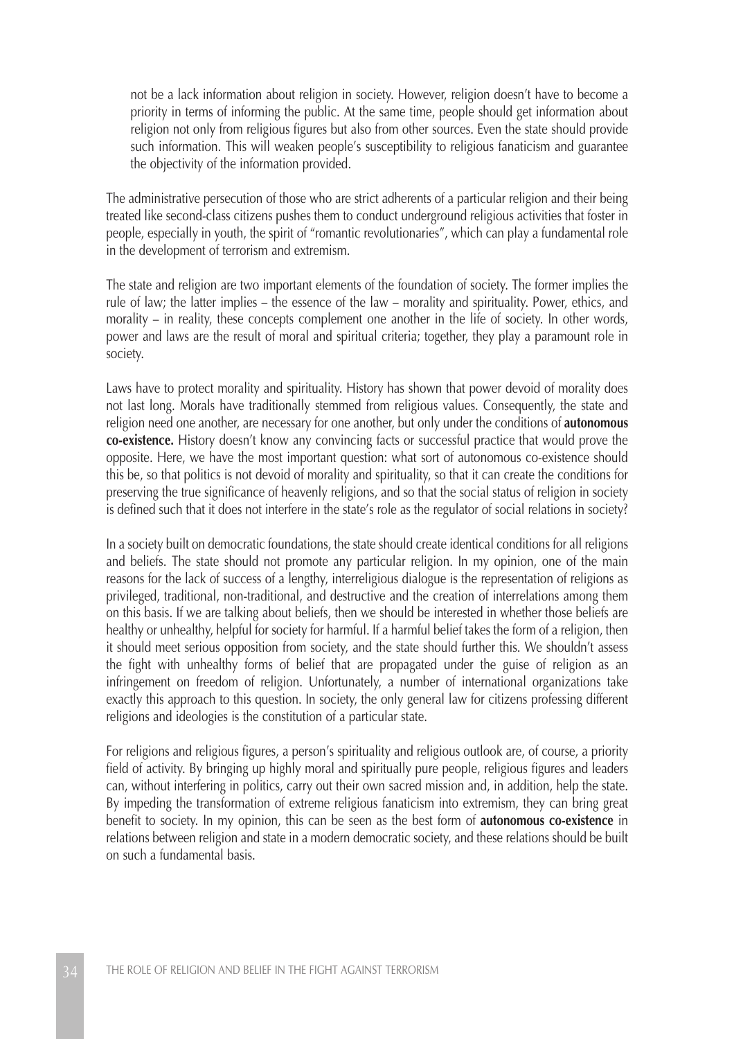not be a lack information about religion in society. However, religion doesn't have to become a priority in terms of informing the public. At the same time, people should get information about religion not only from religious figures but also from other sources. Even the state should provide such information. This will weaken people's susceptibility to religious fanaticism and guarantee the objectivity of the information provided.

The administrative persecution of those who are strict adherents of a particular religion and their being treated like second-class citizens pushes them to conduct underground religious activities that foster in people, especially in youth, the spirit of "romantic revolutionaries", which can play a fundamental role in the development of terrorism and extremism.

The state and religion are two important elements of the foundation of society. The former implies the rule of law; the latter implies – the essence of the law – morality and spirituality. Power, ethics, and morality – in reality, these concepts complement one another in the life of society. In other words, power and laws are the result of moral and spiritual criteria; together, they play a paramount role in society.

Laws have to protect morality and spirituality. History has shown that power devoid of morality does not last long. Morals have traditionally stemmed from religious values. Consequently, the state and religion need one another, are necessary for one another, but only under the conditions of **autonomous co-existence.** History doesn't know any convincing facts or successful practice that would prove the opposite. Here, we have the most important question: what sort of autonomous co-existence should this be, so that politics is not devoid of morality and spirituality, so that it can create the conditions for preserving the true significance of heavenly religions, and so that the social status of religion in society is defined such that it does not interfere in the state's role as the regulator of social relations in society?

In a society built on democratic foundations, the state should create identical conditions for all religions and beliefs. The state should not promote any particular religion. In my opinion, one of the main reasons for the lack of success of a lengthy, interreligious dialogue is the representation of religions as privileged, traditional, non-traditional, and destructive and the creation of interrelations among them on this basis. If we are talking about beliefs, then we should be interested in whether those beliefs are healthy or unhealthy, helpful for society for harmful. If a harmful belief takes the form of a religion, then it should meet serious opposition from society, and the state should further this. We shouldn't assess the fight with unhealthy forms of belief that are propagated under the guise of religion as an infringement on freedom of religion. Unfortunately, a number of international organizations take exactly this approach to this question. In society, the only general law for citizens professing different religions and ideologies is the constitution of a particular state.

For religions and religious figures, a person's spirituality and religious outlook are, of course, a priority field of activity. By bringing up highly moral and spiritually pure people, religious figures and leaders can, without interfering in politics, carry out their own sacred mission and, in addition, help the state. By impeding the transformation of extreme religious fanaticism into extremism, they can bring great benefit to society. In my opinion, this can be seen as the best form of **autonomous co-existence** in relations between religion and state in a modern democratic society, and these relations should be built on such a fundamental basis.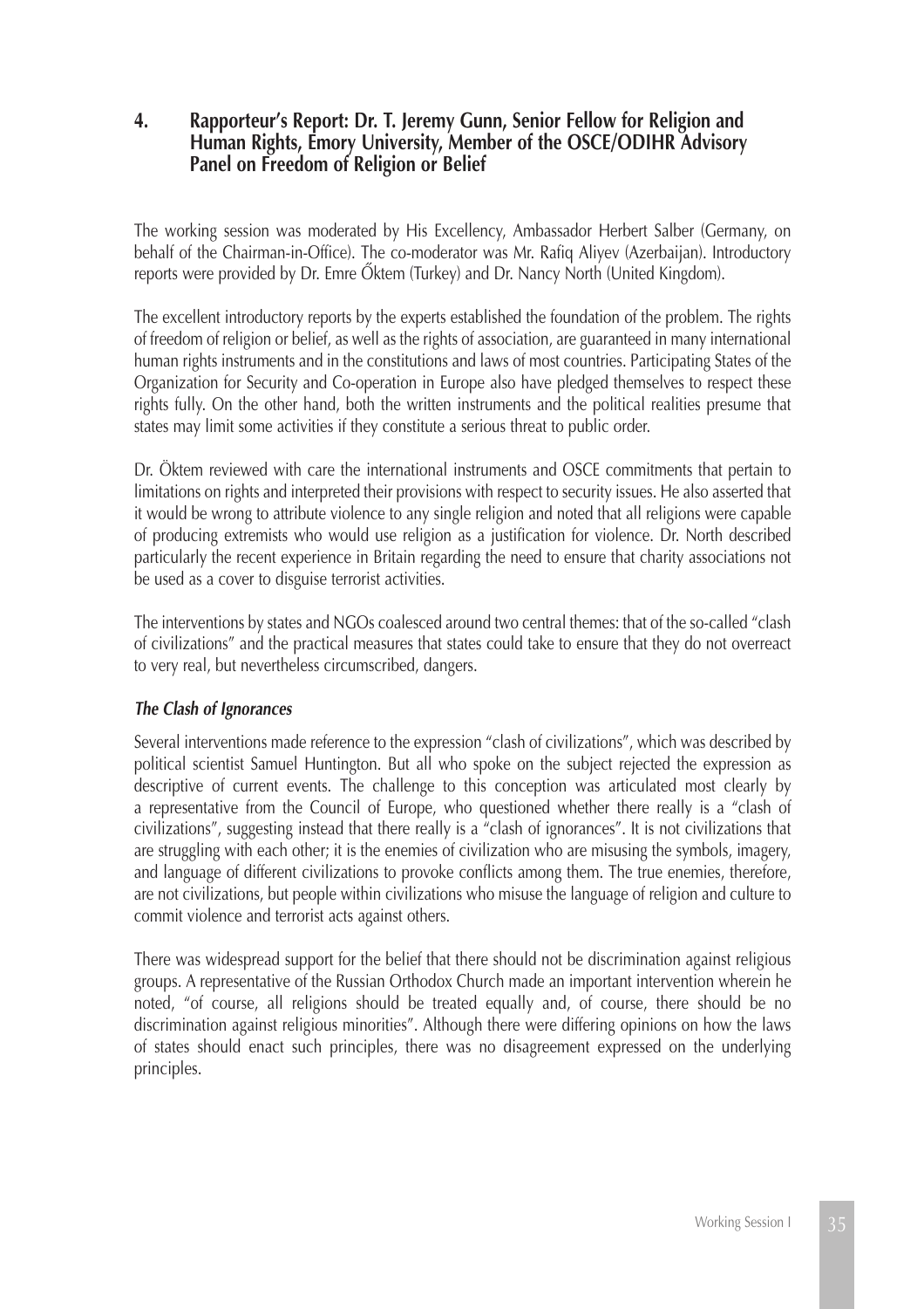## 4. Rapporteur's Report: Dr. T. Jeremy Gunn, Senior Fellow for Religion and Human Rights, Emory University, Member of the OSCE/ODIHR Advisory Panel on Freedom of Religion or Belief

The working session was moderated by His Excellency, Ambassador Herbert Salber (Germany, on behalf of the Chairman-in-Office). The co-moderator was Mr. Rafiq Aliyev (Azerbaijan). Introductory reports were provided by Dr. Emre Őktem (Turkey) and Dr. Nancy North (United Kingdom).

The excellent introductory reports by the experts established the foundation of the problem. The rights of freedom of religion or belief, as well as the rights of association, are guaranteed in many international human rights instruments and in the constitutions and laws of most countries. Participating States of the Organization for Security and Co-operation in Europe also have pledged themselves to respect these rights fully. On the other hand, both the written instruments and the political realities presume that states may limit some activities if they constitute a serious threat to public order.

Dr. Öktem reviewed with care the international instruments and OSCE commitments that pertain to limitations on rights and interpreted their provisions with respect to security issues. He also asserted that it would be wrong to attribute violence to any single religion and noted that all religions were capable of producing extremists who would use religion as a justification for violence. Dr. North described particularly the recent experience in Britain regarding the need to ensure that charity associations not be used as a cover to disguise terrorist activities.

The interventions by states and NGOs coalesced around two central themes: that of the so-called "clash of civilizations" and the practical measures that states could take to ensure that they do not overreact to very real, but nevertheless circumscribed, dangers.

### *The Clash of Ignorances*

Several interventions made reference to the expression "clash of civilizations", which was described by political scientist Samuel Huntington. But all who spoke on the subject rejected the expression as descriptive of current events. The challenge to this conception was articulated most clearly by a representative from the Council of Europe, who questioned whether there really is a "clash of civilizations", suggesting instead that there really is a "clash of ignorances". It is not civilizations that are struggling with each other; it is the enemies of civilization who are misusing the symbols, imagery, and language of different civilizations to provoke conflicts among them. The true enemies, therefore, are not civilizations, but people within civilizations who misuse the language of religion and culture to commit violence and terrorist acts against others.

There was widespread support for the belief that there should not be discrimination against religious groups. A representative of the Russian Orthodox Church made an important intervention wherein he noted, "of course, all religions should be treated equally and, of course, there should be no discrimination against religious minorities". Although there were differing opinions on how the laws of states should enact such principles, there was no disagreement expressed on the underlying principles.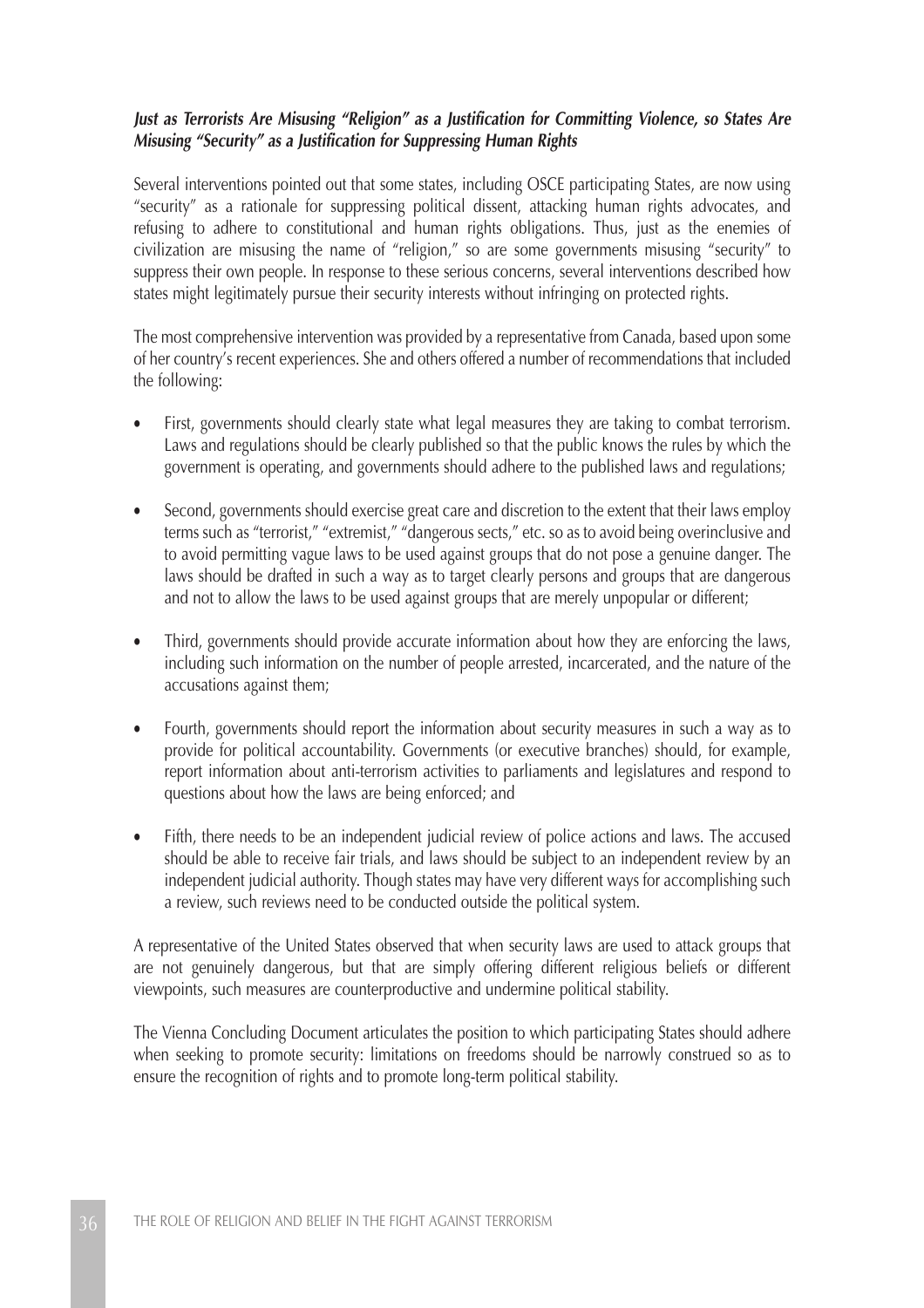### *Just as Terrorists Are Misusing "Religion" as a Justification for Committing Violence, so States Are Misusing "Security" as a Justification for Suppressing Human Rights*

Several interventions pointed out that some states, including OSCE participating States, are now using "security" as a rationale for suppressing political dissent, attacking human rights advocates, and refusing to adhere to constitutional and human rights obligations. Thus, just as the enemies of civilization are misusing the name of "religion," so are some governments misusing "security" to suppress their own people. In response to these serious concerns, several interventions described how states might legitimately pursue their security interests without infringing on protected rights.

The most comprehensive intervention was provided by a representative from Canada, based upon some of her country's recent experiences. She and others offered a number of recommendations that included the following:

- First, governments should clearly state what legal measures they are taking to combat terrorism. Laws and regulations should be clearly published so that the public knows the rules by which the government is operating, and governments should adhere to the published laws and regulations;

- Second, governments should exercise great care and discretion to the extent that their laws employ terms such as "terrorist," "extremist," "dangerous sects," etc. so as to avoid being overinclusive and to avoid permitting vague laws to be used against groups that do not pose a genuine danger. The laws should be drafted in such a way as to target clearly persons and groups that are dangerous and not to allow the laws to be used against groups that are merely unpopular or different;

- Third, governments should provide accurate information about how they are enforcing the laws, including such information on the number of people arrested, incarcerated, and the nature of the accusations against them;

- Fourth, governments should report the information about security measures in such a way as to provide for political accountability. Governments (or executive branches) should, for example, report information about anti-terrorism activities to parliaments and legislatures and respond to questions about how the laws are being enforced; and

- Fifth, there needs to be an independent judicial review of police actions and laws. The accused should be able to receive fair trials, and laws should be subject to an independent review by an independent judicial authority. Though states may have very different ways for accomplishing such a review, such reviews need to be conducted outside the political system.

A representative of the United States observed that when security laws are used to attack groups that are not genuinely dangerous, but that are simply offering different religious beliefs or different viewpoints, such measures are counterproductive and undermine political stability.

The Vienna Concluding Document articulates the position to which participating States should adhere when seeking to promote security: limitations on freedoms should be narrowly construed so as to ensure the recognition of rights and to promote long-term political stability.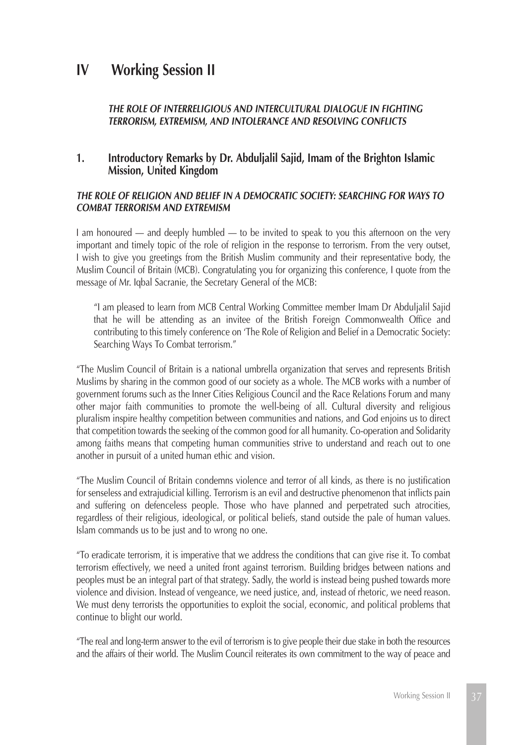# IV Working Session II

***THE ROLE OF INTERRELIGIOUS AND INTERCULTURAL DIALOGUE IN FIGHTING TERRORISM, EXTREMISM, AND INTOLERANCE AND RESOLVING CONFLICTS***

## 1. Introductory Remarks by Dr. Abduljalil Sajid, Imam of the Brighton Islamic Mission, United Kingdom

***THE ROLE OF RELIGION AND BELIEF IN A DEMOCRATIC SOCIETY: SEARCHING FOR WAYS TO COMBAT TERRORISM AND EXTREMISM***

I am honoured — and deeply humbled — to be invited to speak to you this afternoon on the very important and timely topic of the role of religion in the response to terrorism. From the very outset, I wish to give you greetings from the British Muslim community and their representative body, the Muslim Council of Britain (MCB). Congratulating you for organizing this conference, I quote from the message of Mr. Iqbal Sacranie, the Secretary General of the MCB:

> "I am pleased to learn from MCB Central Working Committee member Imam Dr Abduljalil Sajid that he will be attending as an invitee of the British Foreign Commonwealth Office and contributing to this timely conference on 'The Role of Religion and Belief in a Democratic Society: Searching Ways To Combat terrorism."

"The Muslim Council of Britain is a national umbrella organization that serves and represents British Muslims by sharing in the common good of our society as a whole. The MCB works with a number of government forums such as the Inner Cities Religious Council and the Race Relations Forum and many other major faith communities to promote the well-being of all. Cultural diversity and religious pluralism inspire healthy competition between communities and nations, and God enjoins us to direct that competition towards the seeking of the common good for all humanity. Co-operation and Solidarity among faiths means that competing human communities strive to understand and reach out to one another in pursuit of a united human ethic and vision.

"The Muslim Council of Britain condemns violence and terror of all kinds, as there is no justification for senseless and extrajudicial killing. Terrorism is an evil and destructive phenomenon that inflicts pain and suffering on defenceless people. Those who have planned and perpetrated such atrocities, regardless of their religious, ideological, or political beliefs, stand outside the pale of human values. Islam commands us to be just and to wrong no one.

"To eradicate terrorism, it is imperative that we address the conditions that can give rise it. To combat terrorism effectively, we need a united front against terrorism. Building bridges between nations and peoples must be an integral part of that strategy. Sadly, the world is instead being pushed towards more violence and division. Instead of vengeance, we need justice, and, instead of rhetoric, we need reason. We must deny terrorists the opportunities to exploit the social, economic, and political problems that continue to blight our world.

"The real and long-term answer to the evil of terrorism is to give people their due stake in both the resources and the affairs of their world. The Muslim Council reiterates its own commitment to the way of peace and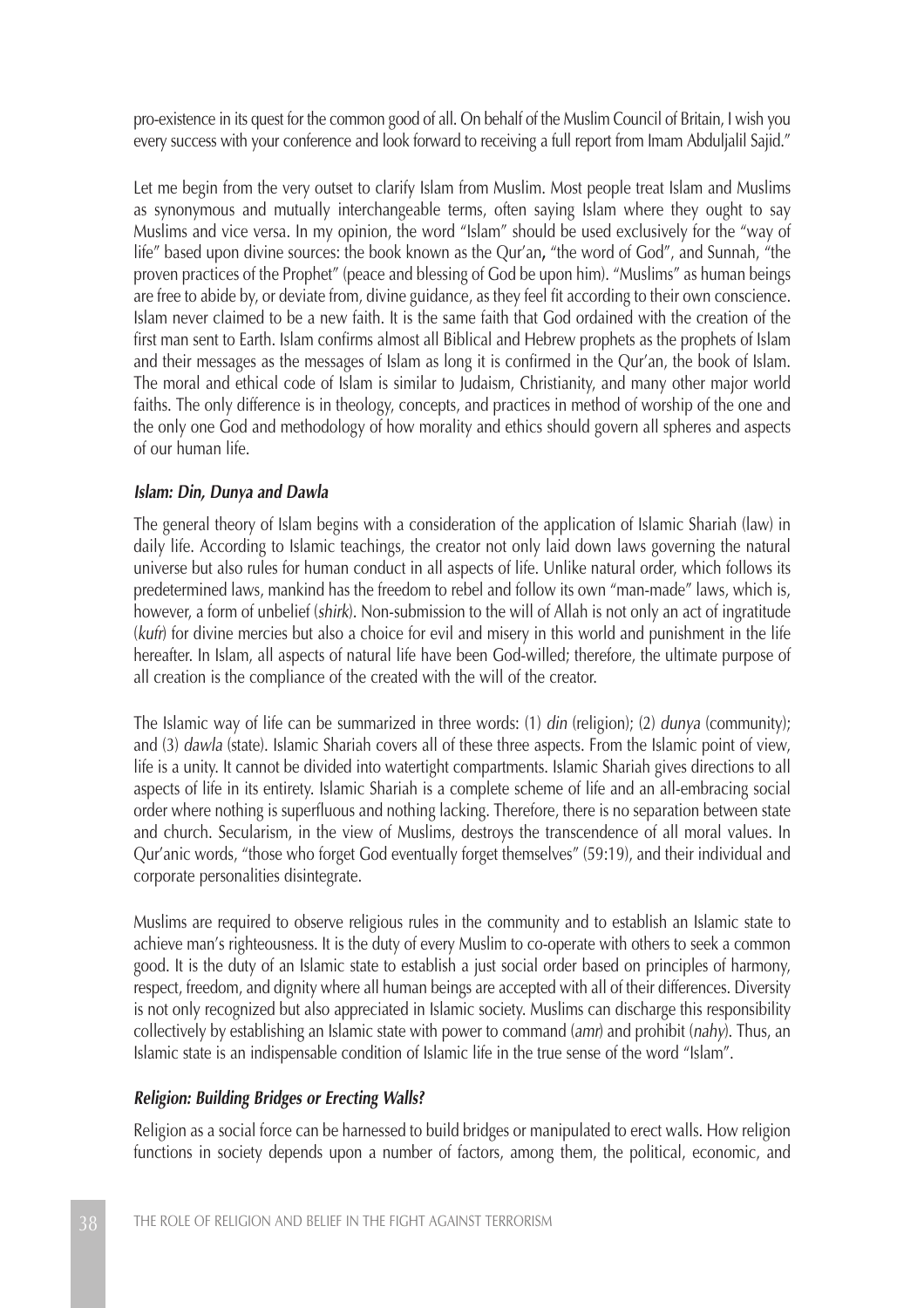pro-existence in its quest for the common good of all. On behalf of the Muslim Council of Britain, I wish you every success with your conference and look forward to receiving a full report from Imam Abduljalil Sajid."

Let me begin from the very outset to clarify Islam from Muslim. Most people treat Islam and Muslims as synonymous and mutually interchangeable terms, often saying Islam where they ought to say Muslims and vice versa. In my opinion, the word "Islam" should be used exclusively for the "way of life" based upon divine sources: the book known as the Qur'an**,** "the word of God", and Sunnah, "the proven practices of the Prophet" (peace and blessing of God be upon him). "Muslims" as human beings are free to abide by, or deviate from, divine guidance, as they feel fit according to their own conscience. Islam never claimed to be a new faith. It is the same faith that God ordained with the creation of the first man sent to Earth. Islam confirms almost all Biblical and Hebrew prophets as the prophets of Islam and their messages as the messages of Islam as long it is confirmed in the Qur'an, the book of Islam. The moral and ethical code of Islam is similar to Judaism, Christianity, and many other major world faiths. The only difference is in theology, concepts, and practices in method of worship of the one and the only one God and methodology of how morality and ethics should govern all spheres and aspects of our human life.

### *Islam: Din, Dunya and Dawla*

The general theory of Islam begins with a consideration of the application of Islamic Shariah (law) in daily life. According to Islamic teachings, the creator not only laid down laws governing the natural universe but also rules for human conduct in all aspects of life. Unlike natural order, which follows its predetermined laws, mankind has the freedom to rebel and follow its own "man-made" laws, which is, however, a form of unbelief (*shirk*). Non-submission to the will of Allah is not only an act of ingratitude (*kufr*) for divine mercies but also a choice for evil and misery in this world and punishment in the life hereafter. In Islam, all aspects of natural life have been God-willed; therefore, the ultimate purpose of all creation is the compliance of the created with the will of the creator.

The Islamic way of life can be summarized in three words: (1) *din* (religion); (2) *dunya* (community); and (3) *dawla* (state). Islamic Shariah covers all of these three aspects. From the Islamic point of view, life is a unity. It cannot be divided into watertight compartments. Islamic Shariah gives directions to all aspects of life in its entirety. Islamic Shariah is a complete scheme of life and an all-embracing social order where nothing is superfluous and nothing lacking. Therefore, there is no separation between state and church. Secularism, in the view of Muslims, destroys the transcendence of all moral values. In Qur'anic words, "those who forget God eventually forget themselves" (59:19), and their individual and corporate personalities disintegrate.

Muslims are required to observe religious rules in the community and to establish an Islamic state to achieve man's righteousness. It is the duty of every Muslim to co-operate with others to seek a common good. It is the duty of an Islamic state to establish a just social order based on principles of harmony, respect, freedom, and dignity where all human beings are accepted with all of their differences. Diversity is not only recognized but also appreciated in Islamic society. Muslims can discharge this responsibility collectively by establishing an Islamic state with power to command (*amr*) and prohibit (*nahy*). Thus, an Islamic state is an indispensable condition of Islamic life in the true sense of the word "Islam".

### *Religion: Building Bridges or Erecting Walls?*

Religion as a social force can be harnessed to build bridges or manipulated to erect walls. How religion functions in society depends upon a number of factors, among them, the political, economic, and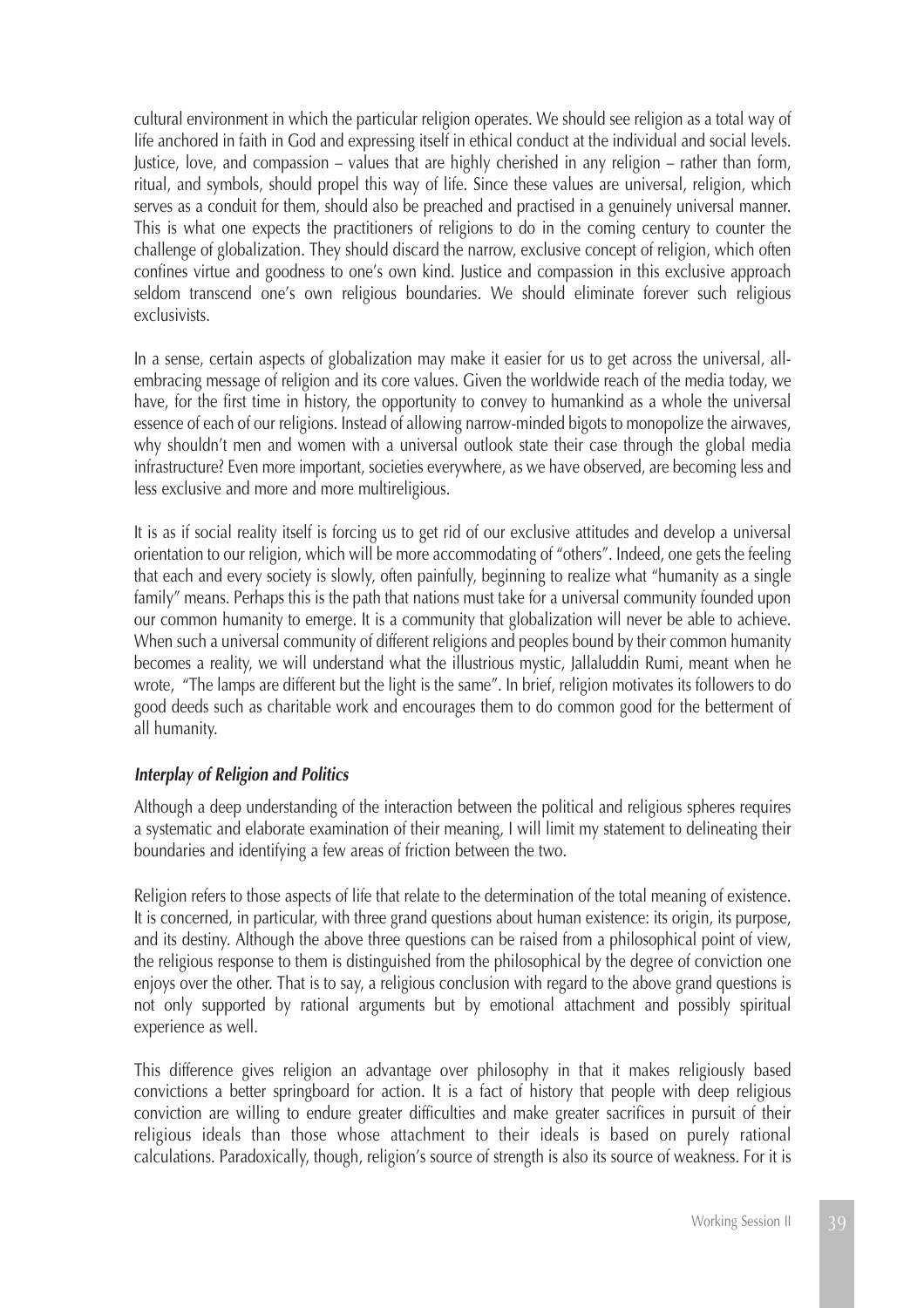cultural environment in which the particular religion operates. We should see religion as a total way of life anchored in faith in God and expressing itself in ethical conduct at the individual and social levels. Justice, love, and compassion – values that are highly cherished in any religion – rather than form, ritual, and symbols, should propel this way of life. Since these values are universal, religion, which serves as a conduit for them, should also be preached and practised in a genuinely universal manner. This is what one expects the practitioners of religions to do in the coming century to counter the challenge of globalization. They should discard the narrow, exclusive concept of religion, which often confines virtue and goodness to one's own kind. Justice and compassion in this exclusive approach seldom transcend one's own religious boundaries. We should eliminate forever such religious exclusivists.

In a sense, certain aspects of globalization may make it easier for us to get across the universal, all-embracing message of religion and its core values. Given the worldwide reach of the media today, we have, for the first time in history, the opportunity to convey to humankind as a whole the universal essence of each of our religions. Instead of allowing narrow-minded bigots to monopolize the airwaves, why shouldn't men and women with a universal outlook state their case through the global media infrastructure? Even more important, societies everywhere, as we have observed, are becoming less and less exclusive and more and more multireligious.

It is as if social reality itself is forcing us to get rid of our exclusive attitudes and develop a universal orientation to our religion, which will be more accommodating of "others". Indeed, one gets the feeling that each and every society is slowly, often painfully, beginning to realize what "humanity as a single family" means. Perhaps this is the path that nations must take for a universal community founded upon our common humanity to emerge. It is a community that globalization will never be able to achieve. When such a universal community of different religions and peoples bound by their common humanity becomes a reality, we will understand what the illustrious mystic, Jallaluddin Rumi, meant when he wrote, "The lamps are different but the light is the same". In brief, religion motivates its followers to do good deeds such as charitable work and encourages them to do common good for the betterment of all humanity.

### ***Interplay of Religion and Politics***

Although a deep understanding of the interaction between the political and religious spheres requires a systematic and elaborate examination of their meaning, I will limit my statement to delineating their boundaries and identifying a few areas of friction between the two.

Religion refers to those aspects of life that relate to the determination of the total meaning of existence. It is concerned, in particular, with three grand questions about human existence: its origin, its purpose, and its destiny. Although the above three questions can be raised from a philosophical point of view, the religious response to them is distinguished from the philosophical by the degree of conviction one enjoys over the other. That is to say, a religious conclusion with regard to the above grand questions is not only supported by rational arguments but by emotional attachment and possibly spiritual experience as well.

This difference gives religion an advantage over philosophy in that it makes religiously based convictions a better springboard for action. It is a fact of history that people with deep religious conviction are willing to endure greater difficulties and make greater sacrifices in pursuit of their religious ideals than those whose attachment to their ideals is based on purely rational calculations. Paradoxically, though, religion's source of strength is also its source of weakness. For it is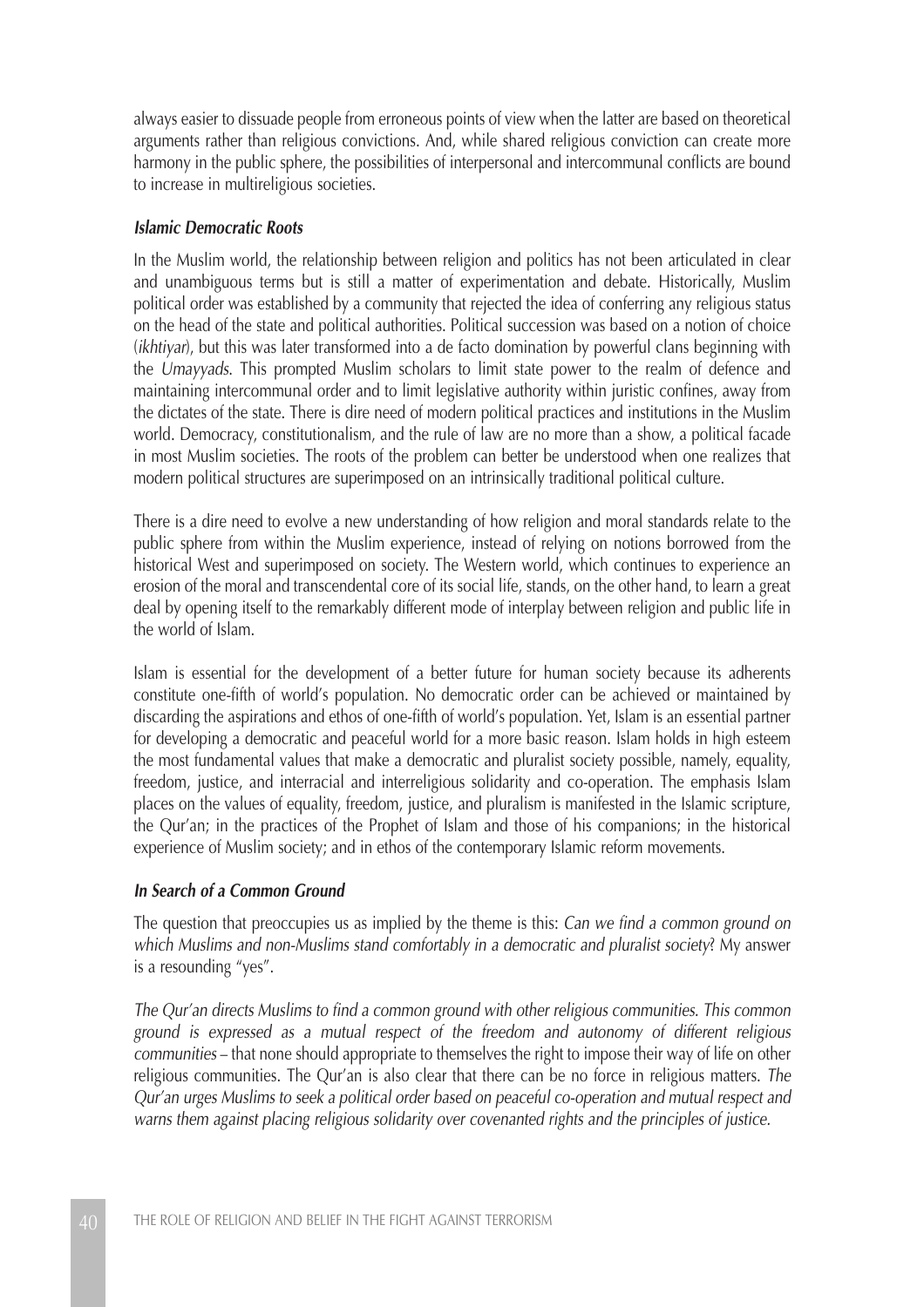always easier to dissuade people from erroneous points of view when the latter are based on theoretical arguments rather than religious convictions. And, while shared religious conviction can create more harmony in the public sphere, the possibilities of interpersonal and intercommunal conflicts are bound to increase in multireligious societies.

### *Islamic Democratic Roots*

In the Muslim world, the relationship between religion and politics has not been articulated in clear and unambiguous terms but is still a matter of experimentation and debate. Historically, Muslim political order was established by a community that rejected the idea of conferring any religious status on the head of the state and political authorities. Political succession was based on a notion of choice (*ikhtiyar*), but this was later transformed into a de facto domination by powerful clans beginning with the *Umayyads*. This prompted Muslim scholars to limit state power to the realm of defence and maintaining intercommunal order and to limit legislative authority within juristic confines, away from the dictates of the state. There is dire need of modern political practices and institutions in the Muslim world. Democracy, constitutionalism, and the rule of law are no more than a show, a political facade in most Muslim societies. The roots of the problem can better be understood when one realizes that modern political structures are superimposed on an intrinsically traditional political culture.

There is a dire need to evolve a new understanding of how religion and moral standards relate to the public sphere from within the Muslim experience, instead of relying on notions borrowed from the historical West and superimposed on society. The Western world, which continues to experience an erosion of the moral and transcendental core of its social life, stands, on the other hand, to learn a great deal by opening itself to the remarkably different mode of interplay between religion and public life in the world of Islam.

Islam is essential for the development of a better future for human society because its adherents constitute one-fifth of world's population. No democratic order can be achieved or maintained by discarding the aspirations and ethos of one-fifth of world's population. Yet, Islam is an essential partner for developing a democratic and peaceful world for a more basic reason. Islam holds in high esteem the most fundamental values that make a democratic and pluralist society possible, namely, equality, freedom, justice, and interracial and interreligious solidarity and co-operation. The emphasis Islam places on the values of equality, freedom, justice, and pluralism is manifested in the Islamic scripture, the Qur'an; in the practices of the Prophet of Islam and those of his companions; in the historical experience of Muslim society; and in ethos of the contemporary Islamic reform movements.

### *In Search of a Common Ground*

The question that preoccupies us as implied by the theme is this: *Can we find a common ground on which Muslims and non-Muslims stand comfortably in a democratic and pluralist society*? My answer is a resounding "yes".

*The Qur'an directs Muslims to find a common ground with other religious communities. This common ground is expressed as a mutual respect of the freedom and autonomy of different religious communities* – that none should appropriate to themselves the right to impose their way of life on other religious communities. The Qur'an is also clear that there can be no force in religious matters. *The Qur'an urges Muslims to seek a political order based on peaceful co-operation and mutual respect and warns them against placing religious solidarity over covenanted rights and the principles of justice.*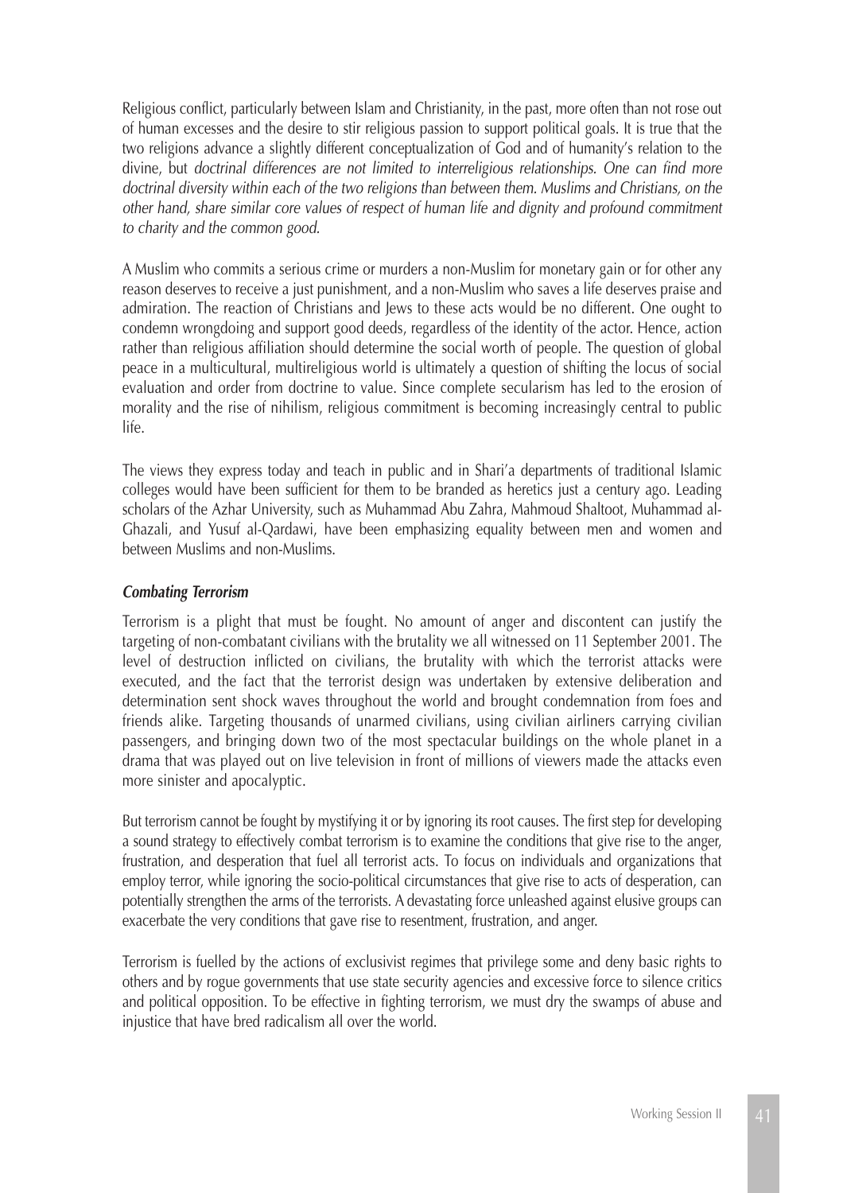Religious conflict, particularly between Islam and Christianity, in the past, more often than not rose out of human excesses and the desire to stir religious passion to support political goals. It is true that the two religions advance a slightly different conceptualization of God and of humanity's relation to the divine, but *doctrinal differences are not limited to interreligious relationships. One can find more doctrinal diversity within each of the two religions than between them. Muslims and Christians, on the other hand, share similar core values of respect of human life and dignity and profound commitment to charity and the common good.*

A Muslim who commits a serious crime or murders a non-Muslim for monetary gain or for other any reason deserves to receive a just punishment, and a non-Muslim who saves a life deserves praise and admiration. The reaction of Christians and Jews to these acts would be no different. One ought to condemn wrongdoing and support good deeds, regardless of the identity of the actor. Hence, action rather than religious affiliation should determine the social worth of people. The question of global peace in a multicultural, multireligious world is ultimately a question of shifting the locus of social evaluation and order from doctrine to value. Since complete secularism has led to the erosion of morality and the rise of nihilism, religious commitment is becoming increasingly central to public life.

The views they express today and teach in public and in Shari'a departments of traditional Islamic colleges would have been sufficient for them to be branded as heretics just a century ago. Leading scholars of the Azhar University, such as Muhammad Abu Zahra, Mahmoud Shaltoot, Muhammad al-Ghazali, and Yusuf al-Qardawi, have been emphasizing equality between men and women and between Muslims and non-Muslims.

### *Combating Terrorism*

Terrorism is a plight that must be fought. No amount of anger and discontent can justify the targeting of non-combatant civilians with the brutality we all witnessed on 11 September 2001. The level of destruction inflicted on civilians, the brutality with which the terrorist attacks were executed, and the fact that the terrorist design was undertaken by extensive deliberation and determination sent shock waves throughout the world and brought condemnation from foes and friends alike. Targeting thousands of unarmed civilians, using civilian airliners carrying civilian passengers, and bringing down two of the most spectacular buildings on the whole planet in a drama that was played out on live television in front of millions of viewers made the attacks even more sinister and apocalyptic.

But terrorism cannot be fought by mystifying it or by ignoring its root causes. The first step for developing a sound strategy to effectively combat terrorism is to examine the conditions that give rise to the anger, frustration, and desperation that fuel all terrorist acts. To focus on individuals and organizations that employ terror, while ignoring the socio-political circumstances that give rise to acts of desperation, can potentially strengthen the arms of the terrorists. A devastating force unleashed against elusive groups can exacerbate the very conditions that gave rise to resentment, frustration, and anger.

Terrorism is fuelled by the actions of exclusivist regimes that privilege some and deny basic rights to others and by rogue governments that use state security agencies and excessive force to silence critics and political opposition. To be effective in fighting terrorism, we must dry the swamps of abuse and injustice that have bred radicalism all over the world.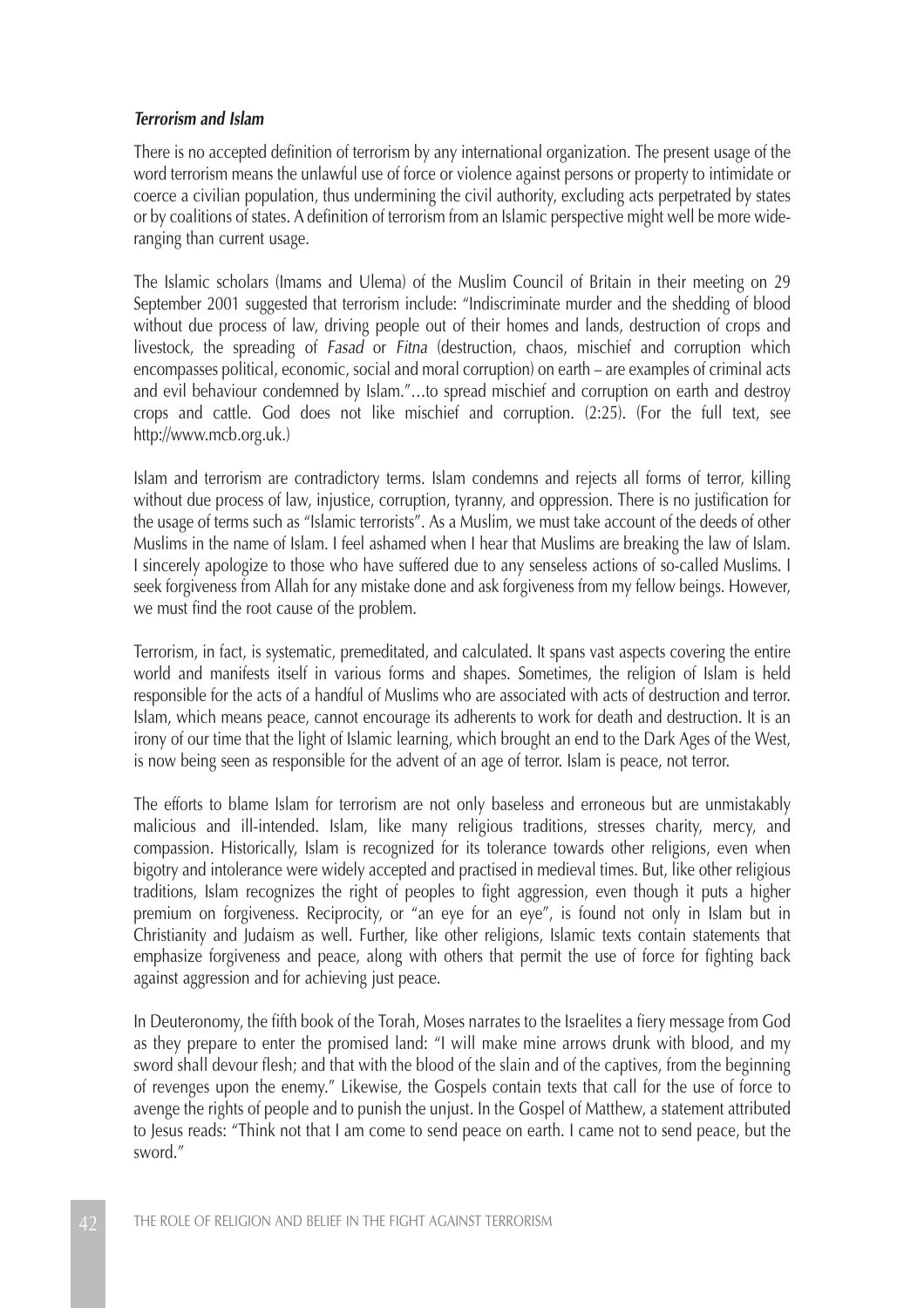***Terrorism and Islam***

There is no accepted definition of terrorism by any international organization. The present usage of the word terrorism means the unlawful use of force or violence against persons or property to intimidate or coerce a civilian population, thus undermining the civil authority, excluding acts perpetrated by states or by coalitions of states. A definition of terrorism from an Islamic perspective might well be more wide-ranging than current usage.

The Islamic scholars (Imams and Ulema) of the Muslim Council of Britain in their meeting on 29 September 2001 suggested that terrorism include: "Indiscriminate murder and the shedding of blood without due process of law, driving people out of their homes and lands, destruction of crops and livestock, the spreading of *Fasad* or *Fitna* (destruction, chaos, mischief and corruption which encompasses political, economic, social and moral corruption) on earth – are examples of criminal acts and evil behaviour condemned by Islam."…to spread mischief and corruption on earth and destroy crops and cattle. God does not like mischief and corruption. (2:25). (For the full text, see http://www.mcb.org.uk.)

Islam and terrorism are contradictory terms. Islam condemns and rejects all forms of terror, killing without due process of law, injustice, corruption, tyranny, and oppression. There is no justification for the usage of terms such as "Islamic terrorists". As a Muslim, we must take account of the deeds of other Muslims in the name of Islam. I feel ashamed when I hear that Muslims are breaking the law of Islam. I sincerely apologize to those who have suffered due to any senseless actions of so-called Muslims. I seek forgiveness from Allah for any mistake done and ask forgiveness from my fellow beings. However, we must find the root cause of the problem.

Terrorism, in fact, is systematic, premeditated, and calculated. It spans vast aspects covering the entire world and manifests itself in various forms and shapes. Sometimes, the religion of Islam is held responsible for the acts of a handful of Muslims who are associated with acts of destruction and terror. Islam, which means peace, cannot encourage its adherents to work for death and destruction. It is an irony of our time that the light of Islamic learning, which brought an end to the Dark Ages of the West, is now being seen as responsible for the advent of an age of terror. Islam is peace, not terror.

The efforts to blame Islam for terrorism are not only baseless and erroneous but are unmistakably malicious and ill-intended. Islam, like many religious traditions, stresses charity, mercy, and compassion. Historically, Islam is recognized for its tolerance towards other religions, even when bigotry and intolerance were widely accepted and practised in medieval times. But, like other religious traditions, Islam recognizes the right of peoples to fight aggression, even though it puts a higher premium on forgiveness. Reciprocity, or "an eye for an eye", is found not only in Islam but in Christianity and Judaism as well. Further, like other religions, Islamic texts contain statements that emphasize forgiveness and peace, along with others that permit the use of force for fighting back against aggression and for achieving just peace.

In Deuteronomy, the fifth book of the Torah, Moses narrates to the Israelites a fiery message from God as they prepare to enter the promised land: "I will make mine arrows drunk with blood, and my sword shall devour flesh; and that with the blood of the slain and of the captives, from the beginning of revenges upon the enemy." Likewise, the Gospels contain texts that call for the use of force to avenge the rights of people and to punish the unjust. In the Gospel of Matthew, a statement attributed to Jesus reads: "Think not that I am come to send peace on earth. I came not to send peace, but the sword."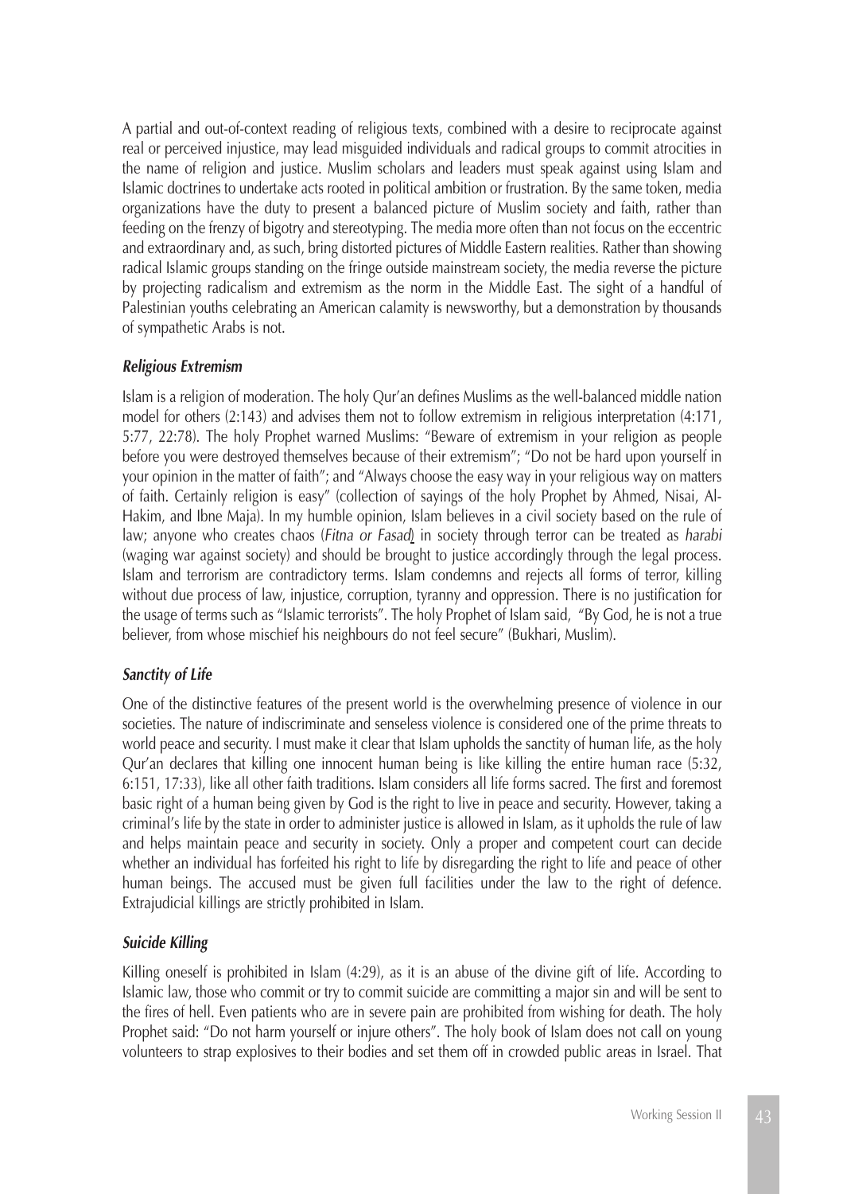A partial and out-of-context reading of religious texts, combined with a desire to reciprocate against real or perceived injustice, may lead misguided individuals and radical groups to commit atrocities in the name of religion and justice. Muslim scholars and leaders must speak against using Islam and Islamic doctrines to undertake acts rooted in political ambition or frustration. By the same token, media organizations have the duty to present a balanced picture of Muslim society and faith, rather than feeding on the frenzy of bigotry and stereotyping. The media more often than not focus on the eccentric and extraordinary and, as such, bring distorted pictures of Middle Eastern realities. Rather than showing radical Islamic groups standing on the fringe outside mainstream society, the media reverse the picture by projecting radicalism and extremism as the norm in the Middle East. The sight of a handful of Palestinian youths celebrating an American calamity is newsworthy, but a demonstration by thousands of sympathetic Arabs is not.

### *Religious Extremism*

Islam is a religion of moderation. The holy Qur'an defines Muslims as the well-balanced middle nation model for others (2:143) and advises them not to follow extremism in religious interpretation (4:171, 5:77, 22:78). The holy Prophet warned Muslims: "Beware of extremism in your religion as people before you were destroyed themselves because of their extremism"; "Do not be hard upon yourself in your opinion in the matter of faith"; and "Always choose the easy way in your religious way on matters of faith. Certainly religion is easy" (collection of sayings of the holy Prophet by Ahmed, Nisai, Al-Hakim, and Ibne Maja). In my humble opinion, Islam believes in a civil society based on the rule of law; anyone who creates chaos (*Fitna or Fasad*) in society through terror can be treated as *harabi* (waging war against society) and should be brought to justice accordingly through the legal process. Islam and terrorism are contradictory terms. Islam condemns and rejects all forms of terror, killing without due process of law, injustice, corruption, tyranny and oppression. There is no justification for the usage of terms such as "Islamic terrorists". The holy Prophet of Islam said, "By God, he is not a true believer, from whose mischief his neighbours do not feel secure" (Bukhari, Muslim).

### *Sanctity of Life*

One of the distinctive features of the present world is the overwhelming presence of violence in our societies. The nature of indiscriminate and senseless violence is considered one of the prime threats to world peace and security. I must make it clear that Islam upholds the sanctity of human life, as the holy Qur'an declares that killing one innocent human being is like killing the entire human race (5:32, 6:151, 17:33), like all other faith traditions. Islam considers all life forms sacred. The first and foremost basic right of a human being given by God is the right to live in peace and security. However, taking a criminal's life by the state in order to administer justice is allowed in Islam, as it upholds the rule of law and helps maintain peace and security in society. Only a proper and competent court can decide whether an individual has forfeited his right to life by disregarding the right to life and peace of other human beings. The accused must be given full facilities under the law to the right of defence. Extrajudicial killings are strictly prohibited in Islam.

### *Suicide Killing*

Killing oneself is prohibited in Islam (4:29), as it is an abuse of the divine gift of life. According to Islamic law, those who commit or try to commit suicide are committing a major sin and will be sent to the fires of hell. Even patients who are in severe pain are prohibited from wishing for death. The holy Prophet said: "Do not harm yourself or injure others". The holy book of Islam does not call on young volunteers to strap explosives to their bodies and set them off in crowded public areas in Israel. That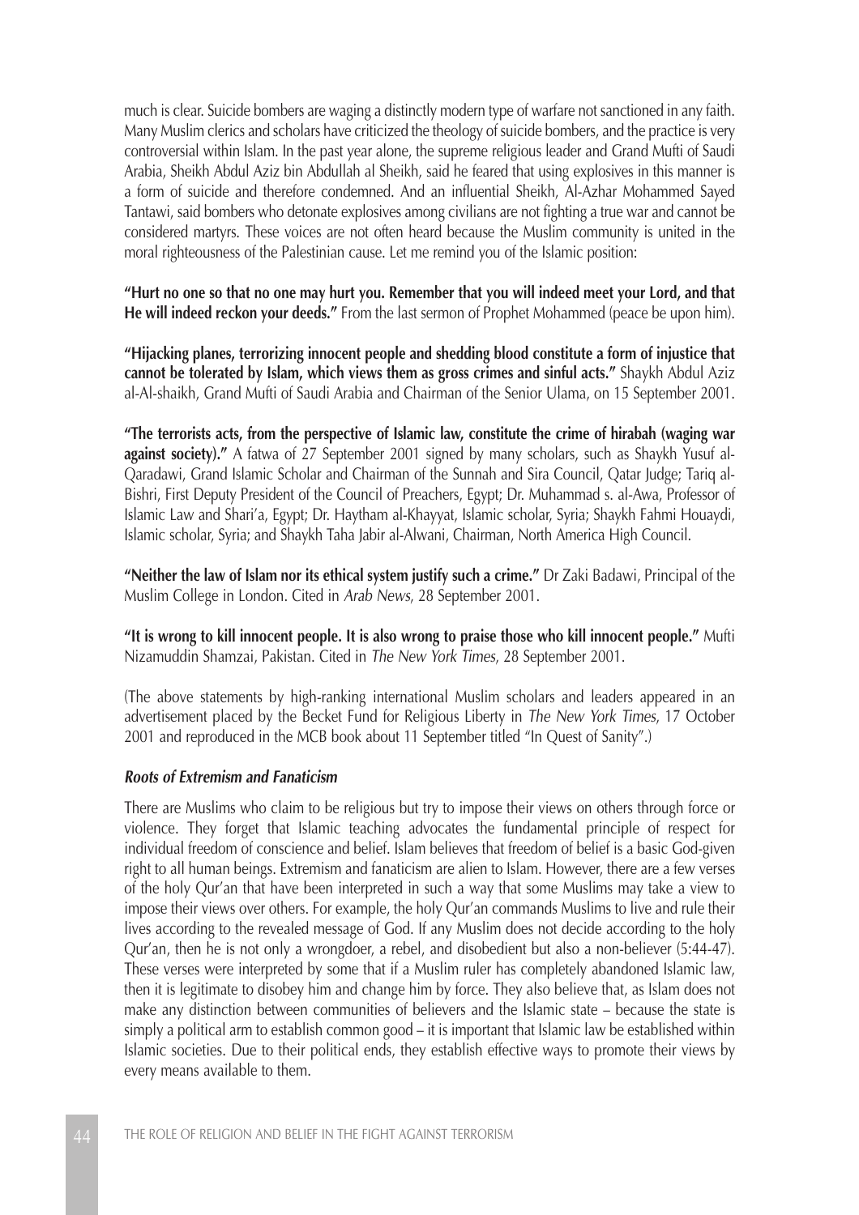much is clear. Suicide bombers are waging a distinctly modern type of warfare not sanctioned in any faith. Many Muslim clerics and scholars have criticized the theology of suicide bombers, and the practice is very controversial within Islam. In the past year alone, the supreme religious leader and Grand Mufti of Saudi Arabia, Sheikh Abdul Aziz bin Abdullah al Sheikh, said he feared that using explosives in this manner is a form of suicide and therefore condemned. And an influential Sheikh, Al-Azhar Mohammed Sayed Tantawi, said bombers who detonate explosives among civilians are not fighting a true war and cannot be considered martyrs. These voices are not often heard because the Muslim community is united in the moral righteousness of the Palestinian cause. Let me remind you of the Islamic position:

**"Hurt no one so that no one may hurt you. Remember that you will indeed meet your Lord, and that He will indeed reckon your deeds."** From the last sermon of Prophet Mohammed (peace be upon him).

**"Hijacking planes, terrorizing innocent people and shedding blood constitute a form of injustice that cannot be tolerated by Islam, which views them as gross crimes and sinful acts."** Shaykh Abdul Aziz al-Al-shaikh, Grand Mufti of Saudi Arabia and Chairman of the Senior Ulama, on 15 September 2001.

**"The terrorists acts, from the perspective of Islamic law, constitute the crime of hirabah (waging war against society)."** A fatwa of 27 September 2001 signed by many scholars, such as Shaykh Yusuf al-Qaradawi, Grand Islamic Scholar and Chairman of the Sunnah and Sira Council, Qatar Judge; Tariq al-Bishri, First Deputy President of the Council of Preachers, Egypt; Dr. Muhammad s. al-Awa, Professor of Islamic Law and Shari'a, Egypt; Dr. Haytham al-Khayyat, Islamic scholar, Syria; Shaykh Fahmi Houaydi, Islamic scholar, Syria; and Shaykh Taha Jabir al-Alwani, Chairman, North America High Council.

**"Neither the law of Islam nor its ethical system justify such a crime."** Dr Zaki Badawi, Principal of the Muslim College in London. Cited in *Arab News*, 28 September 2001.

**"It is wrong to kill innocent people. It is also wrong to praise those who kill innocent people."** Mufti Nizamuddin Shamzai, Pakistan. Cited in *The New York Times*, 28 September 2001.

(The above statements by high-ranking international Muslim scholars and leaders appeared in an advertisement placed by the Becket Fund for Religious Liberty in *The New York Times*, 17 October 2001 and reproduced in the MCB book about 11 September titled "In Quest of Sanity".)

### *Roots of Extremism and Fanaticism*

There are Muslims who claim to be religious but try to impose their views on others through force or violence. They forget that Islamic teaching advocates the fundamental principle of respect for individual freedom of conscience and belief. Islam believes that freedom of belief is a basic God-given right to all human beings. Extremism and fanaticism are alien to Islam. However, there are a few verses of the holy Qur'an that have been interpreted in such a way that some Muslims may take a view to impose their views over others. For example, the holy Qur'an commands Muslims to live and rule their lives according to the revealed message of God. If any Muslim does not decide according to the holy Qur'an, then he is not only a wrongdoer, a rebel, and disobedient but also a non-believer (5:44-47). These verses were interpreted by some that if a Muslim ruler has completely abandoned Islamic law, then it is legitimate to disobey him and change him by force. They also believe that, as Islam does not make any distinction between communities of believers and the Islamic state – because the state is simply a political arm to establish common good – it is important that Islamic law be established within Islamic societies. Due to their political ends, they establish effective ways to promote their views by every means available to them.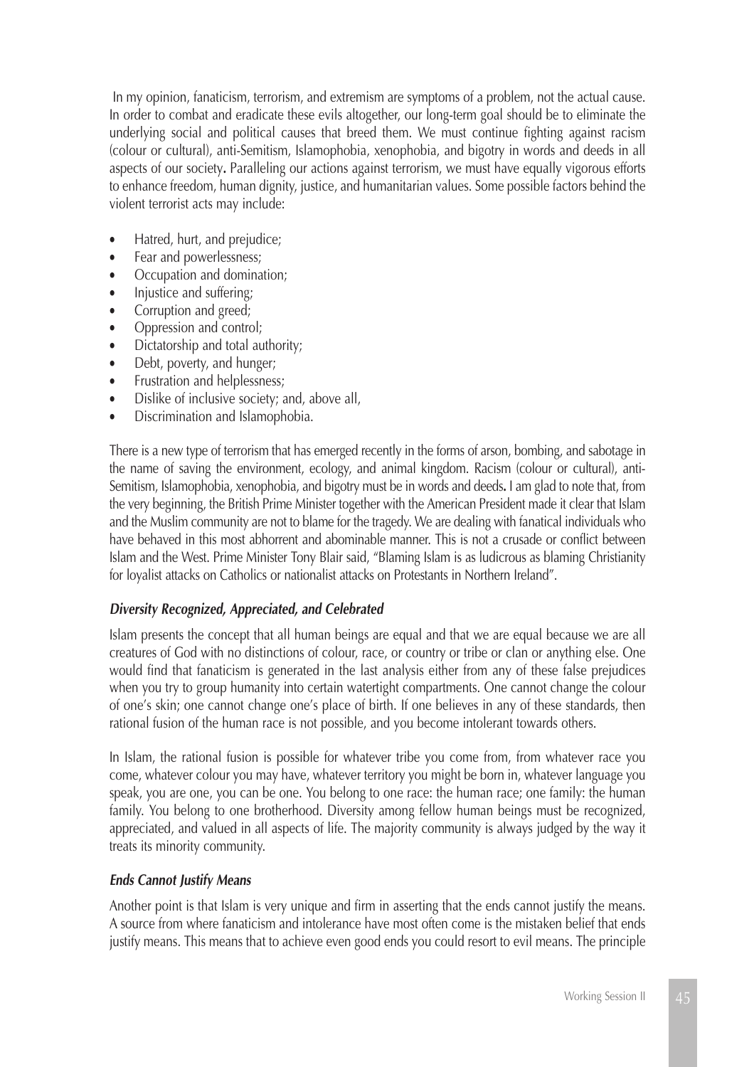In my opinion, fanaticism, terrorism, and extremism are symptoms of a problem, not the actual cause. In order to combat and eradicate these evils altogether, our long-term goal should be to eliminate the underlying social and political causes that breed them. We must continue fighting against racism (colour or cultural), anti-Semitism, Islamophobia, xenophobia, and bigotry in words and deeds in all aspects of our society**.** Paralleling our actions against terrorism, we must have equally vigorous efforts to enhance freedom, human dignity, justice, and humanitarian values. Some possible factors behind the violent terrorist acts may include:

- Hatred, hurt, and prejudice;
- Fear and powerlessness;
- Occupation and domination;
- Injustice and suffering;
- Corruption and greed;
- Oppression and control;
- Dictatorship and total authority;
- Debt, poverty, and hunger;
- Frustration and helplessness;
- Dislike of inclusive society; and, above all,
- Discrimination and Islamophobia.

There is a new type of terrorism that has emerged recently in the forms of arson, bombing, and sabotage in the name of saving the environment, ecology, and animal kingdom. Racism (colour or cultural), anti-Semitism, Islamophobia, xenophobia, and bigotry must be in words and deeds**.** I am glad to note that, from the very beginning, the British Prime Minister together with the American President made it clear that Islam and the Muslim community are not to blame for the tragedy. We are dealing with fanatical individuals who have behaved in this most abhorrent and abominable manner. This is not a crusade or conflict between Islam and the West. Prime Minister Tony Blair said, "Blaming Islam is as ludicrous as blaming Christianity for loyalist attacks on Catholics or nationalist attacks on Protestants in Northern Ireland".

### *Diversity Recognized, Appreciated, and Celebrated*

Islam presents the concept that all human beings are equal and that we are equal because we are all creatures of God with no distinctions of colour, race, or country or tribe or clan or anything else. One would find that fanaticism is generated in the last analysis either from any of these false prejudices when you try to group humanity into certain watertight compartments. One cannot change the colour of one's skin; one cannot change one's place of birth. If one believes in any of these standards, then rational fusion of the human race is not possible, and you become intolerant towards others.

In Islam, the rational fusion is possible for whatever tribe you come from, from whatever race you come, whatever colour you may have, whatever territory you might be born in, whatever language you speak, you are one, you can be one. You belong to one race: the human race; one family: the human family. You belong to one brotherhood. Diversity among fellow human beings must be recognized, appreciated, and valued in all aspects of life. The majority community is always judged by the way it treats its minority community.

### *Ends Cannot Justify Means*

Another point is that Islam is very unique and firm in asserting that the ends cannot justify the means. A source from where fanaticism and intolerance have most often come is the mistaken belief that ends justify means. This means that to achieve even good ends you could resort to evil means. The principle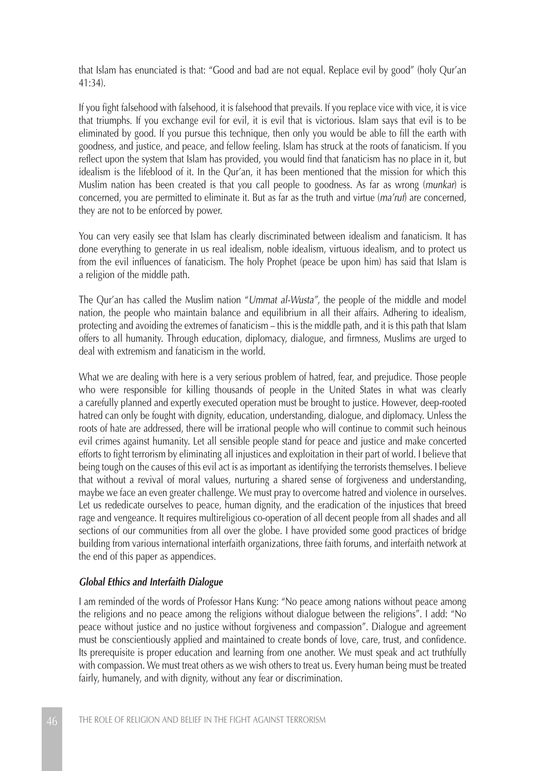that Islam has enunciated is that: "Good and bad are not equal. Replace evil by good" (holy Qur'an 41:34).

If you fight falsehood with falsehood, it is falsehood that prevails. If you replace vice with vice, it is vice that triumphs. If you exchange evil for evil, it is evil that is victorious. Islam says that evil is to be eliminated by good. If you pursue this technique, then only you would be able to fill the earth with goodness, and justice, and peace, and fellow feeling. Islam has struck at the roots of fanaticism. If you reflect upon the system that Islam has provided, you would find that fanaticism has no place in it, but idealism is the lifeblood of it. In the Qur'an, it has been mentioned that the mission for which this Muslim nation has been created is that you call people to goodness. As far as wrong (*munkar*) is concerned, you are permitted to eliminate it. But as far as the truth and virtue (*ma'ruf*) are concerned, they are not to be enforced by power.

You can very easily see that Islam has clearly discriminated between idealism and fanaticism. It has done everything to generate in us real idealism, noble idealism, virtuous idealism, and to protect us from the evil influences of fanaticism. The holy Prophet (peace be upon him) has said that Islam is a religion of the middle path.

The Qur'an has called the Muslim nation "*Ummat al-Wusta",* the people of the middle and model nation, the people who maintain balance and equilibrium in all their affairs. Adhering to idealism, protecting and avoiding the extremes of fanaticism – this is the middle path, and it is this path that Islam offers to all humanity. Through education, diplomacy, dialogue, and firmness, Muslims are urged to deal with extremism and fanaticism in the world.

What we are dealing with here is a very serious problem of hatred, fear, and prejudice. Those people who were responsible for killing thousands of people in the United States in what was clearly a carefully planned and expertly executed operation must be brought to justice. However, deep-rooted hatred can only be fought with dignity, education, understanding, dialogue, and diplomacy. Unless the roots of hate are addressed, there will be irrational people who will continue to commit such heinous evil crimes against humanity. Let all sensible people stand for peace and justice and make concerted efforts to fight terrorism by eliminating all injustices and exploitation in their part of world. I believe that being tough on the causes of this evil act is as important as identifying the terrorists themselves. I believe that without a revival of moral values, nurturing a shared sense of forgiveness and understanding, maybe we face an even greater challenge. We must pray to overcome hatred and violence in ourselves. Let us rededicate ourselves to peace, human dignity, and the eradication of the injustices that breed rage and vengeance. It requires multireligious co-operation of all decent people from all shades and all sections of our communities from all over the globe. I have provided some good practices of bridge building from various international interfaith organizations, three faith forums, and interfaith network at the end of this paper as appendices.

### *Global Ethics and Interfaith Dialogue*

I am reminded of the words of Professor Hans Kung: "No peace among nations without peace among the religions and no peace among the religions without dialogue between the religions". I add: "No peace without justice and no justice without forgiveness and compassion". Dialogue and agreement must be conscientiously applied and maintained to create bonds of love, care, trust, and confidence. Its prerequisite is proper education and learning from one another. We must speak and act truthfully with compassion. We must treat others as we wish others to treat us. Every human being must be treated fairly, humanely, and with dignity, without any fear or discrimination.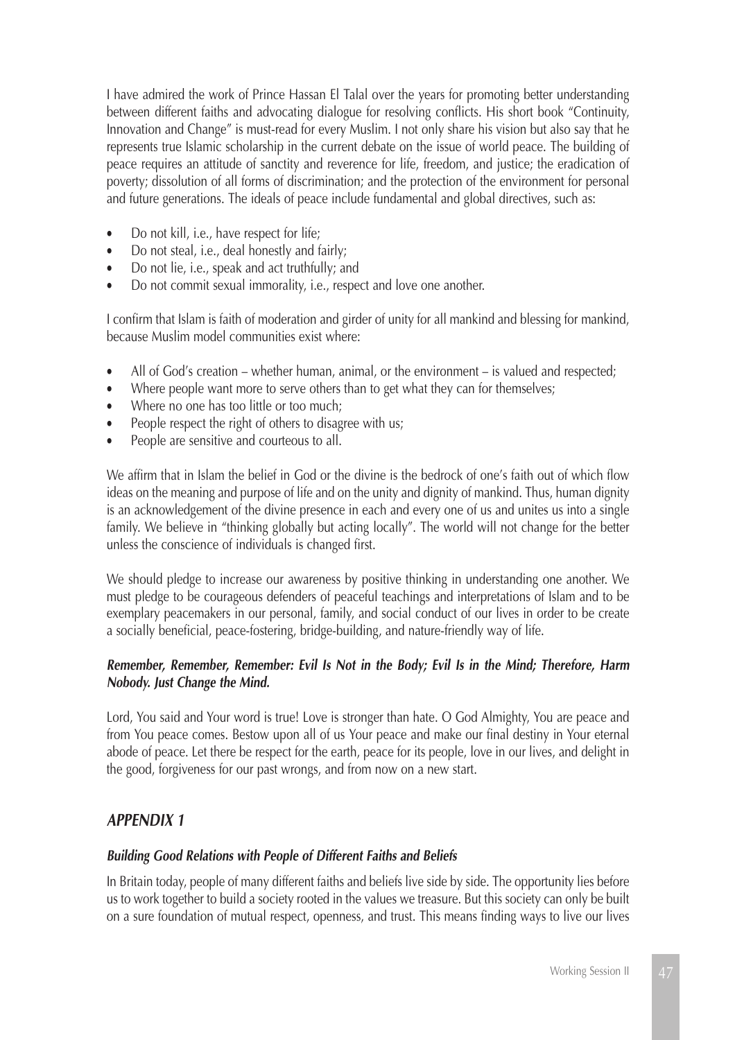I have admired the work of Prince Hassan El Talal over the years for promoting better understanding between different faiths and advocating dialogue for resolving conflicts. His short book "Continuity, Innovation and Change" is must-read for every Muslim. I not only share his vision but also say that he represents true Islamic scholarship in the current debate on the issue of world peace. The building of peace requires an attitude of sanctity and reverence for life, freedom, and justice; the eradication of poverty; dissolution of all forms of discrimination; and the protection of the environment for personal and future generations. The ideals of peace include fundamental and global directives, such as:

- Do not kill, i.e., have respect for life;
- Do not steal, i.e., deal honestly and fairly;
- Do not lie, i.e., speak and act truthfully; and
- Do not commit sexual immorality, i.e., respect and love one another.

I confirm that Islam is faith of moderation and girder of unity for all mankind and blessing for mankind, because Muslim model communities exist where:

- All of God's creation – whether human, animal, or the environment – is valued and respected;
- Where people want more to serve others than to get what they can for themselves;
- Where no one has too little or too much;
- People respect the right of others to disagree with us;
- People are sensitive and courteous to all.

We affirm that in Islam the belief in God or the divine is the bedrock of one's faith out of which flow ideas on the meaning and purpose of life and on the unity and dignity of mankind. Thus, human dignity is an acknowledgement of the divine presence in each and every one of us and unites us into a single family. We believe in "thinking globally but acting locally". The world will not change for the better unless the conscience of individuals is changed first.

We should pledge to increase our awareness by positive thinking in understanding one another. We must pledge to be courageous defenders of peaceful teachings and interpretations of Islam and to be exemplary peacemakers in our personal, family, and social conduct of our lives in order to be create a socially beneficial, peace-fostering, bridge-building, and nature-friendly way of life.

***Remember, Remember, Remember: Evil Is Not in the Body; Evil Is in the Mind; Therefore, Harm Nobody. Just Change the Mind.***

Lord, You said and Your word is true! Love is stronger than hate. O God Almighty, You are peace and from You peace comes. Bestow upon all of us Your peace and make our final destiny in Your eternal abode of peace. Let there be respect for the earth, peace for its people, love in our lives, and delight in the good, forgiveness for our past wrongs, and from now on a new start.

## *APPENDIX 1*

### *Building Good Relations with People of Different Faiths and Beliefs*

In Britain today, people of many different faiths and beliefs live side by side. The opportunity lies before us to work together to build a society rooted in the values we treasure. But this society can only be built on a sure foundation of mutual respect, openness, and trust. This means finding ways to live our lives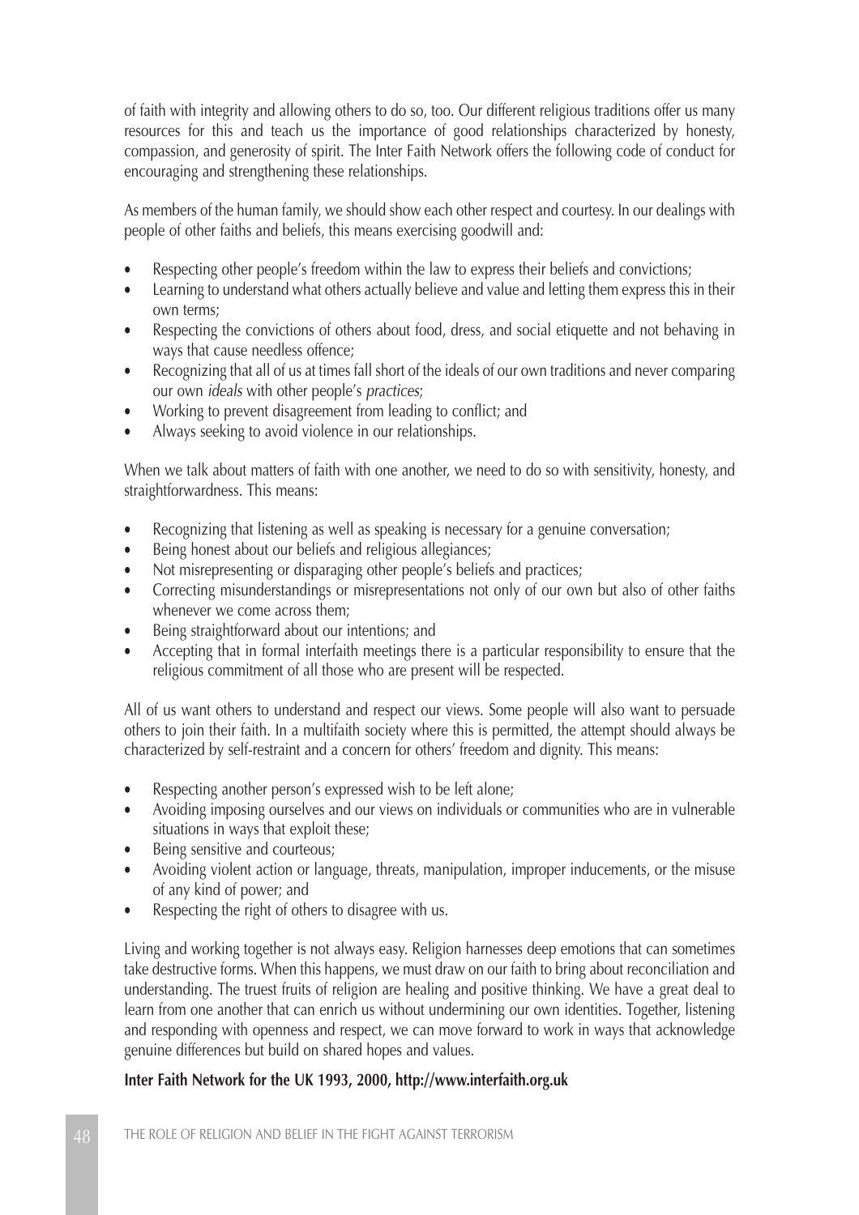of faith with integrity and allowing others to do so, too. Our different religious traditions offer us many resources for this and teach us the importance of good relationships characterized by honesty, compassion, and generosity of spirit. The Inter Faith Network offers the following code of conduct for encouraging and strengthening these relationships.

As members of the human family, we should show each other respect and courtesy. In our dealings with people of other faiths and beliefs, this means exercising goodwill and:

- Respecting other people's freedom within the law to express their beliefs and convictions;
- Learning to understand what others actually believe and value and letting them express this in their own terms;
- Respecting the convictions of others about food, dress, and social etiquette and not behaving in ways that cause needless offence;
- Recognizing that all of us at times fall short of the ideals of our own traditions and never comparing our own *ideals* with other people's *practices*;
- Working to prevent disagreement from leading to conflict; and
- Always seeking to avoid violence in our relationships.

When we talk about matters of faith with one another, we need to do so with sensitivity, honesty, and straightforwardness. This means:

- Recognizing that listening as well as speaking is necessary for a genuine conversation;
- Being honest about our beliefs and religious allegiances;
- Not misrepresenting or disparaging other people's beliefs and practices;
- Correcting misunderstandings or misrepresentations not only of our own but also of other faiths whenever we come across them;
- Being straightforward about our intentions; and
- Accepting that in formal interfaith meetings there is a particular responsibility to ensure that the religious commitment of all those who are present will be respected.

All of us want others to understand and respect our views. Some people will also want to persuade others to join their faith. In a multifaith society where this is permitted, the attempt should always be characterized by self-restraint and a concern for others' freedom and dignity. This means:

- Respecting another person's expressed wish to be left alone;
- Avoiding imposing ourselves and our views on individuals or communities who are in vulnerable situations in ways that exploit these;
- Being sensitive and courteous;
- Avoiding violent action or language, threats, manipulation, improper inducements, or the misuse of any kind of power; and
- Respecting the right of others to disagree with us.

Living and working together is not always easy. Religion harnesses deep emotions that can sometimes take destructive forms. When this happens, we must draw on our faith to bring about reconciliation and understanding. The truest fruits of religion are healing and positive thinking. We have a great deal to learn from one another that can enrich us without undermining our own identities. Together, listening and responding with openness and respect, we can move forward to work in ways that acknowledge genuine differences but build on shared hopes and values.

**Inter Faith Network for the UK 1993, 2000, http://www.interfaith.org.uk**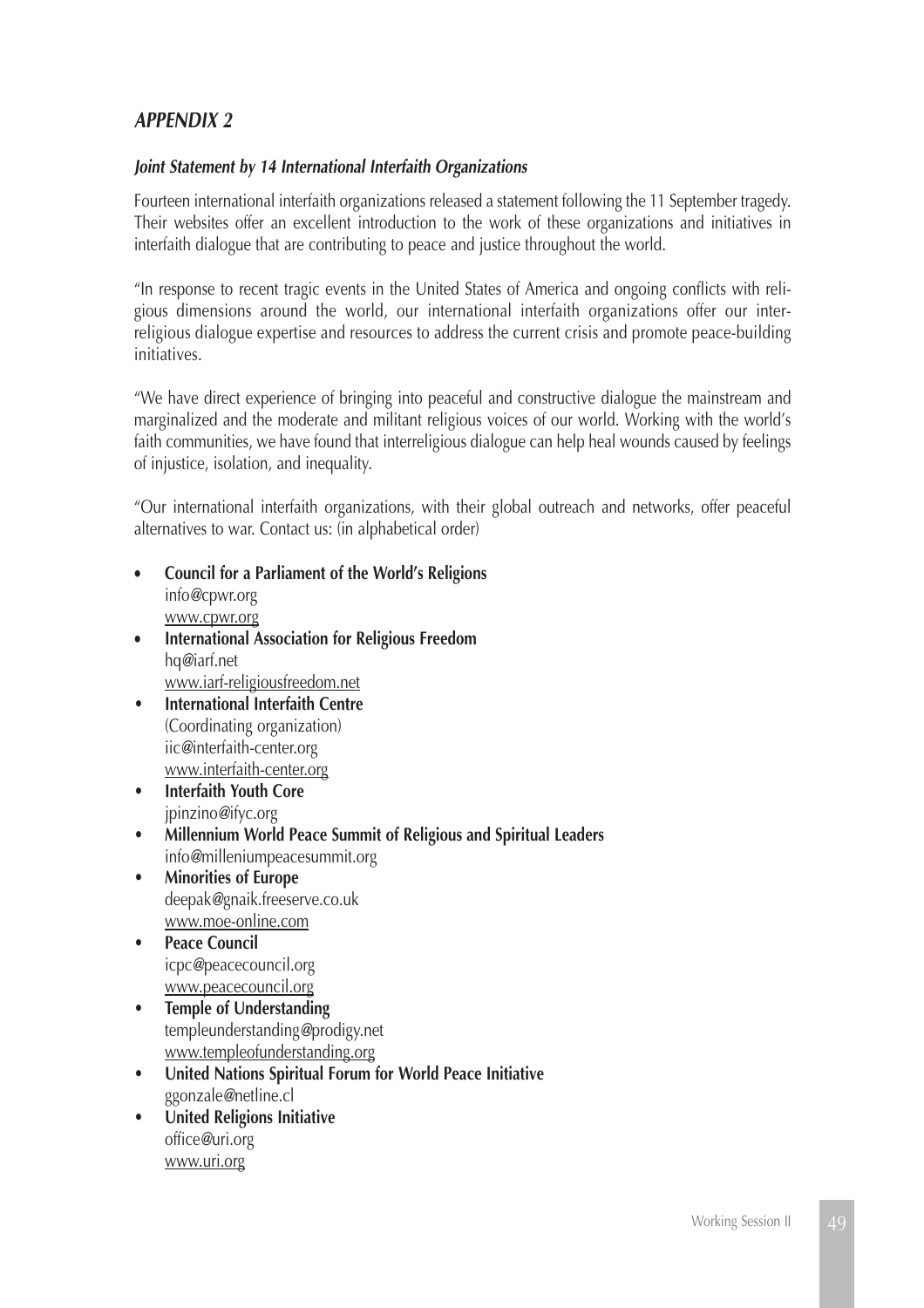## *APPENDIX 2*

### *Joint Statement by 14 International Interfaith Organizations*

Fourteen international interfaith organizations released a statement following the 11 September tragedy. Their websites offer an excellent introduction to the work of these organizations and initiatives in interfaith dialogue that are contributing to peace and justice throughout the world.

"In response to recent tragic events in the United States of America and ongoing conflicts with religious dimensions around the world, our international interfaith organizations offer our interreligious dialogue expertise and resources to address the current crisis and promote peace-building initiatives.

"We have direct experience of bringing into peaceful and constructive dialogue the mainstream and marginalized and the moderate and militant religious voices of our world. Working with the world's faith communities, we have found that interreligious dialogue can help heal wounds caused by feelings of injustice, isolation, and inequality.

"Our international interfaith organizations, with their global outreach and networks, offer peaceful alternatives to war. Contact us: (in alphabetical order)

- **Council for a Parliament of the World's Religions**
  info@cpwr.org
  www.cpwr.org
- **International Association for Religious Freedom**
  hq@iarf.net
  www.iarf-religiousfreedom.net
- **International Interfaith Centre**
  (Coordinating organization)
  iic@interfaith-center.org
  www.interfaith-center.org
- **Interfaith Youth Core**
  jpinzino@ifyc.org
- **Millennium World Peace Summit of Religious and Spiritual Leaders**
  info@milleniumpeacesummit.org
- **Minorities of Europe**
  deepak@gnaik.freeserve.co.uk
  www.moe-online.com
- **Peace Council**
  icpc@peacecouncil.org
  www.peacecouncil.org
- **Temple of Understanding**
  templeunderstanding@prodigy.net
  www.templeofunderstanding.org
- **United Nations Spiritual Forum for World Peace Initiative**
  ggonzale@netline.cl
- **United Religions Initiative**
  office@uri.org
  www.uri.org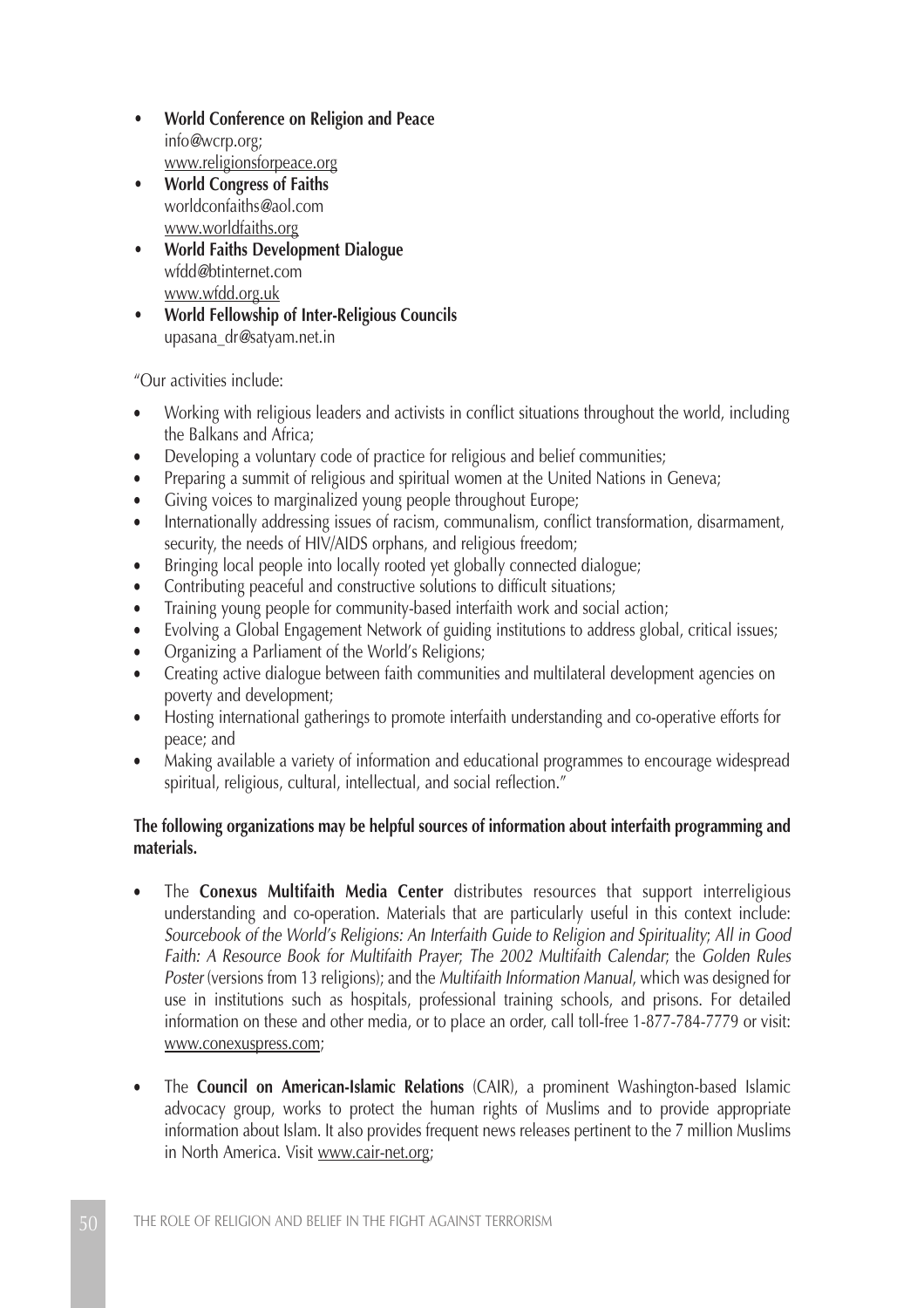- **World Conference on Religion and Peace**
  info@wcrp.org;
  www.religionsforpeace.org
- **World Congress of Faiths**
  worldconfaiths@aol.com
  www.worldfaiths.org
- **World Faiths Development Dialogue**
  wfdd@btinternet.com
  www.wfdd.org.uk
- **World Fellowship of Inter-Religious Councils**
  upasana_dr@satyam.net.in

"Our activities include:

- Working with religious leaders and activists in conflict situations throughout the world, including the Balkans and Africa;
- Developing a voluntary code of practice for religious and belief communities;
- Preparing a summit of religious and spiritual women at the United Nations in Geneva;
- Giving voices to marginalized young people throughout Europe;
- Internationally addressing issues of racism, communalism, conflict transformation, disarmament, security, the needs of HIV/AIDS orphans, and religious freedom;
- Bringing local people into locally rooted yet globally connected dialogue;
- Contributing peaceful and constructive solutions to difficult situations;
- Training young people for community-based interfaith work and social action;
- Evolving a Global Engagement Network of guiding institutions to address global, critical issues;
- Organizing a Parliament of the World's Religions;
- Creating active dialogue between faith communities and multilateral development agencies on poverty and development;
- Hosting international gatherings to promote interfaith understanding and co-operative efforts for peace; and
- Making available a variety of information and educational programmes to encourage widespread spiritual, religious, cultural, intellectual, and social reflection."

**The following organizations may be helpful sources of information about interfaith programming and materials.**

- The **Conexus Multifaith Media Center** distributes resources that support interreligious understanding and co-operation. Materials that are particularly useful in this context include: *Sourcebook of the World's Religions: An Interfaith Guide to Religion and Spirituality*; *All in Good Faith: A Resource Book for Multifaith Prayer*; *The 2002 Multifaith Calendar*; the *Golden Rules Poster* (versions from 13 religions); and the *Multifaith Information Manual*, which was designed for use in institutions such as hospitals, professional training schools, and prisons. For detailed information on these and other media, or to place an order, call toll-free 1-877-784-7779 or visit: www.conexuspress.com;

- The **Council on American-Islamic Relations** (CAIR), a prominent Washington-based Islamic advocacy group, works to protect the human rights of Muslims and to provide appropriate information about Islam. It also provides frequent news releases pertinent to the 7 million Muslims in North America. Visit www.cair-net.org;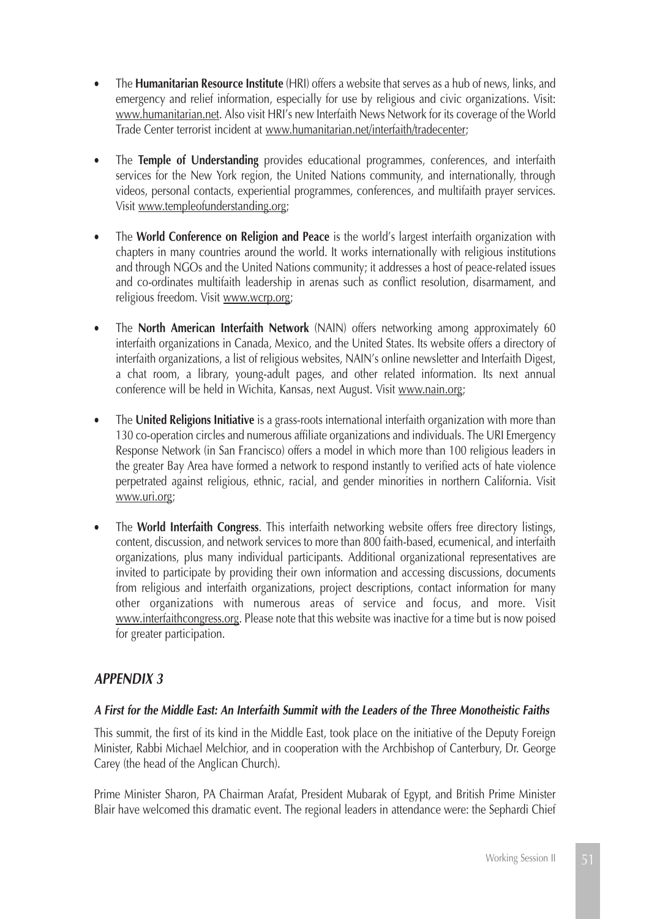- The **Humanitarian Resource Institute** (HRI) offers a website that serves as a hub of news, links, and emergency and relief information, especially for use by religious and civic organizations. Visit: www.humanitarian.net. Also visit HRI's new Interfaith News Network for its coverage of the World Trade Center terrorist incident at www.humanitarian.net/interfaith/tradecenter;

- The **Temple of Understanding** provides educational programmes, conferences, and interfaith services for the New York region, the United Nations community, and internationally, through videos, personal contacts, experiential programmes, conferences, and multifaith prayer services. Visit www.templeofunderstanding.org;

- The **World Conference on Religion and Peace** is the world's largest interfaith organization with chapters in many countries around the world. It works internationally with religious institutions and through NGOs and the United Nations community; it addresses a host of peace-related issues and co-ordinates multifaith leadership in arenas such as conflict resolution, disarmament, and religious freedom. Visit www.wcrp.org;

- The **North American Interfaith Network** (NAIN) offers networking among approximately 60 interfaith organizations in Canada, Mexico, and the United States. Its website offers a directory of interfaith organizations, a list of religious websites, NAIN's online newsletter and Interfaith Digest, a chat room, a library, young-adult pages, and other related information. Its next annual conference will be held in Wichita, Kansas, next August. Visit www.nain.org;

- The **United Religions Initiative** is a grass-roots international interfaith organization with more than 130 co-operation circles and numerous affiliate organizations and individuals. The URI Emergency Response Network (in San Francisco) offers a model in which more than 100 religious leaders in the greater Bay Area have formed a network to respond instantly to verified acts of hate violence perpetrated against religious, ethnic, racial, and gender minorities in northern California. Visit www.uri.org;

- The **World Interfaith Congress**. This interfaith networking website offers free directory listings, content, discussion, and network services to more than 800 faith-based, ecumenical, and interfaith organizations, plus many individual participants. Additional organizational representatives are invited to participate by providing their own information and accessing discussions, documents from religious and interfaith organizations, project descriptions, contact information for many other organizations with numerous areas of service and focus, and more. Visit www.interfaithcongress.org. Please note that this website was inactive for a time but is now poised for greater participation.

## *APPENDIX 3*

### *A First for the Middle East: An Interfaith Summit with the Leaders of the Three Monotheistic Faiths*

This summit, the first of its kind in the Middle East, took place on the initiative of the Deputy Foreign Minister, Rabbi Michael Melchior, and in cooperation with the Archbishop of Canterbury, Dr. George Carey (the head of the Anglican Church).

Prime Minister Sharon, PA Chairman Arafat, President Mubarak of Egypt, and British Prime Minister Blair have welcomed this dramatic event. The regional leaders in attendance were: the Sephardi Chief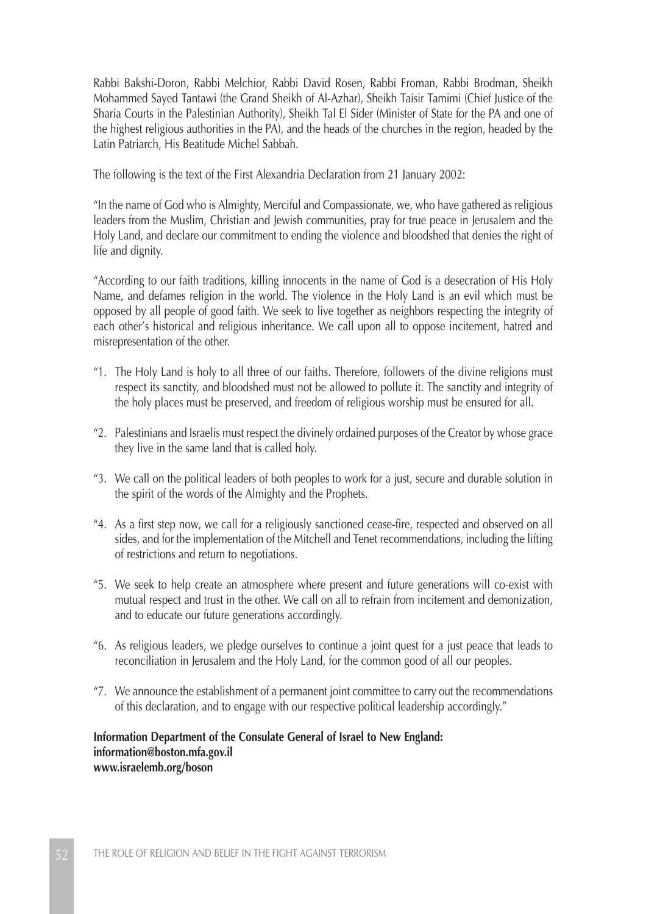Rabbi Bakshi-Doron, Rabbi Melchior, Rabbi David Rosen, Rabbi Froman, Rabbi Brodman, Sheikh Mohammed Sayed Tantawi (the Grand Sheikh of Al-Azhar), Sheikh Taisir Tamimi (Chief Justice of the Sharia Courts in the Palestinian Authority), Sheikh Tal El Sider (Minister of State for the PA and one of the highest religious authorities in the PA), and the heads of the churches in the region, headed by the Latin Patriarch, His Beatitude Michel Sabbah.

The following is the text of the First Alexandria Declaration from 21 January 2002:

"In the name of God who is Almighty, Merciful and Compassionate, we, who have gathered as religious leaders from the Muslim, Christian and Jewish communities, pray for true peace in Jerusalem and the Holy Land, and declare our commitment to ending the violence and bloodshed that denies the right of life and dignity.

"According to our faith traditions, killing innocents in the name of God is a desecration of His Holy Name, and defames religion in the world. The violence in the Holy Land is an evil which must be opposed by all people of good faith. We seek to live together as neighbors respecting the integrity of each other's historical and religious inheritance. We call upon all to oppose incitement, hatred and misrepresentation of the other.

"1. The Holy Land is holy to all three of our faiths. Therefore, followers of the divine religions must respect its sanctity, and bloodshed must not be allowed to pollute it. The sanctity and integrity of the holy places must be preserved, and freedom of religious worship must be ensured for all.

"2. Palestinians and Israelis must respect the divinely ordained purposes of the Creator by whose grace they live in the same land that is called holy.

"3. We call on the political leaders of both peoples to work for a just, secure and durable solution in the spirit of the words of the Almighty and the Prophets.

"4. As a first step now, we call for a religiously sanctioned cease-fire, respected and observed on all sides, and for the implementation of the Mitchell and Tenet recommendations, including the lifting of restrictions and return to negotiations.

"5. We seek to help create an atmosphere where present and future generations will co-exist with mutual respect and trust in the other. We call on all to refrain from incitement and demonization, and to educate our future generations accordingly.

"6. As religious leaders, we pledge ourselves to continue a joint quest for a just peace that leads to reconciliation in Jerusalem and the Holy Land, for the common good of all our peoples.

"7. We announce the establishment of a permanent joint committee to carry out the recommendations of this declaration, and to engage with our respective political leadership accordingly."

**Information Department of the Consulate General of Israel to New England:**
**information@boston.mfa.gov.il**
**www.israelemb.org/boson**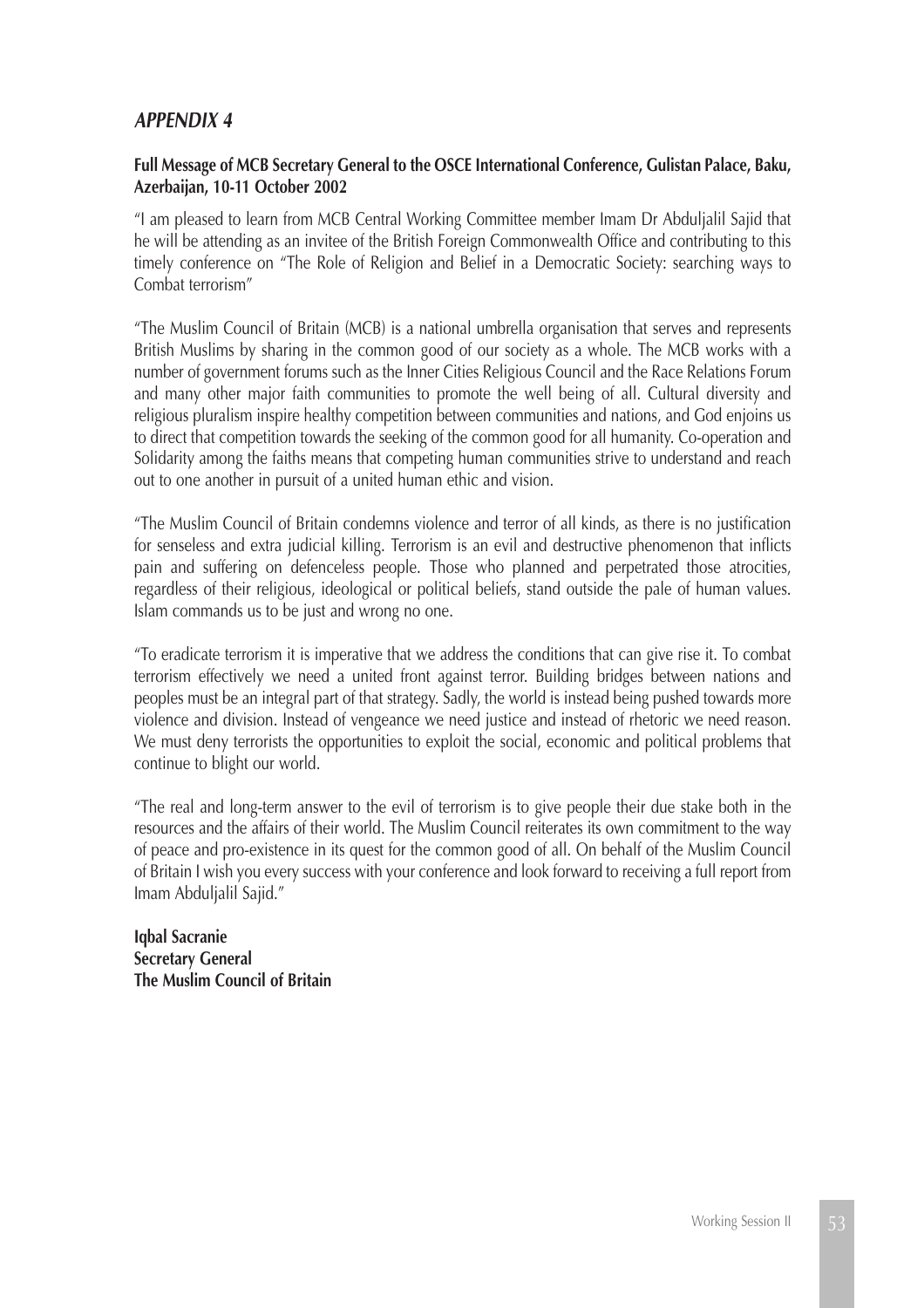## *APPENDIX 4*

**Full Message of MCB Secretary General to the OSCE International Conference, Gulistan Palace, Baku, Azerbaijan, 10-11 October 2002**

"I am pleased to learn from MCB Central Working Committee member Imam Dr Abduljalil Sajid that he will be attending as an invitee of the British Foreign Commonwealth Office and contributing to this timely conference on "The Role of Religion and Belief in a Democratic Society: searching ways to Combat terrorism"

"The Muslim Council of Britain (MCB) is a national umbrella organisation that serves and represents British Muslims by sharing in the common good of our society as a whole. The MCB works with a number of government forums such as the Inner Cities Religious Council and the Race Relations Forum and many other major faith communities to promote the well being of all. Cultural diversity and religious pluralism inspire healthy competition between communities and nations, and God enjoins us to direct that competition towards the seeking of the common good for all humanity. Co-operation and Solidarity among the faiths means that competing human communities strive to understand and reach out to one another in pursuit of a united human ethic and vision.

"The Muslim Council of Britain condemns violence and terror of all kinds, as there is no justification for senseless and extra judicial killing. Terrorism is an evil and destructive phenomenon that inflicts pain and suffering on defenceless people. Those who planned and perpetrated those atrocities, regardless of their religious, ideological or political beliefs, stand outside the pale of human values. Islam commands us to be just and wrong no one.

"To eradicate terrorism it is imperative that we address the conditions that can give rise it. To combat terrorism effectively we need a united front against terror. Building bridges between nations and peoples must be an integral part of that strategy. Sadly, the world is instead being pushed towards more violence and division. Instead of vengeance we need justice and instead of rhetoric we need reason. We must deny terrorists the opportunities to exploit the social, economic and political problems that continue to blight our world.

"The real and long-term answer to the evil of terrorism is to give people their due stake both in the resources and the affairs of their world. The Muslim Council reiterates its own commitment to the way of peace and pro-existence in its quest for the common good of all. On behalf of the Muslim Council of Britain I wish you every success with your conference and look forward to receiving a full report from Imam Abduljalil Sajid."

**Iqbal Sacranie**
**Secretary General**
**The Muslim Council of Britain**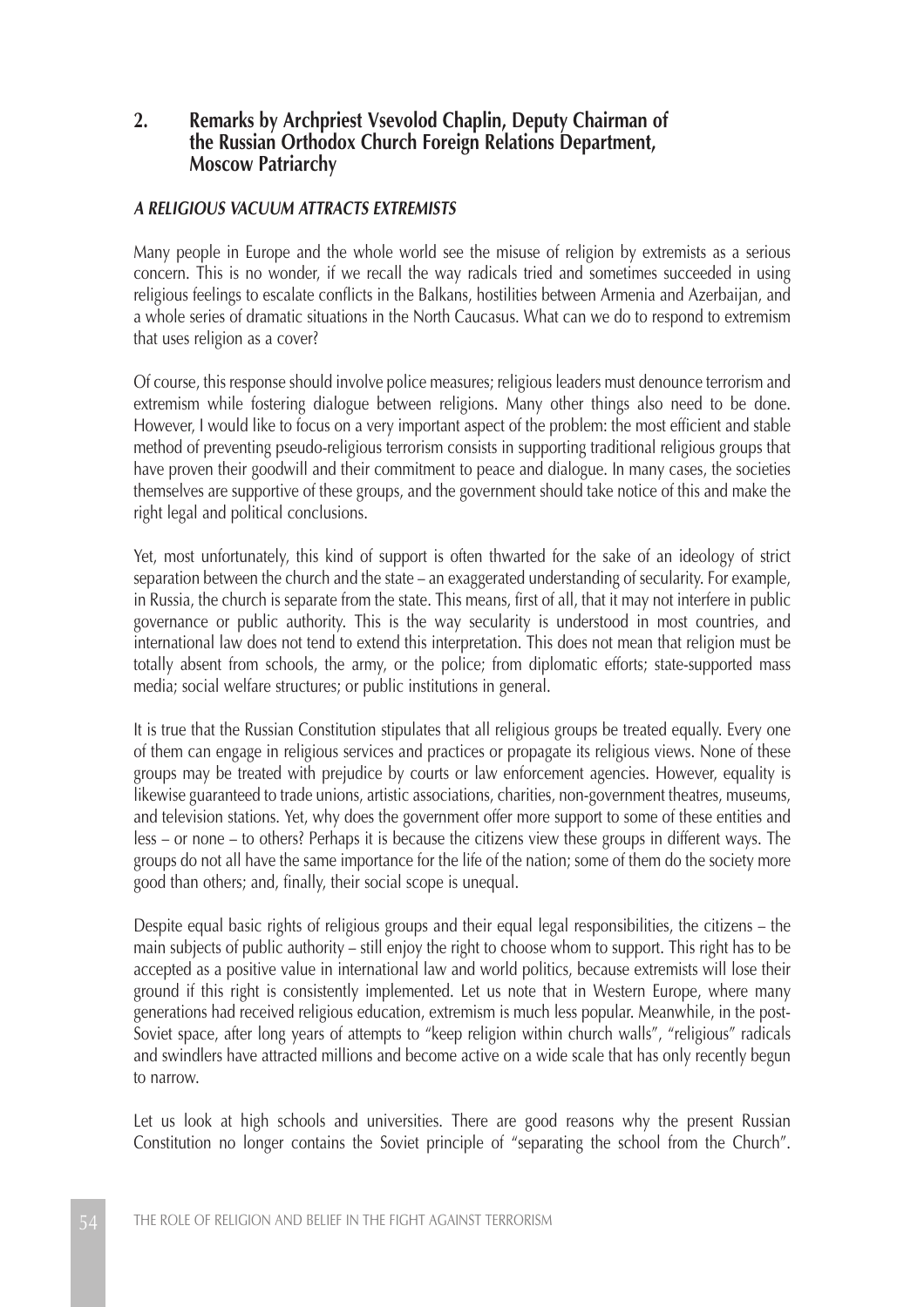## 2. Remarks by Archpriest Vsevolod Chaplin, Deputy Chairman of the Russian Orthodox Church Foreign Relations Department, Moscow Patriarchy

### *A RELIGIOUS VACUUM ATTRACTS EXTREMISTS*

Many people in Europe and the whole world see the misuse of religion by extremists as a serious concern. This is no wonder, if we recall the way radicals tried and sometimes succeeded in using religious feelings to escalate conflicts in the Balkans, hostilities between Armenia and Azerbaijan, and a whole series of dramatic situations in the North Caucasus. What can we do to respond to extremism that uses religion as a cover?

Of course, this response should involve police measures; religious leaders must denounce terrorism and extremism while fostering dialogue between religions. Many other things also need to be done. However, I would like to focus on a very important aspect of the problem: the most efficient and stable method of preventing pseudo-religious terrorism consists in supporting traditional religious groups that have proven their goodwill and their commitment to peace and dialogue. In many cases, the societies themselves are supportive of these groups, and the government should take notice of this and make the right legal and political conclusions.

Yet, most unfortunately, this kind of support is often thwarted for the sake of an ideology of strict separation between the church and the state – an exaggerated understanding of secularity. For example, in Russia, the church is separate from the state. This means, first of all, that it may not interfere in public governance or public authority. This is the way secularity is understood in most countries, and international law does not tend to extend this interpretation. This does not mean that religion must be totally absent from schools, the army, or the police; from diplomatic efforts; state-supported mass media; social welfare structures; or public institutions in general.

It is true that the Russian Constitution stipulates that all religious groups be treated equally. Every one of them can engage in religious services and practices or propagate its religious views. None of these groups may be treated with prejudice by courts or law enforcement agencies. However, equality is likewise guaranteed to trade unions, artistic associations, charities, non-government theatres, museums, and television stations. Yet, why does the government offer more support to some of these entities and less – or none – to others? Perhaps it is because the citizens view these groups in different ways. The groups do not all have the same importance for the life of the nation; some of them do the society more good than others; and, finally, their social scope is unequal.

Despite equal basic rights of religious groups and their equal legal responsibilities, the citizens – the main subjects of public authority – still enjoy the right to choose whom to support. This right has to be accepted as a positive value in international law and world politics, because extremists will lose their ground if this right is consistently implemented. Let us note that in Western Europe, where many generations had received religious education, extremism is much less popular. Meanwhile, in the post-Soviet space, after long years of attempts to "keep religion within church walls", "religious" radicals and swindlers have attracted millions and become active on a wide scale that has only recently begun to narrow.

Let us look at high schools and universities. There are good reasons why the present Russian Constitution no longer contains the Soviet principle of "separating the school from the Church".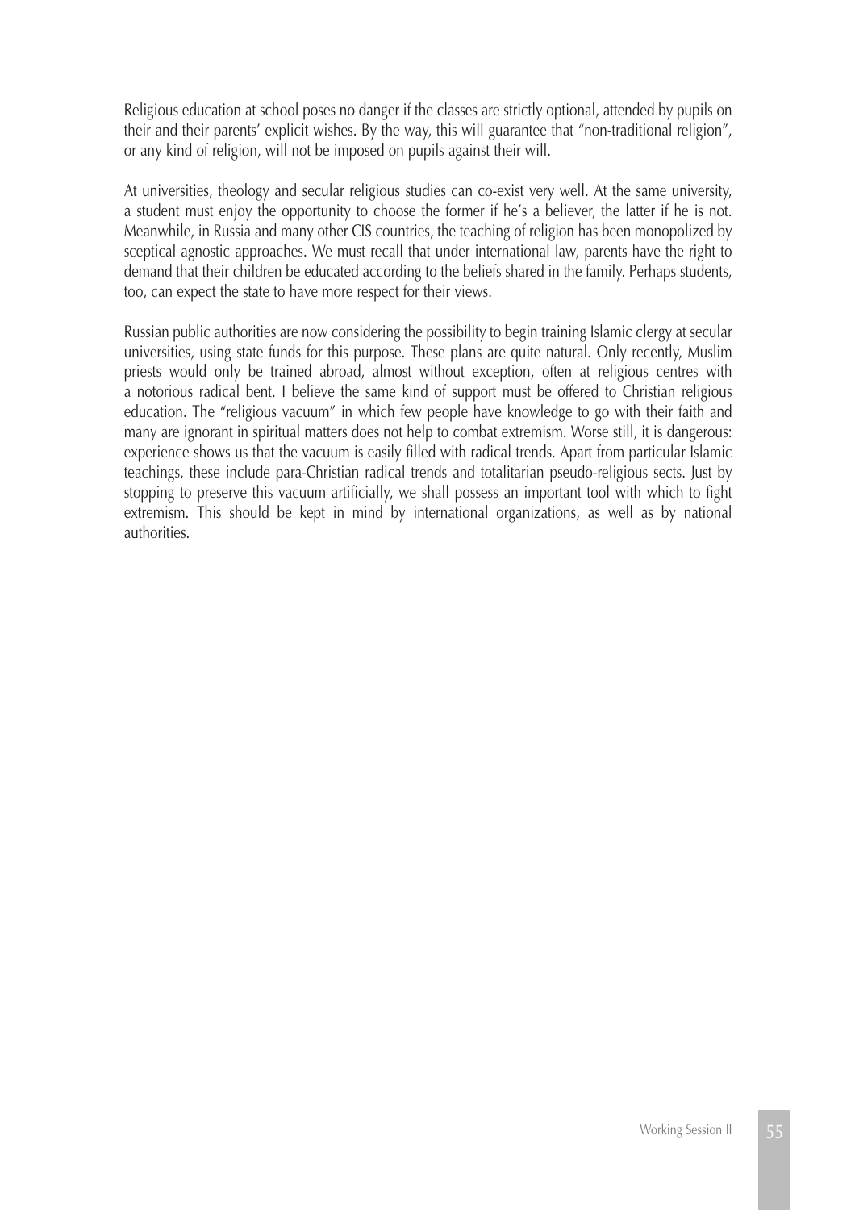Religious education at school poses no danger if the classes are strictly optional, attended by pupils on their and their parents' explicit wishes. By the way, this will guarantee that "non-traditional religion", or any kind of religion, will not be imposed on pupils against their will.

At universities, theology and secular religious studies can co-exist very well. At the same university, a student must enjoy the opportunity to choose the former if he's a believer, the latter if he is not. Meanwhile, in Russia and many other CIS countries, the teaching of religion has been monopolized by sceptical agnostic approaches. We must recall that under international law, parents have the right to demand that their children be educated according to the beliefs shared in the family. Perhaps students, too, can expect the state to have more respect for their views.

Russian public authorities are now considering the possibility to begin training Islamic clergy at secular universities, using state funds for this purpose. These plans are quite natural. Only recently, Muslim priests would only be trained abroad, almost without exception, often at religious centres with a notorious radical bent. I believe the same kind of support must be offered to Christian religious education. The "religious vacuum" in which few people have knowledge to go with their faith and many are ignorant in spiritual matters does not help to combat extremism. Worse still, it is dangerous: experience shows us that the vacuum is easily filled with radical trends. Apart from particular Islamic teachings, these include para-Christian radical trends and totalitarian pseudo-religious sects. Just by stopping to preserve this vacuum artificially, we shall possess an important tool with which to fight extremism. This should be kept in mind by international organizations, as well as by national authorities.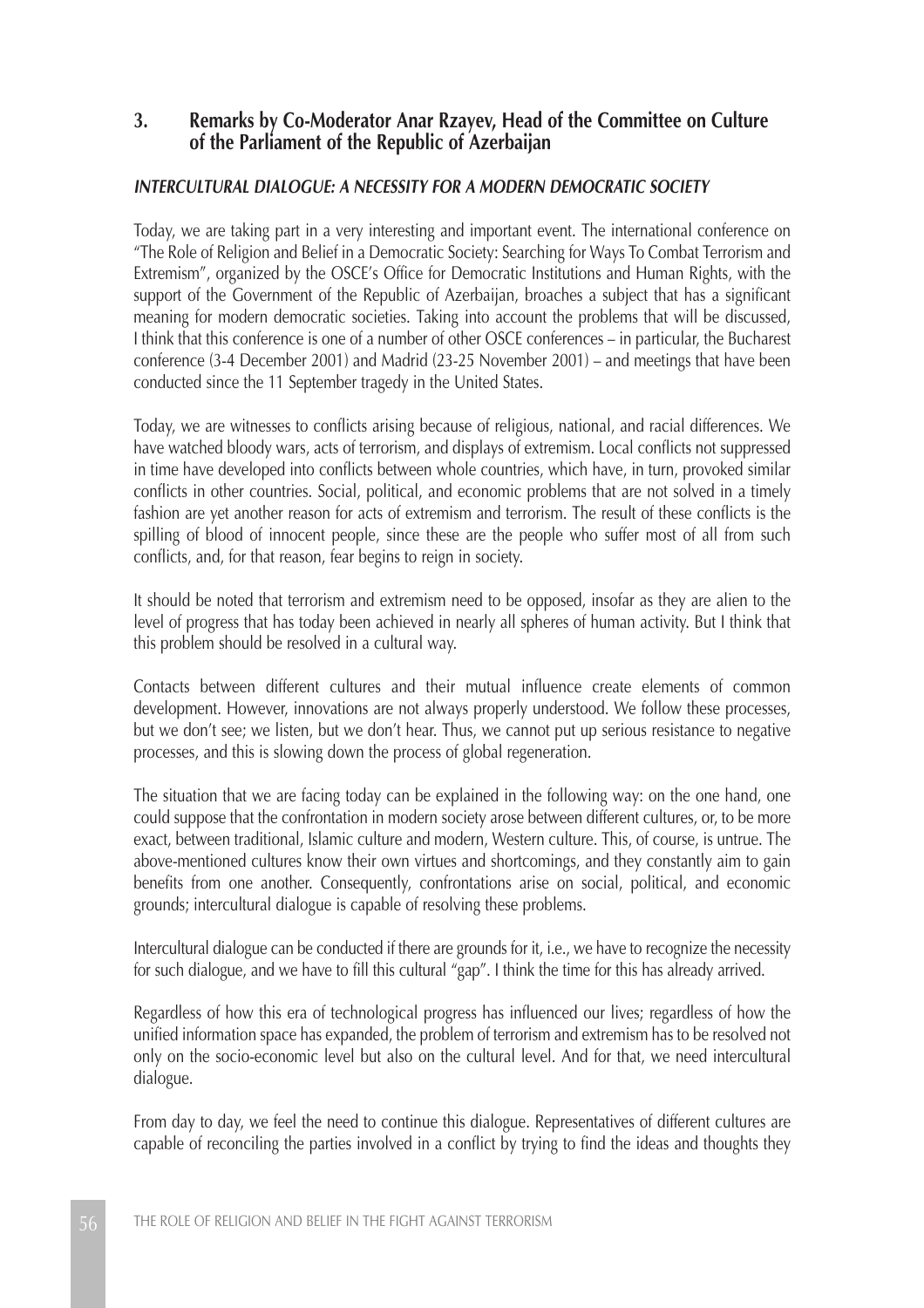## 3. Remarks by Co-Moderator Anar Rzayev, Head of the Committee on Culture of the Parliament of the Republic of Azerbaijan

### *INTERCULTURAL DIALOGUE: A NECESSITY FOR A MODERN DEMOCRATIC SOCIETY*

Today, we are taking part in a very interesting and important event. The international conference on "The Role of Religion and Belief in a Democratic Society: Searching for Ways To Combat Terrorism and Extremism", organized by the OSCE's Office for Democratic Institutions and Human Rights, with the support of the Government of the Republic of Azerbaijan, broaches a subject that has a significant meaning for modern democratic societies. Taking into account the problems that will be discussed, I think that this conference is one of a number of other OSCE conferences – in particular, the Bucharest conference (3-4 December 2001) and Madrid (23-25 November 2001) – and meetings that have been conducted since the 11 September tragedy in the United States.

Today, we are witnesses to conflicts arising because of religious, national, and racial differences. We have watched bloody wars, acts of terrorism, and displays of extremism. Local conflicts not suppressed in time have developed into conflicts between whole countries, which have, in turn, provoked similar conflicts in other countries. Social, political, and economic problems that are not solved in a timely fashion are yet another reason for acts of extremism and terrorism. The result of these conflicts is the spilling of blood of innocent people, since these are the people who suffer most of all from such conflicts, and, for that reason, fear begins to reign in society.

It should be noted that terrorism and extremism need to be opposed, insofar as they are alien to the level of progress that has today been achieved in nearly all spheres of human activity. But I think that this problem should be resolved in a cultural way.

Contacts between different cultures and their mutual influence create elements of common development. However, innovations are not always properly understood. We follow these processes, but we don't see; we listen, but we don't hear. Thus, we cannot put up serious resistance to negative processes, and this is slowing down the process of global regeneration.

The situation that we are facing today can be explained in the following way: on the one hand, one could suppose that the confrontation in modern society arose between different cultures, or, to be more exact, between traditional, Islamic culture and modern, Western culture. This, of course, is untrue. The above-mentioned cultures know their own virtues and shortcomings, and they constantly aim to gain benefits from one another. Consequently, confrontations arise on social, political, and economic grounds; intercultural dialogue is capable of resolving these problems.

Intercultural dialogue can be conducted if there are grounds for it, i.e., we have to recognize the necessity for such dialogue, and we have to fill this cultural "gap". I think the time for this has already arrived.

Regardless of how this era of technological progress has influenced our lives; regardless of how the unified information space has expanded, the problem of terrorism and extremism has to be resolved not only on the socio-economic level but also on the cultural level. And for that, we need intercultural dialogue.

From day to day, we feel the need to continue this dialogue. Representatives of different cultures are capable of reconciling the parties involved in a conflict by trying to find the ideas and thoughts they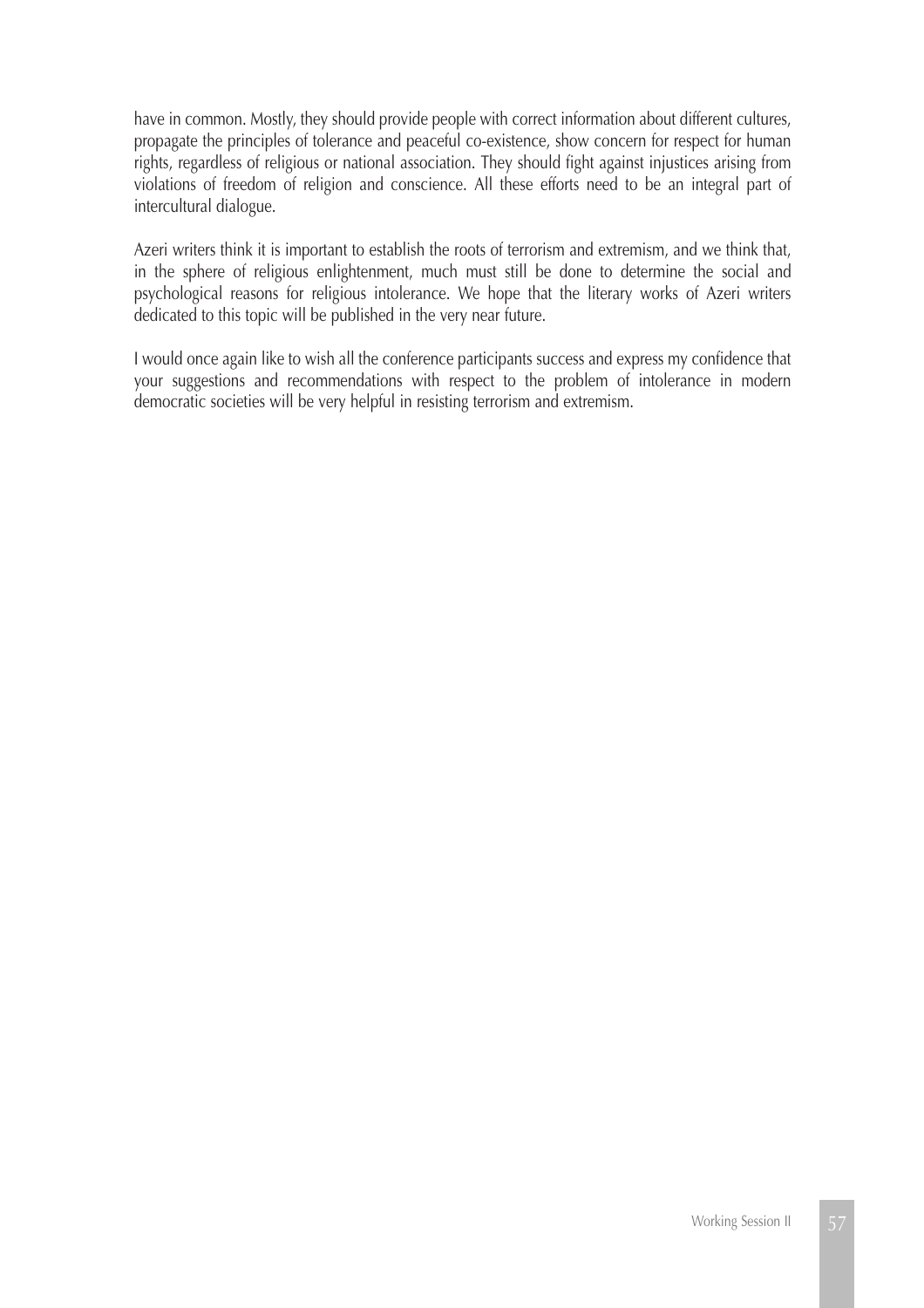have in common. Mostly, they should provide people with correct information about different cultures, propagate the principles of tolerance and peaceful co-existence, show concern for respect for human rights, regardless of religious or national association. They should fight against injustices arising from violations of freedom of religion and conscience. All these efforts need to be an integral part of intercultural dialogue.

Azeri writers think it is important to establish the roots of terrorism and extremism, and we think that, in the sphere of religious enlightenment, much must still be done to determine the social and psychological reasons for religious intolerance. We hope that the literary works of Azeri writers dedicated to this topic will be published in the very near future.

I would once again like to wish all the conference participants success and express my confidence that your suggestions and recommendations with respect to the problem of intolerance in modern democratic societies will be very helpful in resisting terrorism and extremism.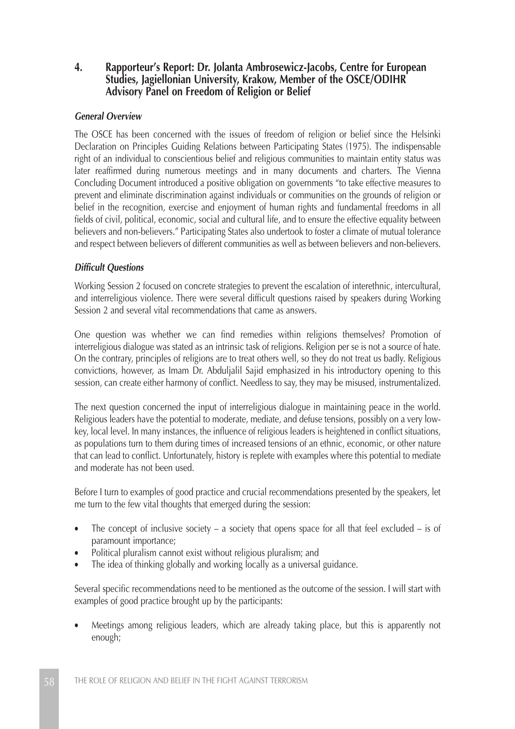## 4. Rapporteur's Report: Dr. Jolanta Ambrosewicz-Jacobs, Centre for European Studies, Jagiellonian University, Krakow, Member of the OSCE/ODIHR Advisory Panel on Freedom of Religion or Belief

### *General Overview*

The OSCE has been concerned with the issues of freedom of religion or belief since the Helsinki Declaration on Principles Guiding Relations between Participating States (1975). The indispensable right of an individual to conscientious belief and religious communities to maintain entity status was later reaffirmed during numerous meetings and in many documents and charters. The Vienna Concluding Document introduced a positive obligation on governments "to take effective measures to prevent and eliminate discrimination against individuals or communities on the grounds of religion or belief in the recognition, exercise and enjoyment of human rights and fundamental freedoms in all fields of civil, political, economic, social and cultural life, and to ensure the effective equality between believers and non-believers." Participating States also undertook to foster a climate of mutual tolerance and respect between believers of different communities as well as between believers and non-believers.

### *Difficult Questions*

Working Session 2 focused on concrete strategies to prevent the escalation of interethnic, intercultural, and interreligious violence. There were several difficult questions raised by speakers during Working Session 2 and several vital recommendations that came as answers.

One question was whether we can find remedies within religions themselves? Promotion of interreligious dialogue was stated as an intrinsic task of religions. Religion per se is not a source of hate. On the contrary, principles of religions are to treat others well, so they do not treat us badly. Religious convictions, however, as Imam Dr. Abduljalil Sajid emphasized in his introductory opening to this session, can create either harmony of conflict. Needless to say, they may be misused, instrumentalized.

The next question concerned the input of interreligious dialogue in maintaining peace in the world. Religious leaders have the potential to moderate, mediate, and defuse tensions, possibly on a very low-key, local level. In many instances, the influence of religious leaders is heightened in conflict situations, as populations turn to them during times of increased tensions of an ethnic, economic, or other nature that can lead to conflict. Unfortunately, history is replete with examples where this potential to mediate and moderate has not been used.

Before I turn to examples of good practice and crucial recommendations presented by the speakers, let me turn to the few vital thoughts that emerged during the session:

- The concept of inclusive society – a society that opens space for all that feel excluded – is of paramount importance;
- Political pluralism cannot exist without religious pluralism; and
- The idea of thinking globally and working locally as a universal guidance.

Several specific recommendations need to be mentioned as the outcome of the session. I will start with examples of good practice brought up by the participants:

- Meetings among religious leaders, which are already taking place, but this is apparently not enough;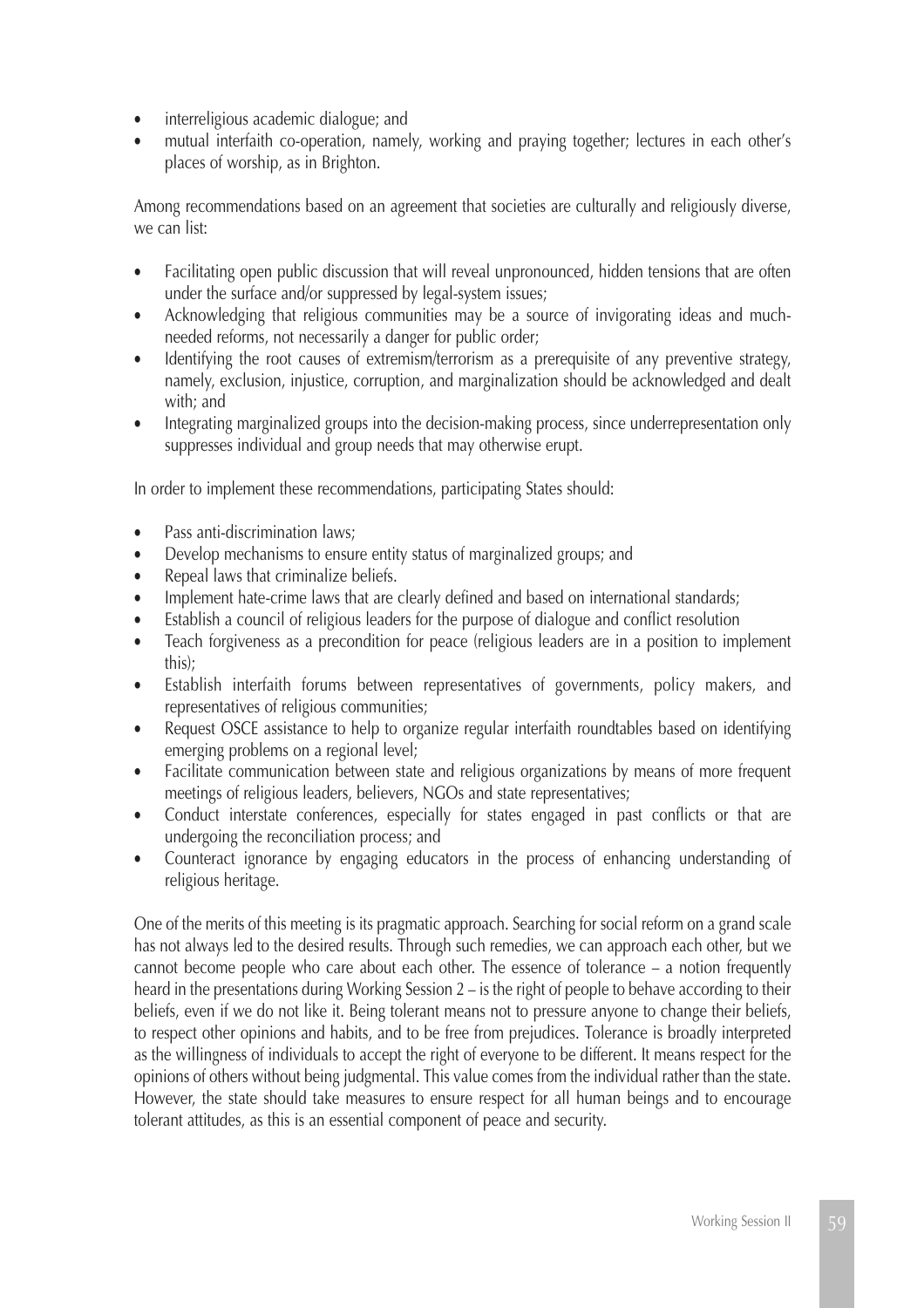- interreligious academic dialogue; and
- mutual interfaith co-operation, namely, working and praying together; lectures in each other's places of worship, as in Brighton.

Among recommendations based on an agreement that societies are culturally and religiously diverse, we can list:

- Facilitating open public discussion that will reveal unpronounced, hidden tensions that are often under the surface and/or suppressed by legal-system issues;
- Acknowledging that religious communities may be a source of invigorating ideas and much-needed reforms, not necessarily a danger for public order;
- Identifying the root causes of extremism/terrorism as a prerequisite of any preventive strategy, namely, exclusion, injustice, corruption, and marginalization should be acknowledged and dealt with; and
- Integrating marginalized groups into the decision-making process, since underrepresentation only suppresses individual and group needs that may otherwise erupt.

In order to implement these recommendations, participating States should:

- Pass anti-discrimination laws;
- Develop mechanisms to ensure entity status of marginalized groups; and
- Repeal laws that criminalize beliefs.
- Implement hate-crime laws that are clearly defined and based on international standards;
- Establish a council of religious leaders for the purpose of dialogue and conflict resolution
- Teach forgiveness as a precondition for peace (religious leaders are in a position to implement this);
- Establish interfaith forums between representatives of governments, policy makers, and representatives of religious communities;
- Request OSCE assistance to help to organize regular interfaith roundtables based on identifying emerging problems on a regional level;
- Facilitate communication between state and religious organizations by means of more frequent meetings of religious leaders, believers, NGOs and state representatives;
- Conduct interstate conferences, especially for states engaged in past conflicts or that are undergoing the reconciliation process; and
- Counteract ignorance by engaging educators in the process of enhancing understanding of religious heritage.

One of the merits of this meeting is its pragmatic approach. Searching for social reform on a grand scale has not always led to the desired results. Through such remedies, we can approach each other, but we cannot become people who care about each other. The essence of tolerance – a notion frequently heard in the presentations during Working Session 2 – is the right of people to behave according to their beliefs, even if we do not like it. Being tolerant means not to pressure anyone to change their beliefs, to respect other opinions and habits, and to be free from prejudices. Tolerance is broadly interpreted as the willingness of individuals to accept the right of everyone to be different. It means respect for the opinions of others without being judgmental. This value comes from the individual rather than the state. However, the state should take measures to ensure respect for all human beings and to encourage tolerant attitudes, as this is an essential component of peace and security.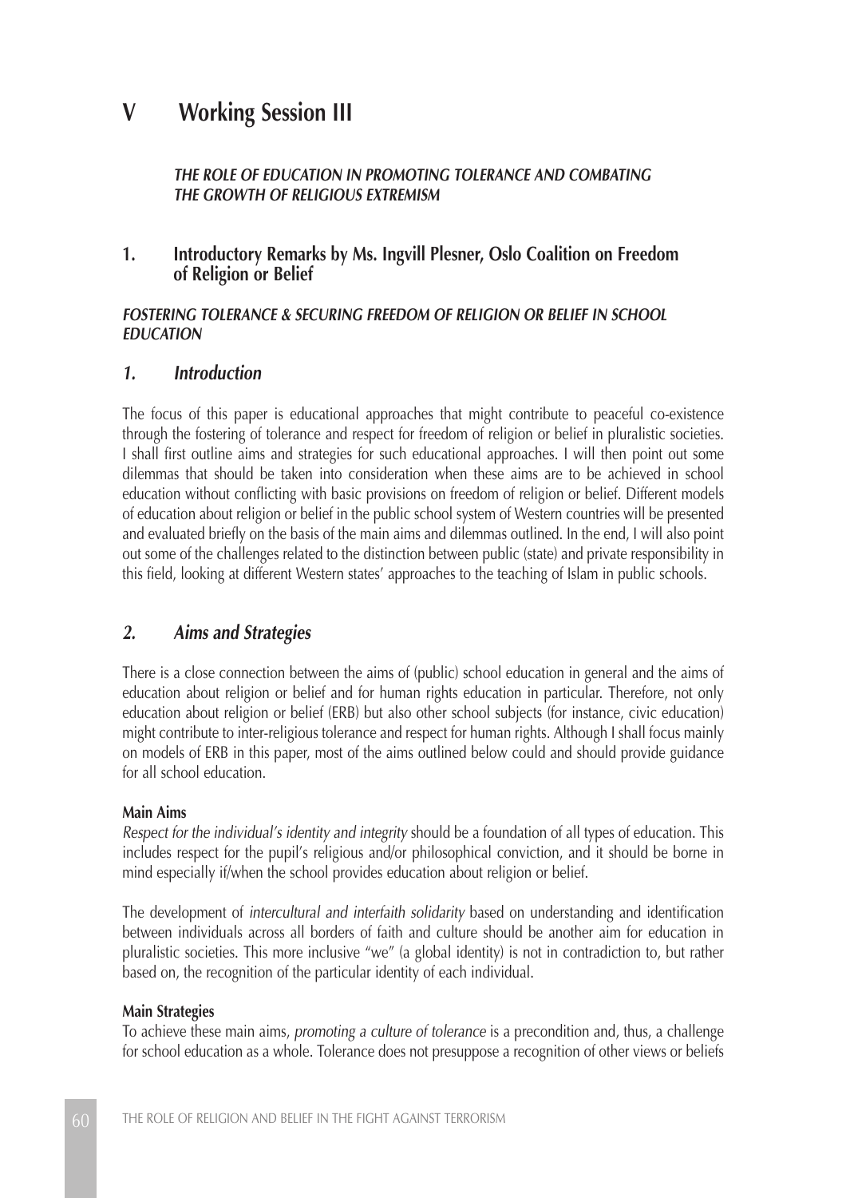# V Working Session III

*THE ROLE OF EDUCATION IN PROMOTING TOLERANCE AND COMBATING THE GROWTH OF RELIGIOUS EXTREMISM*

## 1. Introductory Remarks by Ms. Ingvill Plesner, Oslo Coalition on Freedom of Religion or Belief

***FOSTERING TOLERANCE & SECURING FREEDOM OF RELIGION OR BELIEF IN SCHOOL EDUCATION***

### *1. Introduction*

The focus of this paper is educational approaches that might contribute to peaceful co-existence through the fostering of tolerance and respect for freedom of religion or belief in pluralistic societies. I shall first outline aims and strategies for such educational approaches. I will then point out some dilemmas that should be taken into consideration when these aims are to be achieved in school education without conflicting with basic provisions on freedom of religion or belief. Different models of education about religion or belief in the public school system of Western countries will be presented and evaluated briefly on the basis of the main aims and dilemmas outlined. In the end, I will also point out some of the challenges related to the distinction between public (state) and private responsibility in this field, looking at different Western states' approaches to the teaching of Islam in public schools.

### *2. Aims and Strategies*

There is a close connection between the aims of (public) school education in general and the aims of education about religion or belief and for human rights education in particular. Therefore, not only education about religion or belief (ERB) but also other school subjects (for instance, civic education) might contribute to inter-religious tolerance and respect for human rights. Although I shall focus mainly on models of ERB in this paper, most of the aims outlined below could and should provide guidance for all school education.

**Main Aims**

*Respect for the individual's identity and integrity* should be a foundation of all types of education. This includes respect for the pupil's religious and/or philosophical conviction, and it should be borne in mind especially if/when the school provides education about religion or belief.

The development of *intercultural and interfaith solidarity* based on understanding and identification between individuals across all borders of faith and culture should be another aim for education in pluralistic societies. This more inclusive "we" (a global identity) is not in contradiction to, but rather based on, the recognition of the particular identity of each individual.

**Main Strategies**

To achieve these main aims, *promoting a culture of tolerance* is a precondition and, thus, a challenge for school education as a whole. Tolerance does not presuppose a recognition of other views or beliefs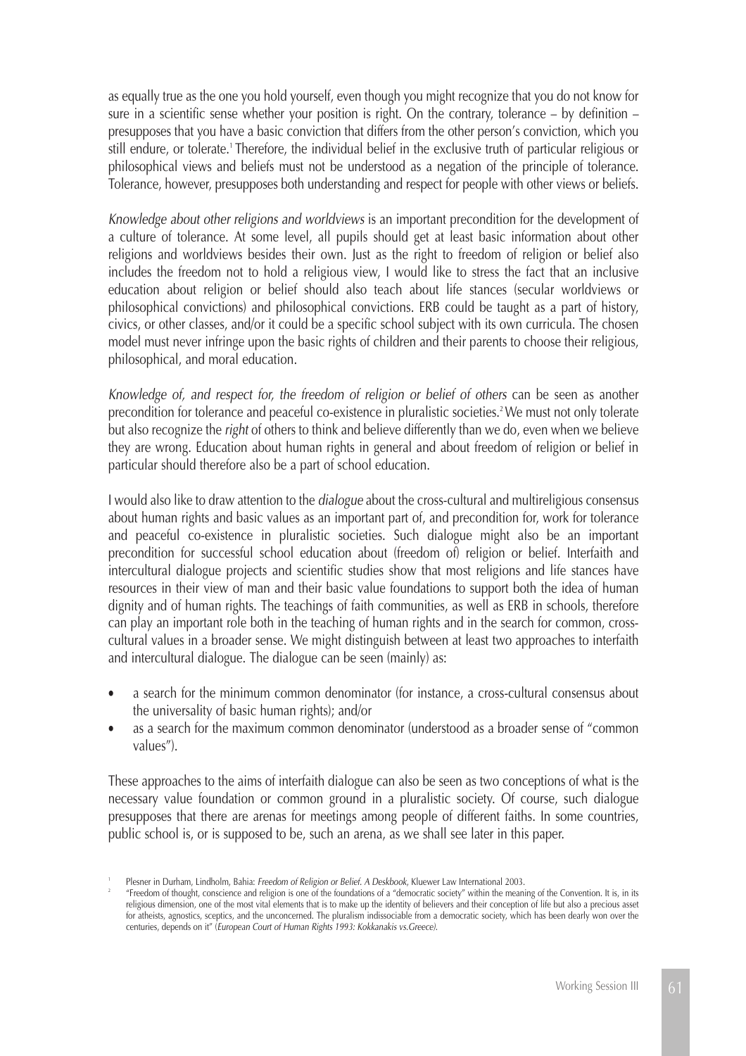as equally true as the one you hold yourself, even though you might recognize that you do not know for sure in a scientific sense whether your position is right. On the contrary, tolerance – by definition – presupposes that you have a basic conviction that differs from the other person's conviction, which you still endure, or tolerate.[1] Therefore, the individual belief in the exclusive truth of particular religious or philosophical views and beliefs must not be understood as a negation of the principle of tolerance. Tolerance, however, presupposes both understanding and respect for people with other views or beliefs.

*Knowledge about other religions and worldviews* is an important precondition for the development of a culture of tolerance. At some level, all pupils should get at least basic information about other religions and worldviews besides their own. Just as the right to freedom of religion or belief also includes the freedom not to hold a religious view, I would like to stress the fact that an inclusive education about religion or belief should also teach about life stances (secular worldviews or philosophical convictions) and philosophical convictions. ERB could be taught as a part of history, civics, or other classes, and/or it could be a specific school subject with its own curricula. The chosen model must never infringe upon the basic rights of children and their parents to choose their religious, philosophical, and moral education.

*Knowledge of, and respect for, the freedom of religion or belief of others* can be seen as another precondition for tolerance and peaceful co-existence in pluralistic societies.[2] We must not only tolerate but also recognize the *right* of others to think and believe differently than we do, even when we believe they are wrong. Education about human rights in general and about freedom of religion or belief in particular should therefore also be a part of school education.

I would also like to draw attention to the *dialogue* about the cross-cultural and multireligious consensus about human rights and basic values as an important part of, and precondition for, work for tolerance and peaceful co-existence in pluralistic societies. Such dialogue might also be an important precondition for successful school education about (freedom of) religion or belief. Interfaith and intercultural dialogue projects and scientific studies show that most religions and life stances have resources in their view of man and their basic value foundations to support both the idea of human dignity and of human rights. The teachings of faith communities, as well as ERB in schools, therefore can play an important role both in the teaching of human rights and in the search for common, cross-cultural values in a broader sense. We might distinguish between at least two approaches to interfaith and intercultural dialogue. The dialogue can be seen (mainly) as:

- a search for the minimum common denominator (for instance, a cross-cultural consensus about the universality of basic human rights); and/or
- as a search for the maximum common denominator (understood as a broader sense of "common values").

These approaches to the aims of interfaith dialogue can also be seen as two conceptions of what is the necessary value foundation or common ground in a pluralistic society. Of course, such dialogue presupposes that there are arenas for meetings among people of different faiths. In some countries, public school is, or is supposed to be, such an arena, as we shall see later in this paper.

[1] Plesner in Durham, Lindholm, Bahia: *Freedom of Religion or Belief. A Deskbook*, Kluewer Law International 2003.

[2] "Freedom of thought, conscience and religion is one of the foundations of a "democratic society" within the meaning of the Convention. It is, in its religious dimension, one of the most vital elements that is to make up the identity of believers and their conception of life but also a precious asset for atheists, agnostics, sceptics, and the unconcerned. The pluralism indissociable from a democratic society, which has been dearly won over the centuries, depends on it" (*European Court of Human Rights 1993: Kokkanakis vs.Greece).*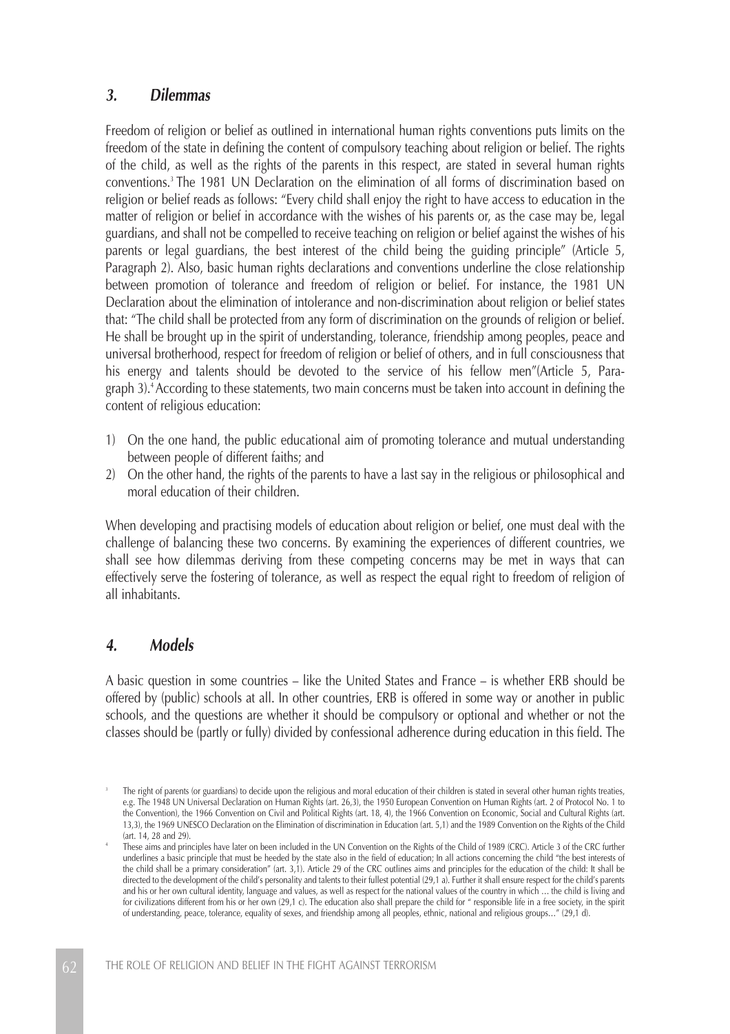## *3. Dilemmas*

Freedom of religion or belief as outlined in international human rights conventions puts limits on the freedom of the state in defining the content of compulsory teaching about religion or belief. The rights of the child, as well as the rights of the parents in this respect, are stated in several human rights conventions.[3] The 1981 UN Declaration on the elimination of all forms of discrimination based on religion or belief reads as follows: "Every child shall enjoy the right to have access to education in the matter of religion or belief in accordance with the wishes of his parents or, as the case may be, legal guardians, and shall not be compelled to receive teaching on religion or belief against the wishes of his parents or legal guardians, the best interest of the child being the guiding principle" (Article 5, Paragraph 2). Also, basic human rights declarations and conventions underline the close relationship between promotion of tolerance and freedom of religion or belief. For instance, the 1981 UN Declaration about the elimination of intolerance and non-discrimination about religion or belief states that: "The child shall be protected from any form of discrimination on the grounds of religion or belief. He shall be brought up in the spirit of understanding, tolerance, friendship among peoples, peace and universal brotherhood, respect for freedom of religion or belief of others, and in full consciousness that his energy and talents should be devoted to the service of his fellow men"(Article 5, Paragraph 3).[4] According to these statements, two main concerns must be taken into account in defining the content of religious education:

1) On the one hand, the public educational aim of promoting tolerance and mutual understanding between people of different faiths; and
2) On the other hand, the rights of the parents to have a last say in the religious or philosophical and moral education of their children.

When developing and practising models of education about religion or belief, one must deal with the challenge of balancing these two concerns. By examining the experiences of different countries, we shall see how dilemmas deriving from these competing concerns may be met in ways that can effectively serve the fostering of tolerance, as well as respect the equal right to freedom of religion of all inhabitants.

## *4. Models*

A basic question in some countries – like the United States and France – is whether ERB should be offered by (public) schools at all. In other countries, ERB is offered in some way or another in public schools, and the questions are whether it should be compulsory or optional and whether or not the classes should be (partly or fully) divided by confessional adherence during education in this field. The

---

[3] The right of parents (or guardians) to decide upon the religious and moral education of their children is stated in several other human rights treaties, e.g. The 1948 UN Universal Declaration on Human Rights (art. 26,3), the 1950 European Convention on Human Rights (art. 2 of Protocol No. 1 to the Convention), the 1966 Convention on Civil and Political Rights (art. 18, 4), the 1966 Convention on Economic, Social and Cultural Rights (art. 13,3), the 1969 UNESCO Declaration on the Elimination of discrimination in Education (art. 5,1) and the 1989 Convention on the Rights of the Child (art. 14, 28 and 29).

[4] These aims and principles have later on been included in the UN Convention on the Rights of the Child of 1989 (CRC). Article 3 of the CRC further underlines a basic principle that must be heeded by the state also in the field of education; In all actions concerning the child "the best interests of the child shall be a primary consideration" (art. 3,1). Article 29 of the CRC outlines aims and principles for the education of the child: It shall be directed to the development of the child's personality and talents to their fullest potential (29,1 a). Further it shall ensure respect for the child's parents and his or her own cultural identity, language and values, as well as respect for the national values of the country in which ... the child is living and for civilizations different from his or her own (29,1 c). The education also shall prepare the child for " responsible life in a free society, in the spirit of understanding, peace, tolerance, equality of sexes, and friendship among all peoples, ethnic, national and religious groups..." (29,1 d).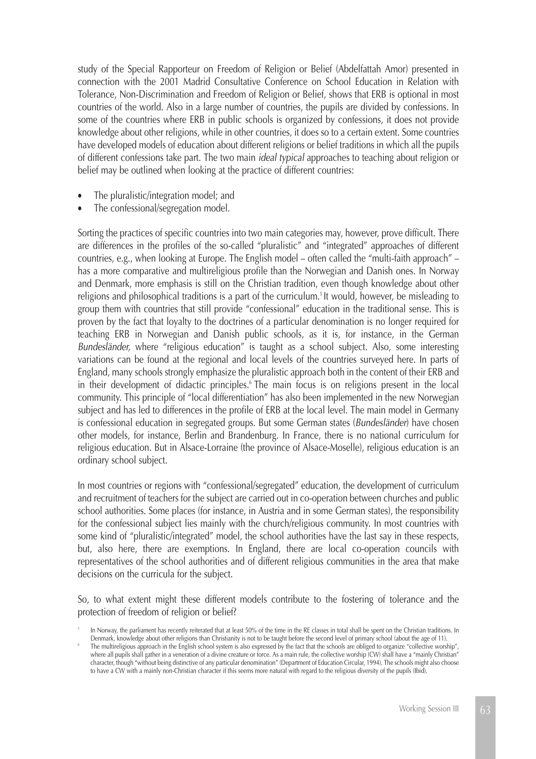study of the Special Rapporteur on Freedom of Religion or Belief (Abdelfattah Amor) presented in connection with the 2001 Madrid Consultative Conference on School Education in Relation with Tolerance, Non-Discrimination and Freedom of Religion or Belief, shows that ERB is optional in most countries of the world. Also in a large number of countries, the pupils are divided by confessions. In some of the countries where ERB in public schools is organized by confessions, it does not provide knowledge about other religions, while in other countries, it does so to a certain extent. Some countries have developed models of education about different religions or belief traditions in which all the pupils of different confessions take part. The two main *ideal typical* approaches to teaching about religion or belief may be outlined when looking at the practice of different countries:

- The pluralistic/integration model; and
- The confessional/segregation model.

Sorting the practices of specific countries into two main categories may, however, prove difficult. There are differences in the profiles of the so-called "pluralistic" and "integrated" approaches of different countries, e.g., when looking at Europe. The English model – often called the "multi-faith approach" – has a more comparative and multireligious profile than the Norwegian and Danish ones. In Norway and Denmark, more emphasis is still on the Christian tradition, even though knowledge about other religions and philosophical traditions is a part of the curriculum.[5] It would, however, be misleading to group them with countries that still provide "confessional" education in the traditional sense. This is proven by the fact that loyalty to the doctrines of a particular denomination is no longer required for teaching ERB in Norwegian and Danish public schools, as it is, for instance, in the German *Bundesländer,* where "religious education" is taught as a school subject. Also, some interesting variations can be found at the regional and local levels of the countries surveyed here. In parts of England, many schools strongly emphasize the pluralistic approach both in the content of their ERB and in their development of didactic principles.[6] The main focus is on religions present in the local community. This principle of "local differentiation" has also been implemented in the new Norwegian subject and has led to differences in the profile of ERB at the local level. The main model in Germany is confessional education in segregated groups. But some German states (*Bundesländer*) have chosen other models, for instance, Berlin and Brandenburg. In France, there is no national curriculum for religious education. But in Alsace-Lorraine (the province of Alsace-Moselle), religious education is an ordinary school subject.

In most countries or regions with "confessional/segregated" education, the development of curriculum and recruitment of teachers for the subject are carried out in co-operation between churches and public school authorities. Some places (for instance, in Austria and in some German states), the responsibility for the confessional subject lies mainly with the church/religious community. In most countries with some kind of "pluralistic/integrated" model, the school authorities have the last say in these respects, but, also here, there are exemptions. In England, there are local co-operation councils with representatives of the school authorities and of different religious communities in the area that make decisions on the curricula for the subject.

So, to what extent might these different models contribute to the fostering of tolerance and the protection of freedom of religion or belief?

[5] In Norway, the parliament has recently reiterated that at least 50% of the time in the RE classes in total shall be spent on the Christian traditions. In Denmark, knowledge about other religions than Christianity is not to be taught before the second level of primary school (about the age of 11).

[6] The multireligious approach in the English school system is also expressed by the fact that the schools are obliged to organize "collective worship", where all pupils shall gather in a veneration of a divine creature or force. As a main rule, the collective worship (CW) shall have a "mainly Christian" character, though "without being distinctive of any particular denomination" (Department of Education Circular, 1994). The schools might also choose to have a CW with a mainly non-Christian character if this seems more natural with regard to the religious diversity of the pupils (Ibid).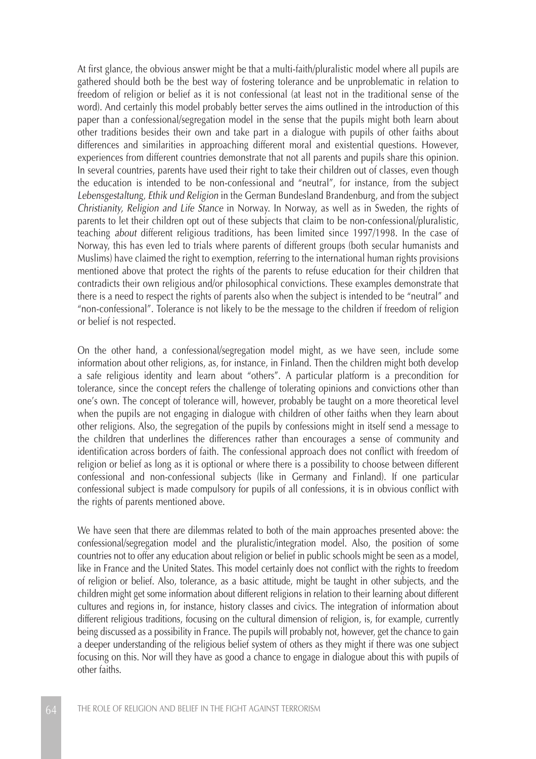At first glance, the obvious answer might be that a multi-faith/pluralistic model where all pupils are gathered should both be the best way of fostering tolerance and be unproblematic in relation to freedom of religion or belief as it is not confessional (at least not in the traditional sense of the word). And certainly this model probably better serves the aims outlined in the introduction of this paper than a confessional/segregation model in the sense that the pupils might both learn about other traditions besides their own and take part in a dialogue with pupils of other faiths about differences and similarities in approaching different moral and existential questions. However, experiences from different countries demonstrate that not all parents and pupils share this opinion. In several countries, parents have used their right to take their children out of classes, even though the education is intended to be non-confessional and "neutral", for instance, from the subject *Lebensgestaltung, Ethik und Religion* in the German Bundesland Brandenburg, and from the subject *Christianity, Religion and Life Stance* in Norway. In Norway, as well as in Sweden, the rights of parents to let their children opt out of these subjects that claim to be non-confessional/pluralistic, teaching *about* different religious traditions, has been limited since 1997/1998. In the case of Norway, this has even led to trials where parents of different groups (both secular humanists and Muslims) have claimed the right to exemption, referring to the international human rights provisions mentioned above that protect the rights of the parents to refuse education for their children that contradicts their own religious and/or philosophical convictions. These examples demonstrate that there is a need to respect the rights of parents also when the subject is intended to be "neutral" and "non-confessional". Tolerance is not likely to be the message to the children if freedom of religion or belief is not respected.

On the other hand, a confessional/segregation model might, as we have seen, include some information about other religions, as, for instance, in Finland. Then the children might both develop a safe religious identity and learn about "others". A particular platform is a precondition for tolerance, since the concept refers the challenge of tolerating opinions and convictions other than one's own. The concept of tolerance will, however, probably be taught on a more theoretical level when the pupils are not engaging in dialogue with children of other faiths when they learn about other religions. Also, the segregation of the pupils by confessions might in itself send a message to the children that underlines the differences rather than encourages a sense of community and identification across borders of faith. The confessional approach does not conflict with freedom of religion or belief as long as it is optional or where there is a possibility to choose between different confessional and non-confessional subjects (like in Germany and Finland). If one particular confessional subject is made compulsory for pupils of all confessions, it is in obvious conflict with the rights of parents mentioned above.

We have seen that there are dilemmas related to both of the main approaches presented above: the confessional/segregation model and the pluralistic/integration model. Also, the position of some countries not to offer any education about religion or belief in public schools might be seen as a model, like in France and the United States. This model certainly does not conflict with the rights to freedom of religion or belief. Also, tolerance, as a basic attitude, might be taught in other subjects, and the children might get some information about different religions in relation to their learning about different cultures and regions in, for instance, history classes and civics. The integration of information about different religious traditions, focusing on the cultural dimension of religion, is, for example, currently being discussed as a possibility in France. The pupils will probably not, however, get the chance to gain a deeper understanding of the religious belief system of others as they might if there was one subject focusing on this. Nor will they have as good a chance to engage in dialogue about this with pupils of other faiths.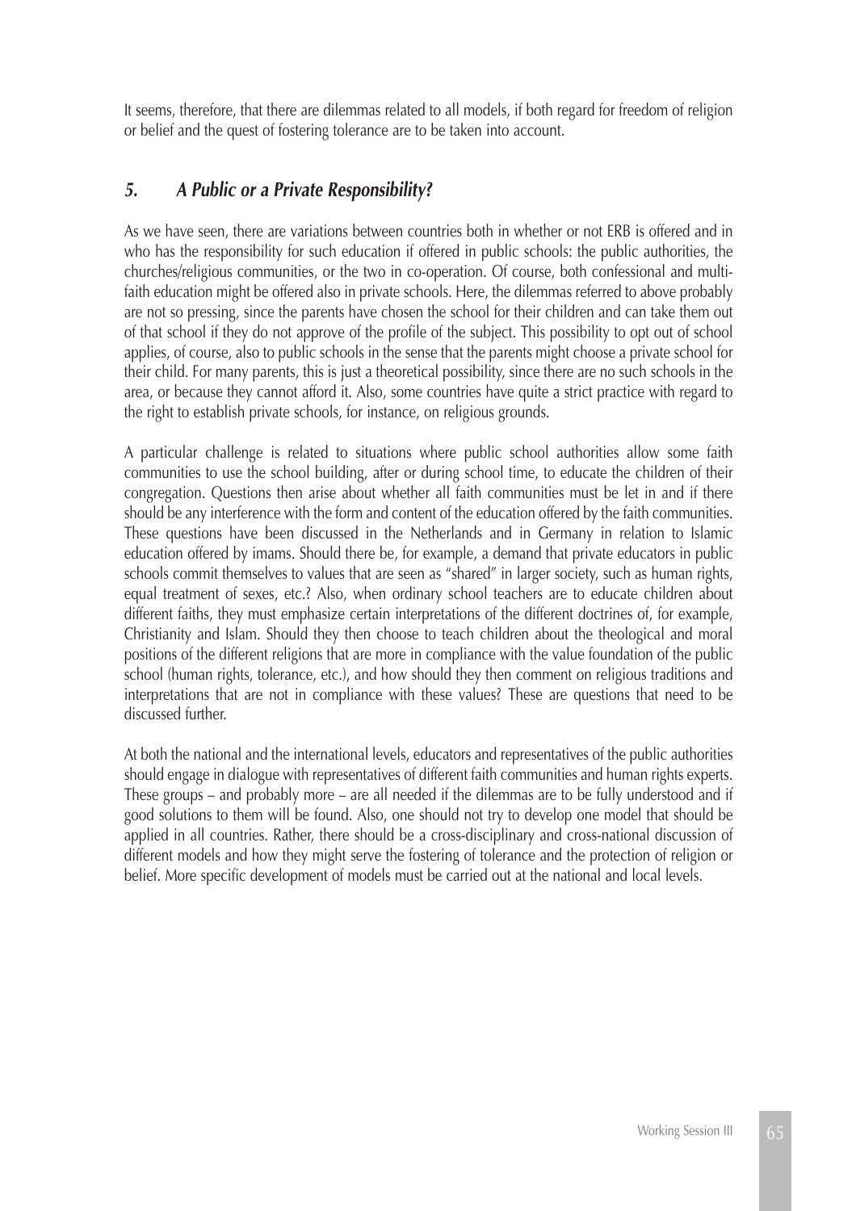It seems, therefore, that there are dilemmas related to all models, if both regard for freedom of religion or belief and the quest of fostering tolerance are to be taken into account.

## *5. A Public or a Private Responsibility?*

As we have seen, there are variations between countries both in whether or not ERB is offered and in who has the responsibility for such education if offered in public schools: the public authorities, the churches/religious communities, or the two in co-operation. Of course, both confessional and multi-faith education might be offered also in private schools. Here, the dilemmas referred to above probably are not so pressing, since the parents have chosen the school for their children and can take them out of that school if they do not approve of the profile of the subject. This possibility to opt out of school applies, of course, also to public schools in the sense that the parents might choose a private school for their child. For many parents, this is just a theoretical possibility, since there are no such schools in the area, or because they cannot afford it. Also, some countries have quite a strict practice with regard to the right to establish private schools, for instance, on religious grounds.

A particular challenge is related to situations where public school authorities allow some faith communities to use the school building, after or during school time, to educate the children of their congregation. Questions then arise about whether all faith communities must be let in and if there should be any interference with the form and content of the education offered by the faith communities. These questions have been discussed in the Netherlands and in Germany in relation to Islamic education offered by imams. Should there be, for example, a demand that private educators in public schools commit themselves to values that are seen as "shared" in larger society, such as human rights, equal treatment of sexes, etc.? Also, when ordinary school teachers are to educate children about different faiths, they must emphasize certain interpretations of the different doctrines of, for example, Christianity and Islam. Should they then choose to teach children about the theological and moral positions of the different religions that are more in compliance with the value foundation of the public school (human rights, tolerance, etc.), and how should they then comment on religious traditions and interpretations that are not in compliance with these values? These are questions that need to be discussed further.

At both the national and the international levels, educators and representatives of the public authorities should engage in dialogue with representatives of different faith communities and human rights experts. These groups – and probably more – are all needed if the dilemmas are to be fully understood and if good solutions to them will be found. Also, one should not try to develop one model that should be applied in all countries. Rather, there should be a cross-disciplinary and cross-national discussion of different models and how they might serve the fostering of tolerance and the protection of religion or belief. More specific development of models must be carried out at the national and local levels.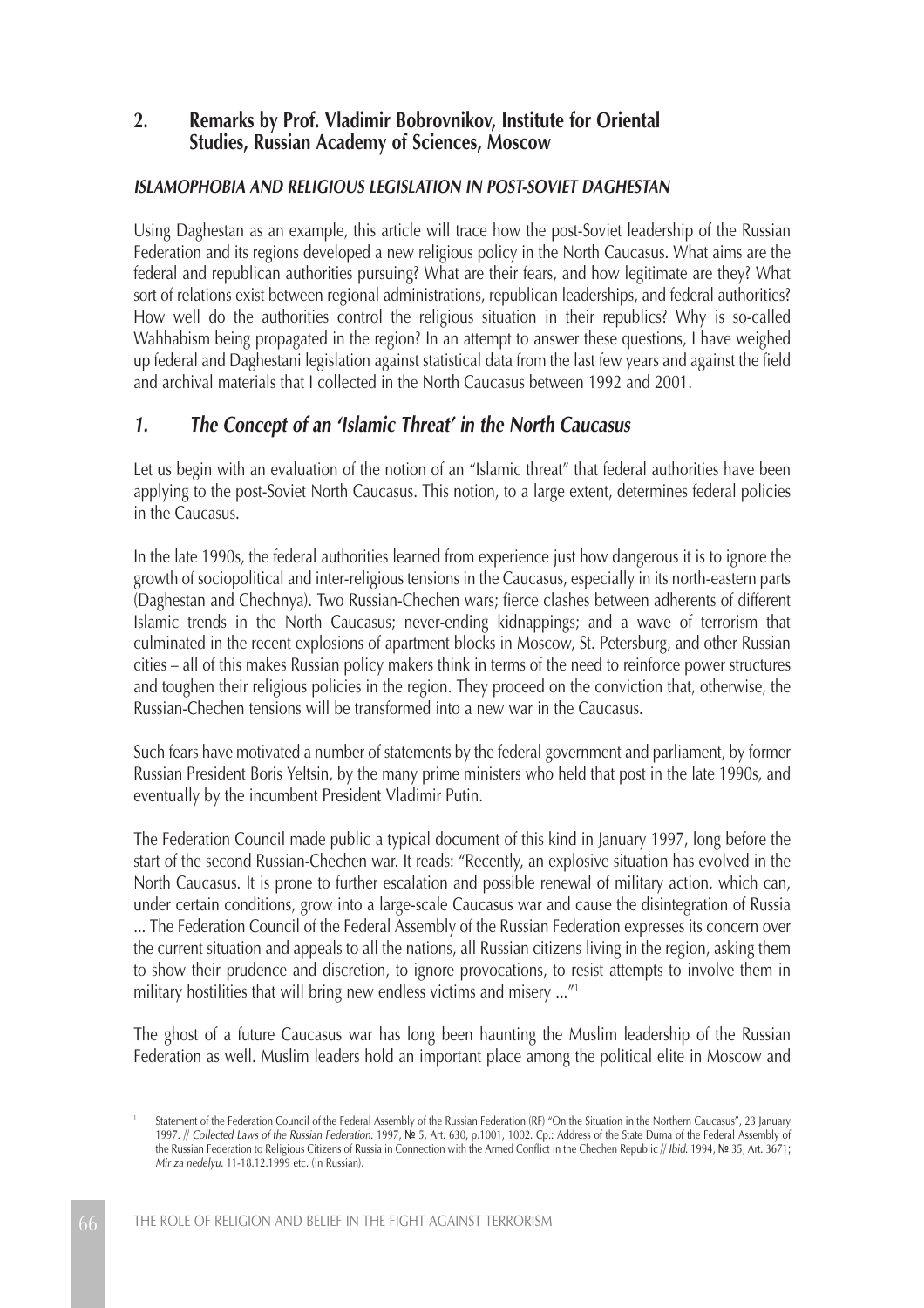## 2. Remarks by Prof. Vladimir Bobrovnikov, Institute for Oriental Studies, Russian Academy of Sciences, Moscow

***ISLAMOPHOBIA AND RELIGIOUS LEGISLATION IN POST-SOVIET DAGHESTAN***

Using Daghestan as an example, this article will trace how the post-Soviet leadership of the Russian Federation and its regions developed a new religious policy in the North Caucasus. What aims are the federal and republican authorities pursuing? What are their fears, and how legitimate are they? What sort of relations exist between regional administrations, republican leaderships, and federal authorities? How well do the authorities control the religious situation in their republics? Why is so-called Wahhabism being propagated in the region? In an attempt to answer these questions, I have weighed up federal and Daghestani legislation against statistical data from the last few years and against the field and archival materials that I collected in the North Caucasus between 1992 and 2001.

### *1. The Concept of an 'Islamic Threat' in the North Caucasus*

Let us begin with an evaluation of the notion of an "Islamic threat" that federal authorities have been applying to the post-Soviet North Caucasus. This notion, to a large extent, determines federal policies in the Caucasus.

In the late 1990s, the federal authorities learned from experience just how dangerous it is to ignore the growth of sociopolitical and inter-religious tensions in the Caucasus, especially in its north-eastern parts (Daghestan and Chechnya). Two Russian-Chechen wars; fierce clashes between adherents of different Islamic trends in the North Caucasus; never-ending kidnappings; and a wave of terrorism that culminated in the recent explosions of apartment blocks in Moscow, St. Petersburg, and other Russian cities – all of this makes Russian policy makers think in terms of the need to reinforce power structures and toughen their religious policies in the region. They proceed on the conviction that, otherwise, the Russian-Chechen tensions will be transformed into a new war in the Caucasus.

Such fears have motivated a number of statements by the federal government and parliament, by former Russian President Boris Yeltsin, by the many prime ministers who held that post in the late 1990s, and eventually by the incumbent President Vladimir Putin.

The Federation Council made public a typical document of this kind in January 1997, long before the start of the second Russian-Chechen war. It reads: "Recently, an explosive situation has evolved in the North Caucasus. It is prone to further escalation and possible renewal of military action, which can, under certain conditions, grow into a large-scale Caucasus war and cause the disintegration of Russia ... The Federation Council of the Federal Assembly of the Russian Federation expresses its concern over the current situation and appeals to all the nations, all Russian citizens living in the region, asking them to show their prudence and discretion, to ignore provocations, to resist attempts to involve them in military hostilities that will bring new endless victims and misery ..."[1]

The ghost of a future Caucasus war has long been haunting the Muslim leadership of the Russian Federation as well. Muslim leaders hold an important place among the political elite in Moscow and

---

[1] Statement of the Federation Council of the Federal Assembly of the Russian Federation (RF) "On the Situation in the Northern Caucasus", 23 January 1997. // *Collected Laws of the Russian Federation.* 1997, № 5, Art. 630, p.1001, 1002. Cp.: Address of the State Duma of the Federal Assembly of the Russian Federation to Religious Citizens of Russia in Connection with the Armed Conflict in the Chechen Republic // *Ibid.* 1994, № 35, Art. 3671; *Mir za nedelyu.* 11-18.12.1999 etc. (in Russian).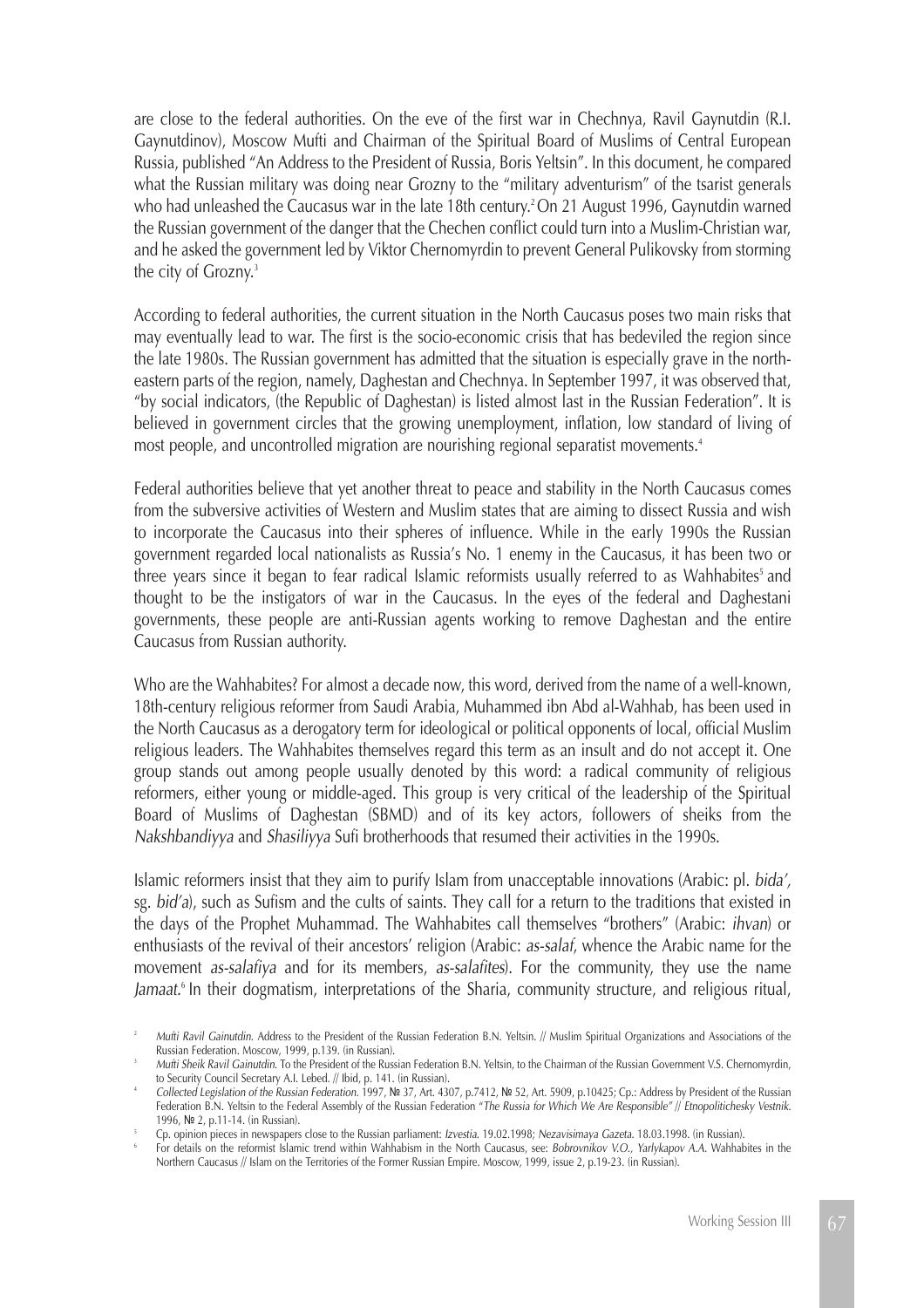are close to the federal authorities. On the eve of the first war in Chechnya, Ravil Gaynutdin (R.I. Gaynutdinov), Moscow Mufti and Chairman of the Spiritual Board of Muslims of Central European Russia, published "An Address to the President of Russia, Boris Yeltsin". In this document, he compared what the Russian military was doing near Grozny to the "military adventurism" of the tsarist generals who had unleashed the Caucasus war in the late 18th century.[2] On 21 August 1996, Gaynutdin warned the Russian government of the danger that the Chechen conflict could turn into a Muslim-Christian war, and he asked the government led by Viktor Chernomyrdin to prevent General Pulikovsky from storming the city of Grozny.[3]

According to federal authorities, the current situation in the North Caucasus poses two main risks that may eventually lead to war. The first is the socio-economic crisis that has bedeviled the region since the late 1980s. The Russian government has admitted that the situation is especially grave in the north-eastern parts of the region, namely, Daghestan and Chechnya. In September 1997, it was observed that, "by social indicators, (the Republic of Daghestan) is listed almost last in the Russian Federation". It is believed in government circles that the growing unemployment, inflation, low standard of living of most people, and uncontrolled migration are nourishing regional separatist movements.[4]

Federal authorities believe that yet another threat to peace and stability in the North Caucasus comes from the subversive activities of Western and Muslim states that are aiming to dissect Russia and wish to incorporate the Caucasus into their spheres of influence. While in the early 1990s the Russian government regarded local nationalists as Russia's No. 1 enemy in the Caucasus, it has been two or three years since it began to fear radical Islamic reformists usually referred to as Wahhabites[5] and thought to be the instigators of war in the Caucasus. In the eyes of the federal and Daghestani governments, these people are anti-Russian agents working to remove Daghestan and the entire Caucasus from Russian authority.

Who are the Wahhabites? For almost a decade now, this word, derived from the name of a well-known, 18th-century religious reformer from Saudi Arabia, Muhammed ibn Abd al-Wahhab, has been used in the North Caucasus as a derogatory term for ideological or political opponents of local, official Muslim religious leaders. The Wahhabites themselves regard this term as an insult and do not accept it. One group stands out among people usually denoted by this word: a radical community of religious reformers, either young or middle-aged. This group is very critical of the leadership of the Spiritual Board of Muslims of Daghestan (SBMD) and of its key actors, followers of sheiks from the *Nakshbandiyya* and *Shasiliyya* Sufi brotherhoods that resumed their activities in the 1990s.

Islamic reformers insist that they aim to purify Islam from unacceptable innovations (Arabic: pl. *bida'*, sg. *bid'a*), such as Sufism and the cults of saints. They call for a return to the traditions that existed in the days of the Prophet Muhammad. The Wahhabites call themselves "brothers" (Arabic: *ihvan*) or enthusiasts of the revival of their ancestors' religion (Arabic: *as-salaf*, whence the Arabic name for the movement *as-salafiya* and for its members, *as-salafites*). For the community, they use the name *Jamaat*.[6] In their dogmatism, interpretations of the Sharia, community structure, and religious ritual,

---

[2] *Mufti Ravil Gainutdin*. Address to the President of the Russian Federation B.N. Yeltsin. // Muslim Spiritual Organizations and Associations of the Russian Federation. Moscow, 1999, p.139. (in Russian).

[3] *Mufti Sheik Ravil Gainutdin*. To the President of the Russian Federation B.N. Yeltsin, to the Chairman of the Russian Government V.S. Chernomyrdin, to Security Council Secretary A.I. Lebed. // Ibid, p. 141. (in Russian).

[4] *Collected Legislation of the Russian Federation*. 1997, № 37, Art. 4307, p.7412, № 52, Art. 5909, p.10425; Cp.: Address by President of the Russian Federation B.N. Yeltsin to the Federal Assembly of the Russian Federation "*The Russia for Which We Are Responsible*" // *Etnopolitichesky Vestnik*. 1996, № 2, p.11-14. (in Russian).

[5] Cp. opinion pieces in newspapers close to the Russian parliament: *Izvestia*. 19.02.1998; *Nezavisimaya Gazeta*. 18.03.1998. (in Russian).

[6] For details on the reformist Islamic trend within Wahhabism in the North Caucasus, see: *Bobrovnikov V.O., Yarlykapov A.A.* Wahhabites in the Northern Caucasus // Islam on the Territories of the Former Russian Empire. Moscow, 1999, issue 2, p.19-23. (in Russian).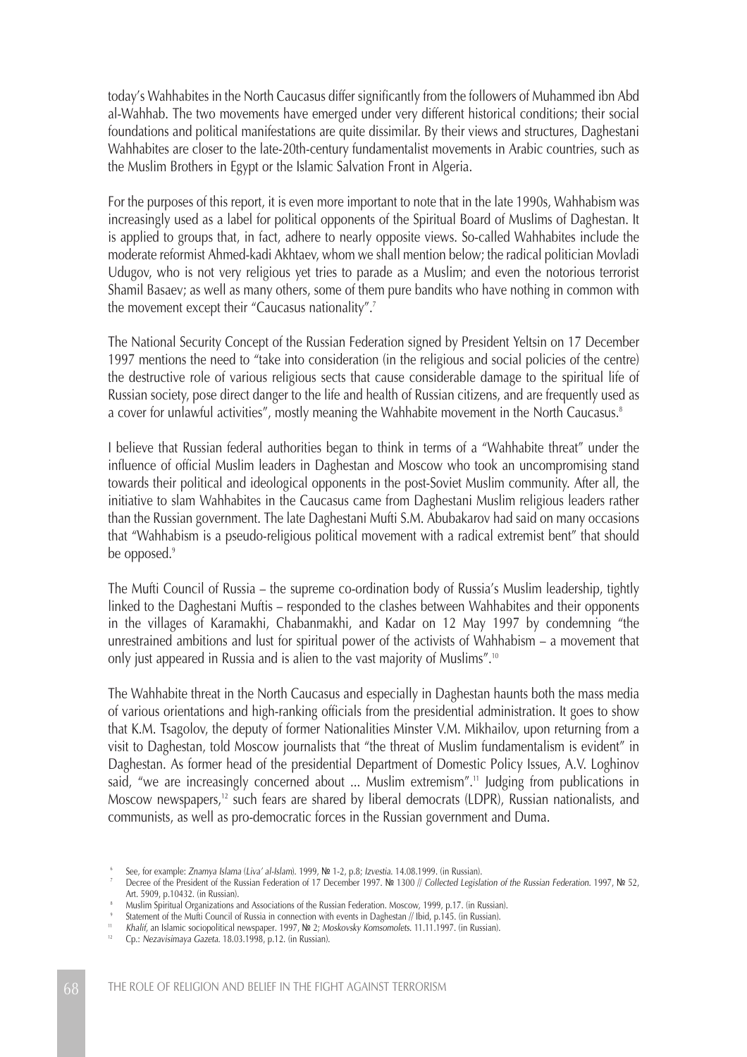today's Wahhabites in the North Caucasus differ significantly from the followers of Muhammed ibn Abd al-Wahhab. The two movements have emerged under very different historical conditions; their social foundations and political manifestations are quite dissimilar. By their views and structures, Daghestani Wahhabites are closer to the late-20th-century fundamentalist movements in Arabic countries, such as the Muslim Brothers in Egypt or the Islamic Salvation Front in Algeria.

For the purposes of this report, it is even more important to note that in the late 1990s, Wahhabism was increasingly used as a label for political opponents of the Spiritual Board of Muslims of Daghestan. It is applied to groups that, in fact, adhere to nearly opposite views. So-called Wahhabites include the moderate reformist Ahmed-kadi Akhtaev, whom we shall mention below; the radical politician Movladi Udugov, who is not very religious yet tries to parade as a Muslim; and even the notorious terrorist Shamil Basaev; as well as many others, some of them pure bandits who have nothing in common with the movement except their "Caucasus nationality".[7]

The National Security Concept of the Russian Federation signed by President Yeltsin on 17 December 1997 mentions the need to "take into consideration (in the religious and social policies of the centre) the destructive role of various religious sects that cause considerable damage to the spiritual life of Russian society, pose direct danger to the life and health of Russian citizens, and are frequently used as a cover for unlawful activities", mostly meaning the Wahhabite movement in the North Caucasus.[8]

I believe that Russian federal authorities began to think in terms of a "Wahhabite threat" under the influence of official Muslim leaders in Daghestan and Moscow who took an uncompromising stand towards their political and ideological opponents in the post-Soviet Muslim community. After all, the initiative to slam Wahhabites in the Caucasus came from Daghestani Muslim religious leaders rather than the Russian government. The late Daghestani Mufti S.M. Abubakarov had said on many occasions that "Wahhabism is a pseudo-religious political movement with a radical extremist bent" that should be opposed.[9]

The Mufti Council of Russia – the supreme co-ordination body of Russia's Muslim leadership, tightly linked to the Daghestani Muftis – responded to the clashes between Wahhabites and their opponents in the villages of Karamakhi, Chabanmakhi, and Kadar on 12 May 1997 by condemning "the unrestrained ambitions and lust for spiritual power of the activists of Wahhabism – a movement that only just appeared in Russia and is alien to the vast majority of Muslims".[10]

The Wahhabite threat in the North Caucasus and especially in Daghestan haunts both the mass media of various orientations and high-ranking officials from the presidential administration. It goes to show that K.M. Tsagolov, the deputy of former Nationalities Minster V.M. Mikhailov, upon returning from a visit to Daghestan, told Moscow journalists that "the threat of Muslim fundamentalism is evident" in Daghestan. As former head of the presidential Department of Domestic Policy Issues, A.V. Loghinov said, "we are increasingly concerned about ... Muslim extremism".[11] Judging from publications in Moscow newspapers,[12] such fears are shared by liberal democrats (LDPR), Russian nationalists, and communists, as well as pro-democratic forces in the Russian government and Duma.

---

[6] See, for example: *Znamya Islama* (*Liva' al-Islam*). 1999, № 1-2, p.8; *Izvestia*. 14.08.1999. (in Russian).

[7] Decree of the President of the Russian Federation of 17 December 1997. № 1300 // *Collected Legislation of the Russian Federation*. 1997, № 52, Art. 5909, p.10432. (in Russian).

[8] Muslim Spiritual Organizations and Associations of the Russian Federation. Moscow, 1999, p.17. (in Russian).

[9] Statement of the Mufti Council of Russia in connection with events in Daghestan // Ibid, p.145. (in Russian).

[11] *Khalif*, an Islamic sociopolitical newspaper. 1997, № 2; *Moskovsky Komsomolets*. 11.11.1997. (in Russian).

[12] Cp.: *Nezavisimaya Gazeta*. 18.03.1998, p.12. (in Russian).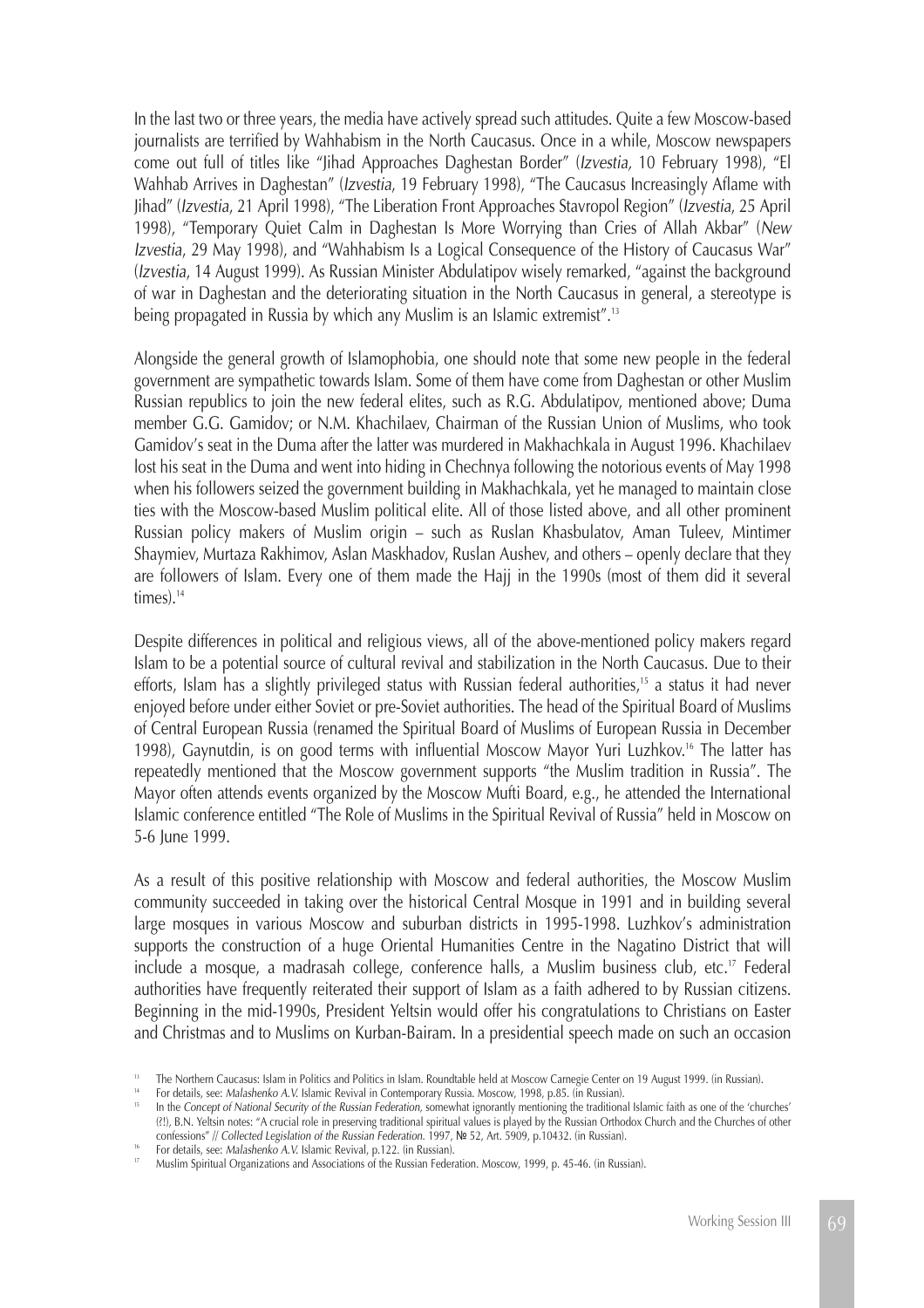In the last two or three years, the media have actively spread such attitudes. Quite a few Moscow-based journalists are terrified by Wahhabism in the North Caucasus. Once in a while, Moscow newspapers come out full of titles like "Jihad Approaches Daghestan Border" (*Izvestia,* 10 February 1998), "El Wahhab Arrives in Daghestan" (*Izvestia*, 19 February 1998), "The Caucasus Increasingly Aflame with Jihad" (*Izvestia*, 21 April 1998), "The Liberation Front Approaches Stavropol Region" (*Izvestia*, 25 April 1998), "Temporary Quiet Calm in Daghestan Is More Worrying than Cries of Allah Akbar" (*New Izvestia*, 29 May 1998), and "Wahhabism Is a Logical Consequence of the History of Caucasus War" (*Izvestia*, 14 August 1999). As Russian Minister Abdulatipov wisely remarked, "against the background of war in Daghestan and the deteriorating situation in the North Caucasus in general, a stereotype is being propagated in Russia by which any Muslim is an Islamic extremist".[13]

Alongside the general growth of Islamophobia, one should note that some new people in the federal government are sympathetic towards Islam. Some of them have come from Daghestan or other Muslim Russian republics to join the new federal elites, such as R.G. Abdulatipov, mentioned above; Duma member G.G. Gamidov; or N.M. Khachilaev, Chairman of the Russian Union of Muslims, who took Gamidov's seat in the Duma after the latter was murdered in Makhachkala in August 1996. Khachilaev lost his seat in the Duma and went into hiding in Chechnya following the notorious events of May 1998 when his followers seized the government building in Makhachkala, yet he managed to maintain close ties with the Moscow-based Muslim political elite. All of those listed above, and all other prominent Russian policy makers of Muslim origin – such as Ruslan Khasbulatov, Aman Tuleev, Mintimer Shaymiev, Murtaza Rakhimov, Aslan Maskhadov, Ruslan Aushev, and others – openly declare that they are followers of Islam. Every one of them made the Hajj in the 1990s (most of them did it several times).[14]

Despite differences in political and religious views, all of the above-mentioned policy makers regard Islam to be a potential source of cultural revival and stabilization in the North Caucasus. Due to their efforts, Islam has a slightly privileged status with Russian federal authorities,[15] a status it had never enjoyed before under either Soviet or pre-Soviet authorities. The head of the Spiritual Board of Muslims of Central European Russia (renamed the Spiritual Board of Muslims of European Russia in December 1998), Gaynutdin, is on good terms with influential Moscow Mayor Yuri Luzhkov.[16] The latter has repeatedly mentioned that the Moscow government supports "the Muslim tradition in Russia". The Mayor often attends events organized by the Moscow Mufti Board, e.g., he attended the International Islamic conference entitled "The Role of Muslims in the Spiritual Revival of Russia" held in Moscow on 5-6 June 1999.

As a result of this positive relationship with Moscow and federal authorities, the Moscow Muslim community succeeded in taking over the historical Central Mosque in 1991 and in building several large mosques in various Moscow and suburban districts in 1995-1998. Luzhkov's administration supports the construction of a huge Oriental Humanities Centre in the Nagatino District that will include a mosque, a madrasah college, conference halls, a Muslim business club, etc.[17] Federal authorities have frequently reiterated their support of Islam as a faith adhered to by Russian citizens. Beginning in the mid-1990s, President Yeltsin would offer his congratulations to Christians on Easter and Christmas and to Muslims on Kurban-Bairam. In a presidential speech made on such an occasion

[13] The Northern Caucasus: Islam in Politics and Politics in Islam. Roundtable held at Moscow Carnegie Center on 19 August 1999. (in Russian).

[14] For details, see: *Malashenko A.V.* Islamic Revival in Contemporary Russia. Moscow, 1998, p.85. (in Russian).

[15] In the *Concept of National Security of the Russian Federation*, somewhat ignorantly mentioning the traditional Islamic faith as one of the 'churches' (?!), B.N. Yeltsin notes: "A crucial role in preserving traditional spiritual values is played by the Russian Orthodox Church and the Churches of other confessions" // *Collected Legislation of the Russian Federation*. 1997, № 52, Art. 5909, p.10432. (in Russian).

[16] For details, see: *Malashenko A.V.* Islamic Revival, p.122. (in Russian).

[17] Muslim Spiritual Organizations and Associations of the Russian Federation. Moscow, 1999, p. 45-46. (in Russian).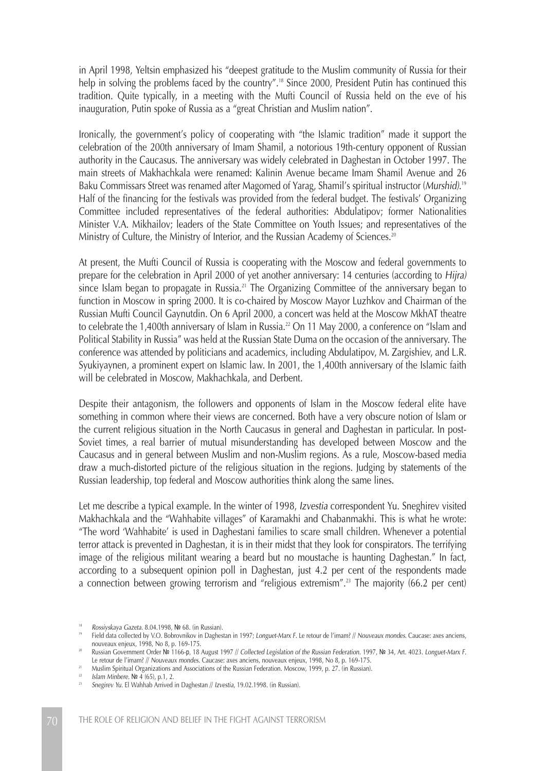in April 1998, Yeltsin emphasized his "deepest gratitude to the Muslim community of Russia for their help in solving the problems faced by the country".[18] Since 2000, President Putin has continued this tradition. Quite typically, in a meeting with the Mufti Council of Russia held on the eve of his inauguration, Putin spoke of Russia as a "great Christian and Muslim nation".

Ironically, the government's policy of cooperating with "the Islamic tradition" made it support the celebration of the 200th anniversary of Imam Shamil, a notorious 19th-century opponent of Russian authority in the Caucasus. The anniversary was widely celebrated in Daghestan in October 1997. The main streets of Makhachkala were renamed: Kalinin Avenue became Imam Shamil Avenue and 26 Baku Commissars Street was renamed after Magomed of Yarag, Shamil's spiritual instructor (*Murshid).*[19] Half of the financing for the festivals was provided from the federal budget. The festivals' Organizing Committee included representatives of the federal authorities: Abdulatipov; former Nationalities Minister V.A. Mikhailov; leaders of the State Committee on Youth Issues; and representatives of the Ministry of Culture, the Ministry of Interior, and the Russian Academy of Sciences.[20]

At present, the Mufti Council of Russia is cooperating with the Moscow and federal governments to prepare for the celebration in April 2000 of yet another anniversary: 14 centuries (according to *Hijra)* since Islam began to propagate in Russia.[21] The Organizing Committee of the anniversary began to function in Moscow in spring 2000. It is co-chaired by Moscow Mayor Luzhkov and Chairman of the Russian Mufti Council Gaynutdin. On 6 April 2000, a concert was held at the Moscow MkhAT theatre to celebrate the 1,400th anniversary of Islam in Russia.[22] On 11 May 2000, a conference on "Islam and Political Stability in Russia" was held at the Russian State Duma on the occasion of the anniversary. The conference was attended by politicians and academics, including Abdulatipov, M. Zargishiev, and L.R. Syukiyaynen, a prominent expert on Islamic law. In 2001, the 1,400th anniversary of the Islamic faith will be celebrated in Moscow, Makhachkala, and Derbent.

Despite their antagonism, the followers and opponents of Islam in the Moscow federal elite have something in common where their views are concerned. Both have a very obscure notion of Islam or the current religious situation in the North Caucasus in general and Daghestan in particular. In post-Soviet times, a real barrier of mutual misunderstanding has developed between Moscow and the Caucasus and in general between Muslim and non-Muslim regions. As a rule, Moscow-based media draw a much-distorted picture of the religious situation in the regions. Judging by statements of the Russian leadership, top federal and Moscow authorities think along the same lines.

Let me describe a typical example. In the winter of 1998, *Izvestia* correspondent Yu. Sneghirev visited Makhachkala and the "Wahhabite villages" of Karamakhi and Chabanmakhi. This is what he wrote: "The word 'Wahhabite' is used in Daghestani families to scare small children. Whenever a potential terror attack is prevented in Daghestan, it is in their midst that they look for conspirators. The terrifying image of the religious militant wearing a beard but no moustache is haunting Daghestan." In fact, according to a subsequent opinion poll in Daghestan, just 4.2 per cent of the respondents made a connection between growing terrorism and "religious extremism".[23] The majority (66.2 per cent)

---

[18] *Rossiyskaya Gazeta*. 8.04.1998, № 68. (in Russian).

[19] Field data collected by V.O. Bobrovnikov in Daghestan in 1997; *Longuet-Marx F*. Le retour de l'imam? // *Nouveaux mondes*. Caucase: axes anciens, nouveaux enjeux, 1998, No 8, p. 169-175.

[20] Russian Government Order № 1166-p, 18 August 1997 // *Collected Legislation of the Russian Federation*. 1997, № 34, Art. 4023. *Longuet-Marx F*. Le retour de l'imam? // *Nouveaux mondes*. Caucase: axes anciens, nouveaux enjeux, 1998, No 8, p. 169-175.

[21] Muslim Spiritual Organizations and Associations of the Russian Federation. Moscow, 1999, p. 27. (in Russian).

[22] *Islam Minbere*. № 4 (65), p.1, 2.

[23] *Snegirev Yu*. El Wahhab Arrived in Daghestan // *Izvestia*, 19.02.1998. (in Russian).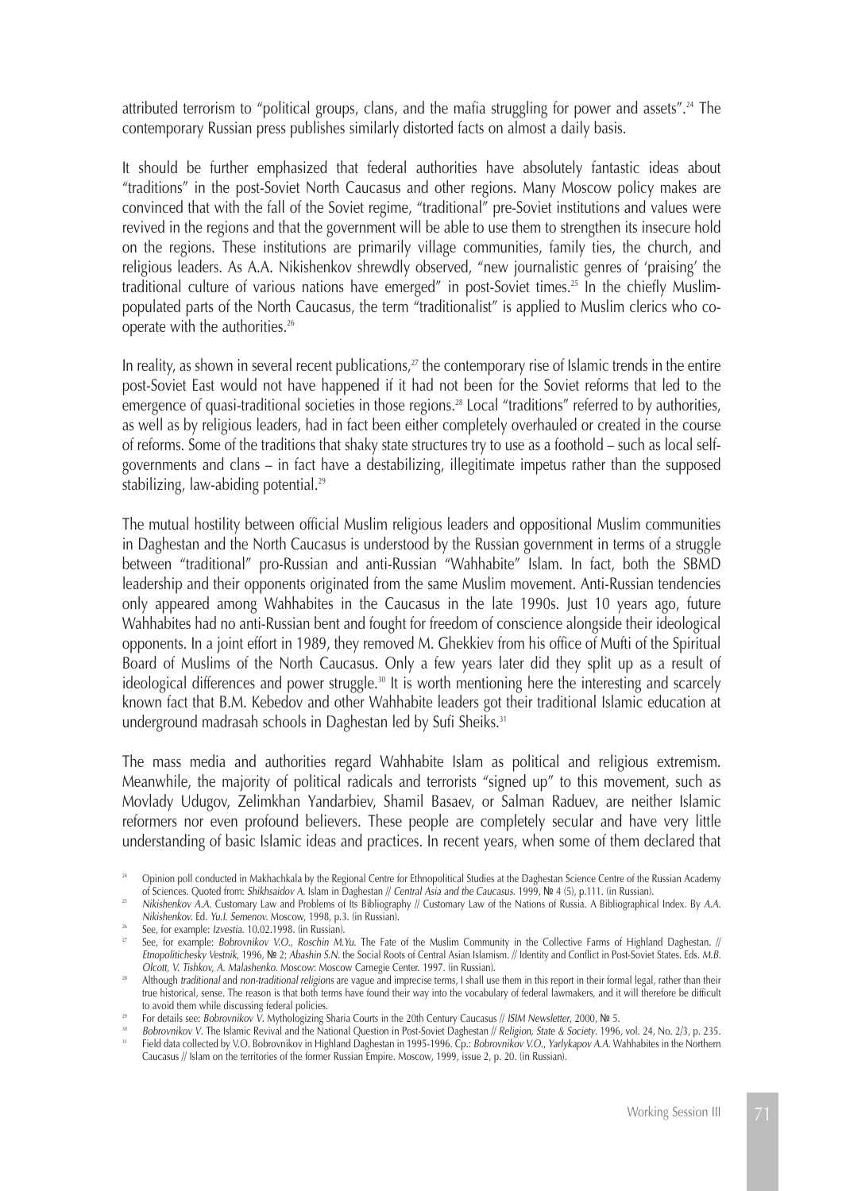attributed terrorism to "political groups, clans, and the mafia struggling for power and assets".[24] The contemporary Russian press publishes similarly distorted facts on almost a daily basis.

It should be further emphasized that federal authorities have absolutely fantastic ideas about "traditions" in the post-Soviet North Caucasus and other regions. Many Moscow policy makes are convinced that with the fall of the Soviet regime, "traditional" pre-Soviet institutions and values were revived in the regions and that the government will be able to use them to strengthen its insecure hold on the regions. These institutions are primarily village communities, family ties, the church, and religious leaders. As A.A. Nikishenkov shrewdly observed, "new journalistic genres of 'praising' the traditional culture of various nations have emerged" in post-Soviet times.[25] In the chiefly Muslim-populated parts of the North Caucasus, the term "traditionalist" is applied to Muslim clerics who co-operate with the authorities.[26]

In reality, as shown in several recent publications,[27] the contemporary rise of Islamic trends in the entire post-Soviet East would not have happened if it had not been for the Soviet reforms that led to the emergence of quasi-traditional societies in those regions.[28] Local "traditions" referred to by authorities, as well as by religious leaders, had in fact been either completely overhauled or created in the course of reforms. Some of the traditions that shaky state structures try to use as a foothold – such as local self-governments and clans – in fact have a destabilizing, illegitimate impetus rather than the supposed stabilizing, law-abiding potential.[29]

The mutual hostility between official Muslim religious leaders and oppositional Muslim communities in Daghestan and the North Caucasus is understood by the Russian government in terms of a struggle between "traditional" pro-Russian and anti-Russian "Wahhabite" Islam. In fact, both the SBMD leadership and their opponents originated from the same Muslim movement. Anti-Russian tendencies only appeared among Wahhabites in the Caucasus in the late 1990s. Just 10 years ago, future Wahhabites had no anti-Russian bent and fought for freedom of conscience alongside their ideological opponents. In a joint effort in 1989, they removed M. Ghekkiev from his office of Mufti of the Spiritual Board of Muslims of the North Caucasus. Only a few years later did they split up as a result of ideological differences and power struggle.[30] It is worth mentioning here the interesting and scarcely known fact that B.M. Kebedov and other Wahhabite leaders got their traditional Islamic education at underground madrasah schools in Daghestan led by Sufi Sheiks.[31]

The mass media and authorities regard Wahhabite Islam as political and religious extremism. Meanwhile, the majority of political radicals and terrorists "signed up" to this movement, such as Movlady Udugov, Zelimkhan Yandarbiev, Shamil Basaev, or Salman Raduev, are neither Islamic reformers nor even profound believers. These people are completely secular and have very little understanding of basic Islamic ideas and practices. In recent years, when some of them declared that

---

[24] Opinion poll conducted in Makhachkala by the Regional Centre for Ethnopolitical Studies at the Daghestan Science Centre of the Russian Academy of Sciences. Quoted from: *Shikhsaidov A.* Islam in Daghestan // *Central Asia and the Caucasus*. 1999, № 4 (5), p.111. (in Russian).

[25] *Nikishenkov A.A.* Customary Law and Problems of Its Bibliography // Customary Law of the Nations of Russia. A Bibliographical Index. By *A.A. Nikishenkov*. Ed. *Yu.I. Semenov*. Moscow, 1998, p.3. (in Russian).

[26] See, for example: *Izvestia*. 10.02.1998. (in Russian).

[27] See, for example: *Bobrovnikov V.O., Roschin M.Yu.* The Fate of the Muslim Community in the Collective Farms of Highland Daghestan. // *Etnopolitichesky Vestnik*, 1996, № 2; *Abashin S.N.* the Social Roots of Central Asian Islamism. // Identity and Conflict in Post-Soviet States. Eds. *M.B. Olcott, V. Tishkov, A. Malashenko*. Moscow: Moscow Carnegie Center. 1997. (in Russian).

[28] Although *traditional* and *non-traditional religions* are vague and imprecise terms, I shall use them in this report in their formal legal, rather than their true historical, sense. The reason is that both terms have found their way into the vocabulary of federal lawmakers, and it will therefore be difficult to avoid them while discussing federal policies.

[29] For details see: *Bobrovnikov V*. Mythologizing Sharia Courts in the 20th Century Caucasus // *ISIM Newsletter*, 2000, № 5.

[30] *Bobrovnikov V*. The Islamic Revival and the National Question in Post-Soviet Daghestan // *Religion, State & Society*. 1996, vol. 24, No. 2/3, p. 235.

[31] Field data collected by V.O. Bobrovnikov in Highland Daghestan in 1995-1996. Cp.: *Bobrovnikov V.O., Yarlykapov A.A.* Wahhabites in the Northern Caucasus // Islam on the territories of the former Russian Empire. Moscow, 1999, issue 2, p. 20. (in Russian).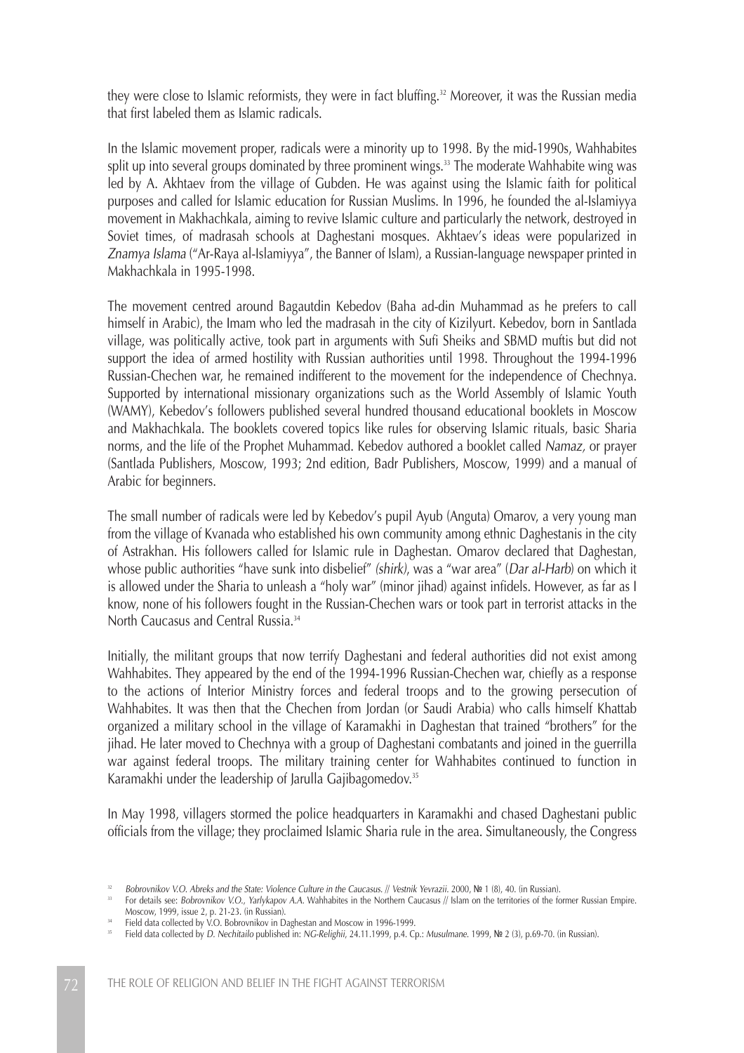they were close to Islamic reformists, they were in fact bluffing.[32] Moreover, it was the Russian media that first labeled them as Islamic radicals.

In the Islamic movement proper, radicals were a minority up to 1998. By the mid-1990s, Wahhabites split up into several groups dominated by three prominent wings.[33] The moderate Wahhabite wing was led by A. Akhtaev from the village of Gubden. He was against using the Islamic faith for political purposes and called for Islamic education for Russian Muslims. In 1996, he founded the al-Islamiyya movement in Makhachkala, aiming to revive Islamic culture and particularly the network, destroyed in Soviet times, of madrasah schools at Daghestani mosques. Akhtaev's ideas were popularized in *Znamya Islama* ("Ar-Raya al-Islamiyya", the Banner of Islam), a Russian-language newspaper printed in Makhachkala in 1995-1998.

The movement centred around Bagautdin Kebedov (Baha ad-din Muhammad as he prefers to call himself in Arabic), the Imam who led the madrasah in the city of Kizilyurt. Kebedov, born in Santlada village, was politically active, took part in arguments with Sufi Sheiks and SBMD muftis but did not support the idea of armed hostility with Russian authorities until 1998. Throughout the 1994-1996 Russian-Chechen war, he remained indifferent to the movement for the independence of Chechnya. Supported by international missionary organizations such as the World Assembly of Islamic Youth (WAMY), Kebedov's followers published several hundred thousand educational booklets in Moscow and Makhachkala. The booklets covered topics like rules for observing Islamic rituals, basic Sharia norms, and the life of the Prophet Muhammad. Kebedov authored a booklet called *Namaz,* or prayer (Santlada Publishers, Moscow, 1993; 2nd edition, Badr Publishers, Moscow, 1999) and a manual of Arabic for beginners.

The small number of radicals were led by Kebedov's pupil Ayub (Anguta) Omarov, a very young man from the village of Kvanada who established his own community among ethnic Daghestanis in the city of Astrakhan. His followers called for Islamic rule in Daghestan. Omarov declared that Daghestan, whose public authorities "have sunk into disbelief" *(shirk)*, was a "war area" (*Dar al-Harb*) on which it is allowed under the Sharia to unleash a "holy war" (minor jihad) against infidels. However, as far as I know, none of his followers fought in the Russian-Chechen wars or took part in terrorist attacks in the North Caucasus and Central Russia.[34]

Initially, the militant groups that now terrify Daghestani and federal authorities did not exist among Wahhabites. They appeared by the end of the 1994-1996 Russian-Chechen war, chiefly as a response to the actions of Interior Ministry forces and federal troops and to the growing persecution of Wahhabites. It was then that the Chechen from Jordan (or Saudi Arabia) who calls himself Khattab organized a military school in the village of Karamakhi in Daghestan that trained "brothers" for the jihad. He later moved to Chechnya with a group of Daghestani combatants and joined in the guerrilla war against federal troops. The military training center for Wahhabites continued to function in Karamakhi under the leadership of Jarulla Gajibagomedov.[35]

In May 1998, villagers stormed the police headquarters in Karamakhi and chased Daghestani public officials from the village; they proclaimed Islamic Sharia rule in the area. Simultaneously, the Congress

---

[32] *Bobrovnikov V.O. Abreks and the State: Violence Culture in the Caucasus. // Vestnik Yevrazii.* 2000, № 1 (8), 40. (in Russian).

[33] For details see: *Bobrovnikov V.O., Yarlykapov A.A.* Wahhabites in the Northern Caucasus // Islam on the territories of the former Russian Empire. Moscow, 1999, issue 2, p. 21-23. (in Russian).

[34] Field data collected by V.O. Bobrovnikov in Daghestan and Moscow in 1996-1999.

[35] Field data collected by *D. Nechitailo* published in: *NG-Relighii,* 24.11.1999, p.4. Cp.: *Musulmane.* 1999, № 2 (3), p.69-70. (in Russian).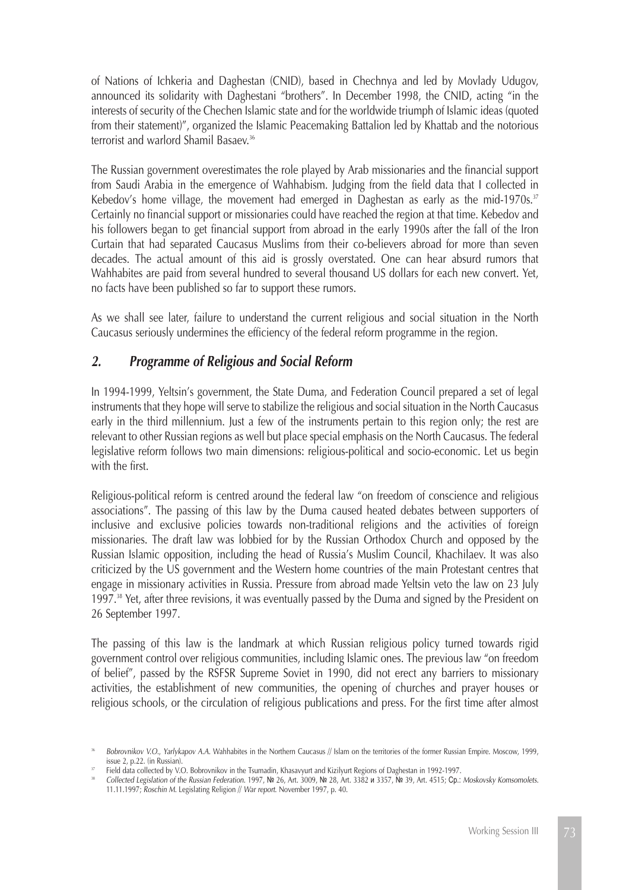of Nations of Ichkeria and Daghestan (CNID), based in Chechnya and led by Movlady Udugov, announced its solidarity with Daghestani "brothers". In December 1998, the CNID, acting "in the interests of security of the Chechen Islamic state and for the worldwide triumph of Islamic ideas (quoted from their statement)", organized the Islamic Peacemaking Battalion led by Khattab and the notorious terrorist and warlord Shamil Basaev.[36]

The Russian government overestimates the role played by Arab missionaries and the financial support from Saudi Arabia in the emergence of Wahhabism. Judging from the field data that I collected in Kebedov's home village, the movement had emerged in Daghestan as early as the mid-1970s.[37] Certainly no financial support or missionaries could have reached the region at that time. Kebedov and his followers began to get financial support from abroad in the early 1990s after the fall of the Iron Curtain that had separated Caucasus Muslims from their co-believers abroad for more than seven decades. The actual amount of this aid is grossly overstated. One can hear absurd rumors that Wahhabites are paid from several hundred to several thousand US dollars for each new convert. Yet, no facts have been published so far to support these rumors.

As we shall see later, failure to understand the current religious and social situation in the North Caucasus seriously undermines the efficiency of the federal reform programme in the region.

## 2. *Programme of Religious and Social Reform*

In 1994-1999, Yeltsin's government, the State Duma, and Federation Council prepared a set of legal instruments that they hope will serve to stabilize the religious and social situation in the North Caucasus early in the third millennium. Just a few of the instruments pertain to this region only; the rest are relevant to other Russian regions as well but place special emphasis on the North Caucasus. The federal legislative reform follows two main dimensions: religious-political and socio-economic. Let us begin with the first.

Religious-political reform is centred around the federal law "on freedom of conscience and religious associations". The passing of this law by the Duma caused heated debates between supporters of inclusive and exclusive policies towards non-traditional religions and the activities of foreign missionaries. The draft law was lobbied for by the Russian Orthodox Church and opposed by the Russian Islamic opposition, including the head of Russia's Muslim Council, Khachilaev. It was also criticized by the US government and the Western home countries of the main Protestant centres that engage in missionary activities in Russia. Pressure from abroad made Yeltsin veto the law on 23 July 1997.[38] Yet, after three revisions, it was eventually passed by the Duma and signed by the President on 26 September 1997.

The passing of this law is the landmark at which Russian religious policy turned towards rigid government control over religious communities, including Islamic ones. The previous law "on freedom of belief", passed by the RSFSR Supreme Soviet in 1990, did not erect any barriers to missionary activities, the establishment of new communities, the opening of churches and prayer houses or religious schools, or the circulation of religious publications and press. For the first time after almost

---

[36] *Bobrovnikov V.O., Yarlykapov A.A.* Wahhabites in the Northern Caucasus // Islam on the territories of the former Russian Empire. Moscow, 1999, issue 2, p.22. (in Russian).

[37] Field data collected by V.O. Bobrovnikov in the Tsumadin, Khasavyurt and Kizilyurt Regions of Daghestan in 1992-1997.

[38] *Collected Legislation of the Russian Federation.* 1997, № 26, Art. 3009, № 28, Art. 3382 и 3357, № 39, Art. 4515; Ср.: *Moskovsky Komsomolets.* 11.11.1997; *Roschin M.* Legislating Religion // *War report.* November 1997, p. 40.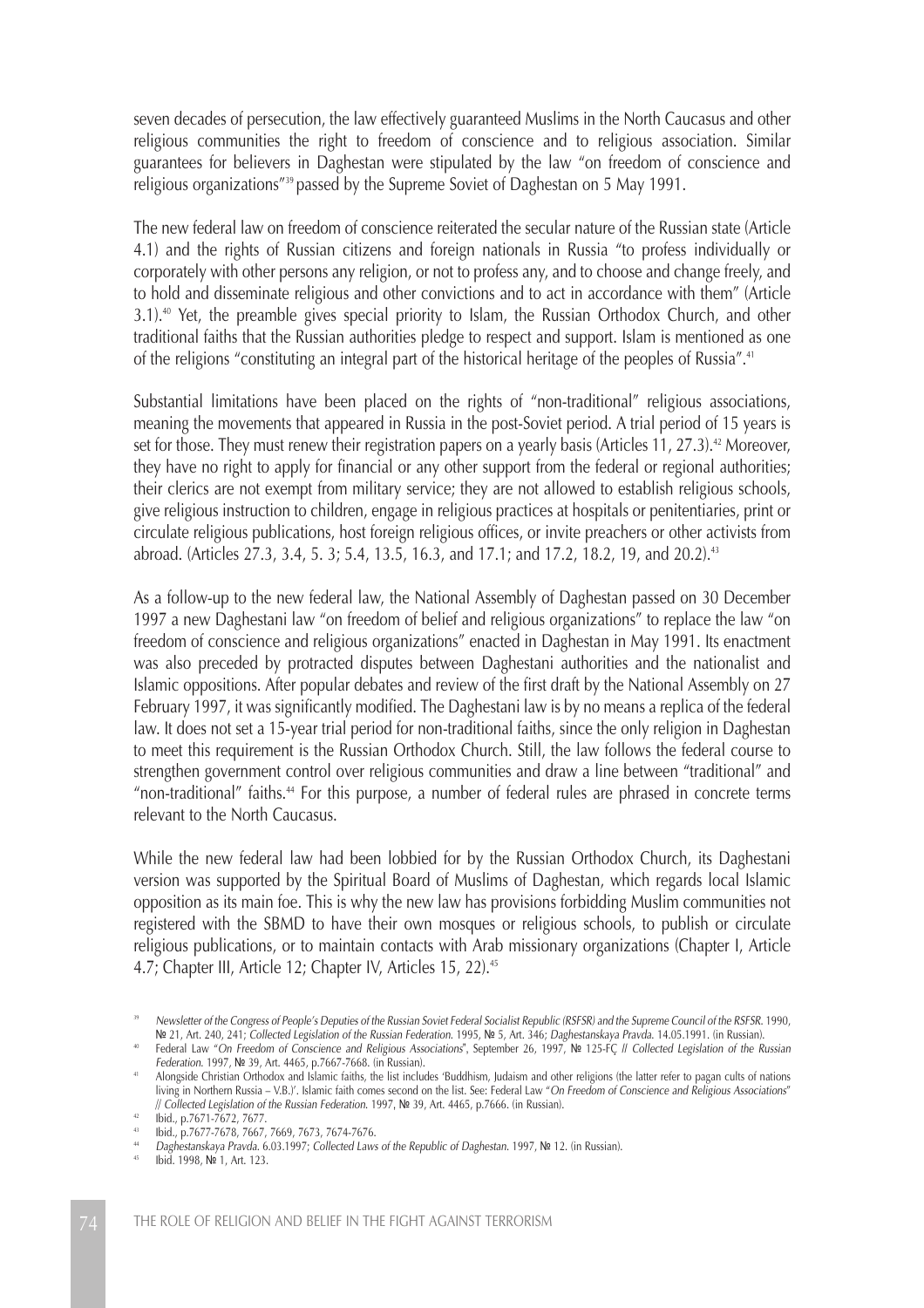seven decades of persecution, the law effectively guaranteed Muslims in the North Caucasus and other religious communities the right to freedom of conscience and to religious association. Similar guarantees for believers in Daghestan were stipulated by the law "on freedom of conscience and religious organizations"[39] passed by the Supreme Soviet of Daghestan on 5 May 1991.

The new federal law on freedom of conscience reiterated the secular nature of the Russian state (Article 4.1) and the rights of Russian citizens and foreign nationals in Russia "to profess individually or corporately with other persons any religion, or not to profess any, and to choose and change freely, and to hold and disseminate religious and other convictions and to act in accordance with them" (Article 3.1).[40] Yet, the preamble gives special priority to Islam, the Russian Orthodox Church, and other traditional faiths that the Russian authorities pledge to respect and support. Islam is mentioned as one of the religions "constituting an integral part of the historical heritage of the peoples of Russia".[41]

Substantial limitations have been placed on the rights of "non-traditional" religious associations, meaning the movements that appeared in Russia in the post-Soviet period. A trial period of 15 years is set for those. They must renew their registration papers on a yearly basis (Articles 11, 27.3).[42] Moreover, they have no right to apply for financial or any other support from the federal or regional authorities; their clerics are not exempt from military service; they are not allowed to establish religious schools, give religious instruction to children, engage in religious practices at hospitals or penitentiaries, print or circulate religious publications, host foreign religious offices, or invite preachers or other activists from abroad. (Articles 27.3, 3.4, 5. 3; 5.4, 13.5, 16.3, and 17.1; and 17.2, 18.2, 19, and 20.2).[43]

As a follow-up to the new federal law, the National Assembly of Daghestan passed on 30 December 1997 a new Daghestani law "on freedom of belief and religious organizations" to replace the law "on freedom of conscience and religious organizations" enacted in Daghestan in May 1991. Its enactment was also preceded by protracted disputes between Daghestani authorities and the nationalist and Islamic oppositions. After popular debates and review of the first draft by the National Assembly on 27 February 1997, it was significantly modified. The Daghestani law is by no means a replica of the federal law. It does not set a 15-year trial period for non-traditional faiths, since the only religion in Daghestan to meet this requirement is the Russian Orthodox Church. Still, the law follows the federal course to strengthen government control over religious communities and draw a line between "traditional" and "non-traditional" faiths.[44] For this purpose, a number of federal rules are phrased in concrete terms relevant to the North Caucasus.

While the new federal law had been lobbied for by the Russian Orthodox Church, its Daghestani version was supported by the Spiritual Board of Muslims of Daghestan, which regards local Islamic opposition as its main foe. This is why the new law has provisions forbidding Muslim communities not registered with the SBMD to have their own mosques or religious schools, to publish or circulate religious publications, or to maintain contacts with Arab missionary organizations (Chapter I, Article 4.7; Chapter III, Article 12; Chapter IV, Articles 15, 22).[45]

---

[39] *Newsletter of the Congress of People's Deputies of the Russian Soviet Federal Socialist Republic (RSFSR) and the Supreme Council of the RSFSR*. 1990, № 21, Art. 240, 241; *Collected Legislation of the Russian Federation*. 1995, № 5, Art. 346; *Daghestanskaya Pravda*. 14.05.1991. (in Russian).

[40] Federal Law "*On Freedom of Conscience and Religious Associations*", September 26, 1997, № 125-FÇ // *Collected Legislation of the Russian Federation*. 1997, № 39, Art. 4465, p.7667-7668. (in Russian).

[41] Alongside Christian Orthodox and Islamic faiths, the list includes 'Buddhism, Judaism and other religions (the latter refer to pagan cults of nations living in Northern Russia – V.B.)'. Islamic faith comes second on the list. See: Federal Law "*On Freedom of Conscience and Religious Associations*" // *Collected Legislation of the Russian Federation*. 1997, № 39, Art. 4465, p.7666. (in Russian).

[42] Ibid., p.7671-7672, 7677.

[43] Ibid., p.7677-7678, 7667, 7669, 7673, 7674-7676.

[44] *Daghestanskaya Pravda*. 6.03.1997; *Collected Laws of the Republic of Daghestan*. 1997, № 12. (in Russian).

[45] Ibid. 1998, № 1, Art. 123.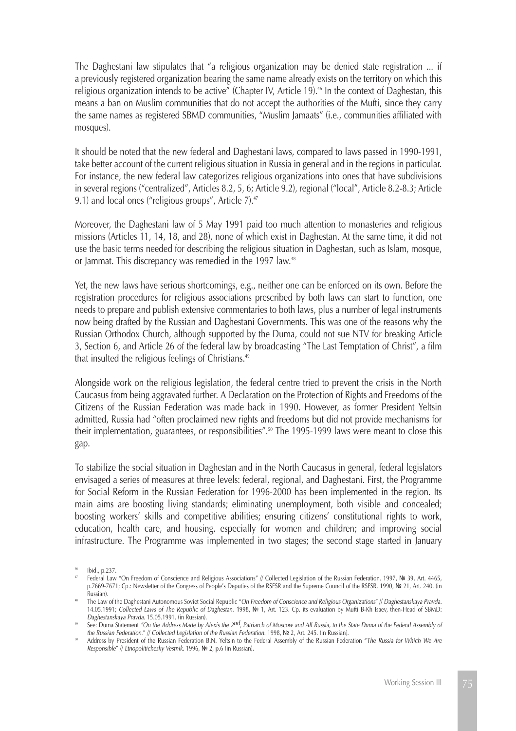The Daghestani law stipulates that "a religious organization may be denied state registration ... if a previously registered organization bearing the same name already exists on the territory on which this religious organization intends to be active" (Chapter IV, Article 19).[46] In the context of Daghestan, this means a ban on Muslim communities that do not accept the authorities of the Mufti, since they carry the same names as registered SBMD communities, "Muslim Jamaats" (i.e., communities affiliated with mosques).

It should be noted that the new federal and Daghestani laws, compared to laws passed in 1990-1991, take better account of the current religious situation in Russia in general and in the regions in particular. For instance, the new federal law categorizes religious organizations into ones that have subdivisions in several regions ("centralized", Articles 8.2, 5, 6; Article 9.2), regional ("local", Article 8.2-8.3; Article 9.1) and local ones ("religious groups", Article 7).[47]

Moreover, the Daghestani law of 5 May 1991 paid too much attention to monasteries and religious missions (Articles 11, 14, 18, and 28), none of which exist in Daghestan. At the same time, it did not use the basic terms needed for describing the religious situation in Daghestan, such as Islam, mosque, or Jammat. This discrepancy was remedied in the 1997 law.[48]

Yet, the new laws have serious shortcomings, e.g., neither one can be enforced on its own. Before the registration procedures for religious associations prescribed by both laws can start to function, one needs to prepare and publish extensive commentaries to both laws, plus a number of legal instruments now being drafted by the Russian and Daghestani Governments. This was one of the reasons why the Russian Orthodox Church, although supported by the Duma, could not sue NTV for breaking Article 3, Section 6, and Article 26 of the federal law by broadcasting "The Last Temptation of Christ", a film that insulted the religious feelings of Christians.[49]

Alongside work on the religious legislation, the federal centre tried to prevent the crisis in the North Caucasus from being aggravated further. A Declaration on the Protection of Rights and Freedoms of the Citizens of the Russian Federation was made back in 1990. However, as former President Yeltsin admitted, Russia had "often proclaimed new rights and freedoms but did not provide mechanisms for their implementation, guarantees, or responsibilities".[50] The 1995-1999 laws were meant to close this gap.

To stabilize the social situation in Daghestan and in the North Caucasus in general, federal legislators envisaged a series of measures at three levels: federal, regional, and Daghestani. First, the Programme for Social Reform in the Russian Federation for 1996-2000 has been implemented in the region. Its main aims are boosting living standards; eliminating unemployment, both visible and concealed; boosting workers' skills and competitive abilities; ensuring citizens' constitutional rights to work, education, health care, and housing, especially for women and children; and improving social infrastructure. The Programme was implemented in two stages; the second stage started in January

---

[46] Ibid., p.237.

[47] Federal Law "On Freedom of Conscience and Religious Associations" // Collected Legislation of the Russian Federation. 1997, № 39, Art. 4465, p.7669-7671; Cp.: Newsletter of the Congress of People's Deputies of the RSFSR and the Supreme Council of the RSFSR. 1990, № 21, Art. 240. (in Russian).

[48] The Law of the Daghestani Autonomous Soviet Social Republic "*On Freedom of Conscience and Religious Organizations*" // *Daghestanskaya Pravda*. 14.05.1991; *Collected Laws of The Republic of Daghestan*. 1998, № 1, Art. 123. Cp. its evaluation by Mufti B-Kh Isaev, then-Head of SBMD: *Daghestanskaya Pravda*. 15.05.1991. (in Russian).

[49] See: Duma Statement *"On the Address Made by Alexis the 2nd, Patriarch of Moscow and All Russia, to the State Duma of the Federal Assembly of the Russian Federation." // Collected Legislation of the Russian Federation*. 1998, № 2, Art. 245. (in Russian).

[50] Address by President of the Russian Federation B.N. Yeltsin to the Federal Assembly of the Russian Federation "*The Russia for Which We Are Responsible*" // *Etnopolitichesky Vestnik*. 1996, № 2, p.6 (in Russian).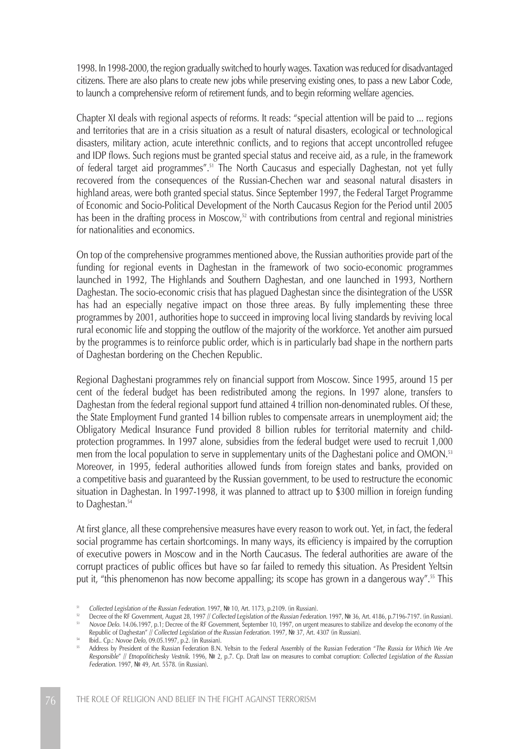1998. In 1998-2000, the region gradually switched to hourly wages. Taxation was reduced for disadvantaged citizens. There are also plans to create new jobs while preserving existing ones, to pass a new Labor Code, to launch a comprehensive reform of retirement funds, and to begin reforming welfare agencies.

Chapter XI deals with regional aspects of reforms. It reads: "special attention will be paid to ... regions and territories that are in a crisis situation as a result of natural disasters, ecological or technological disasters, military action, acute interethnic conflicts, and to regions that accept uncontrolled refugee and IDP flows. Such regions must be granted special status and receive aid, as a rule, in the framework of federal target aid programmes".[51] The North Caucasus and especially Daghestan, not yet fully recovered from the consequences of the Russian-Chechen war and seasonal natural disasters in highland areas, were both granted special status. Since September 1997, the Federal Target Programme of Economic and Socio-Political Development of the North Caucasus Region for the Period until 2005 has been in the drafting process in Moscow,[52] with contributions from central and regional ministries for nationalities and economics.

On top of the comprehensive programmes mentioned above, the Russian authorities provide part of the funding for regional events in Daghestan in the framework of two socio-economic programmes launched in 1992, The Highlands and Southern Daghestan, and one launched in 1993, Northern Daghestan. The socio-economic crisis that has plagued Daghestan since the disintegration of the USSR has had an especially negative impact on those three areas. By fully implementing these three programmes by 2001, authorities hope to succeed in improving local living standards by reviving local rural economic life and stopping the outflow of the majority of the workforce. Yet another aim pursued by the programmes is to reinforce public order, which is in particularly bad shape in the northern parts of Daghestan bordering on the Chechen Republic.

Regional Daghestani programmes rely on financial support from Moscow. Since 1995, around 15 per cent of the federal budget has been redistributed among the regions. In 1997 alone, transfers to Daghestan from the federal regional support fund attained 4 trillion non-denominated rubles. Of these, the State Employment Fund granted 14 billion rubles to compensate arrears in unemployment aid; the Obligatory Medical Insurance Fund provided 8 billion rubles for territorial maternity and child-protection programmes. In 1997 alone, subsidies from the federal budget were used to recruit 1,000 men from the local population to serve in supplementary units of the Daghestani police and OMON.[53] Moreover, in 1995, federal authorities allowed funds from foreign states and banks, provided on a competitive basis and guaranteed by the Russian government, to be used to restructure the economic situation in Daghestan. In 1997-1998, it was planned to attract up to $300 million in foreign funding to Daghestan.[54]

At first glance, all these comprehensive measures have every reason to work out. Yet, in fact, the federal social programme has certain shortcomings. In many ways, its efficiency is impaired by the corruption of executive powers in Moscow and in the North Caucasus. The federal authorities are aware of the corrupt practices of public offices but have so far failed to remedy this situation. As President Yeltsin put it, "this phenomenon has now become appalling; its scope has grown in a dangerous way".[55] This

---

[51] *Collected Legislation of the Russian Federation*. 1997, № 10, Art. 1173, p.2109. (in Russian).

[52] Decree of the RF Government, August 28, 1997 // *Collected Legislation of the Russian Federation*. 1997, № 36, Art. 4186, p.7196-7197. (in Russian).

[53] *Novoe Delo*. 14.06.1997, p.1; Decree of the RF Government, September 10, 1997, on urgent measures to stabilize and develop the economy of the Republic of Daghestan" // *Collected Legislation of the Russian Federation*. 1997, № 37, Art. 4307 (in Russian).

[54] Ibid.. Cp.: *Novoe Delo*, 09.05.1997, p.2. (in Russian).

[55] Address by President of the Russian Federation B.N. Yeltsin to the Federal Assembly of the Russian Federation "*The Russia for Which We Are Responsible*" // *Etnopolitichesky Vestnik*. 1996, № 2, p.7. Cp. Draft law on measures to combat corruption: *Collected Legislation of the Russian Federation*. 1997, № 49, Art. 5578. (in Russian).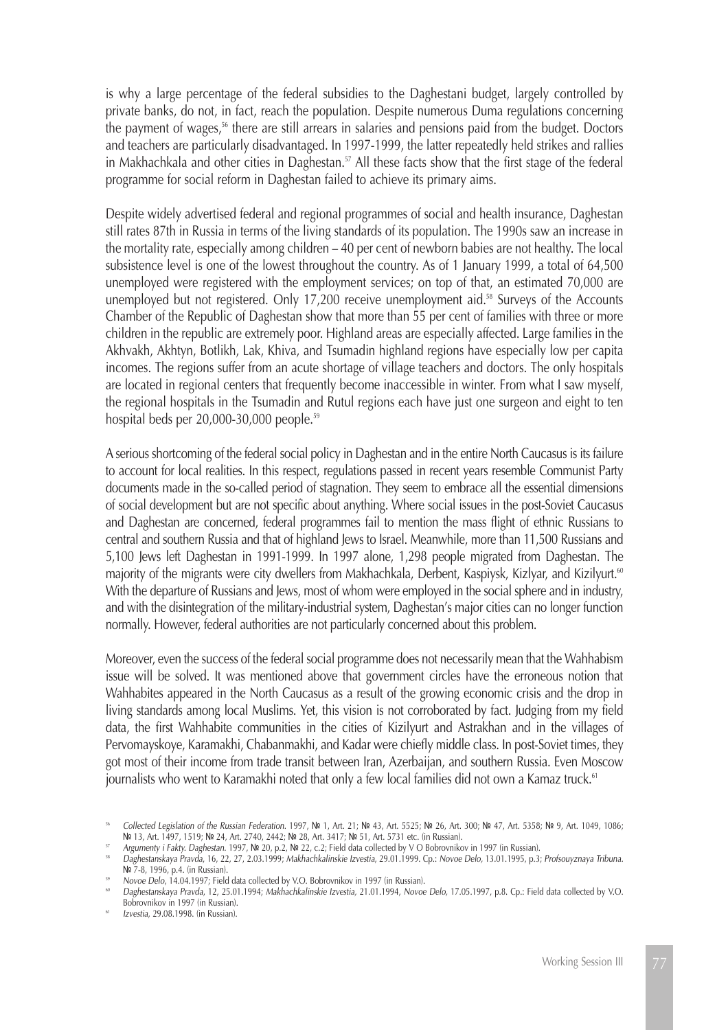is why a large percentage of the federal subsidies to the Daghestani budget, largely controlled by private banks, do not, in fact, reach the population. Despite numerous Duma regulations concerning the payment of wages,[56] there are still arrears in salaries and pensions paid from the budget. Doctors and teachers are particularly disadvantaged. In 1997-1999, the latter repeatedly held strikes and rallies in Makhachkala and other cities in Daghestan.[57] All these facts show that the first stage of the federal programme for social reform in Daghestan failed to achieve its primary aims.

Despite widely advertised federal and regional programmes of social and health insurance, Daghestan still rates 87th in Russia in terms of the living standards of its population. The 1990s saw an increase in the mortality rate, especially among children – 40 per cent of newborn babies are not healthy. The local subsistence level is one of the lowest throughout the country. As of 1 January 1999, a total of 64,500 unemployed were registered with the employment services; on top of that, an estimated 70,000 are unemployed but not registered. Only 17,200 receive unemployment aid.[58] Surveys of the Accounts Chamber of the Republic of Daghestan show that more than 55 per cent of families with three or more children in the republic are extremely poor. Highland areas are especially affected. Large families in the Akhvakh, Akhtyn, Botlikh, Lak, Khiva, and Tsumadin highland regions have especially low per capita incomes. The regions suffer from an acute shortage of village teachers and doctors. The only hospitals are located in regional centers that frequently become inaccessible in winter. From what I saw myself, the regional hospitals in the Tsumadin and Rutul regions each have just one surgeon and eight to ten hospital beds per 20,000-30,000 people.[59]

A serious shortcoming of the federal social policy in Daghestan and in the entire North Caucasus is its failure to account for local realities. In this respect, regulations passed in recent years resemble Communist Party documents made in the so-called period of stagnation. They seem to embrace all the essential dimensions of social development but are not specific about anything. Where social issues in the post-Soviet Caucasus and Daghestan are concerned, federal programmes fail to mention the mass flight of ethnic Russians to central and southern Russia and that of highland Jews to Israel. Meanwhile, more than 11,500 Russians and 5,100 Jews left Daghestan in 1991-1999. In 1997 alone, 1,298 people migrated from Daghestan. The majority of the migrants were city dwellers from Makhachkala, Derbent, Kaspiysk, Kizlyar, and Kizilyurt.[60] With the departure of Russians and Jews, most of whom were employed in the social sphere and in industry, and with the disintegration of the military-industrial system, Daghestan's major cities can no longer function normally. However, federal authorities are not particularly concerned about this problem.

Moreover, even the success of the federal social programme does not necessarily mean that the Wahhabism issue will be solved. It was mentioned above that government circles have the erroneous notion that Wahhabites appeared in the North Caucasus as a result of the growing economic crisis and the drop in living standards among local Muslims. Yet, this vision is not corroborated by fact. Judging from my field data, the first Wahhabite communities in the cities of Kizilyurt and Astrakhan and in the villages of Pervomayskoye, Karamakhi, Chabanmakhi, and Kadar were chiefly middle class. In post-Soviet times, they got most of their income from trade transit between Iran, Azerbaijan, and southern Russia. Even Moscow journalists who went to Karamakhi noted that only a few local families did not own a Kamaz truck.[61]

---

[56] *Collected Legislation of the Russian Federation*. 1997, № 1, Art. 21; № 43, Art. 5525; № 26, Art. 300; № 47, Art. 5358; № 9, Art. 1049, 1086; № 13, Art. 1497, 1519; № 24, Art. 2740, 2442; № 28, Art. 3417; № 51, Art. 5731 etc. (in Russian).

[57] *Argumenty i Fakty. Daghestan*. 1997, № 20, p.2, № 22, c.2; Field data collected by V O Bobrovnikov in 1997 (in Russian).

[58] *Daghestanskaya Pravda*, 16, 22, 27, 2.03.1999; *Makhachkalinskie Izvestia*, 29.01.1999. Cp.: *Novoe Delo*, 13.01.1995, p.3; *Profsouyznaya Tribuna*. № 7-8, 1996, p.4. (in Russian).

[59] *Novoe Delo*, 14.04.1997; Field data collected by V.O. Bobrovnikov in 1997 (in Russian).

[60] *Daghestanskaya Pravda*, 12, 25.01.1994; *Makhachkalinskie Izvestia*, 21.01.1994, *Novoe Delo*, 17.05.1997, p.8. Cp.: Field data collected by V.O. Bobrovnikov in 1997 (in Russian).

[61] *Izvestia*, 29.08.1998. (in Russian).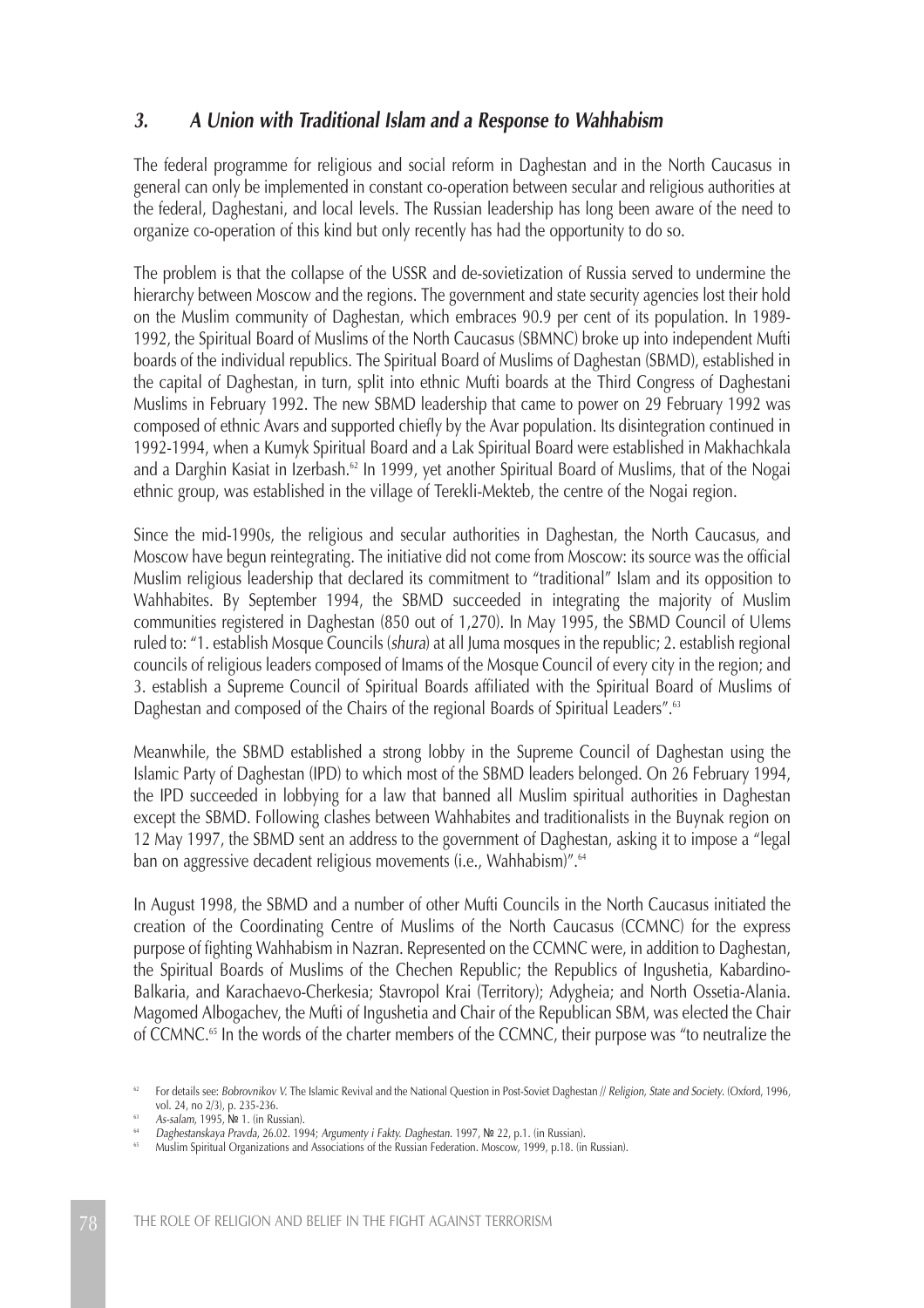### *3. A Union with Traditional Islam and a Response to Wahhabism*

The federal programme for religious and social reform in Daghestan and in the North Caucasus in general can only be implemented in constant co-operation between secular and religious authorities at the federal, Daghestani, and local levels. The Russian leadership has long been aware of the need to organize co-operation of this kind but only recently has had the opportunity to do so.

The problem is that the collapse of the USSR and de-sovietization of Russia served to undermine the hierarchy between Moscow and the regions. The government and state security agencies lost their hold on the Muslim community of Daghestan, which embraces 90.9 per cent of its population. In 1989-1992, the Spiritual Board of Muslims of the North Caucasus (SBMNC) broke up into independent Mufti boards of the individual republics. The Spiritual Board of Muslims of Daghestan (SBMD), established in the capital of Daghestan, in turn, split into ethnic Mufti boards at the Third Congress of Daghestani Muslims in February 1992. The new SBMD leadership that came to power on 29 February 1992 was composed of ethnic Avars and supported chiefly by the Avar population. Its disintegration continued in 1992-1994, when a Kumyk Spiritual Board and a Lak Spiritual Board were established in Makhachkala and a Darghin Kasiat in Izerbash.[62] In 1999, yet another Spiritual Board of Muslims, that of the Nogai ethnic group, was established in the village of Terekli-Mekteb, the centre of the Nogai region.

Since the mid-1990s, the religious and secular authorities in Daghestan, the North Caucasus, and Moscow have begun reintegrating. The initiative did not come from Moscow: its source was the official Muslim religious leadership that declared its commitment to "traditional" Islam and its opposition to Wahhabites. By September 1994, the SBMD succeeded in integrating the majority of Muslim communities registered in Daghestan (850 out of 1,270). In May 1995, the SBMD Council of Ulems ruled to: "1. establish Mosque Councils (*shura*) at all Juma mosques in the republic; 2. establish regional councils of religious leaders composed of Imams of the Mosque Council of every city in the region; and 3. establish a Supreme Council of Spiritual Boards affiliated with the Spiritual Board of Muslims of Daghestan and composed of the Chairs of the regional Boards of Spiritual Leaders".[63]

Meanwhile, the SBMD established a strong lobby in the Supreme Council of Daghestan using the Islamic Party of Daghestan (IPD) to which most of the SBMD leaders belonged. On 26 February 1994, the IPD succeeded in lobbying for a law that banned all Muslim spiritual authorities in Daghestan except the SBMD. Following clashes between Wahhabites and traditionalists in the Buynak region on 12 May 1997, the SBMD sent an address to the government of Daghestan, asking it to impose a "legal ban on aggressive decadent religious movements (i.e., Wahhabism)".[64]

In August 1998, the SBMD and a number of other Mufti Councils in the North Caucasus initiated the creation of the Coordinating Centre of Muslims of the North Caucasus (CCMNC) for the express purpose of fighting Wahhabism in Nazran. Represented on the CCMNC were, in addition to Daghestan, the Spiritual Boards of Muslims of the Chechen Republic; the Republics of Ingushetia, Kabardino-Balkaria, and Karachaevo-Cherkesia; Stavropol Krai (Territory); Adygheia; and North Ossetia-Alania. Magomed Albogachev, the Mufti of Ingushetia and Chair of the Republican SBM, was elected the Chair of CCMNC.[65] In the words of the charter members of the CCMNC, their purpose was "to neutralize the

[62] For details see: *Bobrovnikov V.* The Islamic Revival and the National Question in Post-Soviet Daghestan // *Religion, State and Society*. (Oxford, 1996, vol. 24, no 2/3), p. 235-236.

[63] *As-salam*, 1995, № 1. (in Russian).

[64] *Daghestanskaya Pravda*, 26.02. 1994; *Argumenty i Fakty. Daghestan*. 1997, № 22, p.1. (in Russian).

[65] Muslim Spiritual Organizations and Associations of the Russian Federation. Moscow, 1999, p.18. (in Russian).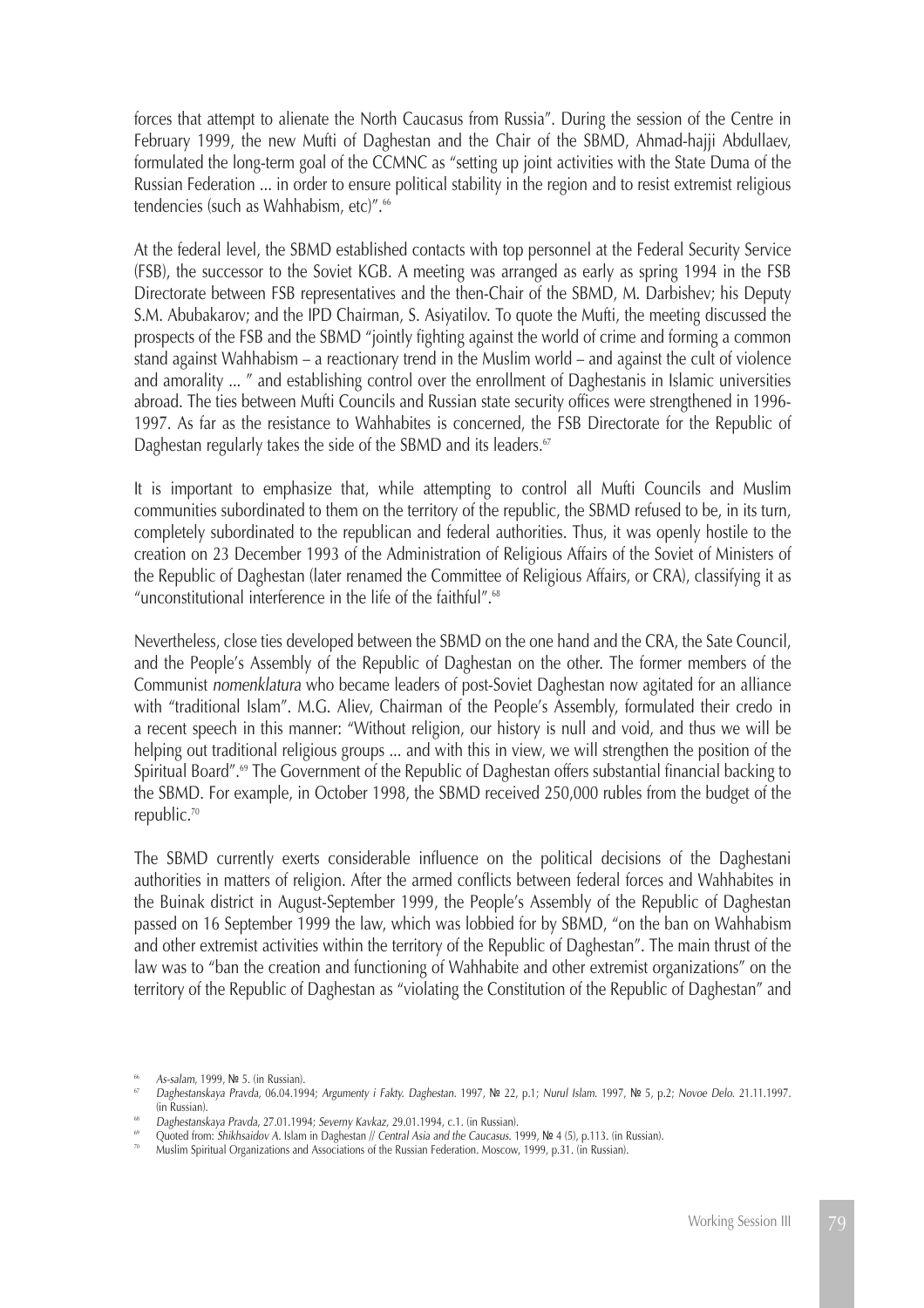forces that attempt to alienate the North Caucasus from Russia". During the session of the Centre in February 1999, the new Mufti of Daghestan and the Chair of the SBMD, Ahmad-hajji Abdullaev, formulated the long-term goal of the CCMNC as "setting up joint activities with the State Duma of the Russian Federation ... in order to ensure political stability in the region and to resist extremist religious tendencies (such as Wahhabism, etc)".[66]

At the federal level, the SBMD established contacts with top personnel at the Federal Security Service (FSB), the successor to the Soviet KGB. A meeting was arranged as early as spring 1994 in the FSB Directorate between FSB representatives and the then-Chair of the SBMD, M. Darbishev; his Deputy S.M. Abubakarov; and the IPD Chairman, S. Asiyatilov. To quote the Mufti, the meeting discussed the prospects of the FSB and the SBMD "jointly fighting against the world of crime and forming a common stand against Wahhabism – a reactionary trend in the Muslim world – and against the cult of violence and amorality ... " and establishing control over the enrollment of Daghestanis in Islamic universities abroad. The ties between Mufti Councils and Russian state security offices were strengthened in 1996-1997. As far as the resistance to Wahhabites is concerned, the FSB Directorate for the Republic of Daghestan regularly takes the side of the SBMD and its leaders.[67]

It is important to emphasize that, while attempting to control all Mufti Councils and Muslim communities subordinated to them on the territory of the republic, the SBMD refused to be, in its turn, completely subordinated to the republican and federal authorities. Thus, it was openly hostile to the creation on 23 December 1993 of the Administration of Religious Affairs of the Soviet of Ministers of the Republic of Daghestan (later renamed the Committee of Religious Affairs, or CRA), classifying it as "unconstitutional interference in the life of the faithful".[68]

Nevertheless, close ties developed between the SBMD on the one hand and the CRA, the Sate Council, and the People's Assembly of the Republic of Daghestan on the other. The former members of the Communist *nomenklatura* who became leaders of post-Soviet Daghestan now agitated for an alliance with "traditional Islam". M.G. Aliev, Chairman of the People's Assembly, formulated their credo in a recent speech in this manner: "Without religion, our history is null and void, and thus we will be helping out traditional religious groups ... and with this in view, we will strengthen the position of the Spiritual Board".[69] The Government of the Republic of Daghestan offers substantial financial backing to the SBMD. For example, in October 1998, the SBMD received 250,000 rubles from the budget of the republic.[70]

The SBMD currently exerts considerable influence on the political decisions of the Daghestani authorities in matters of religion. After the armed conflicts between federal forces and Wahhabites in the Buinak district in August-September 1999, the People's Assembly of the Republic of Daghestan passed on 16 September 1999 the law, which was lobbied for by SBMD, "on the ban on Wahhabism and other extremist activities within the territory of the Republic of Daghestan". The main thrust of the law was to "ban the creation and functioning of Wahhabite and other extremist organizations" on the territory of the Republic of Daghestan as "violating the Constitution of the Republic of Daghestan" and

---

[66] *As-salam*, 1999, № 5. (in Russian).

[67] *Daghestanskaya Pravda*, 06.04.1994; *Argumenty i Fakty. Daghestan*. 1997, № 22, p.1; *Nurul Islam*. 1997, № 5, p.2; *Novoe Delo*. 21.11.1997. (in Russian).

[68] *Daghestanskaya Pravda*, 27.01.1994; *Severny Kavkaz*, 29.01.1994, c.1. (in Russian).

[69] Quoted from: *Shikhsaidov A.* Islam in Daghestan // *Central Asia and the Caucasus*. 1999, № 4 (5), p.113. (in Russian).

[70] Muslim Spiritual Organizations and Associations of the Russian Federation. Moscow, 1999, p.31. (in Russian).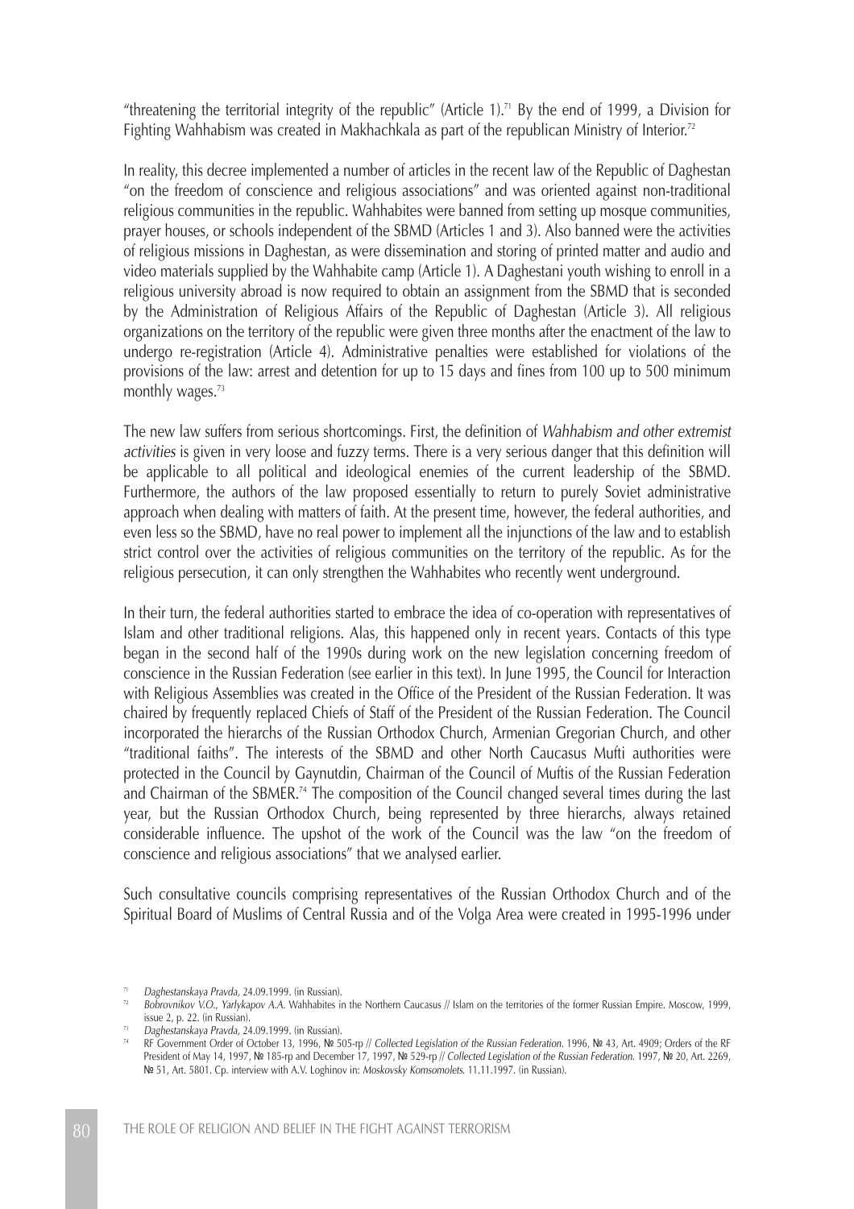"threatening the territorial integrity of the republic" (Article 1).[71] By the end of 1999, a Division for Fighting Wahhabism was created in Makhachkala as part of the republican Ministry of Interior.[72]

In reality, this decree implemented a number of articles in the recent law of the Republic of Daghestan "on the freedom of conscience and religious associations" and was oriented against non-traditional religious communities in the republic. Wahhabites were banned from setting up mosque communities, prayer houses, or schools independent of the SBMD (Articles 1 and 3). Also banned were the activities of religious missions in Daghestan, as were dissemination and storing of printed matter and audio and video materials supplied by the Wahhabite camp (Article 1). A Daghestani youth wishing to enroll in a religious university abroad is now required to obtain an assignment from the SBMD that is seconded by the Administration of Religious Affairs of the Republic of Daghestan (Article 3). All religious organizations on the territory of the republic were given three months after the enactment of the law to undergo re-registration (Article 4). Administrative penalties were established for violations of the provisions of the law: arrest and detention for up to 15 days and fines from 100 up to 500 minimum monthly wages.[73]

The new law suffers from serious shortcomings. First, the definition of *Wahhabism and other extremist activities* is given in very loose and fuzzy terms. There is a very serious danger that this definition will be applicable to all political and ideological enemies of the current leadership of the SBMD. Furthermore, the authors of the law proposed essentially to return to purely Soviet administrative approach when dealing with matters of faith. At the present time, however, the federal authorities, and even less so the SBMD, have no real power to implement all the injunctions of the law and to establish strict control over the activities of religious communities on the territory of the republic. As for the religious persecution, it can only strengthen the Wahhabites who recently went underground.

In their turn, the federal authorities started to embrace the idea of co-operation with representatives of Islam and other traditional religions. Alas, this happened only in recent years. Contacts of this type began in the second half of the 1990s during work on the new legislation concerning freedom of conscience in the Russian Federation (see earlier in this text). In June 1995, the Council for Interaction with Religious Assemblies was created in the Office of the President of the Russian Federation. It was chaired by frequently replaced Chiefs of Staff of the President of the Russian Federation. The Council incorporated the hierarchs of the Russian Orthodox Church, Armenian Gregorian Church, and other "traditional faiths". The interests of the SBMD and other North Caucasus Mufti authorities were protected in the Council by Gaynutdin, Chairman of the Council of Muftis of the Russian Federation and Chairman of the SBMER.[74] The composition of the Council changed several times during the last year, but the Russian Orthodox Church, being represented by three hierarchs, always retained considerable influence. The upshot of the work of the Council was the law "on the freedom of conscience and religious associations" that we analysed earlier.

Such consultative councils comprising representatives of the Russian Orthodox Church and of the Spiritual Board of Muslims of Central Russia and of the Volga Area were created in 1995-1996 under

---

[71] *Daghestanskaya Pravda*, 24.09.1999. (in Russian).

[72] *Bobrovnikov V.O., Yarlykapov A.A.* Wahhabites in the Northern Caucasus // Islam on the territories of the former Russian Empire. Moscow, 1999, issue 2, p. 22. (in Russian).

[73] *Daghestanskaya Pravda*, 24.09.1999. (in Russian).

[74] RF Government Order of October 13, 1996, № 505-rp // *Collected Legislation of the Russian Federation*. 1996, № 43, Art. 4909; Orders of the RF President of May 14, 1997, № 185-rp and December 17, 1997, № 529-rp // *Collected Legislation of the Russian Federation*. 1997, № 20, Art. 2269, № 51, Art. 5801. Cp. interview with A.V. Loghinov in: *Moskovsky Komsomolets*. 11.11.1997. (in Russian).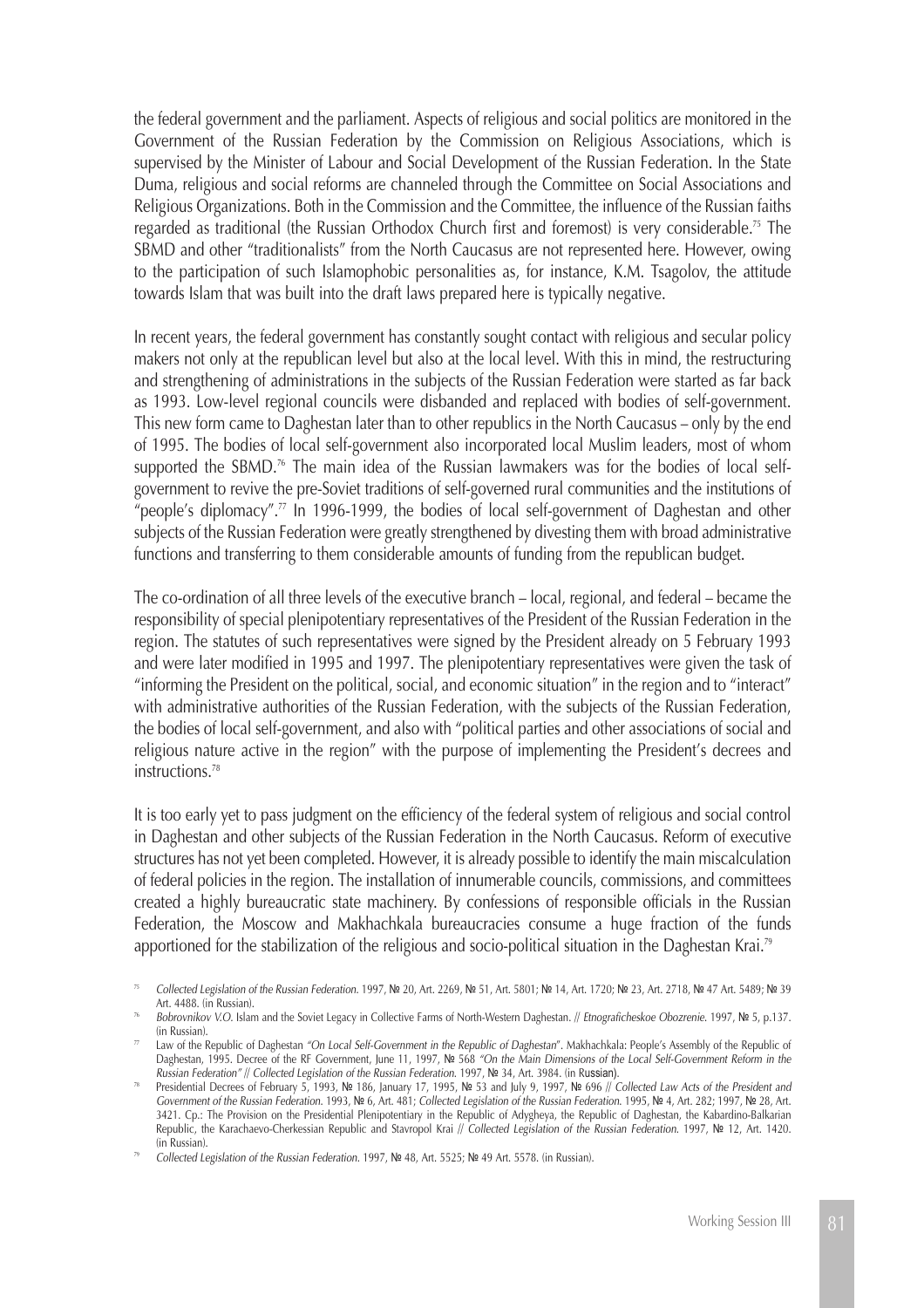the federal government and the parliament. Aspects of religious and social politics are monitored in the Government of the Russian Federation by the Commission on Religious Associations, which is supervised by the Minister of Labour and Social Development of the Russian Federation. In the State Duma, religious and social reforms are channeled through the Committee on Social Associations and Religious Organizations. Both in the Commission and the Committee, the influence of the Russian faiths regarded as traditional (the Russian Orthodox Church first and foremost) is very considerable.[75] The SBMD and other "traditionalists" from the North Caucasus are not represented here. However, owing to the participation of such Islamophobic personalities as, for instance, K.M. Tsagolov, the attitude towards Islam that was built into the draft laws prepared here is typically negative.

In recent years, the federal government has constantly sought contact with religious and secular policy makers not only at the republican level but also at the local level. With this in mind, the restructuring and strengthening of administrations in the subjects of the Russian Federation were started as far back as 1993. Low-level regional councils were disbanded and replaced with bodies of self-government. This new form came to Daghestan later than to other republics in the North Caucasus – only by the end of 1995. The bodies of local self-government also incorporated local Muslim leaders, most of whom supported the SBMD.[76] The main idea of the Russian lawmakers was for the bodies of local self-government to revive the pre-Soviet traditions of self-governed rural communities and the institutions of "people's diplomacy".[77] In 1996-1999, the bodies of local self-government of Daghestan and other subjects of the Russian Federation were greatly strengthened by divesting them with broad administrative functions and transferring to them considerable amounts of funding from the republican budget.

The co-ordination of all three levels of the executive branch – local, regional, and federal – became the responsibility of special plenipotentiary representatives of the President of the Russian Federation in the region. The statutes of such representatives were signed by the President already on 5 February 1993 and were later modified in 1995 and 1997. The plenipotentiary representatives were given the task of "informing the President on the political, social, and economic situation" in the region and to "interact" with administrative authorities of the Russian Federation, with the subjects of the Russian Federation, the bodies of local self-government, and also with "political parties and other associations of social and religious nature active in the region" with the purpose of implementing the President's decrees and instructions.[78]

It is too early yet to pass judgment on the efficiency of the federal system of religious and social control in Daghestan and other subjects of the Russian Federation in the North Caucasus. Reform of executive structures has not yet been completed. However, it is already possible to identify the main miscalculation of federal policies in the region. The installation of innumerable councils, commissions, and committees created a highly bureaucratic state machinery. By confessions of responsible officials in the Russian Federation, the Moscow and Makhachkala bureaucracies consume a huge fraction of the funds apportioned for the stabilization of the religious and socio-political situation in the Daghestan Krai.[79]

---

[75] *Collected Legislation of the Russian Federation*. 1997, № 20, Art. 2269, № 51, Art. 5801; № 14, Art. 1720; № 23, Art. 2718, № 47 Art. 5489; № 39 Art. 4488. (in Russian).

[76] *Bobrovnikov V.O.* Islam and the Soviet Legacy in Collective Farms of North-Western Daghestan. // *Etnograficheskoe Obozrenie*. 1997, № 5, p.137. (in Russian).

[77] Law of the Republic of Daghestan *"On Local Self-Government in the Republic of Daghestan*". Makhachkala: People's Assembly of the Republic of Daghestan, 1995. Decree of the RF Government, June 11, 1997, № 568 *"On the Main Dimensions of the Local Self-Government Reform in the Russian Federation" // Collected Legislation of the Russian Federation*. 1997, № 34, Art. 3984. (in Russian).

[78] Presidential Decrees of February 5, 1993, № 186, January 17, 1995, № 53 and July 9, 1997, № 696 // *Collected Law Acts of the President and Government of the Russian Federation*. 1993, № 6, Art. 481; *Collected Legislation of the Russian Federation*. 1995, № 4, Art. 282; 1997, № 28, Art. 3421. Cp.: The Provision on the Presidential Plenipotentiary in the Republic of Adygheya, the Republic of Daghestan, the Kabardino-Balkarian Republic, the Karachaevo-Cherkessian Republic and Stavropol Krai // *Collected Legislation of the Russian Federation*. 1997, № 12, Art. 1420. (in Russian).

[79] *Collected Legislation of the Russian Federation*. 1997, № 48, Art. 5525; № 49 Art. 5578. (in Russian).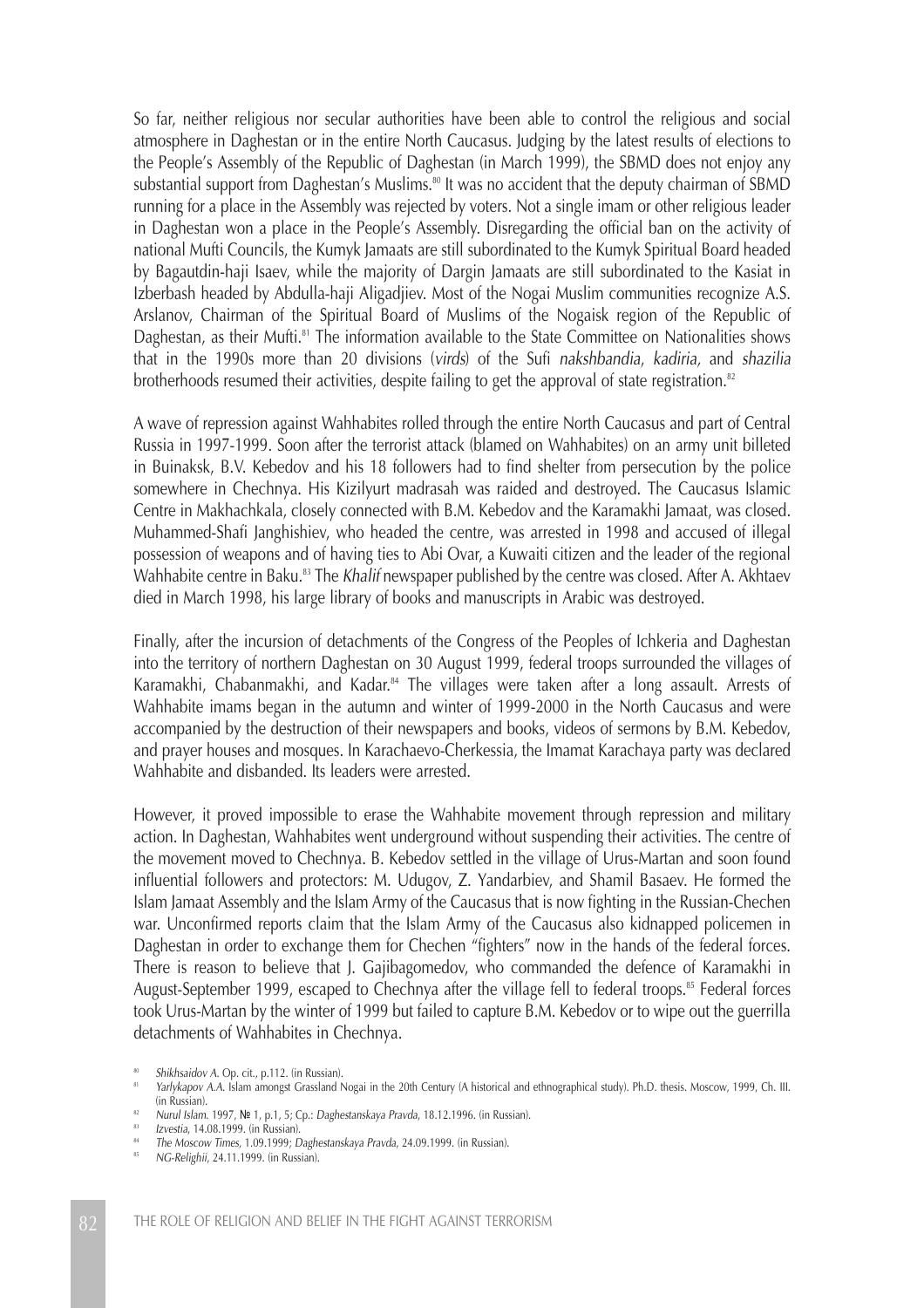So far, neither religious nor secular authorities have been able to control the religious and social atmosphere in Daghestan or in the entire North Caucasus. Judging by the latest results of elections to the People's Assembly of the Republic of Daghestan (in March 1999), the SBMD does not enjoy any substantial support from Daghestan's Muslims.[80] It was no accident that the deputy chairman of SBMD running for a place in the Assembly was rejected by voters. Not a single imam or other religious leader in Daghestan won a place in the People's Assembly. Disregarding the official ban on the activity of national Mufti Councils, the Kumyk Jamaats are still subordinated to the Kumyk Spiritual Board headed by Bagautdin-haji Isaev, while the majority of Dargin Jamaats are still subordinated to the Kasiat in Izberbash headed by Abdulla-haji Aligadjiev. Most of the Nogai Muslim communities recognize A.S. Arslanov, Chairman of the Spiritual Board of Muslims of the Nogaisk region of the Republic of Daghestan, as their Mufti.[81] The information available to the State Committee on Nationalities shows that in the 1990s more than 20 divisions (*virds*) of the Sufi *nakshbandia*, *kadiria,* and *shazilia* brotherhoods resumed their activities, despite failing to get the approval of state registration.[82]

A wave of repression against Wahhabites rolled through the entire North Caucasus and part of Central Russia in 1997-1999. Soon after the terrorist attack (blamed on Wahhabites) on an army unit billeted in Buinaksk, B.V. Kebedov and his 18 followers had to find shelter from persecution by the police somewhere in Chechnya. His Kizilyurt madrasah was raided and destroyed. The Caucasus Islamic Centre in Makhachkala, closely connected with B.M. Kebedov and the Karamakhi Jamaat, was closed. Muhammed-Shafi Janghishiev, who headed the centre, was arrested in 1998 and accused of illegal possession of weapons and of having ties to Abi Ovar, a Kuwaiti citizen and the leader of the regional Wahhabite centre in Baku.[83] The *Khalif* newspaper published by the centre was closed. After A. Akhtaev died in March 1998, his large library of books and manuscripts in Arabic was destroyed.

Finally, after the incursion of detachments of the Congress of the Peoples of Ichkeria and Daghestan into the territory of northern Daghestan on 30 August 1999, federal troops surrounded the villages of Karamakhi, Chabanmakhi, and Kadar.[84] The villages were taken after a long assault. Arrests of Wahhabite imams began in the autumn and winter of 1999-2000 in the North Caucasus and were accompanied by the destruction of their newspapers and books, videos of sermons by B.M. Kebedov, and prayer houses and mosques. In Karachaevo-Cherkessia, the Imamat Karachaya party was declared Wahhabite and disbanded. Its leaders were arrested.

However, it proved impossible to erase the Wahhabite movement through repression and military action. In Daghestan, Wahhabites went underground without suspending their activities. The centre of the movement moved to Chechnya. B. Kebedov settled in the village of Urus-Martan and soon found influential followers and protectors: M. Udugov, Z. Yandarbiev, and Shamil Basaev. He formed the Islam Jamaat Assembly and the Islam Army of the Caucasus that is now fighting in the Russian-Chechen war. Unconfirmed reports claim that the Islam Army of the Caucasus also kidnapped policemen in Daghestan in order to exchange them for Chechen "fighters" now in the hands of the federal forces. There is reason to believe that J. Gajibagomedov, who commanded the defence of Karamakhi in August-September 1999, escaped to Chechnya after the village fell to federal troops.[85] Federal forces took Urus-Martan by the winter of 1999 but failed to capture B.M. Kebedov or to wipe out the guerrilla detachments of Wahhabites in Chechnya.

---

[80] *Shikhsaidov A.* Op. cit., p.112. (in Russian).

[81] *Yarlykapov A.A.* Islam amongst Grassland Nogai in the 20th Century (A historical and ethnographical study). Ph.D. thesis. Moscow, 1999, Ch. III. (in Russian).

[82] *Nurul Islam*. 1997, № 1, p.1, 5; Cp.: *Daghestanskaya Pravda*, 18.12.1996. (in Russian).

[83] *Izvestia*, 14.08.1999. (in Russian).

[84] *The Moscow Times*, 1.09.1999; *Daghestanskaya Pravda*, 24.09.1999. (in Russian).

[85] *NG-Relighii*, 24.11.1999. (in Russian).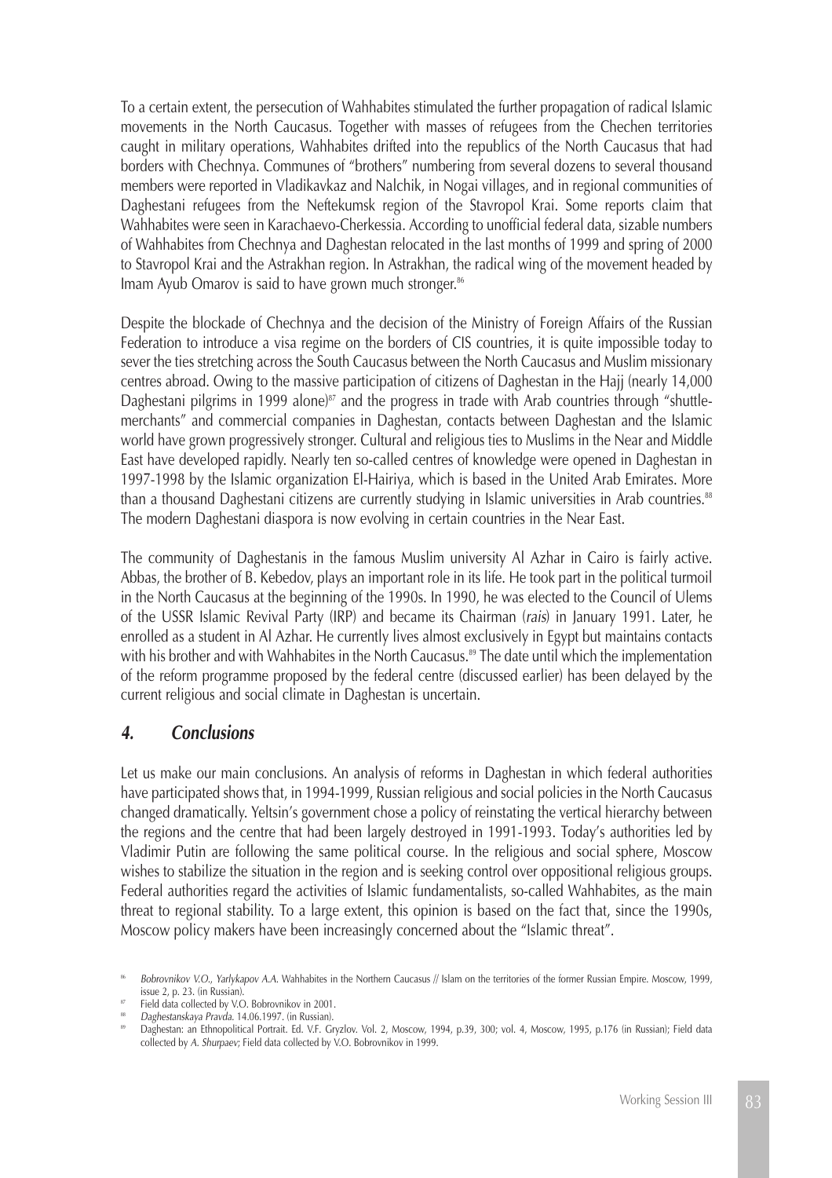To a certain extent, the persecution of Wahhabites stimulated the further propagation of radical Islamic movements in the North Caucasus. Together with masses of refugees from the Chechen territories caught in military operations, Wahhabites drifted into the republics of the North Caucasus that had borders with Chechnya. Communes of "brothers" numbering from several dozens to several thousand members were reported in Vladikavkaz and Nalchik, in Nogai villages, and in regional communities of Daghestani refugees from the Neftekumsk region of the Stavropol Krai. Some reports claim that Wahhabites were seen in Karachaevo-Cherkessia. According to unofficial federal data, sizable numbers of Wahhabites from Chechnya and Daghestan relocated in the last months of 1999 and spring of 2000 to Stavropol Krai and the Astrakhan region. In Astrakhan, the radical wing of the movement headed by Imam Ayub Omarov is said to have grown much stronger.[86]

Despite the blockade of Chechnya and the decision of the Ministry of Foreign Affairs of the Russian Federation to introduce a visa regime on the borders of CIS countries, it is quite impossible today to sever the ties stretching across the South Caucasus between the North Caucasus and Muslim missionary centres abroad. Owing to the massive participation of citizens of Daghestan in the Hajj (nearly 14,000 Daghestani pilgrims in 1999 alone)[87] and the progress in trade with Arab countries through "shuttle-merchants" and commercial companies in Daghestan, contacts between Daghestan and the Islamic world have grown progressively stronger. Cultural and religious ties to Muslims in the Near and Middle East have developed rapidly. Nearly ten so-called centres of knowledge were opened in Daghestan in 1997-1998 by the Islamic organization El-Hairiya, which is based in the United Arab Emirates. More than a thousand Daghestani citizens are currently studying in Islamic universities in Arab countries.[88] The modern Daghestani diaspora is now evolving in certain countries in the Near East.

The community of Daghestanis in the famous Muslim university Al Azhar in Cairo is fairly active. Abbas, the brother of B. Kebedov, plays an important role in its life. He took part in the political turmoil in the North Caucasus at the beginning of the 1990s. In 1990, he was elected to the Council of Ulems of the USSR Islamic Revival Party (IRP) and became its Chairman (*rais*) in January 1991. Later, he enrolled as a student in Al Azhar. He currently lives almost exclusively in Egypt but maintains contacts with his brother and with Wahhabites in the North Caucasus.[89] The date until which the implementation of the reform programme proposed by the federal centre (discussed earlier) has been delayed by the current religious and social climate in Daghestan is uncertain.

## *4. Conclusions*

Let us make our main conclusions. An analysis of reforms in Daghestan in which federal authorities have participated shows that, in 1994-1999, Russian religious and social policies in the North Caucasus changed dramatically. Yeltsin's government chose a policy of reinstating the vertical hierarchy between the regions and the centre that had been largely destroyed in 1991-1993. Today's authorities led by Vladimir Putin are following the same political course. In the religious and social sphere, Moscow wishes to stabilize the situation in the region and is seeking control over oppositional religious groups. Federal authorities regard the activities of Islamic fundamentalists, so-called Wahhabites, as the main threat to regional stability. To a large extent, this opinion is based on the fact that, since the 1990s, Moscow policy makers have been increasingly concerned about the "Islamic threat".

---

[86] *Bobrovnikov V.O., Yarlykapov A.A.* Wahhabites in the Northern Caucasus // Islam on the territories of the former Russian Empire. Moscow, 1999, issue 2, p. 23. (in Russian).

[87] Field data collected by V.O. Bobrovnikov in 2001.

[88] *Daghestanskaya Pravda*. 14.06.1997. (in Russian).

[89] Daghestan: an Ethnopolitical Portrait. Ed. V.F. Gryzlov. Vol. 2, Moscow, 1994, p.39, 300; vol. 4, Moscow, 1995, p.176 (in Russian); Field data collected by *A. Shurpaev*; Field data collected by V.O. Bobrovnikov in 1999.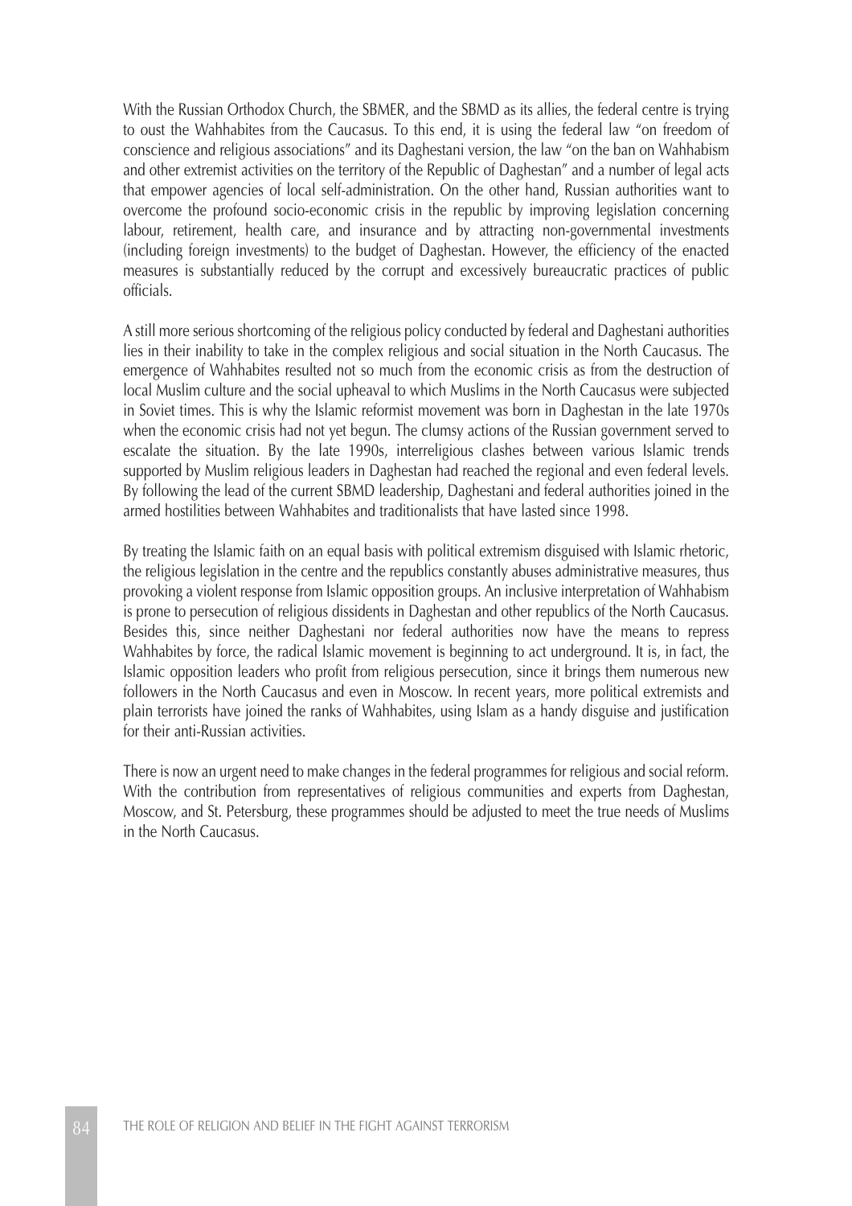With the Russian Orthodox Church, the SBMER, and the SBMD as its allies, the federal centre is trying to oust the Wahhabites from the Caucasus. To this end, it is using the federal law "on freedom of conscience and religious associations" and its Daghestani version, the law "on the ban on Wahhabism and other extremist activities on the territory of the Republic of Daghestan" and a number of legal acts that empower agencies of local self-administration. On the other hand, Russian authorities want to overcome the profound socio-economic crisis in the republic by improving legislation concerning labour, retirement, health care, and insurance and by attracting non-governmental investments (including foreign investments) to the budget of Daghestan. However, the efficiency of the enacted measures is substantially reduced by the corrupt and excessively bureaucratic practices of public officials.

A still more serious shortcoming of the religious policy conducted by federal and Daghestani authorities lies in their inability to take in the complex religious and social situation in the North Caucasus. The emergence of Wahhabites resulted not so much from the economic crisis as from the destruction of local Muslim culture and the social upheaval to which Muslims in the North Caucasus were subjected in Soviet times. This is why the Islamic reformist movement was born in Daghestan in the late 1970s when the economic crisis had not yet begun. The clumsy actions of the Russian government served to escalate the situation. By the late 1990s, interreligious clashes between various Islamic trends supported by Muslim religious leaders in Daghestan had reached the regional and even federal levels. By following the lead of the current SBMD leadership, Daghestani and federal authorities joined in the armed hostilities between Wahhabites and traditionalists that have lasted since 1998.

By treating the Islamic faith on an equal basis with political extremism disguised with Islamic rhetoric, the religious legislation in the centre and the republics constantly abuses administrative measures, thus provoking a violent response from Islamic opposition groups. An inclusive interpretation of Wahhabism is prone to persecution of religious dissidents in Daghestan and other republics of the North Caucasus. Besides this, since neither Daghestani nor federal authorities now have the means to repress Wahhabites by force, the radical Islamic movement is beginning to act underground. It is, in fact, the Islamic opposition leaders who profit from religious persecution, since it brings them numerous new followers in the North Caucasus and even in Moscow. In recent years, more political extremists and plain terrorists have joined the ranks of Wahhabites, using Islam as a handy disguise and justification for their anti-Russian activities.

There is now an urgent need to make changes in the federal programmes for religious and social reform. With the contribution from representatives of religious communities and experts from Daghestan, Moscow, and St. Petersburg, these programmes should be adjusted to meet the true needs of Muslims in the North Caucasus.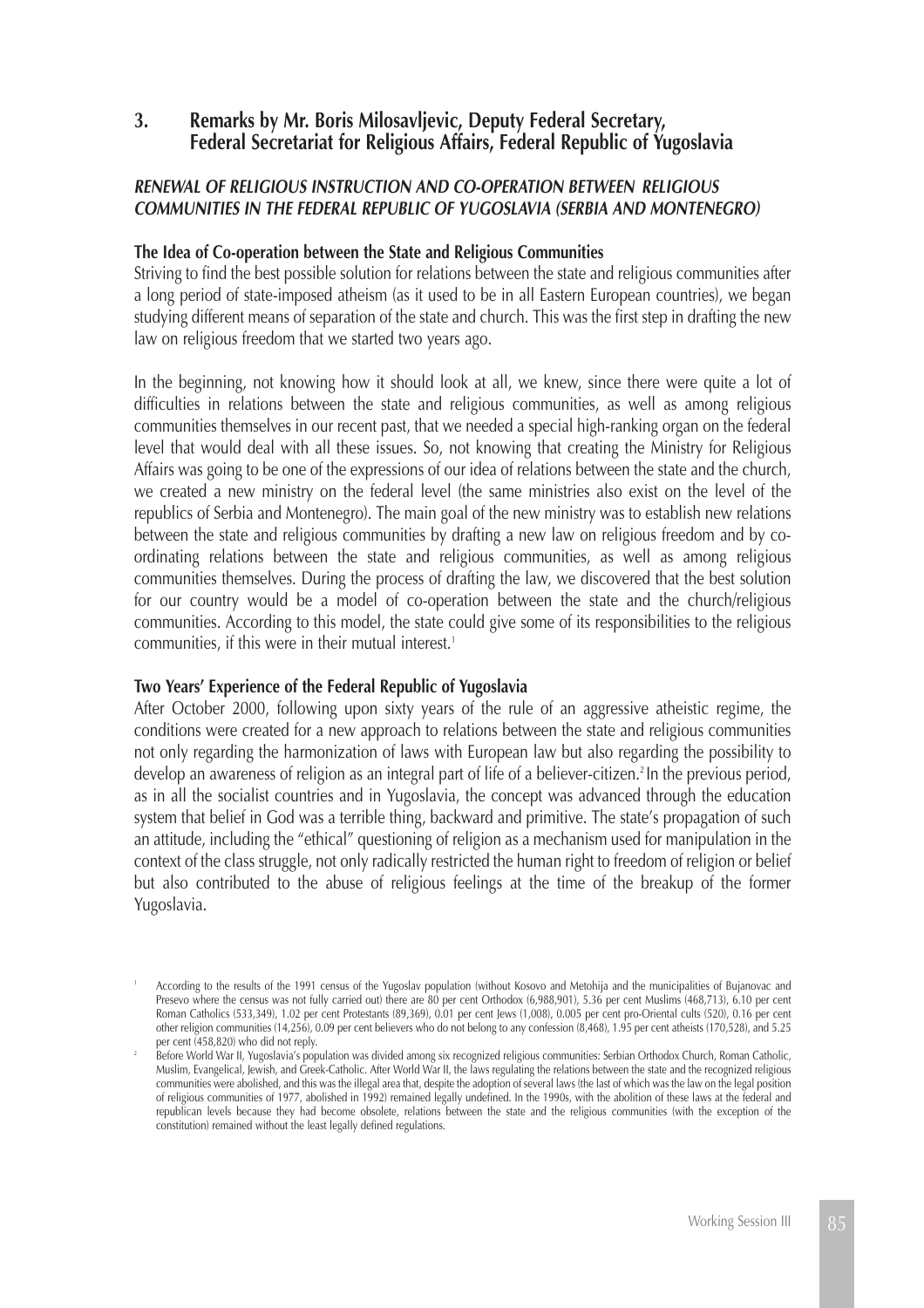## 3. Remarks by Mr. Boris Milosavljevic, Deputy Federal Secretary, Federal Secretariat for Religious Affairs, Federal Republic of Yugoslavia

### *RENEWAL OF RELIGIOUS INSTRUCTION AND CO-OPERATION BETWEEN RELIGIOUS COMMUNITIES IN THE FEDERAL REPUBLIC OF YUGOSLAVIA (SERBIA AND MONTENEGRO)*

#### The Idea of Co-operation between the State and Religious Communities

Striving to find the best possible solution for relations between the state and religious communities after a long period of state-imposed atheism (as it used to be in all Eastern European countries), we began studying different means of separation of the state and church. This was the first step in drafting the new law on religious freedom that we started two years ago.

In the beginning, not knowing how it should look at all, we knew, since there were quite a lot of difficulties in relations between the state and religious communities, as well as among religious communities themselves in our recent past, that we needed a special high-ranking organ on the federal level that would deal with all these issues. So, not knowing that creating the Ministry for Religious Affairs was going to be one of the expressions of our idea of relations between the state and the church, we created a new ministry on the federal level (the same ministries also exist on the level of the republics of Serbia and Montenegro). The main goal of the new ministry was to establish new relations between the state and religious communities by drafting a new law on religious freedom and by co-ordinating relations between the state and religious communities, as well as among religious communities themselves. During the process of drafting the law, we discovered that the best solution for our country would be a model of co-operation between the state and the church/religious communities. According to this model, the state could give some of its responsibilities to the religious communities, if this were in their mutual interest.[1]

#### Two Years' Experience of the Federal Republic of Yugoslavia

After October 2000, following upon sixty years of the rule of an aggressive atheistic regime, the conditions were created for a new approach to relations between the state and religious communities not only regarding the harmonization of laws with European law but also regarding the possibility to develop an awareness of religion as an integral part of life of a believer-citizen.[2] In the previous period, as in all the socialist countries and in Yugoslavia, the concept was advanced through the education system that belief in God was a terrible thing, backward and primitive. The state's propagation of such an attitude, including the "ethical" questioning of religion as a mechanism used for manipulation in the context of the class struggle, not only radically restricted the human right to freedom of religion or belief but also contributed to the abuse of religious feelings at the time of the breakup of the former Yugoslavia.

---

[1] According to the results of the 1991 census of the Yugoslav population (without Kosovo and Metohija and the municipalities of Bujanovac and Presevo where the census was not fully carried out) there are 80 per cent Orthodox (6,988,901), 5.36 per cent Muslims (468,713), 6.10 per cent Roman Catholics (533,349), 1.02 per cent Protestants (89,369), 0.01 per cent Jews (1,008), 0.005 per cent pro-Oriental cults (520), 0.16 per cent other religion communities (14,256), 0.09 per cent believers who do not belong to any confession (8,468), 1.95 per cent atheists (170,528), and 5.25 per cent (458,820) who did not reply.

[2] Before World War II, Yugoslavia's population was divided among six recognized religious communities: Serbian Orthodox Church, Roman Catholic, Muslim, Evangelical, Jewish, and Greek-Catholic. After World War II, the laws regulating the relations between the state and the recognized religious communities were abolished, and this was the illegal area that, despite the adoption of several laws (the last of which was the law on the legal position of religious communities of 1977, abolished in 1992) remained legally undefined. In the 1990s, with the abolition of these laws at the federal and republican levels because they had become obsolete, relations between the state and the religious communities (with the exception of the constitution) remained without the least legally defined regulations.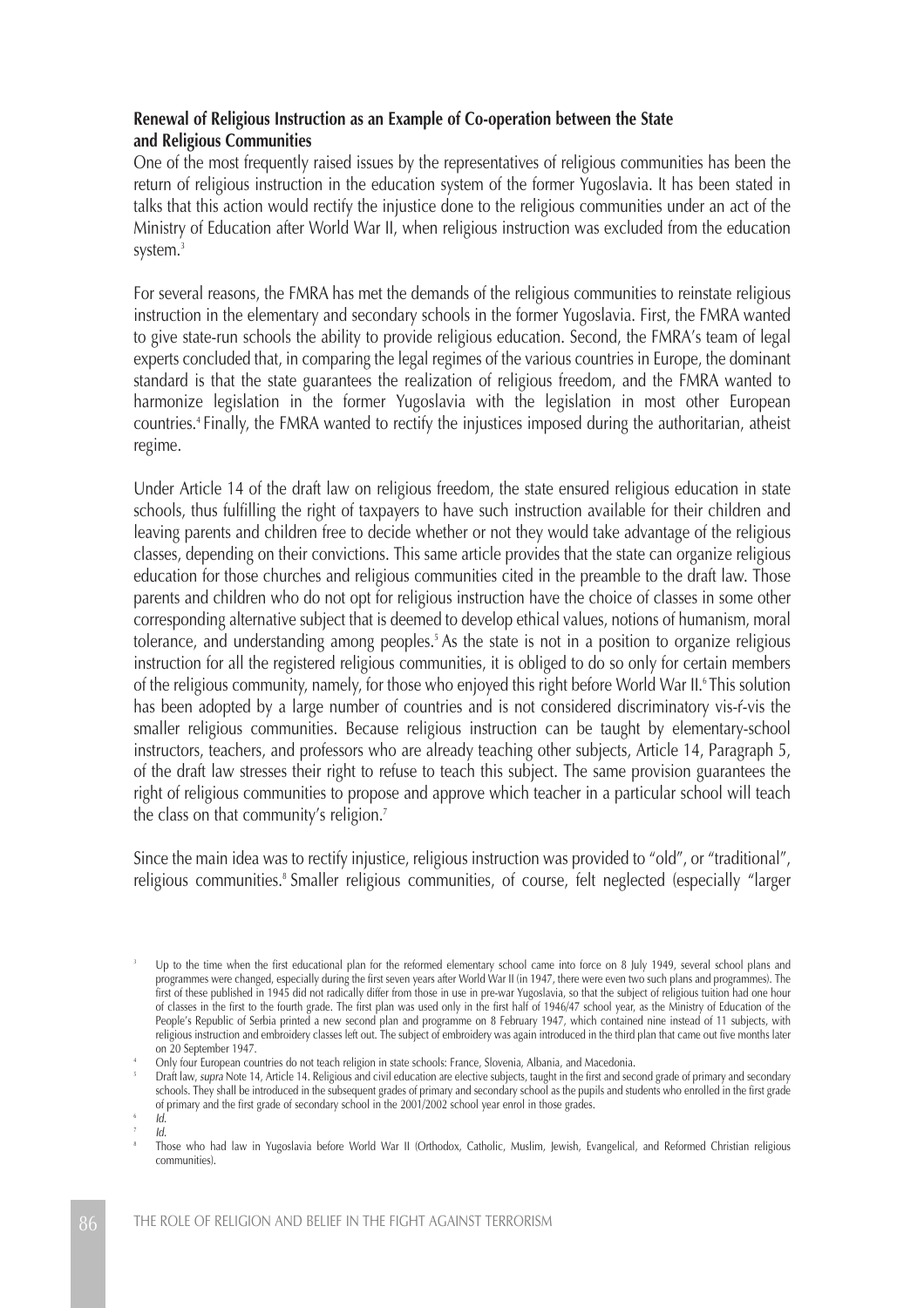**Renewal of Religious Instruction as an Example of Co-operation between the State and Religious Communities**

One of the most frequently raised issues by the representatives of religious communities has been the return of religious instruction in the education system of the former Yugoslavia. It has been stated in talks that this action would rectify the injustice done to the religious communities under an act of the Ministry of Education after World War II, when religious instruction was excluded from the education system.[3]

For several reasons, the FMRA has met the demands of the religious communities to reinstate religious instruction in the elementary and secondary schools in the former Yugoslavia. First, the FMRA wanted to give state-run schools the ability to provide religious education. Second, the FMRA's team of legal experts concluded that, in comparing the legal regimes of the various countries in Europe, the dominant standard is that the state guarantees the realization of religious freedom, and the FMRA wanted to harmonize legislation in the former Yugoslavia with the legislation in most other European countries.[4] Finally, the FMRA wanted to rectify the injustices imposed during the authoritarian, atheist regime.

Under Article 14 of the draft law on religious freedom, the state ensured religious education in state schools, thus fulfilling the right of taxpayers to have such instruction available for their children and leaving parents and children free to decide whether or not they would take advantage of the religious classes, depending on their convictions. This same article provides that the state can organize religious education for those churches and religious communities cited in the preamble to the draft law. Those parents and children who do not opt for religious instruction have the choice of classes in some other corresponding alternative subject that is deemed to develop ethical values, notions of humanism, moral tolerance, and understanding among peoples.[5] As the state is not in a position to organize religious instruction for all the registered religious communities, it is obliged to do so only for certain members of the religious community, namely, for those who enjoyed this right before World War II.[6] This solution has been adopted by a large number of countries and is not considered discriminatory vis-ŕ-vis the smaller religious communities. Because religious instruction can be taught by elementary-school instructors, teachers, and professors who are already teaching other subjects, Article 14, Paragraph 5, of the draft law stresses their right to refuse to teach this subject. The same provision guarantees the right of religious communities to propose and approve which teacher in a particular school will teach the class on that community's religion.[7]

Since the main idea was to rectify injustice, religious instruction was provided to "old", or "traditional", religious communities.[8] Smaller religious communities, of course, felt neglected (especially "larger

---

[3] Up to the time when the first educational plan for the reformed elementary school came into force on 8 July 1949, several school plans and programmes were changed, especially during the first seven years after World War II (in 1947, there were even two such plans and programmes). The first of these published in 1945 did not radically differ from those in use in pre-war Yugoslavia, so that the subject of religious tuition had one hour of classes in the first to the fourth grade. The first plan was used only in the first half of 1946/47 school year, as the Ministry of Education of the People's Republic of Serbia printed a new second plan and programme on 8 February 1947, which contained nine instead of 11 subjects, with religious instruction and embroidery classes left out. The subject of embroidery was again introduced in the third plan that came out five months later on 20 September 1947.

[4] Only four European countries do not teach religion in state schools: France, Slovenia, Albania, and Macedonia.

[5] Draft law, *supra* Note 14, Article 14. Religious and civil education are elective subjects, taught in the first and second grade of primary and secondary schools. They shall be introduced in the subsequent grades of primary and secondary school as the pupils and students who enrolled in the first grade of primary and the first grade of secondary school in the 2001/2002 school year enrol in those grades.

[6] *Id.*

[7] *Id.*

[8] Those who had law in Yugoslavia before World War II (Orthodox, Catholic, Muslim, Jewish, Evangelical, and Reformed Christian religious communities).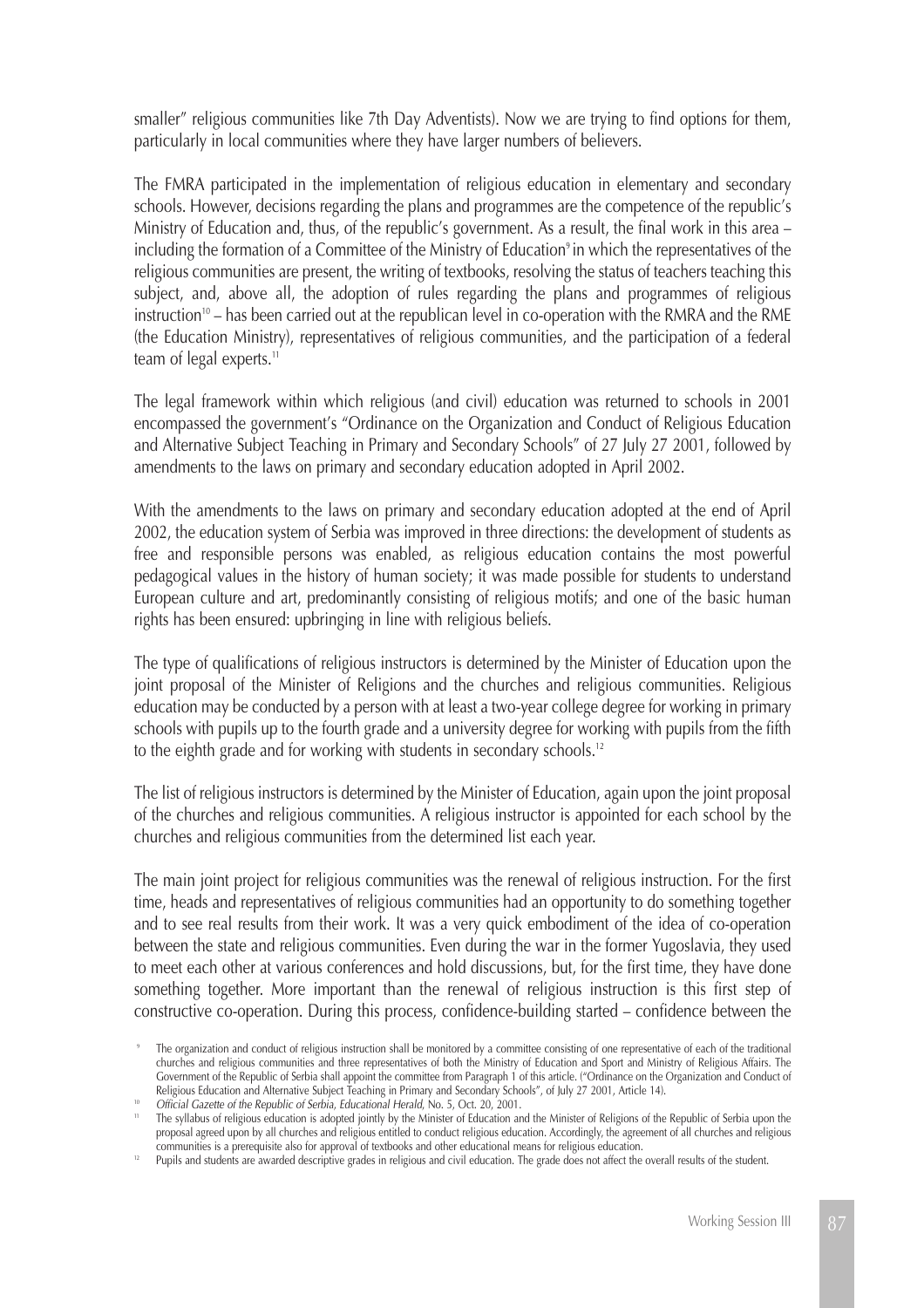smaller" religious communities like 7th Day Adventists). Now we are trying to find options for them, particularly in local communities where they have larger numbers of believers.

The FMRA participated in the implementation of religious education in elementary and secondary schools. However, decisions regarding the plans and programmes are the competence of the republic's Ministry of Education and, thus, of the republic's government. As a result, the final work in this area – including the formation of a Committee of the Ministry of Education[9] in which the representatives of the religious communities are present, the writing of textbooks, resolving the status of teachers teaching this subject, and, above all, the adoption of rules regarding the plans and programmes of religious instruction[10] – has been carried out at the republican level in co-operation with the RMRA and the RME (the Education Ministry), representatives of religious communities, and the participation of a federal team of legal experts.[11]

The legal framework within which religious (and civil) education was returned to schools in 2001 encompassed the government's "Ordinance on the Organization and Conduct of Religious Education and Alternative Subject Teaching in Primary and Secondary Schools" of 27 July 27 2001, followed by amendments to the laws on primary and secondary education adopted in April 2002.

With the amendments to the laws on primary and secondary education adopted at the end of April 2002, the education system of Serbia was improved in three directions: the development of students as free and responsible persons was enabled, as religious education contains the most powerful pedagogical values in the history of human society; it was made possible for students to understand European culture and art, predominantly consisting of religious motifs; and one of the basic human rights has been ensured: upbringing in line with religious beliefs.

The type of qualifications of religious instructors is determined by the Minister of Education upon the joint proposal of the Minister of Religions and the churches and religious communities. Religious education may be conducted by a person with at least a two-year college degree for working in primary schools with pupils up to the fourth grade and a university degree for working with pupils from the fifth to the eighth grade and for working with students in secondary schools.[12]

The list of religious instructors is determined by the Minister of Education, again upon the joint proposal of the churches and religious communities. A religious instructor is appointed for each school by the churches and religious communities from the determined list each year.

The main joint project for religious communities was the renewal of religious instruction. For the first time, heads and representatives of religious communities had an opportunity to do something together and to see real results from their work. It was a very quick embodiment of the idea of co-operation between the state and religious communities. Even during the war in the former Yugoslavia, they used to meet each other at various conferences and hold discussions, but, for the first time, they have done something together. More important than the renewal of religious instruction is this first step of constructive co-operation. During this process, confidence-building started – confidence between the

---

[9] The organization and conduct of religious instruction shall be monitored by a committee consisting of one representative of each of the traditional churches and religious communities and three representatives of both the Ministry of Education and Sport and Ministry of Religious Affairs. The Government of the Republic of Serbia shall appoint the committee from Paragraph 1 of this article. ("Ordinance on the Organization and Conduct of Religious Education and Alternative Subject Teaching in Primary and Secondary Schools", of July 27 2001, Article 14).

[10] *Official Gazette of the Republic of Serbia, Educational Herald*, No. 5, Oct. 20, 2001.

[11] The syllabus of religious education is adopted jointly by the Minister of Education and the Minister of Religions of the Republic of Serbia upon the proposal agreed upon by all churches and religious entitled to conduct religious education. Accordingly, the agreement of all churches and religious communities is a prerequisite also for approval of textbooks and other educational means for religious education.

[12] Pupils and students are awarded descriptive grades in religious and civil education. The grade does not affect the overall results of the student.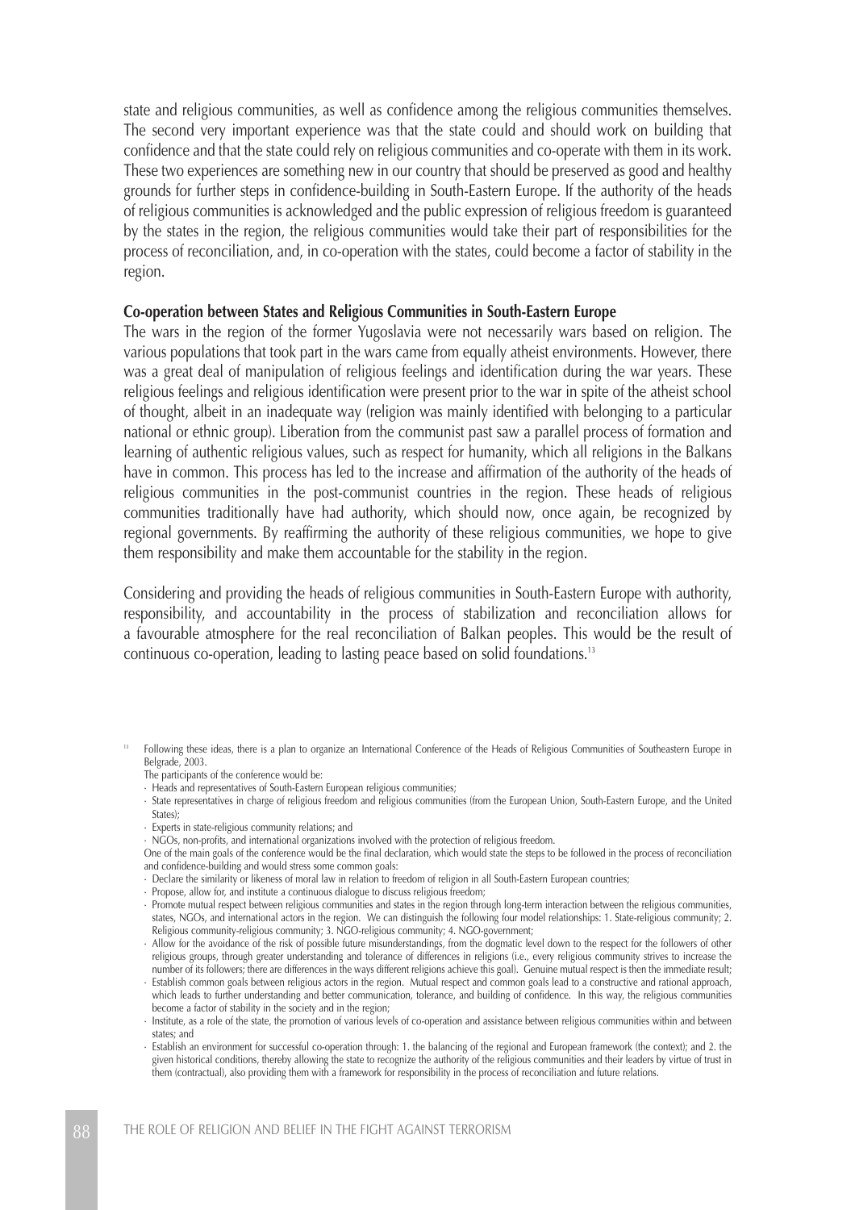state and religious communities, as well as confidence among the religious communities themselves. The second very important experience was that the state could and should work on building that confidence and that the state could rely on religious communities and co-operate with them in its work. These two experiences are something new in our country that should be preserved as good and healthy grounds for further steps in confidence-building in South-Eastern Europe. If the authority of the heads of religious communities is acknowledged and the public expression of religious freedom is guaranteed by the states in the region, the religious communities would take their part of responsibilities for the process of reconciliation, and, in co-operation with the states, could become a factor of stability in the region.

**Co-operation between States and Religious Communities in South-Eastern Europe**

The wars in the region of the former Yugoslavia were not necessarily wars based on religion. The various populations that took part in the wars came from equally atheist environments. However, there was a great deal of manipulation of religious feelings and identification during the war years. These religious feelings and religious identification were present prior to the war in spite of the atheist school of thought, albeit in an inadequate way (religion was mainly identified with belonging to a particular national or ethnic group). Liberation from the communist past saw a parallel process of formation and learning of authentic religious values, such as respect for humanity, which all religions in the Balkans have in common. This process has led to the increase and affirmation of the authority of the heads of religious communities in the post-communist countries in the region. These heads of religious communities traditionally have had authority, which should now, once again, be recognized by regional governments. By reaffirming the authority of these religious communities, we hope to give them responsibility and make them accountable for the stability in the region.

Considering and providing the heads of religious communities in South-Eastern Europe with authority, responsibility, and accountability in the process of stabilization and reconciliation allows for a favourable atmosphere for the real reconciliation of Balkan peoples. This would be the result of continuous co-operation, leading to lasting peace based on solid foundations.[13]

---

[13] Following these ideas, there is a plan to organize an International Conference of the Heads of Religious Communities of Southeastern Europe in Belgrade, 2003.

The participants of the conference would be:

- Heads and representatives of South-Eastern European religious communities;
- State representatives in charge of religious freedom and religious communities (from the European Union, South-Eastern Europe, and the United States);
- Experts in state-religious community relations; and
- NGOs, non-profits, and international organizations involved with the protection of religious freedom.

One of the main goals of the conference would be the final declaration, which would state the steps to be followed in the process of reconciliation and confidence-building and would stress some common goals:

- Declare the similarity or likeness of moral law in relation to freedom of religion in all South-Eastern European countries;
- Propose, allow for, and institute a continuous dialogue to discuss religious freedom;
- Promote mutual respect between religious communities and states in the region through long-term interaction between the religious communities, states, NGOs, and international actors in the region. We can distinguish the following four model relationships: 1. State-religious community; 2. Religious community-religious community; 3. NGO-religious community; 4. NGO-government;
- Allow for the avoidance of the risk of possible future misunderstandings, from the dogmatic level down to the respect for the followers of other religious groups, through greater understanding and tolerance of differences in religions (i.e., every religious community strives to increase the number of its followers; there are differences in the ways different religions achieve this goal). Genuine mutual respect is then the immediate result;
- Establish common goals between religious actors in the region. Mutual respect and common goals lead to a constructive and rational approach, which leads to further understanding and better communication, tolerance, and building of confidence. In this way, the religious communities become a factor of stability in the society and in the region;
- Institute, as a role of the state, the promotion of various levels of co-operation and assistance between religious communities within and between states; and
- Establish an environment for successful co-operation through: 1. the balancing of the regional and European framework (the context); and 2. the given historical conditions, thereby allowing the state to recognize the authority of the religious communities and their leaders by virtue of trust in them (contractual), also providing them with a framework for responsibility in the process of reconciliation and future relations.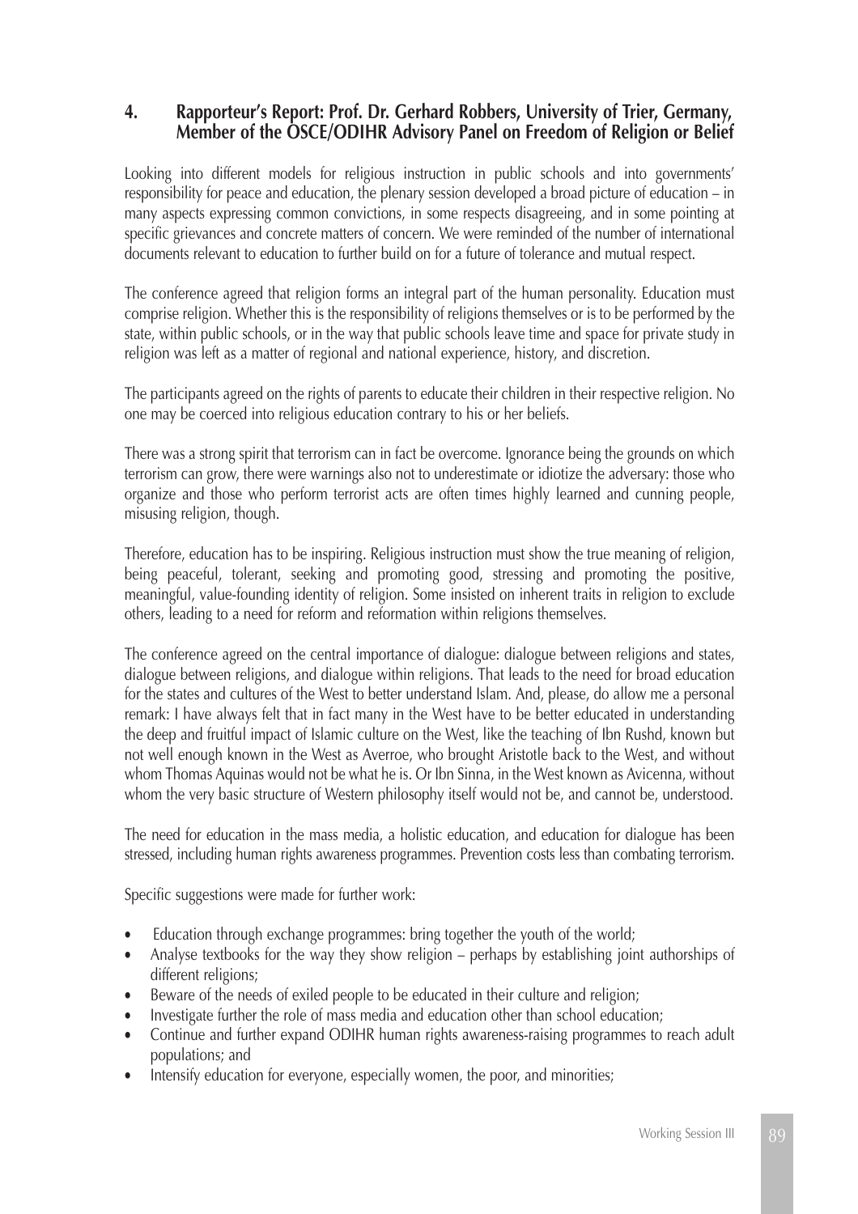## 4. Rapporteur's Report: Prof. Dr. Gerhard Robbers, University of Trier, Germany, Member of the OSCE/ODIHR Advisory Panel on Freedom of Religion or Belief

Looking into different models for religious instruction in public schools and into governments' responsibility for peace and education, the plenary session developed a broad picture of education – in many aspects expressing common convictions, in some respects disagreeing, and in some pointing at specific grievances and concrete matters of concern. We were reminded of the number of international documents relevant to education to further build on for a future of tolerance and mutual respect.

The conference agreed that religion forms an integral part of the human personality. Education must comprise religion. Whether this is the responsibility of religions themselves or is to be performed by the state, within public schools, or in the way that public schools leave time and space for private study in religion was left as a matter of regional and national experience, history, and discretion.

The participants agreed on the rights of parents to educate their children in their respective religion. No one may be coerced into religious education contrary to his or her beliefs.

There was a strong spirit that terrorism can in fact be overcome. Ignorance being the grounds on which terrorism can grow, there were warnings also not to underestimate or idiotize the adversary: those who organize and those who perform terrorist acts are often times highly learned and cunning people, misusing religion, though.

Therefore, education has to be inspiring. Religious instruction must show the true meaning of religion, being peaceful, tolerant, seeking and promoting good, stressing and promoting the positive, meaningful, value-founding identity of religion. Some insisted on inherent traits in religion to exclude others, leading to a need for reform and reformation within religions themselves.

The conference agreed on the central importance of dialogue: dialogue between religions and states, dialogue between religions, and dialogue within religions. That leads to the need for broad education for the states and cultures of the West to better understand Islam. And, please, do allow me a personal remark: I have always felt that in fact many in the West have to be better educated in understanding the deep and fruitful impact of Islamic culture on the West, like the teaching of Ibn Rushd, known but not well enough known in the West as Averroe, who brought Aristotle back to the West, and without whom Thomas Aquinas would not be what he is. Or Ibn Sinna, in the West known as Avicenna, without whom the very basic structure of Western philosophy itself would not be, and cannot be, understood.

The need for education in the mass media, a holistic education, and education for dialogue has been stressed, including human rights awareness programmes. Prevention costs less than combating terrorism.

Specific suggestions were made for further work:

- Education through exchange programmes: bring together the youth of the world;
- Analyse textbooks for the way they show religion – perhaps by establishing joint authorships of different religions;
- Beware of the needs of exiled people to be educated in their culture and religion;
- Investigate further the role of mass media and education other than school education;
- Continue and further expand ODIHR human rights awareness-raising programmes to reach adult populations; and
- Intensify education for everyone, especially women, the poor, and minorities;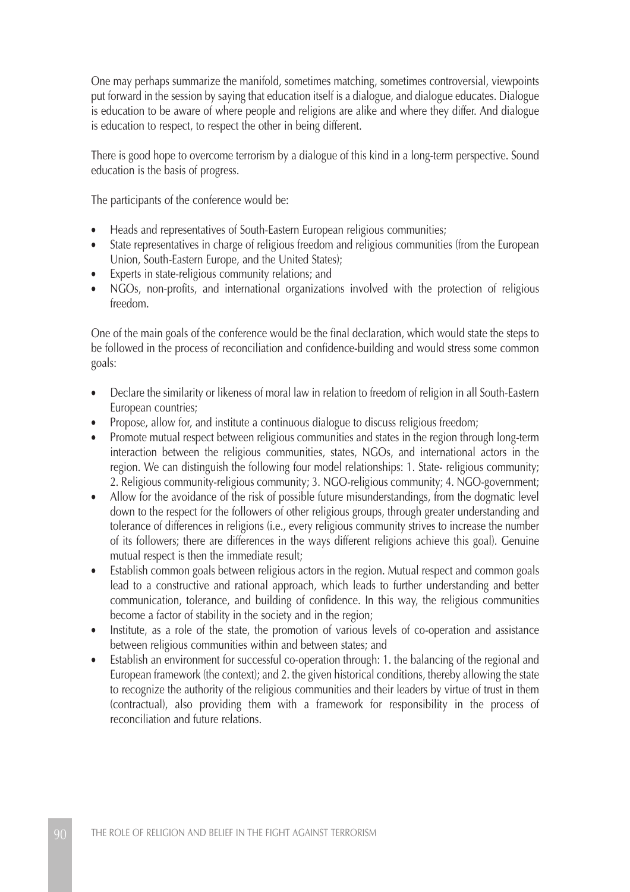One may perhaps summarize the manifold, sometimes matching, sometimes controversial, viewpoints put forward in the session by saying that education itself is a dialogue, and dialogue educates. Dialogue is education to be aware of where people and religions are alike and where they differ. And dialogue is education to respect, to respect the other in being different.

There is good hope to overcome terrorism by a dialogue of this kind in a long-term perspective. Sound education is the basis of progress.

The participants of the conference would be:

- Heads and representatives of South-Eastern European religious communities;
- State representatives in charge of religious freedom and religious communities (from the European Union, South-Eastern Europe, and the United States);
- Experts in state-religious community relations; and
- NGOs, non-profits, and international organizations involved with the protection of religious freedom.

One of the main goals of the conference would be the final declaration, which would state the steps to be followed in the process of reconciliation and confidence-building and would stress some common goals:

- Declare the similarity or likeness of moral law in relation to freedom of religion in all South-Eastern European countries;
- Propose, allow for, and institute a continuous dialogue to discuss religious freedom;
- Promote mutual respect between religious communities and states in the region through long-term interaction between the religious communities, states, NGOs, and international actors in the region. We can distinguish the following four model relationships: 1. State- religious community; 2. Religious community-religious community; 3. NGO-religious community; 4. NGO-government;
- Allow for the avoidance of the risk of possible future misunderstandings, from the dogmatic level down to the respect for the followers of other religious groups, through greater understanding and tolerance of differences in religions (i.e., every religious community strives to increase the number of its followers; there are differences in the ways different religions achieve this goal). Genuine mutual respect is then the immediate result;
- Establish common goals between religious actors in the region. Mutual respect and common goals lead to a constructive and rational approach, which leads to further understanding and better communication, tolerance, and building of confidence. In this way, the religious communities become a factor of stability in the society and in the region;
- Institute, as a role of the state, the promotion of various levels of co-operation and assistance between religious communities within and between states; and
- Establish an environment for successful co-operation through: 1. the balancing of the regional and European framework (the context); and 2. the given historical conditions, thereby allowing the state to recognize the authority of the religious communities and their leaders by virtue of trust in them (contractual), also providing them with a framework for responsibility in the process of reconciliation and future relations.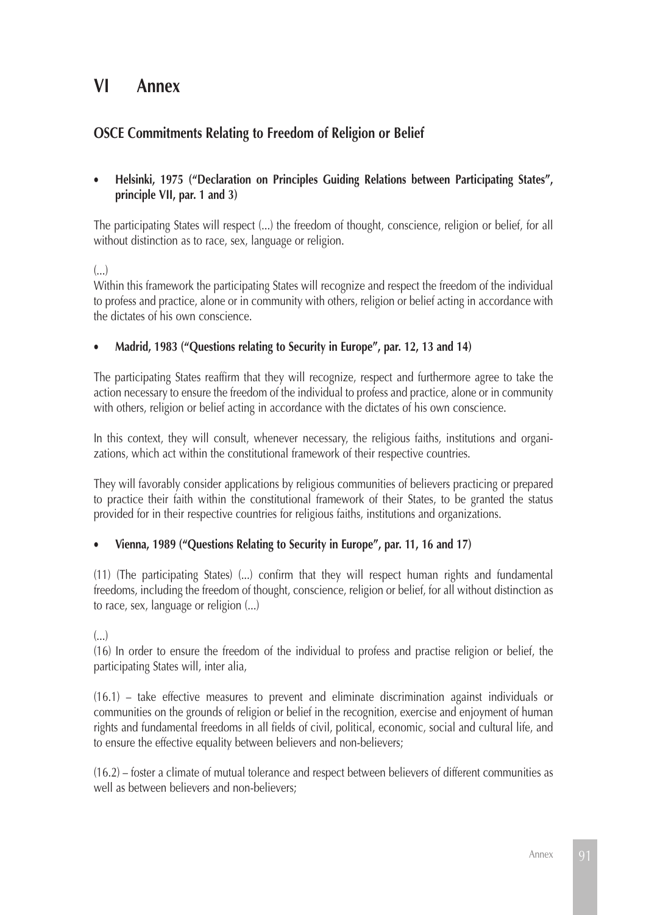# VI Annex

## OSCE Commitments Relating to Freedom of Religion or Belief

- **Helsinki, 1975 ("Declaration on Principles Guiding Relations between Participating States", principle VII, par. 1 and 3)**

The participating States will respect (...) the freedom of thought, conscience, religion or belief, for all without distinction as to race, sex, language or religion.

(...)
Within this framework the participating States will recognize and respect the freedom of the individual to profess and practice, alone or in community with others, religion or belief acting in accordance with the dictates of his own conscience.

- **Madrid, 1983 ("Questions relating to Security in Europe", par. 12, 13 and 14)**

The participating States reaffirm that they will recognize, respect and furthermore agree to take the action necessary to ensure the freedom of the individual to profess and practice, alone or in community with others, religion or belief acting in accordance with the dictates of his own conscience.

In this context, they will consult, whenever necessary, the religious faiths, institutions and organizations, which act within the constitutional framework of their respective countries.

They will favorably consider applications by religious communities of believers practicing or prepared to practice their faith within the constitutional framework of their States, to be granted the status provided for in their respective countries for religious faiths, institutions and organizations.

- **Vienna, 1989 ("Questions Relating to Security in Europe", par. 11, 16 and 17)**

(11) (The participating States) (...) confirm that they will respect human rights and fundamental freedoms, including the freedom of thought, conscience, religion or belief, for all without distinction as to race, sex, language or religion (...)

(...)
(16) In order to ensure the freedom of the individual to profess and practise religion or belief, the participating States will, inter alia,

(16.1) – take effective measures to prevent and eliminate discrimination against individuals or communities on the grounds of religion or belief in the recognition, exercise and enjoyment of human rights and fundamental freedoms in all fields of civil, political, economic, social and cultural life, and to ensure the effective equality between believers and non-believers;

(16.2) – foster a climate of mutual tolerance and respect between believers of different communities as well as between believers and non-believers;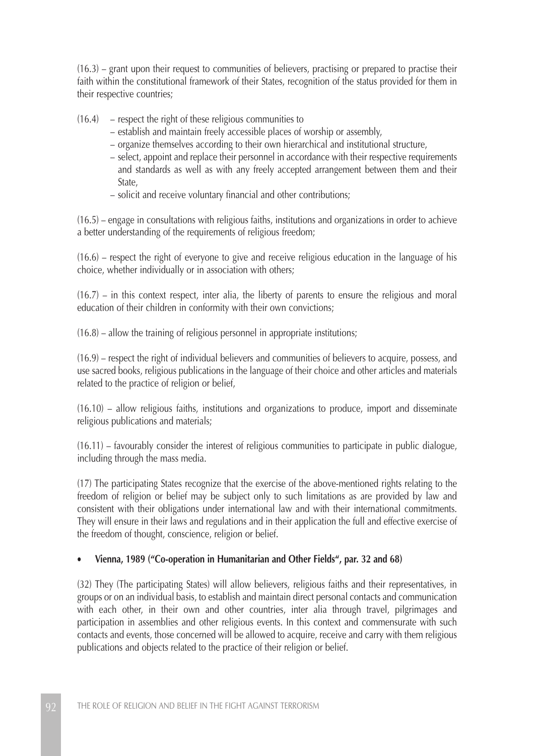(16.3) – grant upon their request to communities of believers, practising or prepared to practise their faith within the constitutional framework of their States, recognition of the status provided for them in their respective countries;

(16.4) – respect the right of these religious communities to
- establish and maintain freely accessible places of worship or assembly,
- organize themselves according to their own hierarchical and institutional structure,
- select, appoint and replace their personnel in accordance with their respective requirements and standards as well as with any freely accepted arrangement between them and their State,
- solicit and receive voluntary financial and other contributions;

(16.5) – engage in consultations with religious faiths, institutions and organizations in order to achieve a better understanding of the requirements of religious freedom;

(16.6) – respect the right of everyone to give and receive religious education in the language of his choice, whether individually or in association with others;

(16.7) – in this context respect, inter alia, the liberty of parents to ensure the religious and moral education of their children in conformity with their own convictions;

(16.8) – allow the training of religious personnel in appropriate institutions;

(16.9) – respect the right of individual believers and communities of believers to acquire, possess, and use sacred books, religious publications in the language of their choice and other articles and materials related to the practice of religion or belief,

(16.10) – allow religious faiths, institutions and organizations to produce, import and disseminate religious publications and materials;

(16.11) – favourably consider the interest of religious communities to participate in public dialogue, including through the mass media.

(17) The participating States recognize that the exercise of the above-mentioned rights relating to the freedom of religion or belief may be subject only to such limitations as are provided by law and consistent with their obligations under international law and with their international commitments. They will ensure in their laws and regulations and in their application the full and effective exercise of the freedom of thought, conscience, religion or belief.

- **Vienna, 1989 ("Co-operation in Humanitarian and Other Fields", par. 32 and 68)**

(32) They (The participating States) will allow believers, religious faiths and their representatives, in groups or on an individual basis, to establish and maintain direct personal contacts and communication with each other, in their own and other countries, inter alia through travel, pilgrimages and participation in assemblies and other religious events. In this context and commensurate with such contacts and events, those concerned will be allowed to acquire, receive and carry with them religious publications and objects related to the practice of their religion or belief.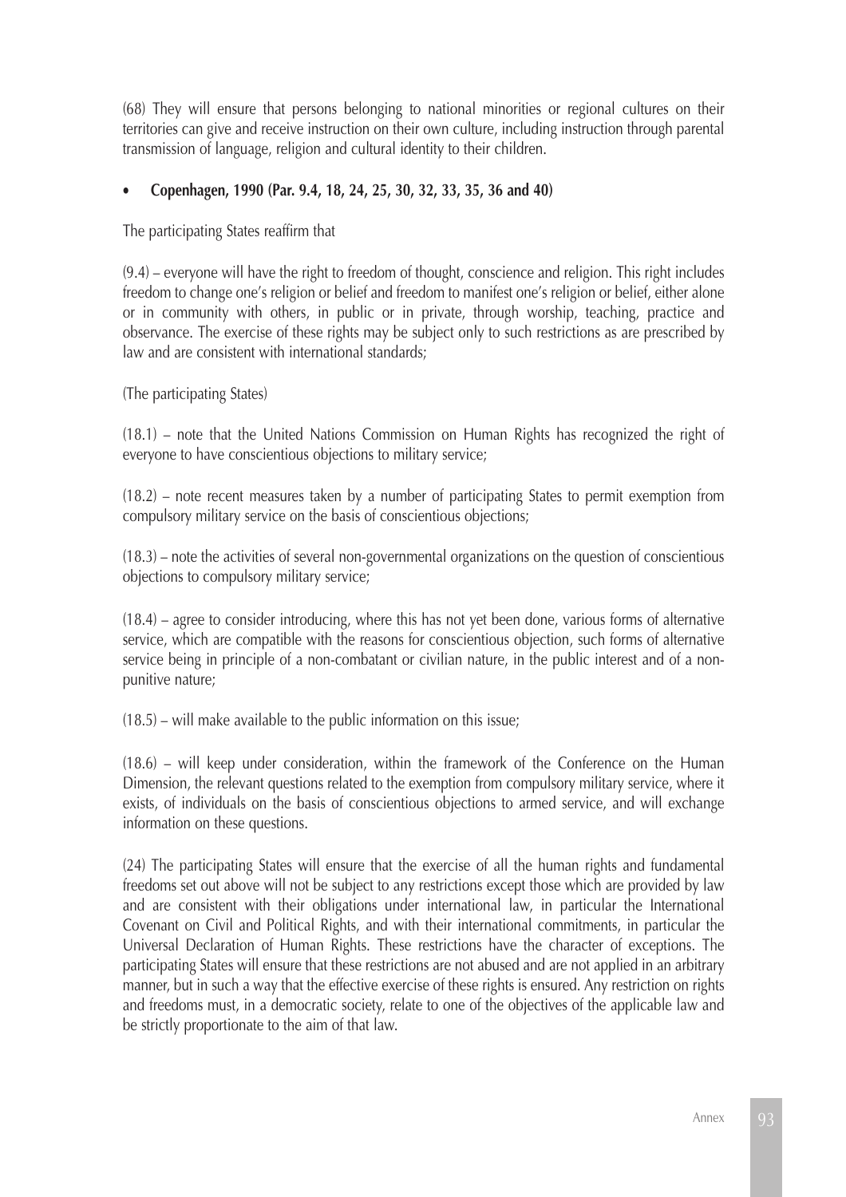(68) They will ensure that persons belonging to national minorities or regional cultures on their territories can give and receive instruction on their own culture, including instruction through parental transmission of language, religion and cultural identity to their children.

- **Copenhagen, 1990 (Par. 9.4, 18, 24, 25, 30, 32, 33, 35, 36 and 40)**

The participating States reaffirm that

(9.4) – everyone will have the right to freedom of thought, conscience and religion. This right includes freedom to change one's religion or belief and freedom to manifest one's religion or belief, either alone or in community with others, in public or in private, through worship, teaching, practice and observance. The exercise of these rights may be subject only to such restrictions as are prescribed by law and are consistent with international standards;

(The participating States)

(18.1) – note that the United Nations Commission on Human Rights has recognized the right of everyone to have conscientious objections to military service;

(18.2) – note recent measures taken by a number of participating States to permit exemption from compulsory military service on the basis of conscientious objections;

(18.3) – note the activities of several non-governmental organizations on the question of conscientious objections to compulsory military service;

(18.4) – agree to consider introducing, where this has not yet been done, various forms of alternative service, which are compatible with the reasons for conscientious objection, such forms of alternative service being in principle of a non-combatant or civilian nature, in the public interest and of a non-punitive nature;

(18.5) – will make available to the public information on this issue;

(18.6) – will keep under consideration, within the framework of the Conference on the Human Dimension, the relevant questions related to the exemption from compulsory military service, where it exists, of individuals on the basis of conscientious objections to armed service, and will exchange information on these questions.

(24) The participating States will ensure that the exercise of all the human rights and fundamental freedoms set out above will not be subject to any restrictions except those which are provided by law and are consistent with their obligations under international law, in particular the International Covenant on Civil and Political Rights, and with their international commitments, in particular the Universal Declaration of Human Rights. These restrictions have the character of exceptions. The participating States will ensure that these restrictions are not abused and are not applied in an arbitrary manner, but in such a way that the effective exercise of these rights is ensured. Any restriction on rights and freedoms must, in a democratic society, relate to one of the objectives of the applicable law and be strictly proportionate to the aim of that law.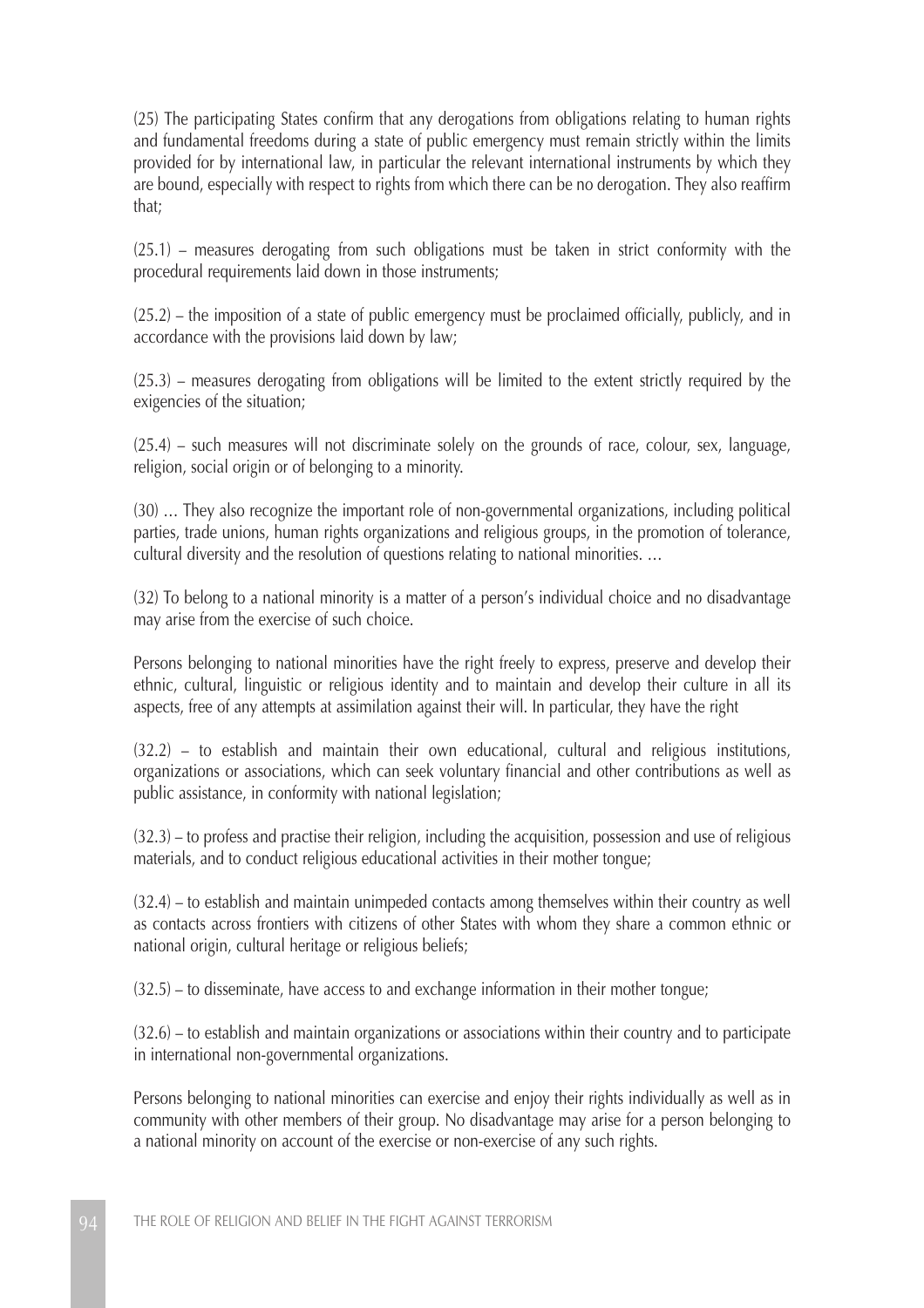(25) The participating States confirm that any derogations from obligations relating to human rights and fundamental freedoms during a state of public emergency must remain strictly within the limits provided for by international law, in particular the relevant international instruments by which they are bound, especially with respect to rights from which there can be no derogation. They also reaffirm that;

(25.1) – measures derogating from such obligations must be taken in strict conformity with the procedural requirements laid down in those instruments;

(25.2) – the imposition of a state of public emergency must be proclaimed officially, publicly, and in accordance with the provisions laid down by law;

(25.3) – measures derogating from obligations will be limited to the extent strictly required by the exigencies of the situation;

(25.4) – such measures will not discriminate solely on the grounds of race, colour, sex, language, religion, social origin or of belonging to a minority.

(30) … They also recognize the important role of non-governmental organizations, including political parties, trade unions, human rights organizations and religious groups, in the promotion of tolerance, cultural diversity and the resolution of questions relating to national minorities. …

(32) To belong to a national minority is a matter of a person's individual choice and no disadvantage may arise from the exercise of such choice.

Persons belonging to national minorities have the right freely to express, preserve and develop their ethnic, cultural, linguistic or religious identity and to maintain and develop their culture in all its aspects, free of any attempts at assimilation against their will. In particular, they have the right

(32.2) – to establish and maintain their own educational, cultural and religious institutions, organizations or associations, which can seek voluntary financial and other contributions as well as public assistance, in conformity with national legislation;

(32.3) – to profess and practise their religion, including the acquisition, possession and use of religious materials, and to conduct religious educational activities in their mother tongue;

(32.4) – to establish and maintain unimpeded contacts among themselves within their country as well as contacts across frontiers with citizens of other States with whom they share a common ethnic or national origin, cultural heritage or religious beliefs;

(32.5) – to disseminate, have access to and exchange information in their mother tongue;

(32.6) – to establish and maintain organizations or associations within their country and to participate in international non-governmental organizations.

Persons belonging to national minorities can exercise and enjoy their rights individually as well as in community with other members of their group. No disadvantage may arise for a person belonging to a national minority on account of the exercise or non-exercise of any such rights.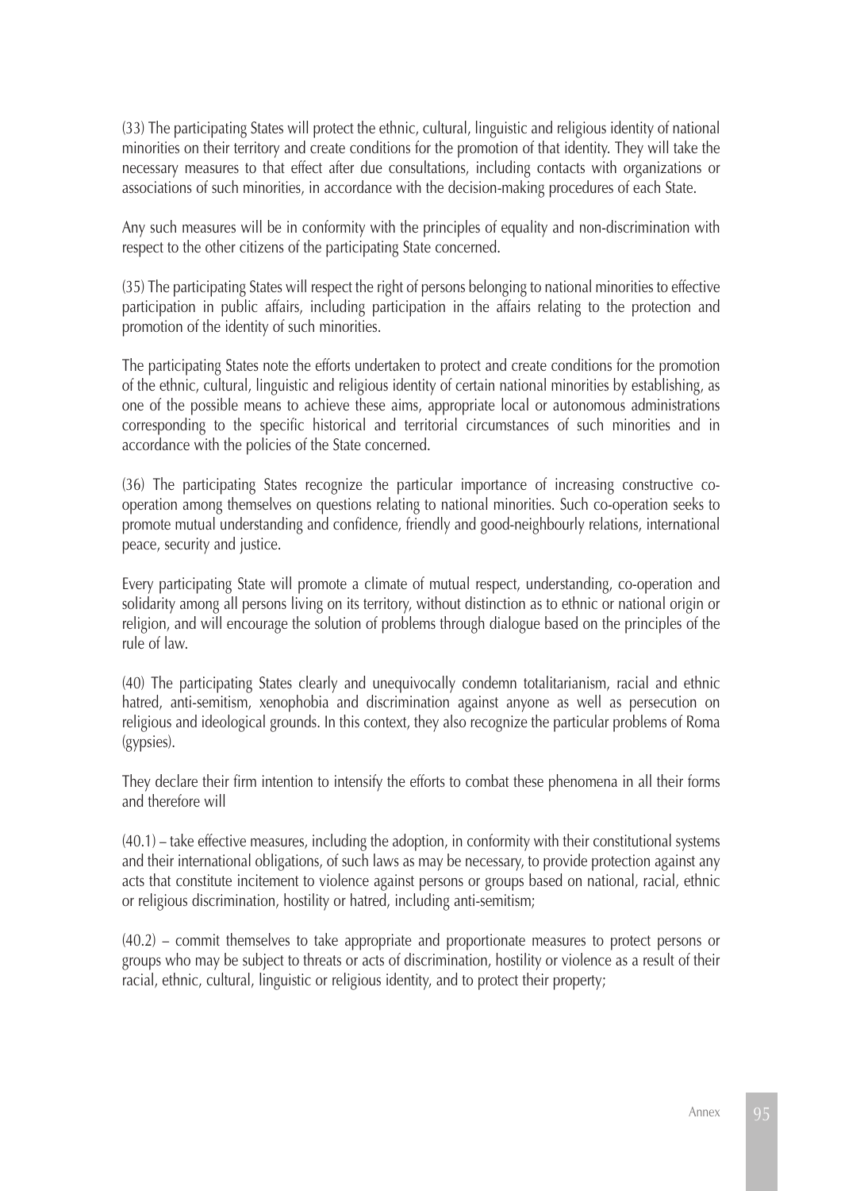(33) The participating States will protect the ethnic, cultural, linguistic and religious identity of national minorities on their territory and create conditions for the promotion of that identity. They will take the necessary measures to that effect after due consultations, including contacts with organizations or associations of such minorities, in accordance with the decision-making procedures of each State.

Any such measures will be in conformity with the principles of equality and non-discrimination with respect to the other citizens of the participating State concerned.

(35) The participating States will respect the right of persons belonging to national minorities to effective participation in public affairs, including participation in the affairs relating to the protection and promotion of the identity of such minorities.

The participating States note the efforts undertaken to protect and create conditions for the promotion of the ethnic, cultural, linguistic and religious identity of certain national minorities by establishing, as one of the possible means to achieve these aims, appropriate local or autonomous administrations corresponding to the specific historical and territorial circumstances of such minorities and in accordance with the policies of the State concerned.

(36) The participating States recognize the particular importance of increasing constructive co-operation among themselves on questions relating to national minorities. Such co-operation seeks to promote mutual understanding and confidence, friendly and good-neighbourly relations, international peace, security and justice.

Every participating State will promote a climate of mutual respect, understanding, co-operation and solidarity among all persons living on its territory, without distinction as to ethnic or national origin or religion, and will encourage the solution of problems through dialogue based on the principles of the rule of law.

(40) The participating States clearly and unequivocally condemn totalitarianism, racial and ethnic hatred, anti-semitism, xenophobia and discrimination against anyone as well as persecution on religious and ideological grounds. In this context, they also recognize the particular problems of Roma (gypsies).

They declare their firm intention to intensify the efforts to combat these phenomena in all their forms and therefore will

(40.1) – take effective measures, including the adoption, in conformity with their constitutional systems and their international obligations, of such laws as may be necessary, to provide protection against any acts that constitute incitement to violence against persons or groups based on national, racial, ethnic or religious discrimination, hostility or hatred, including anti-semitism;

(40.2) – commit themselves to take appropriate and proportionate measures to protect persons or groups who may be subject to threats or acts of discrimination, hostility or violence as a result of their racial, ethnic, cultural, linguistic or religious identity, and to protect their property;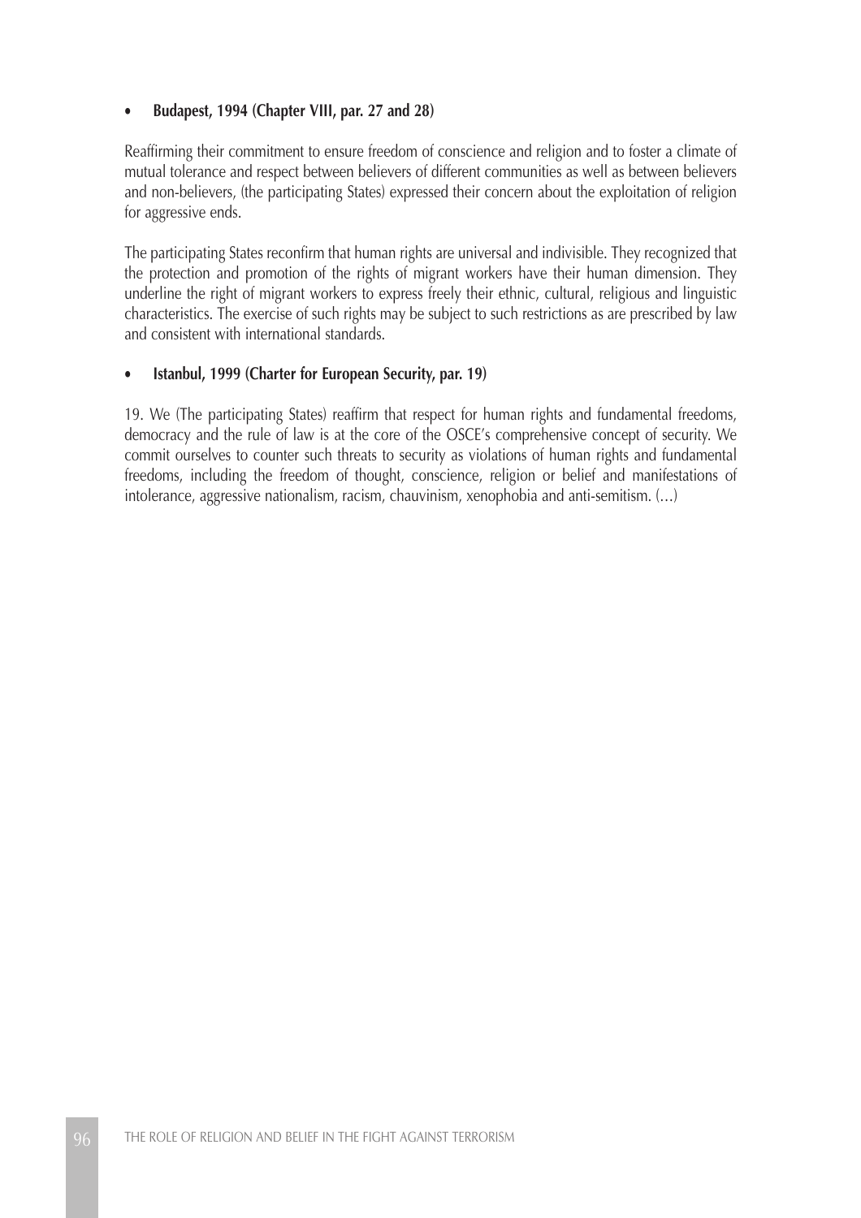- **Budapest, 1994 (Chapter VIII, par. 27 and 28)**

Reaffirming their commitment to ensure freedom of conscience and religion and to foster a climate of mutual tolerance and respect between believers of different communities as well as between believers and non-believers, (the participating States) expressed their concern about the exploitation of religion for aggressive ends.

The participating States reconfirm that human rights are universal and indivisible. They recognized that the protection and promotion of the rights of migrant workers have their human dimension. They underline the right of migrant workers to express freely their ethnic, cultural, religious and linguistic characteristics. The exercise of such rights may be subject to such restrictions as are prescribed by law and consistent with international standards.

- **Istanbul, 1999 (Charter for European Security, par. 19)**

19. We (The participating States) reaffirm that respect for human rights and fundamental freedoms, democracy and the rule of law is at the core of the OSCE's comprehensive concept of security. We commit ourselves to counter such threats to security as violations of human rights and fundamental freedoms, including the freedom of thought, conscience, religion or belief and manifestations of intolerance, aggressive nationalism, racism, chauvinism, xenophobia and anti-semitism. (...)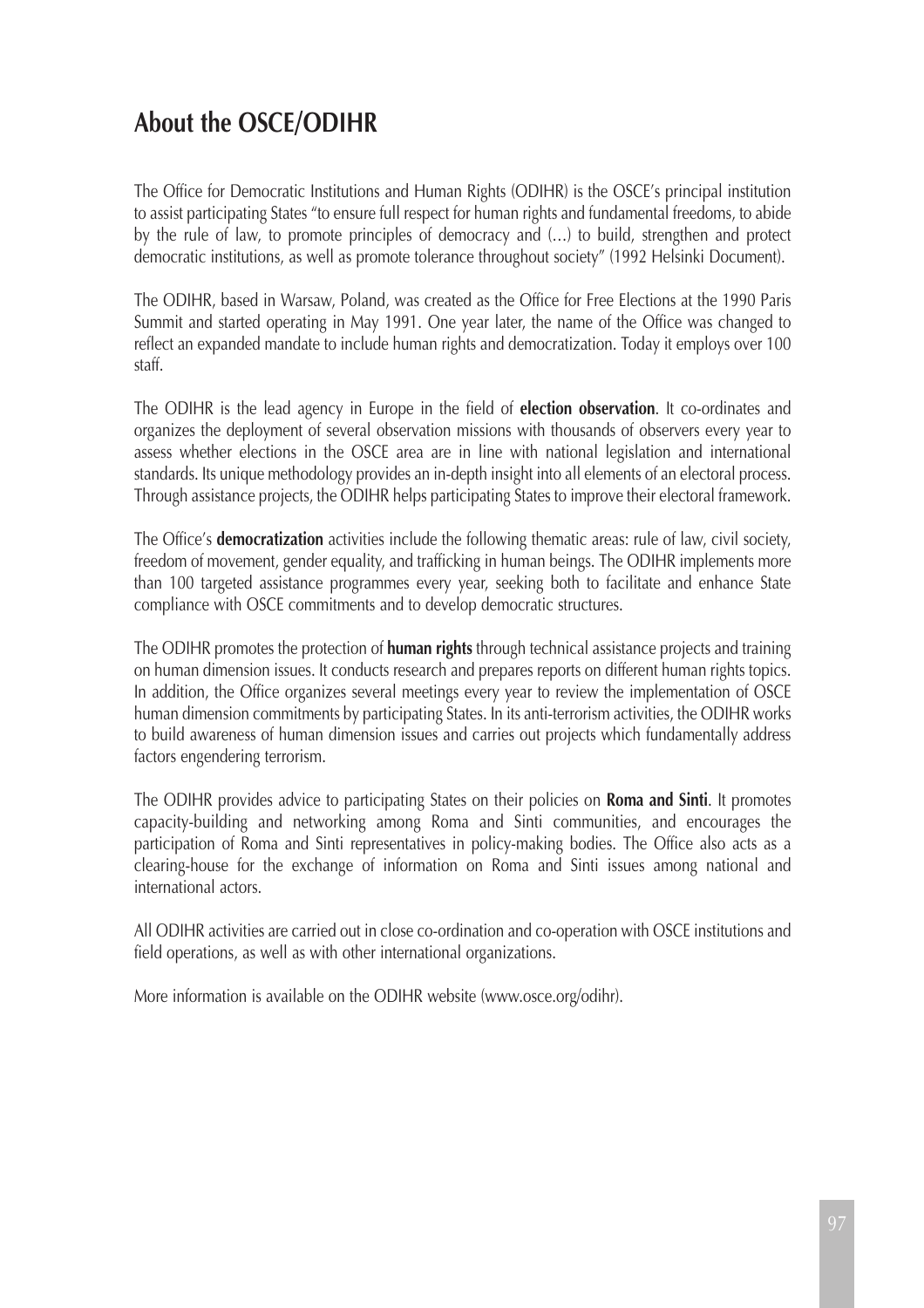## About the OSCE/ODIHR

The Office for Democratic Institutions and Human Rights (ODIHR) is the OSCE's principal institution to assist participating States "to ensure full respect for human rights and fundamental freedoms, to abide by the rule of law, to promote principles of democracy and (...) to build, strengthen and protect democratic institutions, as well as promote tolerance throughout society" (1992 Helsinki Document).

The ODIHR, based in Warsaw, Poland, was created as the Office for Free Elections at the 1990 Paris Summit and started operating in May 1991. One year later, the name of the Office was changed to reflect an expanded mandate to include human rights and democratization. Today it employs over 100 staff.

The ODIHR is the lead agency in Europe in the field of **election observation**. It co-ordinates and organizes the deployment of several observation missions with thousands of observers every year to assess whether elections in the OSCE area are in line with national legislation and international standards. Its unique methodology provides an in-depth insight into all elements of an electoral process. Through assistance projects, the ODIHR helps participating States to improve their electoral framework.

The Office's **democratization** activities include the following thematic areas: rule of law, civil society, freedom of movement, gender equality, and trafficking in human beings. The ODIHR implements more than 100 targeted assistance programmes every year, seeking both to facilitate and enhance State compliance with OSCE commitments and to develop democratic structures.

The ODIHR promotes the protection of **human rights** through technical assistance projects and training on human dimension issues. It conducts research and prepares reports on different human rights topics. In addition, the Office organizes several meetings every year to review the implementation of OSCE human dimension commitments by participating States. In its anti-terrorism activities, the ODIHR works to build awareness of human dimension issues and carries out projects which fundamentally address factors engendering terrorism.

The ODIHR provides advice to participating States on their policies on **Roma and Sinti**. It promotes capacity-building and networking among Roma and Sinti communities, and encourages the participation of Roma and Sinti representatives in policy-making bodies. The Office also acts as a clearing-house for the exchange of information on Roma and Sinti issues among national and international actors.

All ODIHR activities are carried out in close co-ordination and co-operation with OSCE institutions and field operations, as well as with other international organizations.

More information is available on the ODIHR website (www.osce.org/odihr).